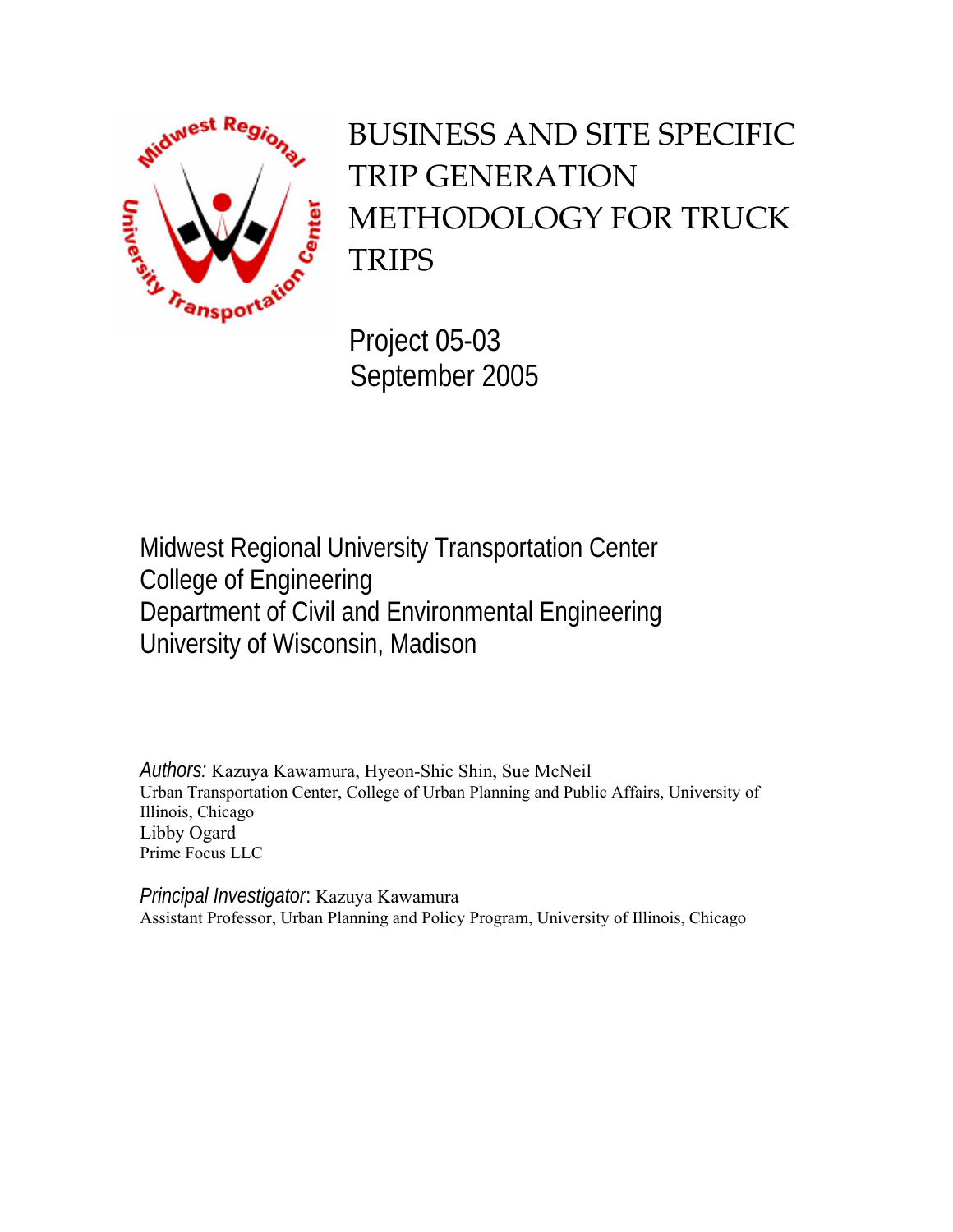# BUSINESS AND SITE SPECIFIC TRIP GENERATION METHODOLOGY FOR TRUCK TRIPS

Project 05-03
September 2005

Midwest Regional University Transportation Center
College of Engineering
Department of Civil and Environmental Engineering
University of Wisconsin, Madison

*Authors:* Kazuya Kawamura, Hyeon-Shic Shin, Sue McNeil
Urban Transportation Center, College of Urban Planning and Public Affairs, University of Illinois, Chicago
Libby Ogard
Prime Focus LLC

*Principal Investigator*: Kazuya Kawamura
Assistant Professor, Urban Planning and Policy Program, University of Illinois, Chicago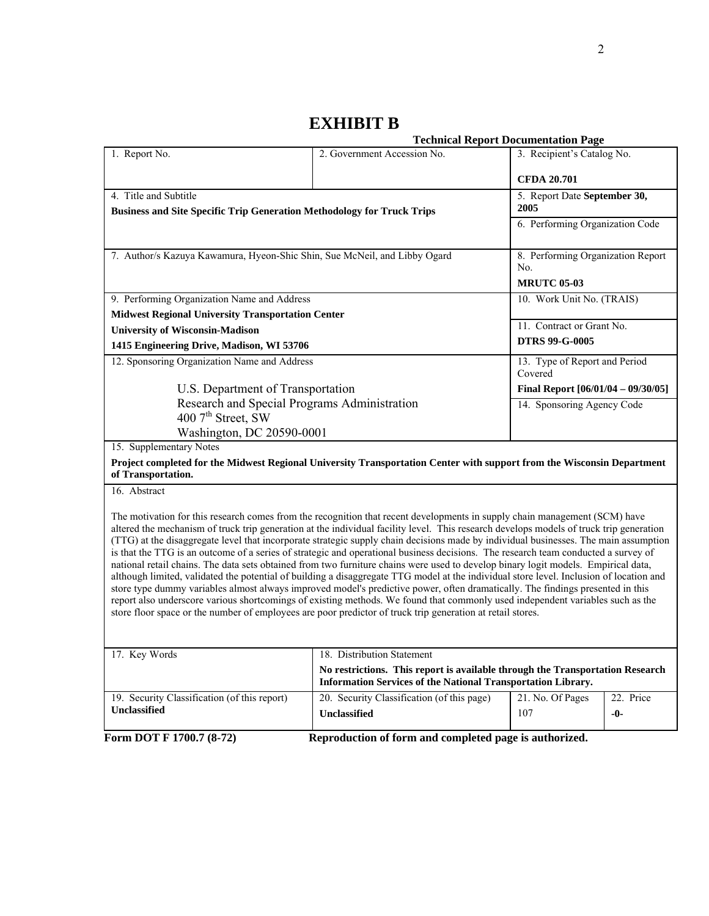# EXHIBIT B

**Technical Report Documentation Page**

| | | | |
|---|---|---|---|
| 1. Report No. | 2. Government Accession No. | 3. Recipient's Catalog No.<br>**CFDA 20.701** | |
| 4. Title and Subtitle<br>**Business and Site Specific Trip Generation Methodology for Truck Trips** | | 5. Report Date **September 30, 2005** | |
| | | 6. Performing Organization Code | |
| 7. Author/s Kazuya Kawamura, Hyeon-Shic Shin, Sue McNeil, and Libby Ogard | | 8. Performing Organization Report No.<br>**MRUTC 05-03** | |
| 9. Performing Organization Name and Address<br>**Midwest Regional University Transportation Center**<br>**University of Wisconsin-Madison**<br>**1415 Engineering Drive, Madison, WI 53706** | | 10. Work Unit No. (TRAIS) | |
| | | 11. Contract or Grant No.<br>**DTRS 99-G-0005** | |
| 12. Sponsoring Organization Name and Address<br>U.S. Department of Transportation<br>Research and Special Programs Administration<br>400 7th Street, SW<br>Washington, DC 20590-0001 | | 13. Type of Report and Period Covered<br>**Final Report [06/01/04 – 09/30/05]** | |
| | | 14. Sponsoring Agency Code | |
| 15. Supplementary Notes<br>**Project completed for the Midwest Regional University Transportation Center with support from the Wisconsin Department of Transportation.** | | | |
| 16. Abstract<br>The motivation for this research comes from the recognition that recent developments in supply chain management (SCM) have altered the mechanism of truck trip generation at the individual facility level. This research develops models of truck trip generation (TTG) at the disaggregate level that incorporate strategic supply chain decisions made by individual businesses. The main assumption is that the TTG is an outcome of a series of strategic and operational business decisions. The research team conducted a survey of national retail chains. The data sets obtained from two furniture chains were used to develop binary logit models. Empirical data, although limited, validated the potential of building a disaggregate TTG model at the individual store level. Inclusion of location and store type dummy variables almost always improved model's predictive power, often dramatically. The findings presented in this report also underscore various shortcomings of existing methods. We found that commonly used independent variables such as the store floor space or the number of employees are poor predictor of truck trip generation at retail stores. | | | |
| 17. Key Words | 18. Distribution Statement<br>**No restrictions. This report is available through the Transportation Research Information Services of the National Transportation Library.** | | |
| 19. Security Classification (of this report)<br>**Unclassified** | 20. Security Classification (of this page)<br>**Unclassified** | 21. No. Of Pages<br>107 | 22. Price<br>**-0-** |

**Form DOT F 1700.7 (8-72)** **Reproduction of form and completed page is authorized.**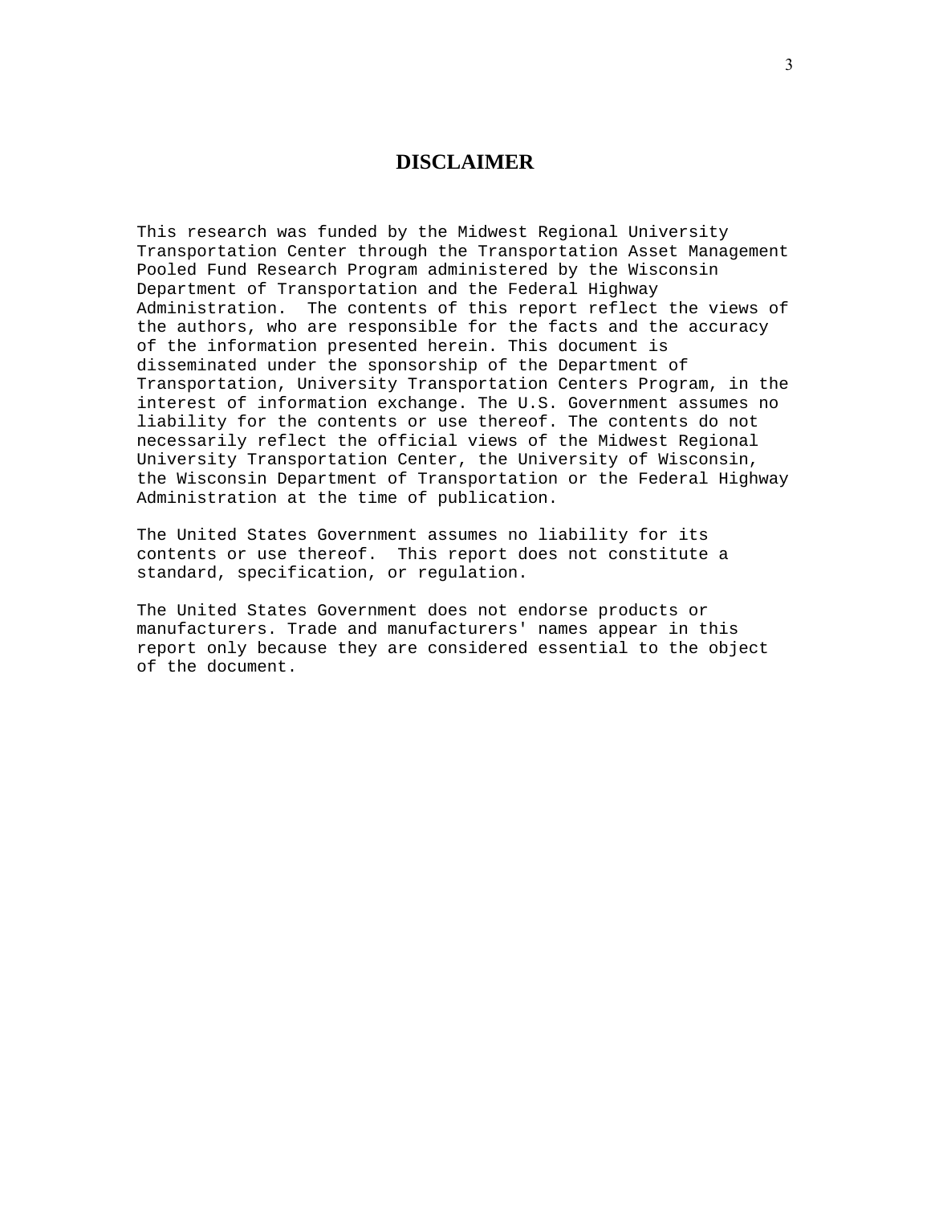# DISCLAIMER

This research was funded by the Midwest Regional University Transportation Center through the Transportation Asset Management Pooled Fund Research Program administered by the Wisconsin Department of Transportation and the Federal Highway Administration. The contents of this report reflect the views of the authors, who are responsible for the facts and the accuracy of the information presented herein. This document is disseminated under the sponsorship of the Department of Transportation, University Transportation Centers Program, in the interest of information exchange. The U.S. Government assumes no liability for the contents or use thereof. The contents do not necessarily reflect the official views of the Midwest Regional University Transportation Center, the University of Wisconsin, the Wisconsin Department of Transportation or the Federal Highway Administration at the time of publication.

The United States Government assumes no liability for its contents or use thereof. This report does not constitute a standard, specification, or regulation.

The United States Government does not endorse products or manufacturers. Trade and manufacturers' names appear in this report only because they are considered essential to the object of the document.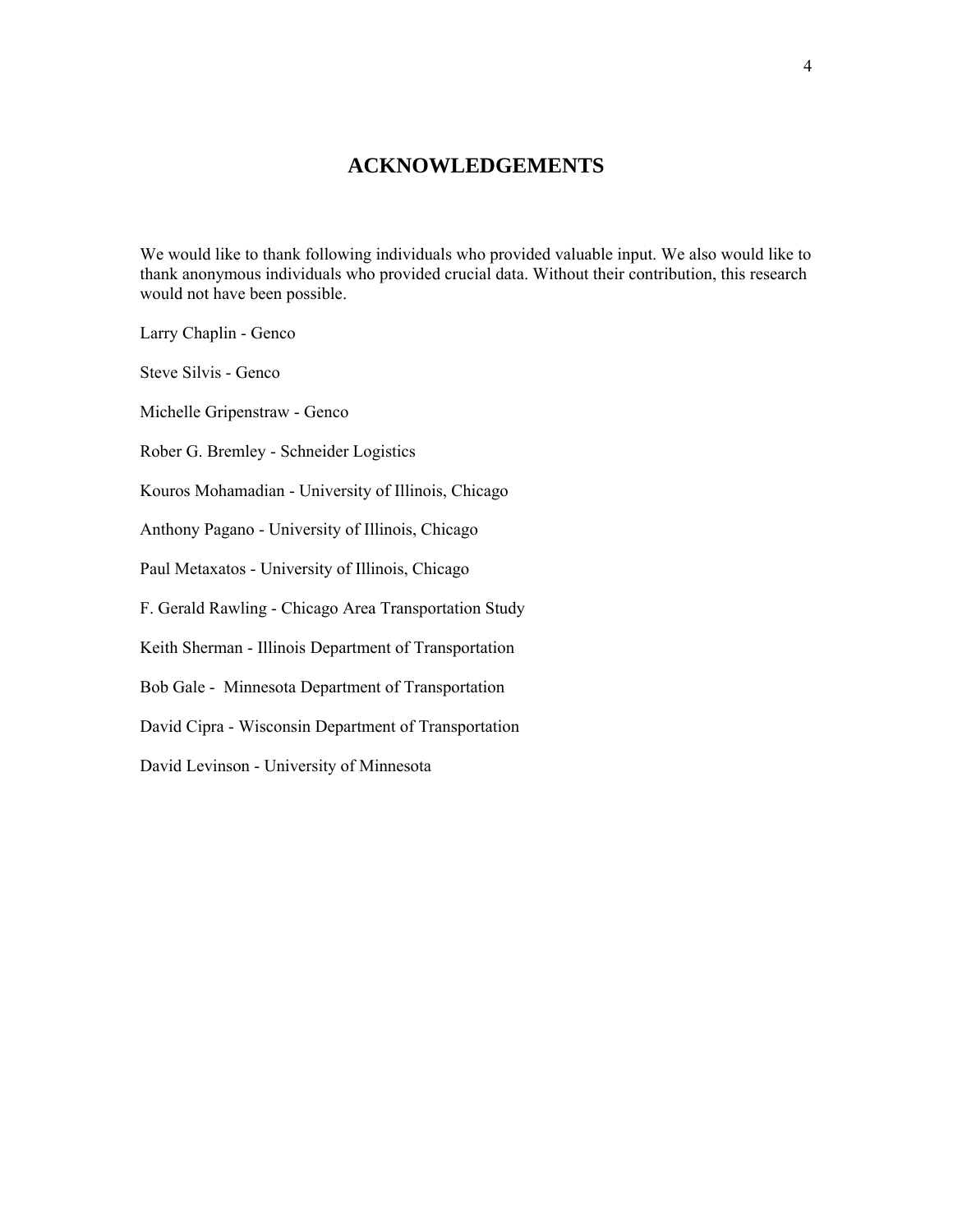# ACKNOWLEDGEMENTS

We would like to thank following individuals who provided valuable input. We also would like to thank anonymous individuals who provided crucial data. Without their contribution, this research would not have been possible.

Larry Chaplin - Genco

Steve Silvis - Genco

Michelle Gripenstraw - Genco

Rober G. Bremley - Schneider Logistics

Kouros Mohamadian - University of Illinois, Chicago

Anthony Pagano - University of Illinois, Chicago

Paul Metaxatos - University of Illinois, Chicago

F. Gerald Rawling - Chicago Area Transportation Study

Keith Sherman - Illinois Department of Transportation

Bob Gale - Minnesota Department of Transportation

David Cipra - Wisconsin Department of Transportation

David Levinson - University of Minnesota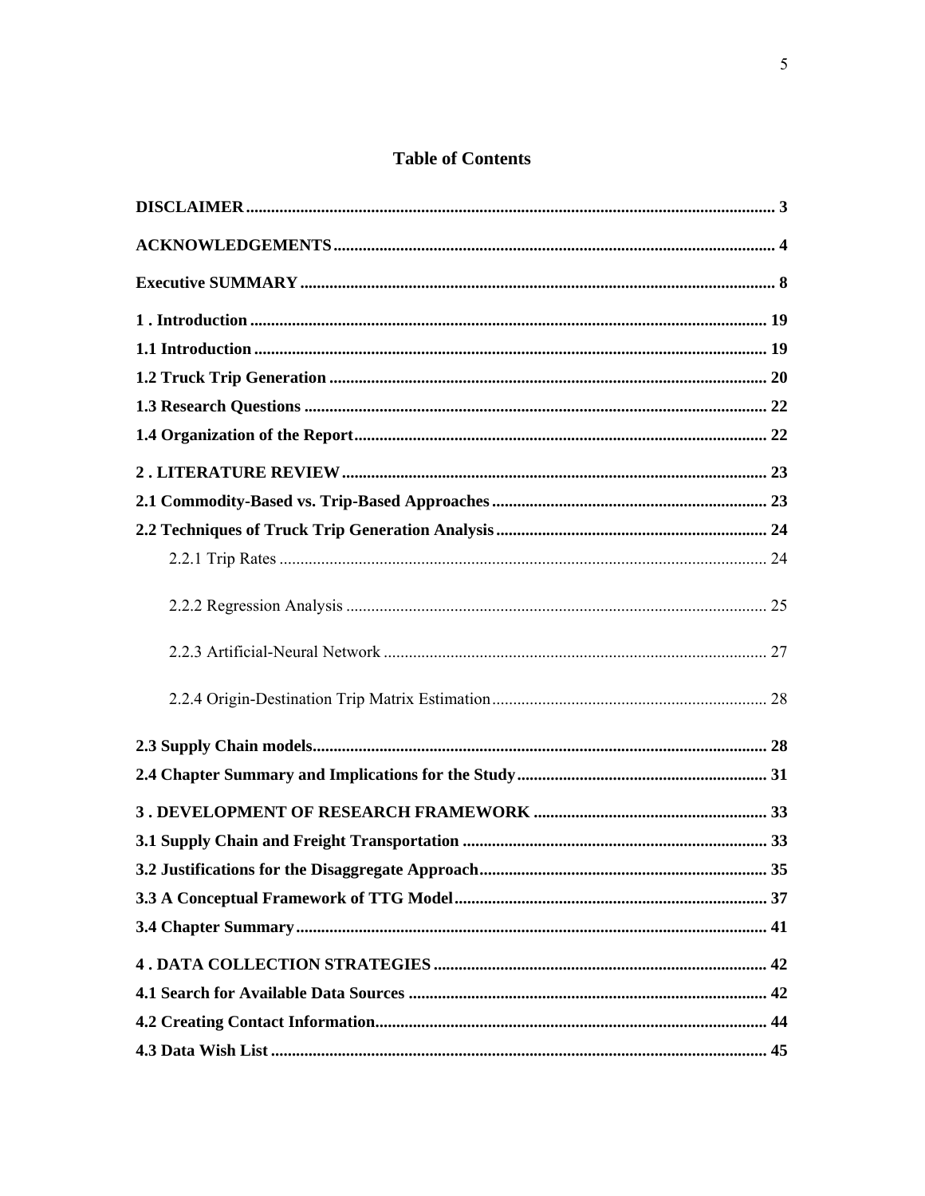# Table of Contents

**DISCLAIMER** ........ **3**

**ACKNOWLEDGEMENTS** ........ **4**

**Executive SUMMARY** ........ **8**

**1 . Introduction** ........ **19**

**1.1 Introduction** ........ **19**

**1.2 Truck Trip Generation** ........ **20**

**1.3 Research Questions** ........ **22**

**1.4 Organization of the Report** ........ **22**

**2 . LITERATURE REVIEW** ........ **23**

**2.1 Commodity-Based vs. Trip-Based Approaches** ........ **23**

**2.2 Techniques of Truck Trip Generation Analysis** ........ **24**

- 2.2.1 Trip Rates ........ 24
- 2.2.2 Regression Analysis ........ 25
- 2.2.3 Artificial-Neural Network ........ 27
- 2.2.4 Origin-Destination Trip Matrix Estimation ........ 28

**2.3 Supply Chain models** ........ **28**

**2.4 Chapter Summary and Implications for the Study** ........ **31**

**3 . DEVELOPMENT OF RESEARCH FRAMEWORK** ........ **33**

**3.1 Supply Chain and Freight Transportation** ........ **33**

**3.2 Justifications for the Disaggregate Approach** ........ **35**

**3.3 A Conceptual Framework of TTG Model** ........ **37**

**3.4 Chapter Summary** ........ **41**

**4 . DATA COLLECTION STRATEGIES** ........ **42**

**4.1 Search for Available Data Sources** ........ **42**

**4.2 Creating Contact Information** ........ **44**

**4.3 Data Wish List** ........ **45**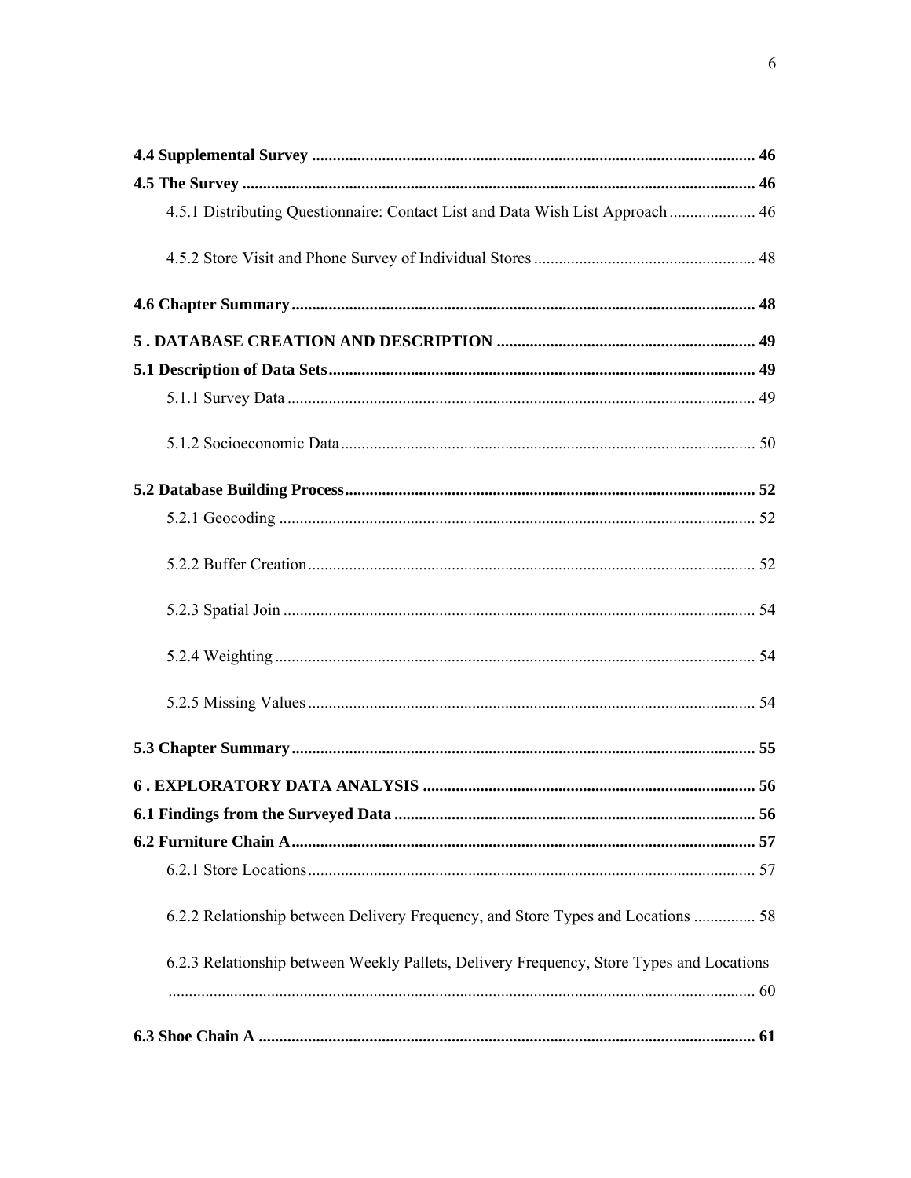**4.4 Supplemental Survey** .......................................................................................................... **46**

**4.5 The Survey** ............................................................................................................................ **46**

4.5.1 Distributing Questionnaire: Contact List and Data Wish List Approach ..................... 46

4.5.2 Store Visit and Phone Survey of Individual Stores ...................................................... 48

**4.6 Chapter Summary** ................................................................................................................ **48**

**5 . DATABASE CREATION AND DESCRIPTION** .............................................................. **49**

**5.1 Description of Data Sets** ....................................................................................................... **49**

5.1.1 Survey Data ................................................................................................................. 49

5.1.2 Socioeconomic Data .................................................................................................... 50

**5.2 Database Building Process** ................................................................................................... **52**

5.2.1 Geocoding ................................................................................................................... 52

5.2.2 Buffer Creation ............................................................................................................ 52

5.2.3 Spatial Join .................................................................................................................. 54

5.2.4 Weighting .................................................................................................................... 54

5.2.5 Missing Values ............................................................................................................ 54

**5.3 Chapter Summary** ................................................................................................................ **55**

**6 . EXPLORATORY DATA ANALYSIS** ................................................................................ **56**

**6.1 Findings from the Surveyed Data** ........................................................................................ **56**

**6.2 Furniture Chain A** ................................................................................................................ **57**

6.2.1 Store Locations ............................................................................................................ 57

6.2.2 Relationship between Delivery Frequency, and Store Types and Locations ............... 58

6.2.3 Relationship between Weekly Pallets, Delivery Frequency, Store Types and Locations ............................................................................................................................. 60

**6.3 Shoe Chain A** ........................................................................................................................ **61**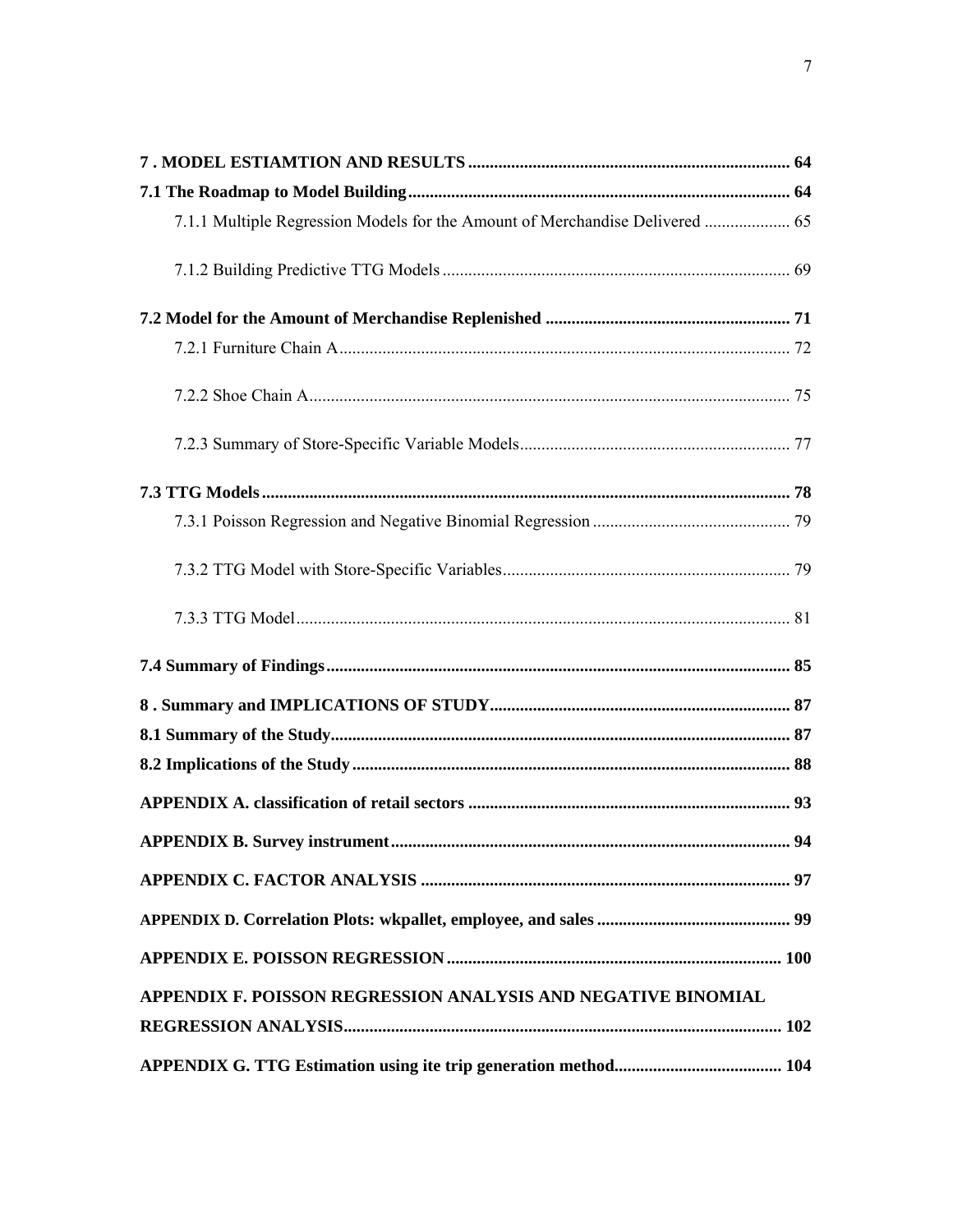**7 . MODEL ESTIAMTION AND RESULTS .......................................................................... 64**

**7.1 The Roadmap to Model Building ........................................................................................ 64**

7.1.1 Multiple Regression Models for the Amount of Merchandise Delivered .................... 65

7.1.2 Building Predictive TTG Models ................................................................................ 69

**7.2 Model for the Amount of Merchandise Replenished ......................................................... 71**

7.2.1 Furniture Chain A ........................................................................................................ 72

7.2.2 Shoe Chain A ............................................................................................................... 75

7.2.3 Summary of Store-Specific Variable Models .............................................................. 77

**7.3 TTG Models .......................................................................................................................... 78**

7.3.1 Poisson Regression and Negative Binomial Regression ............................................. 79

7.3.2 TTG Model with Store-Specific Variables .................................................................. 79

7.3.3 TTG Model .................................................................................................................. 81

**7.4 Summary of Findings ........................................................................................................... 85**

**8 . Summary and IMPLICATIONS OF STUDY ..................................................................... 87**

**8.1 Summary of the Study .......................................................................................................... 87**

**8.2 Implications of the Study ..................................................................................................... 88**

**APPENDIX A. classification of retail sectors .......................................................................... 93**

**APPENDIX B. Survey instrument ............................................................................................ 94**

**APPENDIX C. FACTOR ANALYSIS ..................................................................................... 97**

**APPENDIX D. Correlation Plots: wkpallet, employee, and sales ............................................ 99**

**APPENDIX E. POISSON REGRESSION ............................................................................. 100**

**APPENDIX F. POISSON REGRESSION ANALYSIS AND NEGATIVE BINOMIAL REGRESSION ANALYSIS ..................................................................................................... 102**

**APPENDIX G. TTG Estimation using ite trip generation method ....................................... 104**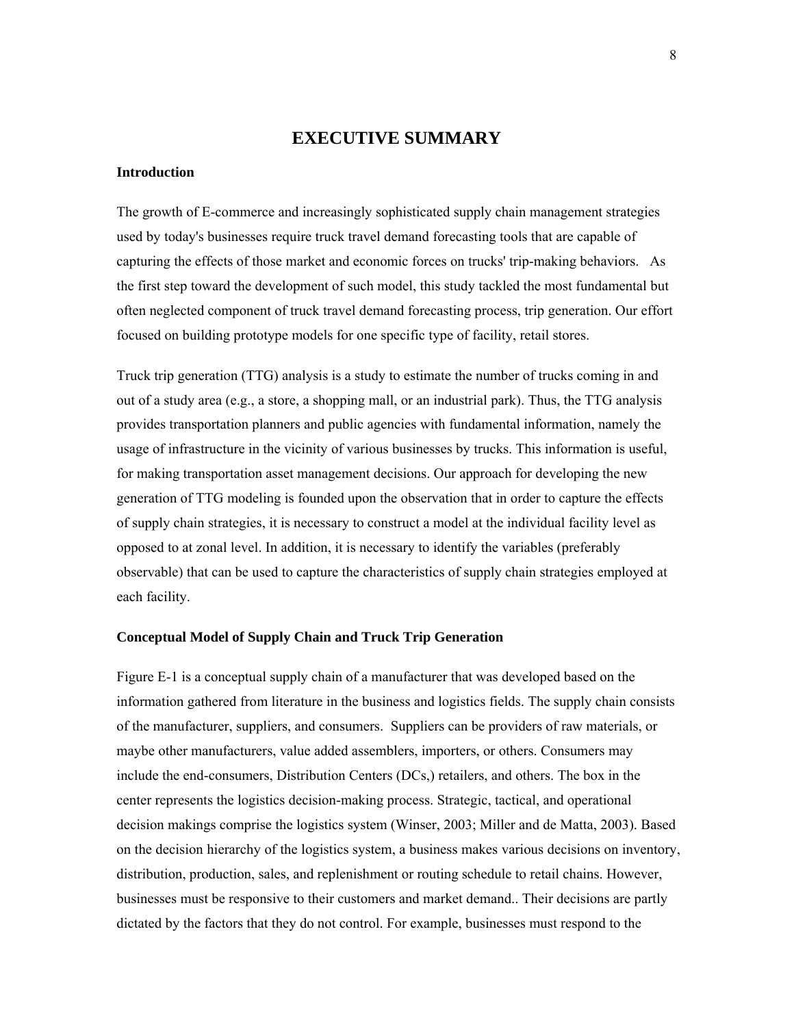# EXECUTIVE SUMMARY

### Introduction

The growth of E-commerce and increasingly sophisticated supply chain management strategies used by today's businesses require truck travel demand forecasting tools that are capable of capturing the effects of those market and economic forces on trucks' trip-making behaviors. As the first step toward the development of such model, this study tackled the most fundamental but often neglected component of truck travel demand forecasting process, trip generation. Our effort focused on building prototype models for one specific type of facility, retail stores.

Truck trip generation (TTG) analysis is a study to estimate the number of trucks coming in and out of a study area (e.g., a store, a shopping mall, or an industrial park). Thus, the TTG analysis provides transportation planners and public agencies with fundamental information, namely the usage of infrastructure in the vicinity of various businesses by trucks. This information is useful, for making transportation asset management decisions. Our approach for developing the new generation of TTG modeling is founded upon the observation that in order to capture the effects of supply chain strategies, it is necessary to construct a model at the individual facility level as opposed to at zonal level. In addition, it is necessary to identify the variables (preferably observable) that can be used to capture the characteristics of supply chain strategies employed at each facility.

### Conceptual Model of Supply Chain and Truck Trip Generation

Figure E-1 is a conceptual supply chain of a manufacturer that was developed based on the information gathered from literature in the business and logistics fields. The supply chain consists of the manufacturer, suppliers, and consumers. Suppliers can be providers of raw materials, or maybe other manufacturers, value added assemblers, importers, or others. Consumers may include the end-consumers, Distribution Centers (DCs,) retailers, and others. The box in the center represents the logistics decision-making process. Strategic, tactical, and operational decision makings comprise the logistics system (Winser, 2003; Miller and de Matta, 2003). Based on the decision hierarchy of the logistics system, a business makes various decisions on inventory, distribution, production, sales, and replenishment or routing schedule to retail chains. However, businesses must be responsive to their customers and market demand.. Their decisions are partly dictated by the factors that they do not control. For example, businesses must respond to the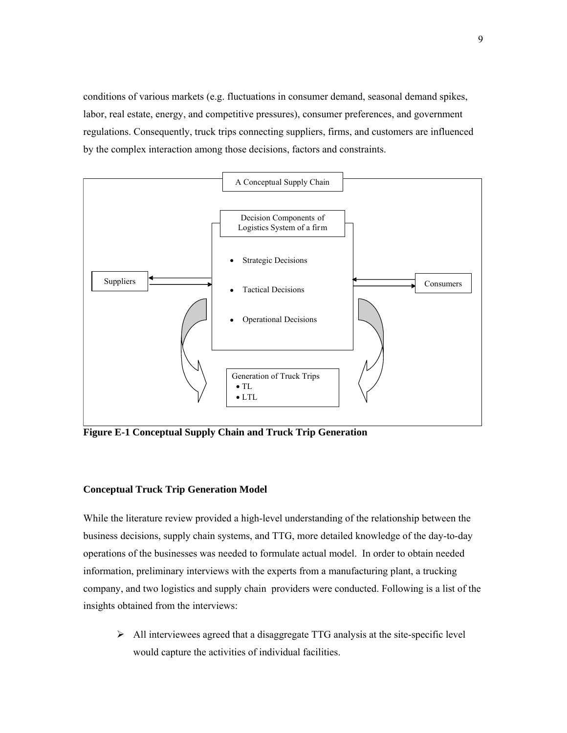conditions of various markets (e.g. fluctuations in consumer demand, seasonal demand spikes, labor, real estate, energy, and competitive pressures), consumer preferences, and government regulations. Consequently, truck trips connecting suppliers, firms, and customers are influenced by the complex interaction among those decisions, factors and constraints.

A Conceptual Supply Chain

Decision Components of Logistics System of a firm

- Strategic Decisions
- Tactical Decisions
- Operational Decisions

Suppliers

Consumers

Generation of Truck Trips
- TL
- LTL

**Figure E-1 Conceptual Supply Chain and Truck Trip Generation**

### Conceptual Truck Trip Generation Model

While the literature review provided a high-level understanding of the relationship between the business decisions, supply chain systems, and TTG, more detailed knowledge of the day-to-day operations of the businesses was needed to formulate actual model. In order to obtain needed information, preliminary interviews with the experts from a manufacturing plant, a trucking company, and two logistics and supply chain providers were conducted. Following is a list of the insights obtained from the interviews:

- All interviewees agreed that a disaggregate TTG analysis at the site-specific level would capture the activities of individual facilities.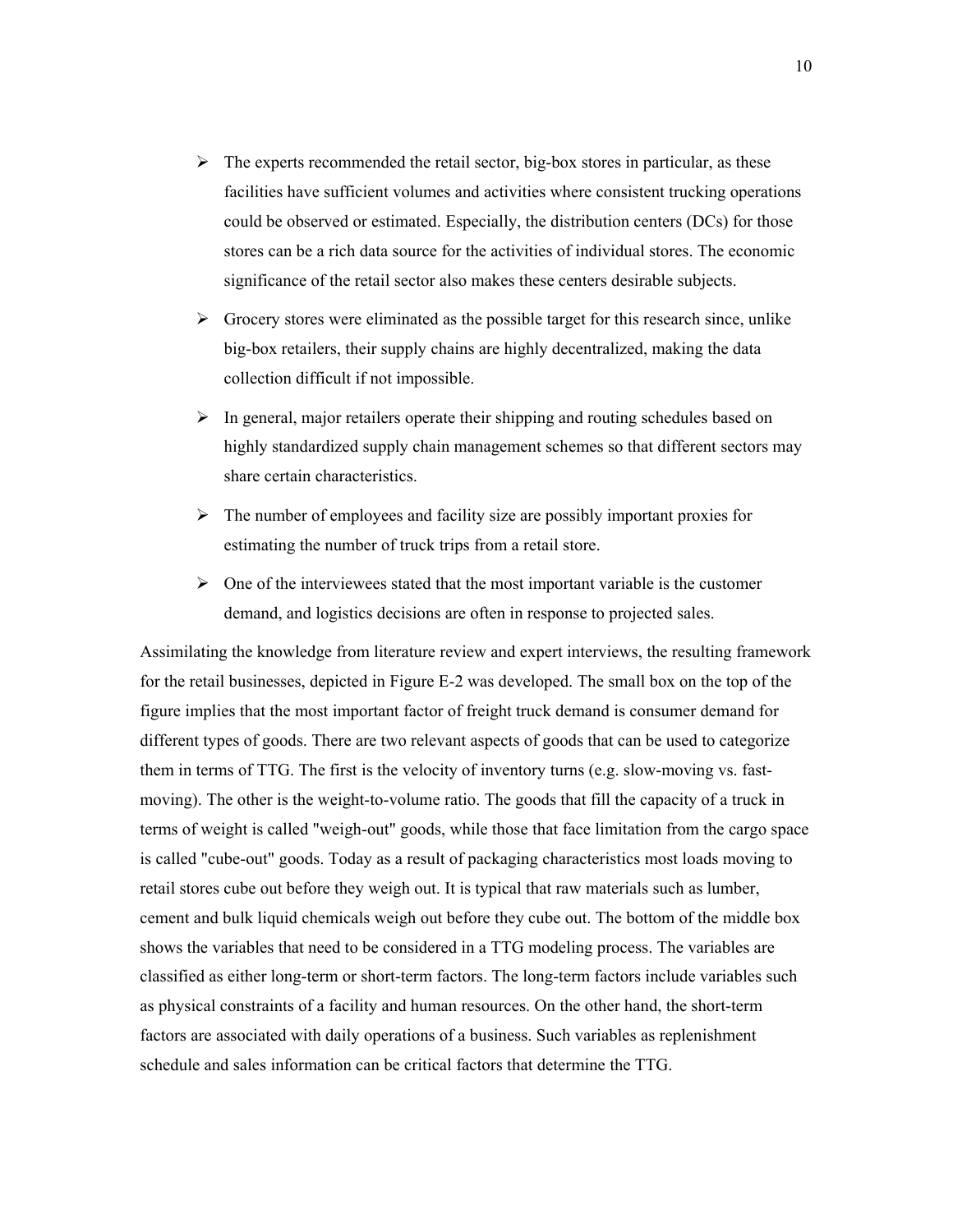- The experts recommended the retail sector, big-box stores in particular, as these facilities have sufficient volumes and activities where consistent trucking operations could be observed or estimated. Especially, the distribution centers (DCs) for those stores can be a rich data source for the activities of individual stores. The economic significance of the retail sector also makes these centers desirable subjects.
- Grocery stores were eliminated as the possible target for this research since, unlike big-box retailers, their supply chains are highly decentralized, making the data collection difficult if not impossible.
- In general, major retailers operate their shipping and routing schedules based on highly standardized supply chain management schemes so that different sectors may share certain characteristics.
- The number of employees and facility size are possibly important proxies for estimating the number of truck trips from a retail store.
- One of the interviewees stated that the most important variable is the customer demand, and logistics decisions are often in response to projected sales.

Assimilating the knowledge from literature review and expert interviews, the resulting framework for the retail businesses, depicted in Figure E-2 was developed. The small box on the top of the figure implies that the most important factor of freight truck demand is consumer demand for different types of goods. There are two relevant aspects of goods that can be used to categorize them in terms of TTG. The first is the velocity of inventory turns (e.g. slow-moving vs. fast-moving). The other is the weight-to-volume ratio. The goods that fill the capacity of a truck in terms of weight is called "weigh-out" goods, while those that face limitation from the cargo space is called "cube-out" goods. Today as a result of packaging characteristics most loads moving to retail stores cube out before they weigh out. It is typical that raw materials such as lumber, cement and bulk liquid chemicals weigh out before they cube out. The bottom of the middle box shows the variables that need to be considered in a TTG modeling process. The variables are classified as either long-term or short-term factors. The long-term factors include variables such as physical constraints of a facility and human resources. On the other hand, the short-term factors are associated with daily operations of a business. Such variables as replenishment schedule and sales information can be critical factors that determine the TTG.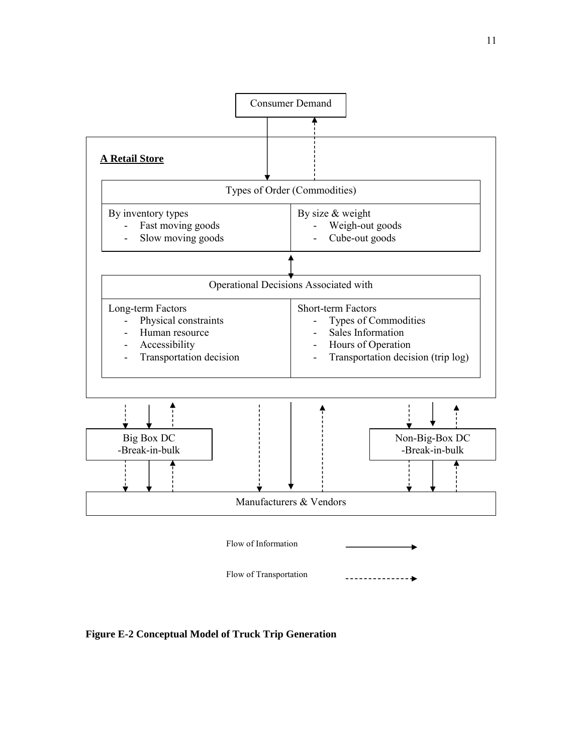Consumer Demand

**A Retail Store**

Types of Order (Commodities)

By inventory types
- Fast moving goods
- Slow moving goods

By size & weight
- Weigh-out goods
- Cube-out goods

Operational Decisions Associated with

Long-term Factors
- Physical constraints
- Human resource
- Accessibility
- Transportation decision

Short-term Factors
- Types of Commodities
- Sales Information
- Hours of Operation
- Transportation decision (trip log)

Big Box DC
-Break-in-bulk

Non-Big-Box DC
-Break-in-bulk

Manufacturers & Vendors

Flow of Information

Flow of Transportation

**Figure E-2 Conceptual Model of Truck Trip Generation**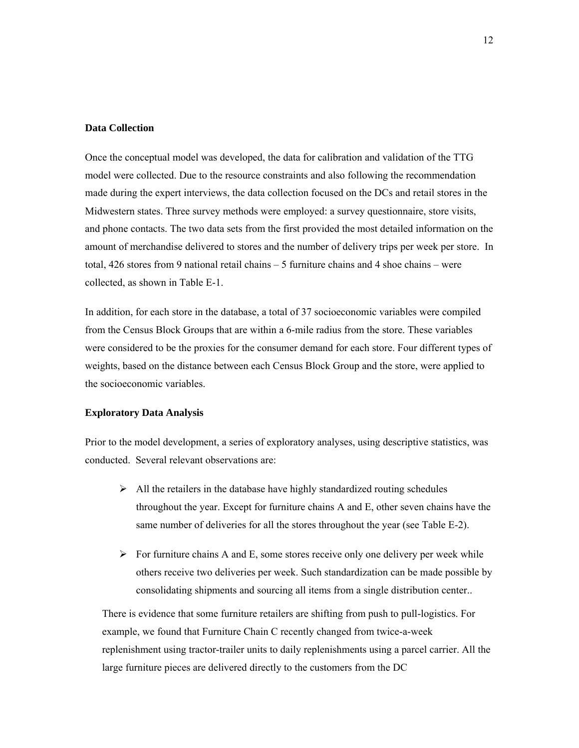**Data Collection**

Once the conceptual model was developed, the data for calibration and validation of the TTG model were collected. Due to the resource constraints and also following the recommendation made during the expert interviews, the data collection focused on the DCs and retail stores in the Midwestern states. Three survey methods were employed: a survey questionnaire, store visits, and phone contacts. The two data sets from the first provided the most detailed information on the amount of merchandise delivered to stores and the number of delivery trips per week per store. In total, 426 stores from 9 national retail chains – 5 furniture chains and 4 shoe chains – were collected, as shown in Table E-1.

In addition, for each store in the database, a total of 37 socioeconomic variables were compiled from the Census Block Groups that are within a 6-mile radius from the store. These variables were considered to be the proxies for the consumer demand for each store. Four different types of weights, based on the distance between each Census Block Group and the store, were applied to the socioeconomic variables.

**Exploratory Data Analysis**

Prior to the model development, a series of exploratory analyses, using descriptive statistics, was conducted. Several relevant observations are:

- All the retailers in the database have highly standardized routing schedules throughout the year. Except for furniture chains A and E, other seven chains have the same number of deliveries for all the stores throughout the year (see Table E-2).

- For furniture chains A and E, some stores receive only one delivery per week while others receive two deliveries per week. Such standardization can be made possible by consolidating shipments and sourcing all items from a single distribution center..

There is evidence that some furniture retailers are shifting from push to pull-logistics. For example, we found that Furniture Chain C recently changed from twice-a-week replenishment using tractor-trailer units to daily replenishments using a parcel carrier. All the large furniture pieces are delivered directly to the customers from the DC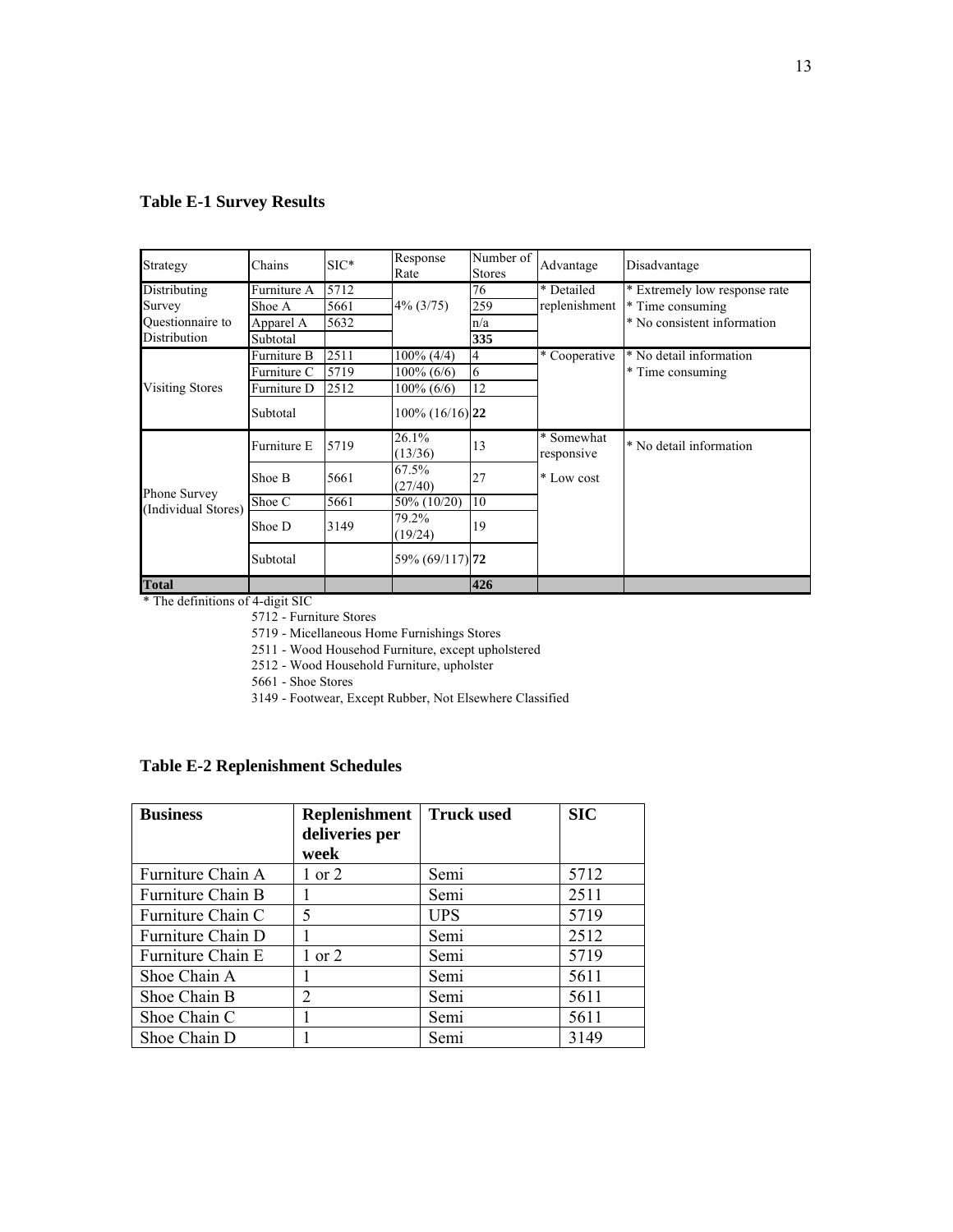**Table E-1 Survey Results**

| Strategy | Chains | SIC* | Response Rate | Number of Stores | Advantage | Disadvantage |
|---|---|---|---|---|---|---|
| Distributing Survey Questionnaire to Distribution | Furniture A | 5712 | 4% (3/75) | 76 | * Detailed replenishment | * Extremely low response rate<br>* Time consuming<br>* No consistent information |
| | Shoe A | 5661 | | 259 | | |
| | Apparel A | 5632 | | n/a | | |
| | Subtotal | | | **335** | | |
| Visiting Stores | Furniture B | 2511 | 100% (4/4) | 4 | * Cooperative | * No detail information<br>* Time consuming |
| | Furniture C | 5719 | 100% (6/6) | 6 | | |
| | Furniture D | 2512 | 100% (6/6) | 12 | | |
| | Subtotal | | 100% (16/16) | **22** | | |
| Phone Survey (Individual Stores) | Furniture E | 5719 | 26.1% (13/36) | 13 | * Somewhat responsive<br>* Low cost | * No detail information |
| | Shoe B | 5661 | 67.5% (27/40) | 27 | | |
| | Shoe C | 5661 | 50% (10/20) | 10 | | |
| | Shoe D | 3149 | 79.2% (19/24) | 19 | | |
| | Subtotal | | 59% (69/117) | **72** | | |
| **Total** | | | | **426** | | |

* The definitions of 4-digit SIC

5712 - Furniture Stores

5719 - Micellaneous Home Furnishings Stores

2511 - Wood Househod Furniture, except upholstered

2512 - Wood Household Furniture, upholster

5661 - Shoe Stores

3149 - Footwear, Except Rubber, Not Elsewhere Classified

**Table E-2 Replenishment Schedules**

| **Business** | **Replenishment deliveries per week** | **Truck used** | **SIC** |
|---|---|---|---|
| Furniture Chain A | 1 or 2 | Semi | 5712 |
| Furniture Chain B | 1 | Semi | 2511 |
| Furniture Chain C | 5 | UPS | 5719 |
| Furniture Chain D | 1 | Semi | 2512 |
| Furniture Chain E | 1 or 2 | Semi | 5719 |
| Shoe Chain A | 1 | Semi | 5611 |
| Shoe Chain B | 2 | Semi | 5611 |
| Shoe Chain C | 1 | Semi | 5611 |
| Shoe Chain D | 1 | Semi | 3149 |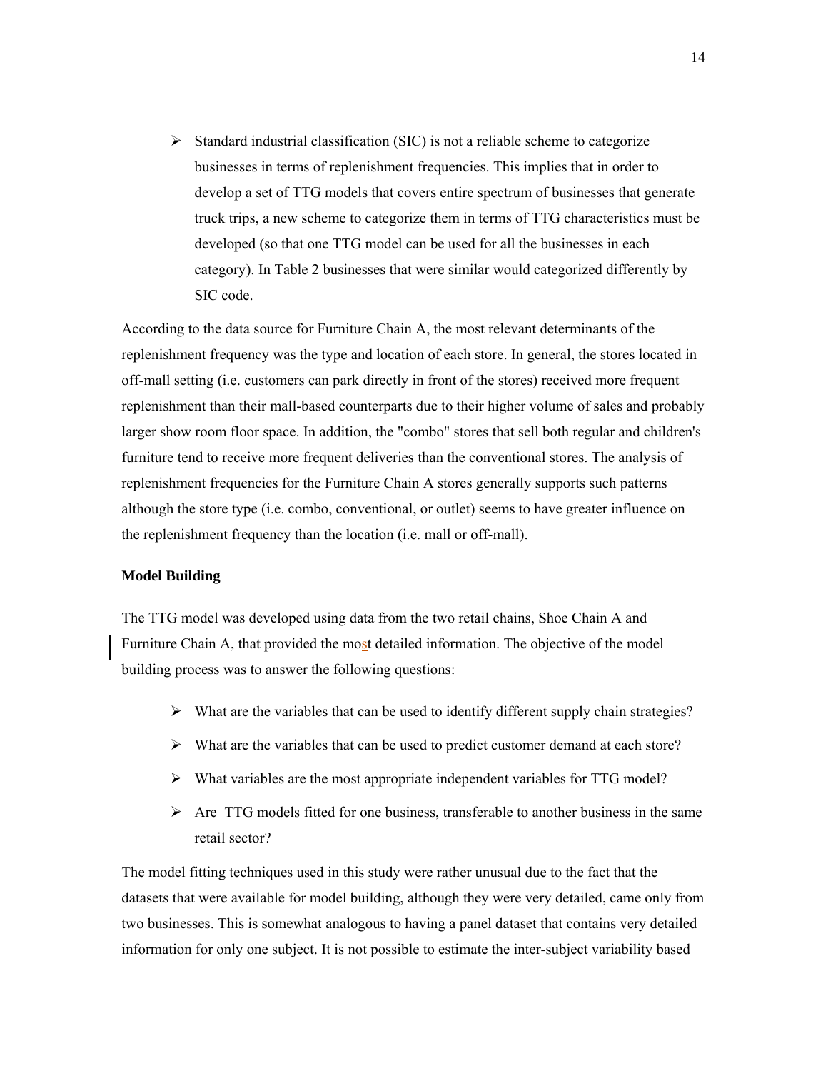- Standard industrial classification (SIC) is not a reliable scheme to categorize businesses in terms of replenishment frequencies. This implies that in order to develop a set of TTG models that covers entire spectrum of businesses that generate truck trips, a new scheme to categorize them in terms of TTG characteristics must be developed (so that one TTG model can be used for all the businesses in each category). In Table 2 businesses that were similar would categorized differently by SIC code.

According to the data source for Furniture Chain A, the most relevant determinants of the replenishment frequency was the type and location of each store. In general, the stores located in off-mall setting (i.e. customers can park directly in front of the stores) received more frequent replenishment than their mall-based counterparts due to their higher volume of sales and probably larger show room floor space. In addition, the "combo" stores that sell both regular and children's furniture tend to receive more frequent deliveries than the conventional stores. The analysis of replenishment frequencies for the Furniture Chain A stores generally supports such patterns although the store type (i.e. combo, conventional, or outlet) seems to have greater influence on the replenishment frequency than the location (i.e. mall or off-mall).

**Model Building**

The TTG model was developed using data from the two retail chains, Shoe Chain A and Furniture Chain A, that provided the most detailed information. The objective of the model building process was to answer the following questions:

- What are the variables that can be used to identify different supply chain strategies?
- What are the variables that can be used to predict customer demand at each store?
- What variables are the most appropriate independent variables for TTG model?
- Are TTG models fitted for one business, transferable to another business in the same retail sector?

The model fitting techniques used in this study were rather unusual due to the fact that the datasets that were available for model building, although they were very detailed, came only from two businesses. This is somewhat analogous to having a panel dataset that contains very detailed information for only one subject. It is not possible to estimate the inter-subject variability based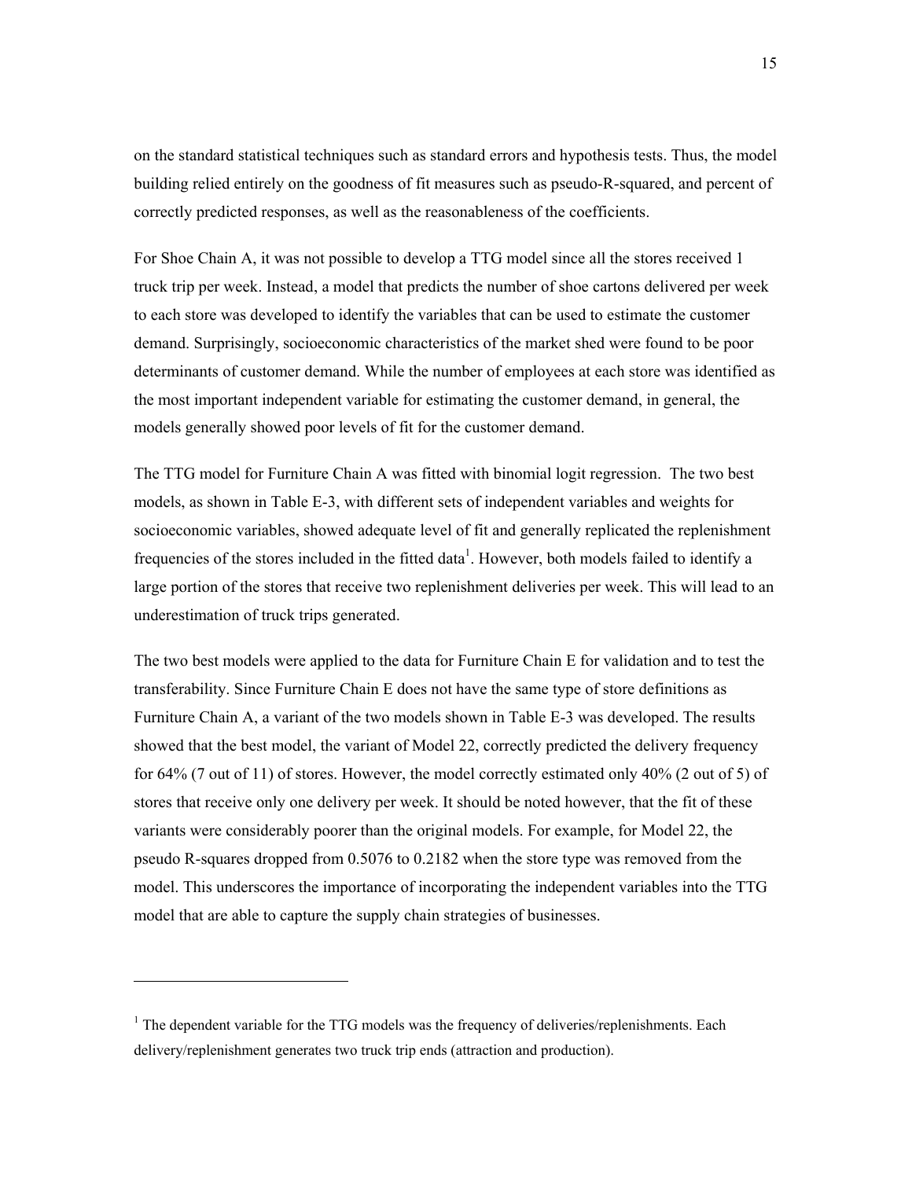on the standard statistical techniques such as standard errors and hypothesis tests. Thus, the model building relied entirely on the goodness of fit measures such as pseudo-R-squared, and percent of correctly predicted responses, as well as the reasonableness of the coefficients.

For Shoe Chain A, it was not possible to develop a TTG model since all the stores received 1 truck trip per week. Instead, a model that predicts the number of shoe cartons delivered per week to each store was developed to identify the variables that can be used to estimate the customer demand. Surprisingly, socioeconomic characteristics of the market shed were found to be poor determinants of customer demand. While the number of employees at each store was identified as the most important independent variable for estimating the customer demand, in general, the models generally showed poor levels of fit for the customer demand.

The TTG model for Furniture Chain A was fitted with binomial logit regression. The two best models, as shown in Table E-3, with different sets of independent variables and weights for socioeconomic variables, showed adequate level of fit and generally replicated the replenishment frequencies of the stores included in the fitted data[1]. However, both models failed to identify a large portion of the stores that receive two replenishment deliveries per week. This will lead to an underestimation of truck trips generated.

The two best models were applied to the data for Furniture Chain E for validation and to test the transferability. Since Furniture Chain E does not have the same type of store definitions as Furniture Chain A, a variant of the two models shown in Table E-3 was developed. The results showed that the best model, the variant of Model 22, correctly predicted the delivery frequency for 64% (7 out of 11) of stores. However, the model correctly estimated only 40% (2 out of 5) of stores that receive only one delivery per week. It should be noted however, that the fit of these variants were considerably poorer than the original models. For example, for Model 22, the pseudo R-squares dropped from 0.5076 to 0.2182 when the store type was removed from the model. This underscores the importance of incorporating the independent variables into the TTG model that are able to capture the supply chain strategies of businesses.

---

[1] The dependent variable for the TTG models was the frequency of deliveries/replenishments. Each delivery/replenishment generates two truck trip ends (attraction and production).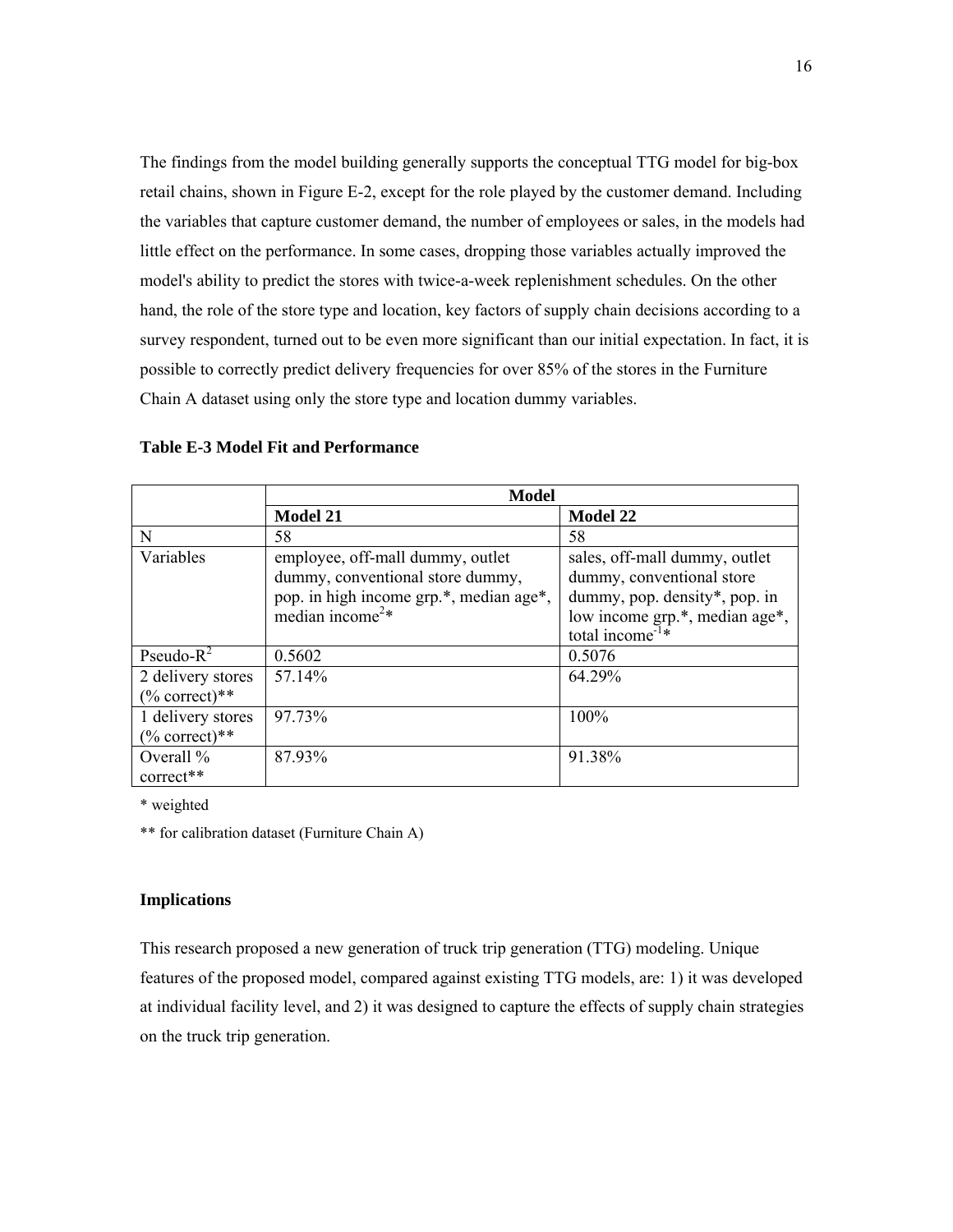The findings from the model building generally supports the conceptual TTG model for big-box retail chains, shown in Figure E-2, except for the role played by the customer demand. Including the variables that capture customer demand, the number of employees or sales, in the models had little effect on the performance. In some cases, dropping those variables actually improved the model's ability to predict the stores with twice-a-week replenishment schedules. On the other hand, the role of the store type and location, key factors of supply chain decisions according to a survey respondent, turned out to be even more significant than our initial expectation. In fact, it is possible to correctly predict delivery frequencies for over 85% of the stores in the Furniture Chain A dataset using only the store type and location dummy variables.

**Table E-3 Model Fit and Performance**

| | **Model** | |
|---|---|---|
| | **Model 21** | **Model 22** |
| N | 58 | 58 |
| Variables | employee, off-mall dummy, outlet dummy, conventional store dummy, pop. in high income grp.*, median age*, median income$^2$* | sales, off-mall dummy, outlet dummy, conventional store dummy, pop. density*, pop. in low income grp.*, median age*, total income$^{-1}$* |
| Pseudo-$R^2$ | 0.5602 | 0.5076 |
| 2 delivery stores (% correct)** | 57.14% | 64.29% |
| 1 delivery stores (% correct)** | 97.73% | 100% |
| Overall % correct** | 87.93% | 91.38% |

\* weighted

** for calibration dataset (Furniture Chain A)

### Implications

This research proposed a new generation of truck trip generation (TTG) modeling. Unique features of the proposed model, compared against existing TTG models, are: 1) it was developed at individual facility level, and 2) it was designed to capture the effects of supply chain strategies on the truck trip generation.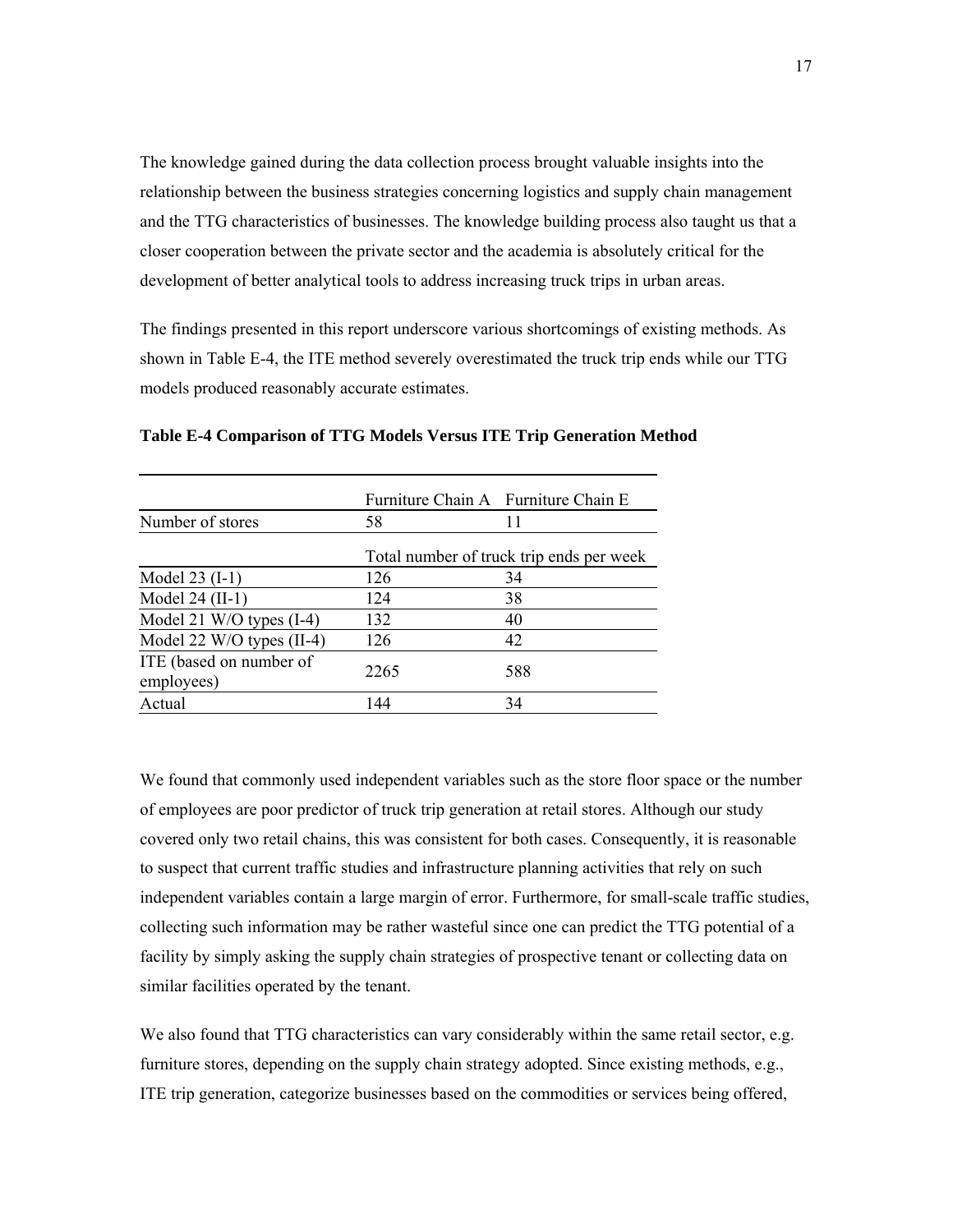The knowledge gained during the data collection process brought valuable insights into the relationship between the business strategies concerning logistics and supply chain management and the TTG characteristics of businesses. The knowledge building process also taught us that a closer cooperation between the private sector and the academia is absolutely critical for the development of better analytical tools to address increasing truck trips in urban areas.

The findings presented in this report underscore various shortcomings of existing methods. As shown in Table E-4, the ITE method severely overestimated the truck trip ends while our TTG models produced reasonably accurate estimates.

**Table E-4 Comparison of TTG Models Versus ITE Trip Generation Method**

| | Furniture Chain A | Furniture Chain E |
|---|---|---|
| Number of stores | 58 | 11 |
| | Total number of truck trip ends per week | |
| Model 23 (I-1) | 126 | 34 |
| Model 24 (II-1) | 124 | 38 |
| Model 21 W/O types (I-4) | 132 | 40 |
| Model 22 W/O types (II-4) | 126 | 42 |
| ITE (based on number of employees) | 2265 | 588 |
| Actual | 144 | 34 |

We found that commonly used independent variables such as the store floor space or the number of employees are poor predictor of truck trip generation at retail stores. Although our study covered only two retail chains, this was consistent for both cases. Consequently, it is reasonable to suspect that current traffic studies and infrastructure planning activities that rely on such independent variables contain a large margin of error. Furthermore, for small-scale traffic studies, collecting such information may be rather wasteful since one can predict the TTG potential of a facility by simply asking the supply chain strategies of prospective tenant or collecting data on similar facilities operated by the tenant.

We also found that TTG characteristics can vary considerably within the same retail sector, e.g. furniture stores, depending on the supply chain strategy adopted. Since existing methods, e.g., ITE trip generation, categorize businesses based on the commodities or services being offered,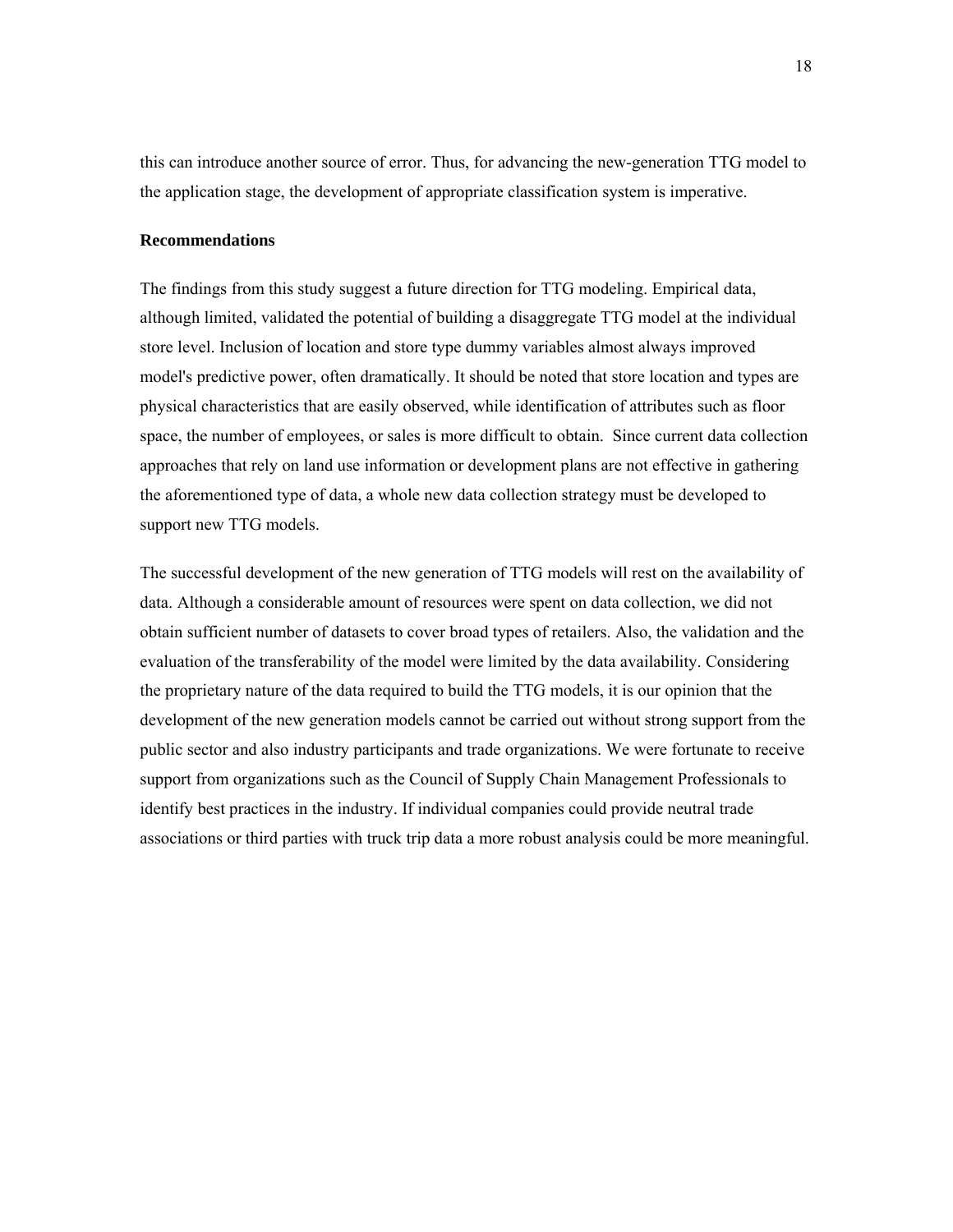this can introduce another source of error. Thus, for advancing the new-generation TTG model to the application stage, the development of appropriate classification system is imperative.

**Recommendations**

The findings from this study suggest a future direction for TTG modeling. Empirical data, although limited, validated the potential of building a disaggregate TTG model at the individual store level. Inclusion of location and store type dummy variables almost always improved model's predictive power, often dramatically. It should be noted that store location and types are physical characteristics that are easily observed, while identification of attributes such as floor space, the number of employees, or sales is more difficult to obtain. Since current data collection approaches that rely on land use information or development plans are not effective in gathering the aforementioned type of data, a whole new data collection strategy must be developed to support new TTG models.

The successful development of the new generation of TTG models will rest on the availability of data. Although a considerable amount of resources were spent on data collection, we did not obtain sufficient number of datasets to cover broad types of retailers. Also, the validation and the evaluation of the transferability of the model were limited by the data availability. Considering the proprietary nature of the data required to build the TTG models, it is our opinion that the development of the new generation models cannot be carried out without strong support from the public sector and also industry participants and trade organizations. We were fortunate to receive support from organizations such as the Council of Supply Chain Management Professionals to identify best practices in the industry. If individual companies could provide neutral trade associations or third parties with truck trip data a more robust analysis could be more meaningful.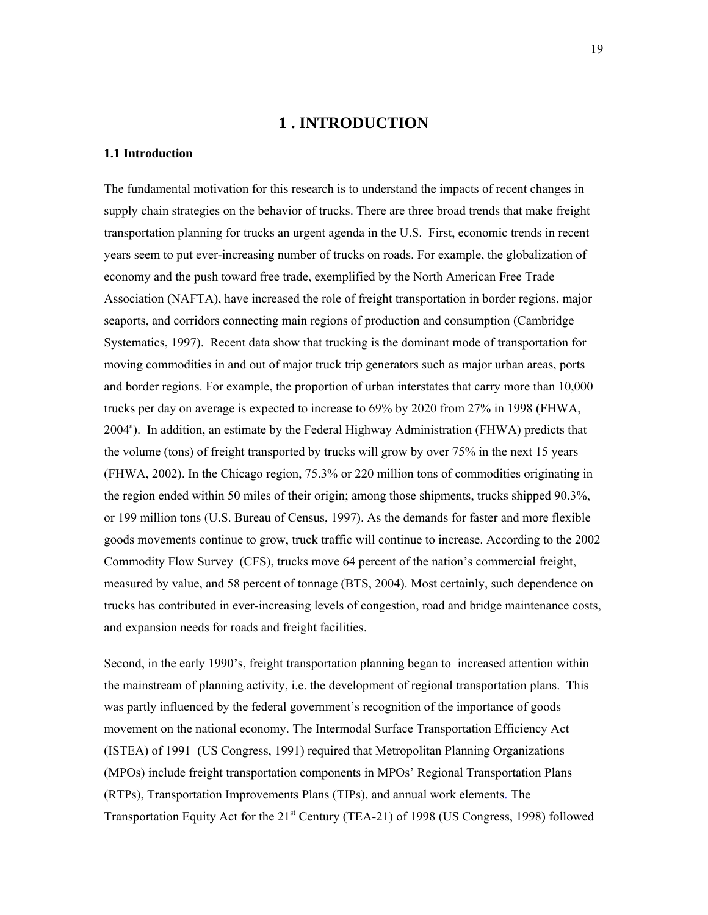# 1 . INTRODUCTION

## 1.1 Introduction

The fundamental motivation for this research is to understand the impacts of recent changes in supply chain strategies on the behavior of trucks. There are three broad trends that make freight transportation planning for trucks an urgent agenda in the U.S. First, economic trends in recent years seem to put ever-increasing number of trucks on roads. For example, the globalization of economy and the push toward free trade, exemplified by the North American Free Trade Association (NAFTA), have increased the role of freight transportation in border regions, major seaports, and corridors connecting main regions of production and consumption (Cambridge Systematics, 1997). Recent data show that trucking is the dominant mode of transportation for moving commodities in and out of major truck trip generators such as major urban areas, ports and border regions. For example, the proportion of urban interstates that carry more than 10,000 trucks per day on average is expected to increase to 69% by 2020 from 27% in 1998 (FHWA, 2004[a]). In addition, an estimate by the Federal Highway Administration (FHWA) predicts that the volume (tons) of freight transported by trucks will grow by over 75% in the next 15 years (FHWA, 2002). In the Chicago region, 75.3% or 220 million tons of commodities originating in the region ended within 50 miles of their origin; among those shipments, trucks shipped 90.3%, or 199 million tons (U.S. Bureau of Census, 1997). As the demands for faster and more flexible goods movements continue to grow, truck traffic will continue to increase. According to the 2002 Commodity Flow Survey (CFS), trucks move 64 percent of the nation's commercial freight, measured by value, and 58 percent of tonnage (BTS, 2004). Most certainly, such dependence on trucks has contributed in ever-increasing levels of congestion, road and bridge maintenance costs, and expansion needs for roads and freight facilities.

Second, in the early 1990's, freight transportation planning began to increased attention within the mainstream of planning activity, i.e. the development of regional transportation plans. This was partly influenced by the federal government's recognition of the importance of goods movement on the national economy. The Intermodal Surface Transportation Efficiency Act (ISTEA) of 1991 (US Congress, 1991) required that Metropolitan Planning Organizations (MPOs) include freight transportation components in MPOs' Regional Transportation Plans (RTPs), Transportation Improvements Plans (TIPs), and annual work elements. The Transportation Equity Act for the 21[st] Century (TEA-21) of 1998 (US Congress, 1998) followed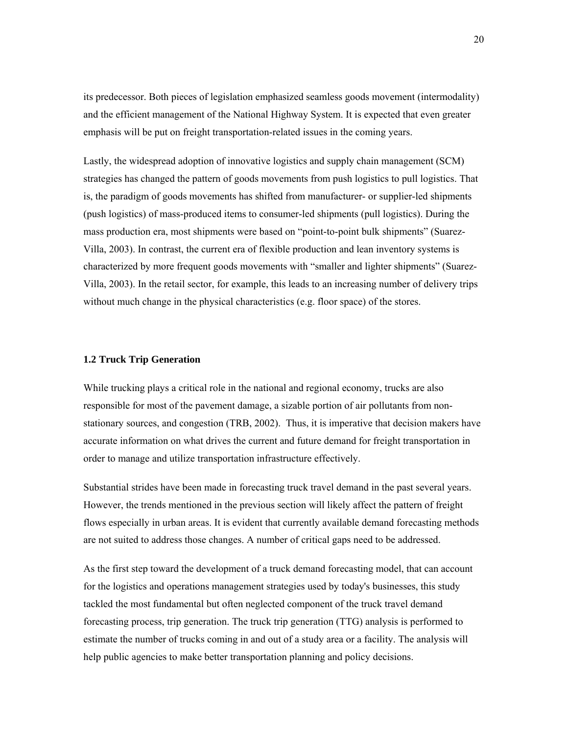its predecessor. Both pieces of legislation emphasized seamless goods movement (intermodality) and the efficient management of the National Highway System. It is expected that even greater emphasis will be put on freight transportation-related issues in the coming years.

Lastly, the widespread adoption of innovative logistics and supply chain management (SCM) strategies has changed the pattern of goods movements from push logistics to pull logistics. That is, the paradigm of goods movements has shifted from manufacturer- or supplier-led shipments (push logistics) of mass-produced items to consumer-led shipments (pull logistics). During the mass production era, most shipments were based on "point-to-point bulk shipments" (Suarez-Villa, 2003). In contrast, the current era of flexible production and lean inventory systems is characterized by more frequent goods movements with "smaller and lighter shipments" (Suarez-Villa, 2003). In the retail sector, for example, this leads to an increasing number of delivery trips without much change in the physical characteristics (e.g. floor space) of the stores.

### 1.2 Truck Trip Generation

While trucking plays a critical role in the national and regional economy, trucks are also responsible for most of the pavement damage, a sizable portion of air pollutants from non-stationary sources, and congestion (TRB, 2002). Thus, it is imperative that decision makers have accurate information on what drives the current and future demand for freight transportation in order to manage and utilize transportation infrastructure effectively.

Substantial strides have been made in forecasting truck travel demand in the past several years. However, the trends mentioned in the previous section will likely affect the pattern of freight flows especially in urban areas. It is evident that currently available demand forecasting methods are not suited to address those changes. A number of critical gaps need to be addressed.

As the first step toward the development of a truck demand forecasting model, that can account for the logistics and operations management strategies used by today's businesses, this study tackled the most fundamental but often neglected component of the truck travel demand forecasting process, trip generation. The truck trip generation (TTG) analysis is performed to estimate the number of trucks coming in and out of a study area or a facility. The analysis will help public agencies to make better transportation planning and policy decisions.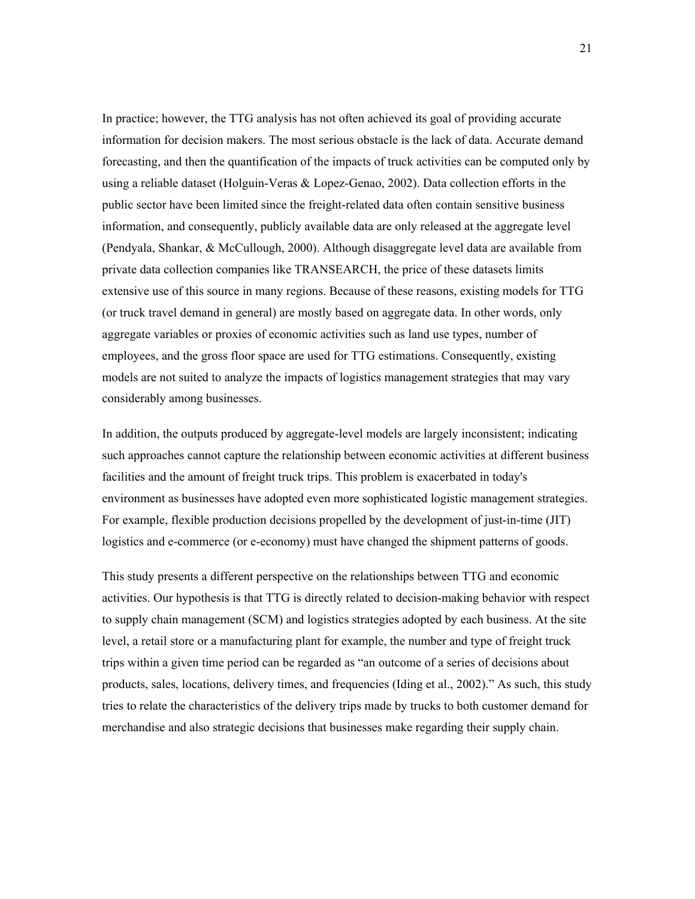In practice; however, the TTG analysis has not often achieved its goal of providing accurate information for decision makers. The most serious obstacle is the lack of data. Accurate demand forecasting, and then the quantification of the impacts of truck activities can be computed only by using a reliable dataset (Holguin-Veras & Lopez-Genao, 2002). Data collection efforts in the public sector have been limited since the freight-related data often contain sensitive business information, and consequently, publicly available data are only released at the aggregate level (Pendyala, Shankar, & McCullough, 2000). Although disaggregate level data are available from private data collection companies like TRANSEARCH, the price of these datasets limits extensive use of this source in many regions. Because of these reasons, existing models for TTG (or truck travel demand in general) are mostly based on aggregate data. In other words, only aggregate variables or proxies of economic activities such as land use types, number of employees, and the gross floor space are used for TTG estimations. Consequently, existing models are not suited to analyze the impacts of logistics management strategies that may vary considerably among businesses.

In addition, the outputs produced by aggregate-level models are largely inconsistent; indicating such approaches cannot capture the relationship between economic activities at different business facilities and the amount of freight truck trips. This problem is exacerbated in today's environment as businesses have adopted even more sophisticated logistic management strategies. For example, flexible production decisions propelled by the development of just-in-time (JIT) logistics and e-commerce (or e-economy) must have changed the shipment patterns of goods.

This study presents a different perspective on the relationships between TTG and economic activities. Our hypothesis is that TTG is directly related to decision-making behavior with respect to supply chain management (SCM) and logistics strategies adopted by each business. At the site level, a retail store or a manufacturing plant for example, the number and type of freight truck trips within a given time period can be regarded as "an outcome of a series of decisions about products, sales, locations, delivery times, and frequencies (Iding et al., 2002)." As such, this study tries to relate the characteristics of the delivery trips made by trucks to both customer demand for merchandise and also strategic decisions that businesses make regarding their supply chain.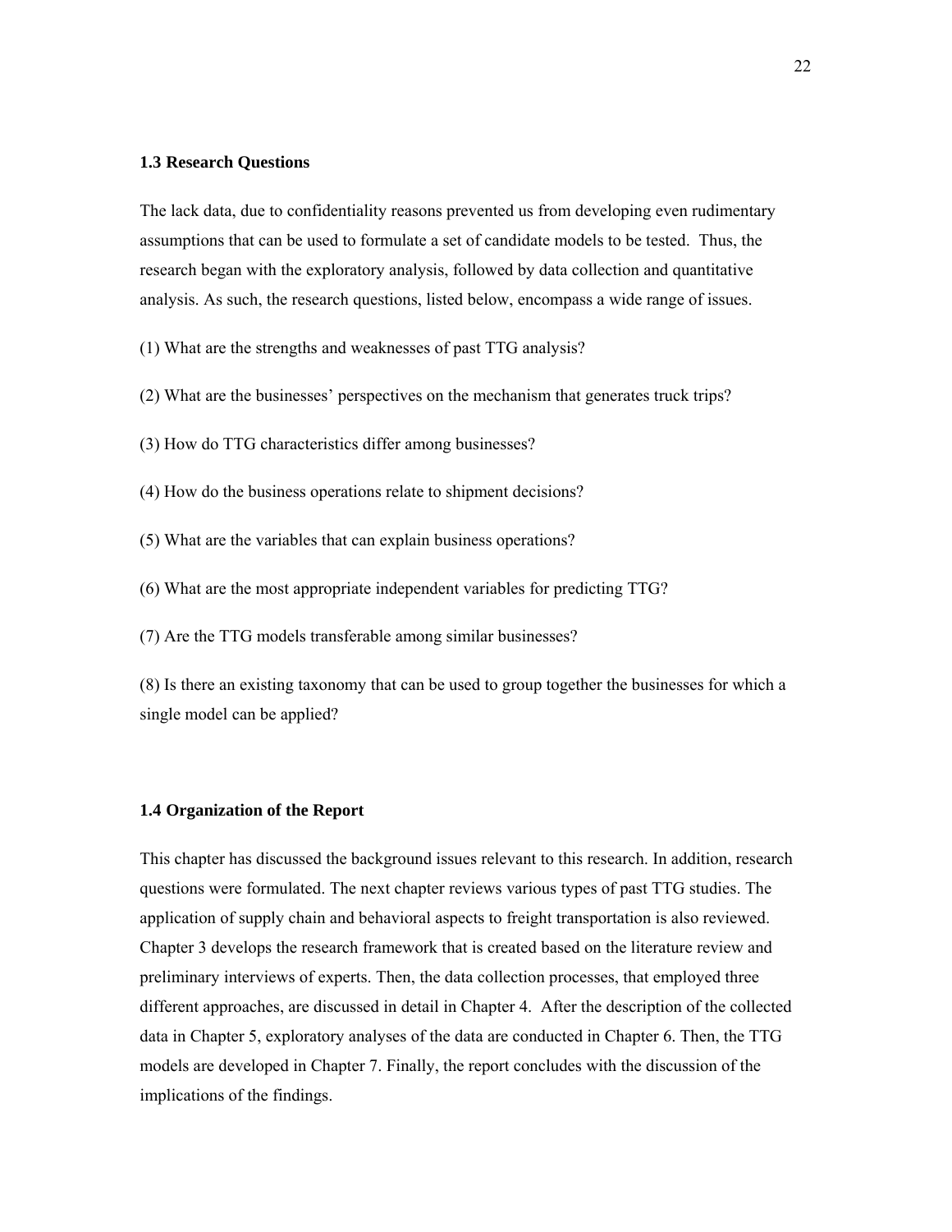### 1.3 Research Questions

The lack data, due to confidentiality reasons prevented us from developing even rudimentary assumptions that can be used to formulate a set of candidate models to be tested. Thus, the research began with the exploratory analysis, followed by data collection and quantitative analysis. As such, the research questions, listed below, encompass a wide range of issues.

(1) What are the strengths and weaknesses of past TTG analysis?

(2) What are the businesses' perspectives on the mechanism that generates truck trips?

(3) How do TTG characteristics differ among businesses?

(4) How do the business operations relate to shipment decisions?

(5) What are the variables that can explain business operations?

(6) What are the most appropriate independent variables for predicting TTG?

(7) Are the TTG models transferable among similar businesses?

(8) Is there an existing taxonomy that can be used to group together the businesses for which a single model can be applied?

### 1.4 Organization of the Report

This chapter has discussed the background issues relevant to this research. In addition, research questions were formulated. The next chapter reviews various types of past TTG studies. The application of supply chain and behavioral aspects to freight transportation is also reviewed. Chapter 3 develops the research framework that is created based on the literature review and preliminary interviews of experts. Then, the data collection processes, that employed three different approaches, are discussed in detail in Chapter 4. After the description of the collected data in Chapter 5, exploratory analyses of the data are conducted in Chapter 6. Then, the TTG models are developed in Chapter 7. Finally, the report concludes with the discussion of the implications of the findings.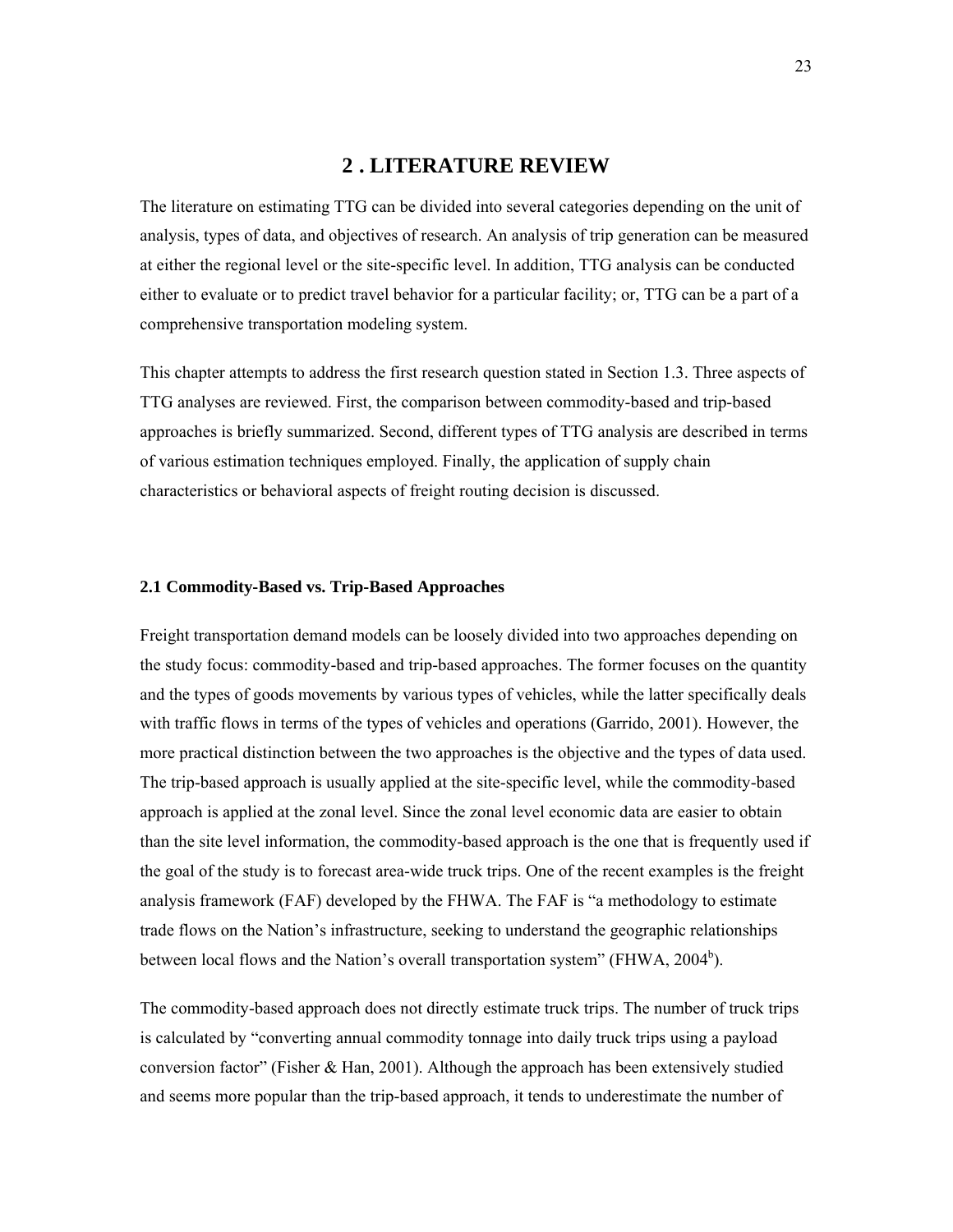# 2 . LITERATURE REVIEW

The literature on estimating TTG can be divided into several categories depending on the unit of analysis, types of data, and objectives of research. An analysis of trip generation can be measured at either the regional level or the site-specific level. In addition, TTG analysis can be conducted either to evaluate or to predict travel behavior for a particular facility; or, TTG can be a part of a comprehensive transportation modeling system.

This chapter attempts to address the first research question stated in Section 1.3. Three aspects of TTG analyses are reviewed. First, the comparison between commodity-based and trip-based approaches is briefly summarized. Second, different types of TTG analysis are described in terms of various estimation techniques employed. Finally, the application of supply chain characteristics or behavioral aspects of freight routing decision is discussed.

### 2.1 Commodity-Based vs. Trip-Based Approaches

Freight transportation demand models can be loosely divided into two approaches depending on the study focus: commodity-based and trip-based approaches. The former focuses on the quantity and the types of goods movements by various types of vehicles, while the latter specifically deals with traffic flows in terms of the types of vehicles and operations (Garrido, 2001). However, the more practical distinction between the two approaches is the objective and the types of data used. The trip-based approach is usually applied at the site-specific level, while the commodity-based approach is applied at the zonal level. Since the zonal level economic data are easier to obtain than the site level information, the commodity-based approach is the one that is frequently used if the goal of the study is to forecast area-wide truck trips. One of the recent examples is the freight analysis framework (FAF) developed by the FHWA. The FAF is "a methodology to estimate trade flows on the Nation's infrastructure, seeking to understand the geographic relationships between local flows and the Nation's overall transportation system" (FHWA, 2004[b]).

The commodity-based approach does not directly estimate truck trips. The number of truck trips is calculated by "converting annual commodity tonnage into daily truck trips using a payload conversion factor" (Fisher & Han, 2001). Although the approach has been extensively studied and seems more popular than the trip-based approach, it tends to underestimate the number of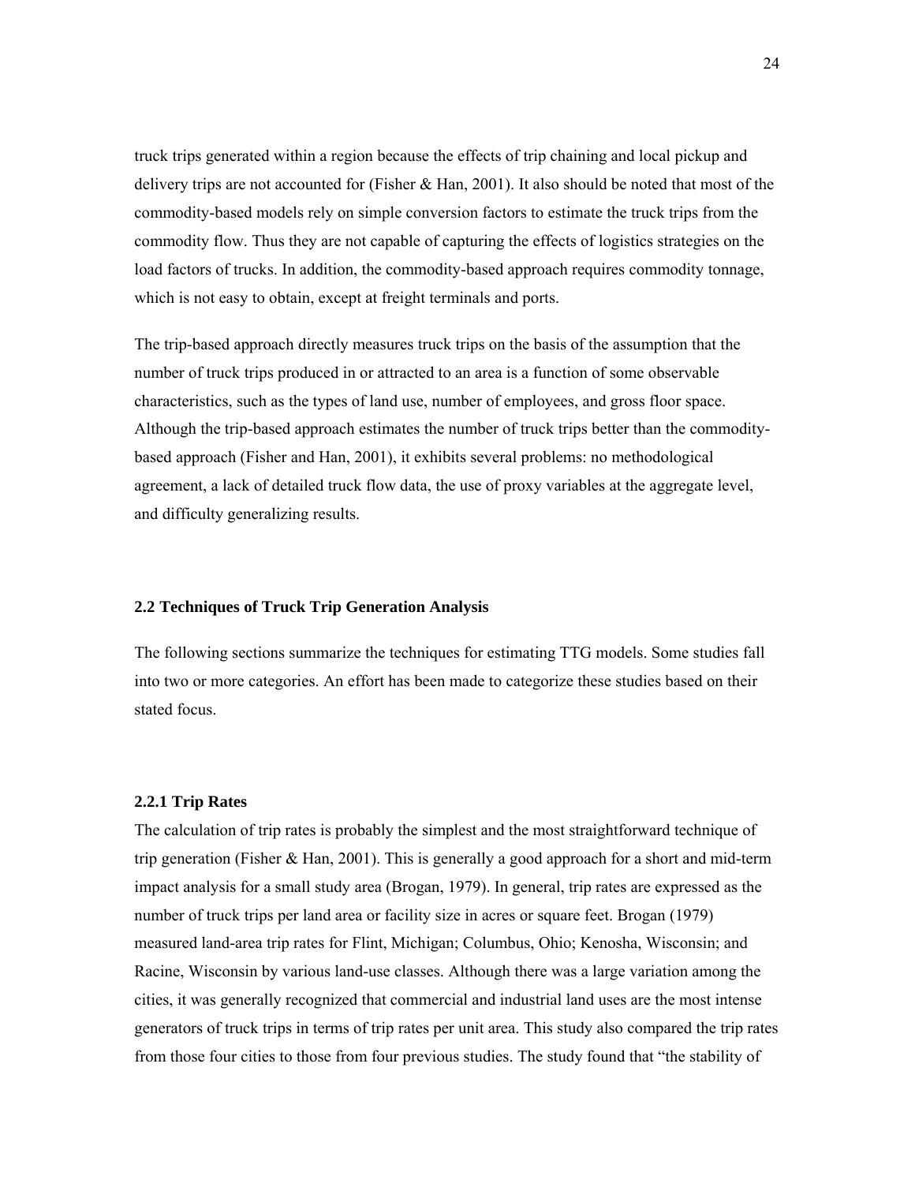truck trips generated within a region because the effects of trip chaining and local pickup and delivery trips are not accounted for (Fisher & Han, 2001). It also should be noted that most of the commodity-based models rely on simple conversion factors to estimate the truck trips from the commodity flow. Thus they are not capable of capturing the effects of logistics strategies on the load factors of trucks. In addition, the commodity-based approach requires commodity tonnage, which is not easy to obtain, except at freight terminals and ports.

The trip-based approach directly measures truck trips on the basis of the assumption that the number of truck trips produced in or attracted to an area is a function of some observable characteristics, such as the types of land use, number of employees, and gross floor space. Although the trip-based approach estimates the number of truck trips better than the commodity-based approach (Fisher and Han, 2001), it exhibits several problems: no methodological agreement, a lack of detailed truck flow data, the use of proxy variables at the aggregate level, and difficulty generalizing results.

### 2.2 Techniques of Truck Trip Generation Analysis

The following sections summarize the techniques for estimating TTG models. Some studies fall into two or more categories. An effort has been made to categorize these studies based on their stated focus.

#### 2.2.1 Trip Rates

The calculation of trip rates is probably the simplest and the most straightforward technique of trip generation (Fisher & Han, 2001). This is generally a good approach for a short and mid-term impact analysis for a small study area (Brogan, 1979). In general, trip rates are expressed as the number of truck trips per land area or facility size in acres or square feet. Brogan (1979) measured land-area trip rates for Flint, Michigan; Columbus, Ohio; Kenosha, Wisconsin; and Racine, Wisconsin by various land-use classes. Although there was a large variation among the cities, it was generally recognized that commercial and industrial land uses are the most intense generators of truck trips in terms of trip rates per unit area. This study also compared the trip rates from those four cities to those from four previous studies. The study found that "the stability of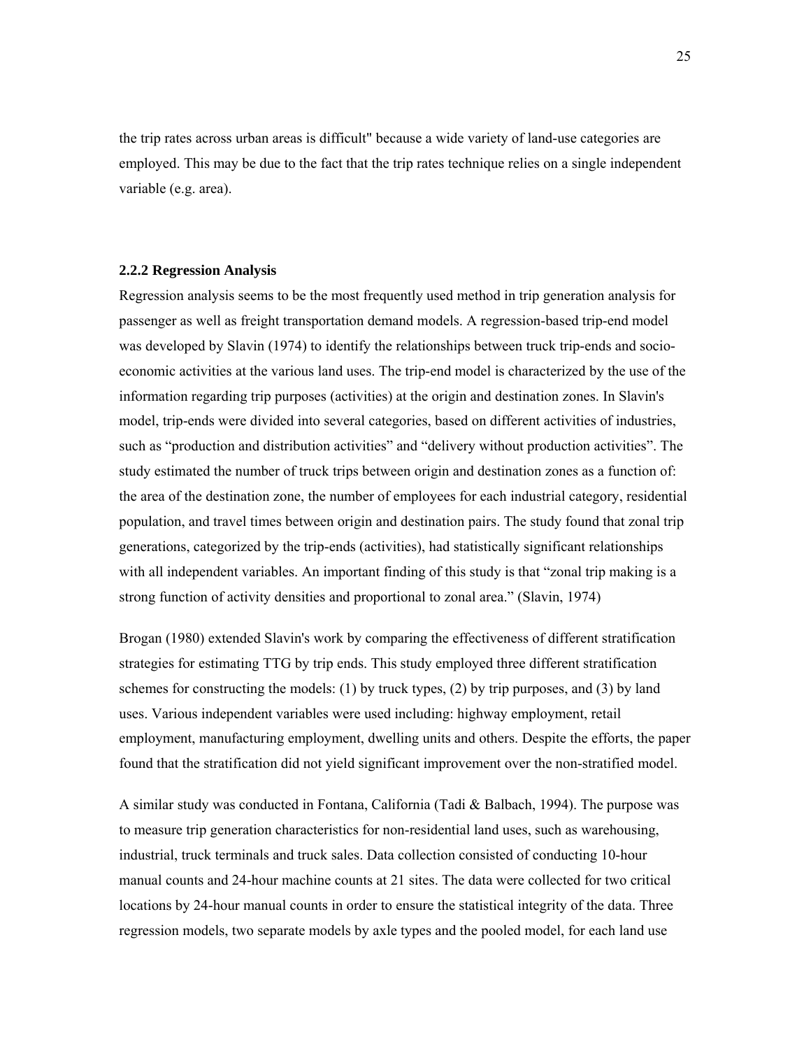the trip rates across urban areas is difficult" because a wide variety of land-use categories are employed. This may be due to the fact that the trip rates technique relies on a single independent variable (e.g. area).

### 2.2.2 Regression Analysis

Regression analysis seems to be the most frequently used method in trip generation analysis for passenger as well as freight transportation demand models. A regression-based trip-end model was developed by Slavin (1974) to identify the relationships between truck trip-ends and socio-economic activities at the various land uses. The trip-end model is characterized by the use of the information regarding trip purposes (activities) at the origin and destination zones. In Slavin's model, trip-ends were divided into several categories, based on different activities of industries, such as "production and distribution activities" and "delivery without production activities". The study estimated the number of truck trips between origin and destination zones as a function of: the area of the destination zone, the number of employees for each industrial category, residential population, and travel times between origin and destination pairs. The study found that zonal trip generations, categorized by the trip-ends (activities), had statistically significant relationships with all independent variables. An important finding of this study is that "zonal trip making is a strong function of activity densities and proportional to zonal area." (Slavin, 1974)

Brogan (1980) extended Slavin's work by comparing the effectiveness of different stratification strategies for estimating TTG by trip ends. This study employed three different stratification schemes for constructing the models: (1) by truck types, (2) by trip purposes, and (3) by land uses. Various independent variables were used including: highway employment, retail employment, manufacturing employment, dwelling units and others. Despite the efforts, the paper found that the stratification did not yield significant improvement over the non-stratified model.

A similar study was conducted in Fontana, California (Tadi & Balbach, 1994). The purpose was to measure trip generation characteristics for non-residential land uses, such as warehousing, industrial, truck terminals and truck sales. Data collection consisted of conducting 10-hour manual counts and 24-hour machine counts at 21 sites. The data were collected for two critical locations by 24-hour manual counts in order to ensure the statistical integrity of the data. Three regression models, two separate models by axle types and the pooled model, for each land use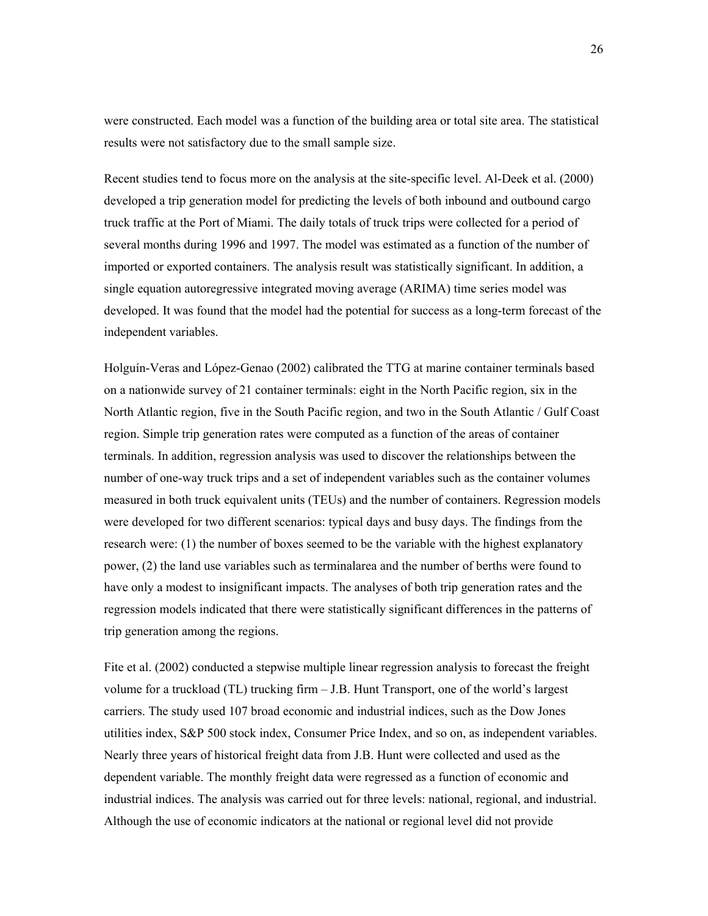were constructed. Each model was a function of the building area or total site area. The statistical results were not satisfactory due to the small sample size.

Recent studies tend to focus more on the analysis at the site-specific level. Al-Deek et al. (2000) developed a trip generation model for predicting the levels of both inbound and outbound cargo truck traffic at the Port of Miami. The daily totals of truck trips were collected for a period of several months during 1996 and 1997. The model was estimated as a function of the number of imported or exported containers. The analysis result was statistically significant. In addition, a single equation autoregressive integrated moving average (ARIMA) time series model was developed. It was found that the model had the potential for success as a long-term forecast of the independent variables.

Holguín-Veras and López-Genao (2002) calibrated the TTG at marine container terminals based on a nationwide survey of 21 container terminals: eight in the North Pacific region, six in the North Atlantic region, five in the South Pacific region, and two in the South Atlantic / Gulf Coast region. Simple trip generation rates were computed as a function of the areas of container terminals. In addition, regression analysis was used to discover the relationships between the number of one-way truck trips and a set of independent variables such as the container volumes measured in both truck equivalent units (TEUs) and the number of containers. Regression models were developed for two different scenarios: typical days and busy days. The findings from the research were: (1) the number of boxes seemed to be the variable with the highest explanatory power, (2) the land use variables such as terminalarea and the number of berths were found to have only a modest to insignificant impacts. The analyses of both trip generation rates and the regression models indicated that there were statistically significant differences in the patterns of trip generation among the regions.

Fite et al. (2002) conducted a stepwise multiple linear regression analysis to forecast the freight volume for a truckload (TL) trucking firm – J.B. Hunt Transport, one of the world's largest carriers. The study used 107 broad economic and industrial indices, such as the Dow Jones utilities index, S&P 500 stock index, Consumer Price Index, and so on, as independent variables. Nearly three years of historical freight data from J.B. Hunt were collected and used as the dependent variable. The monthly freight data were regressed as a function of economic and industrial indices. The analysis was carried out for three levels: national, regional, and industrial. Although the use of economic indicators at the national or regional level did not provide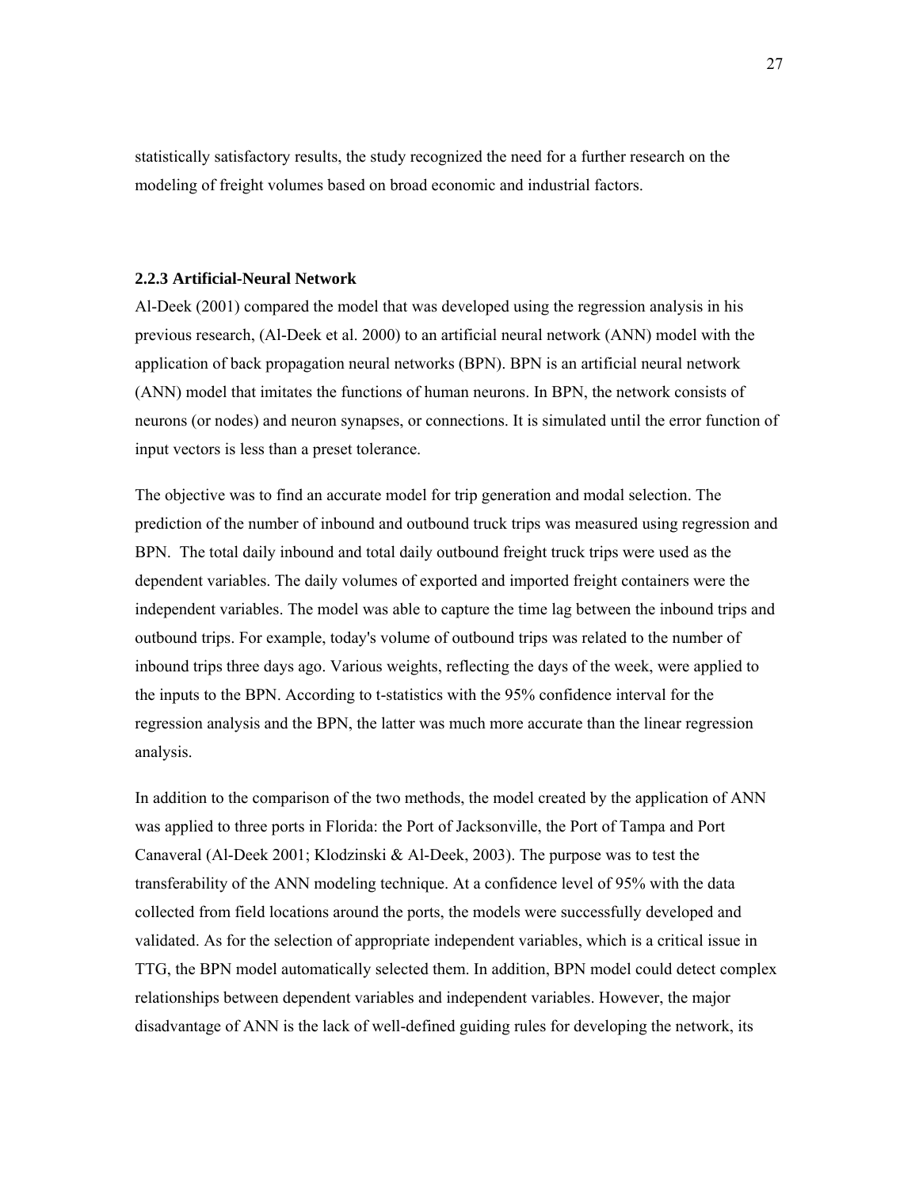statistically satisfactory results, the study recognized the need for a further research on the modeling of freight volumes based on broad economic and industrial factors.

### 2.2.3 Artificial-Neural Network

Al-Deek (2001) compared the model that was developed using the regression analysis in his previous research, (Al-Deek et al. 2000) to an artificial neural network (ANN) model with the application of back propagation neural networks (BPN). BPN is an artificial neural network (ANN) model that imitates the functions of human neurons. In BPN, the network consists of neurons (or nodes) and neuron synapses, or connections. It is simulated until the error function of input vectors is less than a preset tolerance.

The objective was to find an accurate model for trip generation and modal selection. The prediction of the number of inbound and outbound truck trips was measured using regression and BPN. The total daily inbound and total daily outbound freight truck trips were used as the dependent variables. The daily volumes of exported and imported freight containers were the independent variables. The model was able to capture the time lag between the inbound trips and outbound trips. For example, today's volume of outbound trips was related to the number of inbound trips three days ago. Various weights, reflecting the days of the week, were applied to the inputs to the BPN. According to t-statistics with the 95% confidence interval for the regression analysis and the BPN, the latter was much more accurate than the linear regression analysis.

In addition to the comparison of the two methods, the model created by the application of ANN was applied to three ports in Florida: the Port of Jacksonville, the Port of Tampa and Port Canaveral (Al-Deek 2001; Klodzinski & Al-Deek, 2003). The purpose was to test the transferability of the ANN modeling technique. At a confidence level of 95% with the data collected from field locations around the ports, the models were successfully developed and validated. As for the selection of appropriate independent variables, which is a critical issue in TTG, the BPN model automatically selected them. In addition, BPN model could detect complex relationships between dependent variables and independent variables. However, the major disadvantage of ANN is the lack of well-defined guiding rules for developing the network, its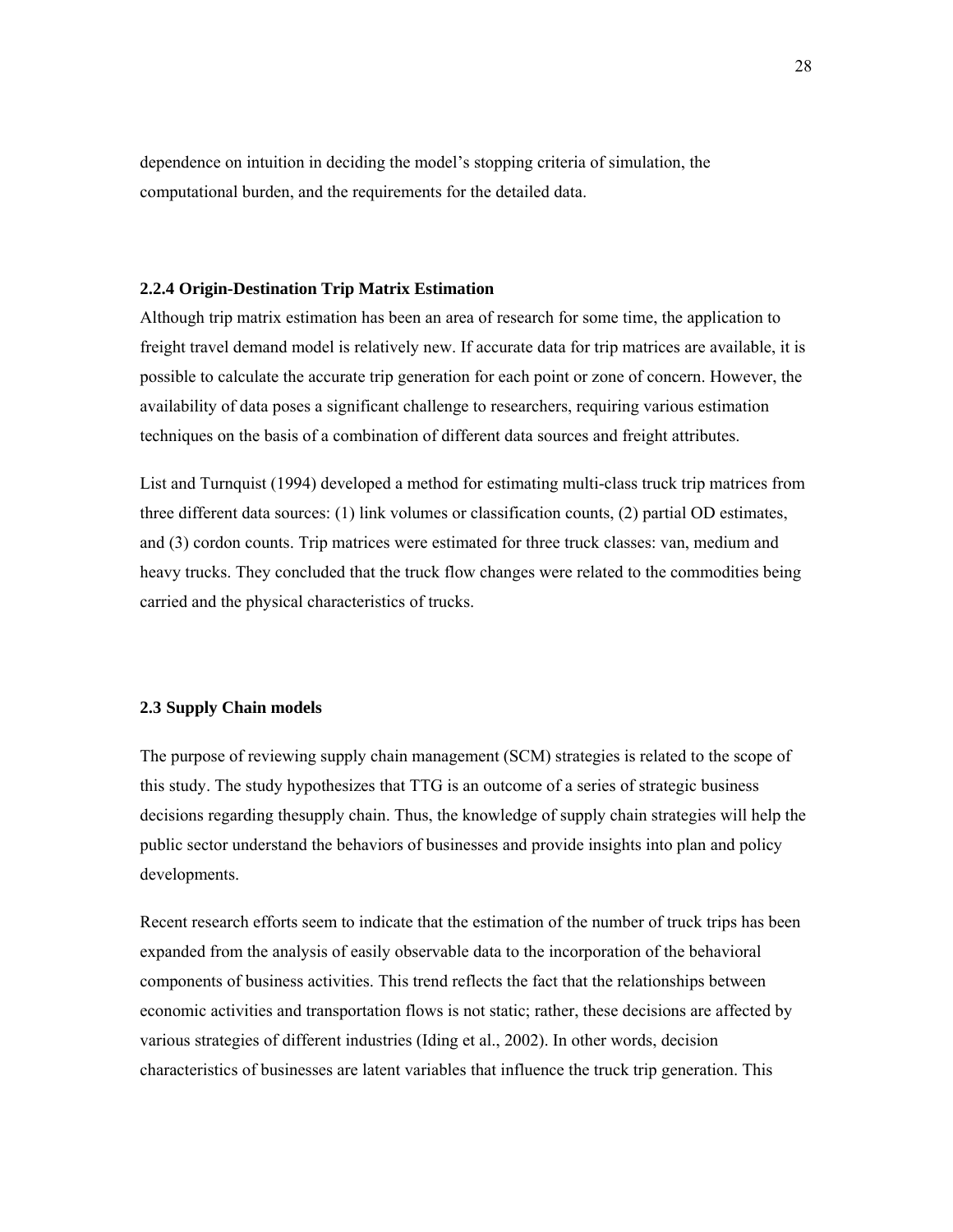dependence on intuition in deciding the model's stopping criteria of simulation, the computational burden, and the requirements for the detailed data.

### 2.2.4 Origin-Destination Trip Matrix Estimation

Although trip matrix estimation has been an area of research for some time, the application to freight travel demand model is relatively new. If accurate data for trip matrices are available, it is possible to calculate the accurate trip generation for each point or zone of concern. However, the availability of data poses a significant challenge to researchers, requiring various estimation techniques on the basis of a combination of different data sources and freight attributes.

List and Turnquist (1994) developed a method for estimating multi-class truck trip matrices from three different data sources: (1) link volumes or classification counts, (2) partial OD estimates, and (3) cordon counts. Trip matrices were estimated for three truck classes: van, medium and heavy trucks. They concluded that the truck flow changes were related to the commodities being carried and the physical characteristics of trucks.

## 2.3 Supply Chain models

The purpose of reviewing supply chain management (SCM) strategies is related to the scope of this study. The study hypothesizes that TTG is an outcome of a series of strategic business decisions regarding thesupply chain. Thus, the knowledge of supply chain strategies will help the public sector understand the behaviors of businesses and provide insights into plan and policy developments.

Recent research efforts seem to indicate that the estimation of the number of truck trips has been expanded from the analysis of easily observable data to the incorporation of the behavioral components of business activities. This trend reflects the fact that the relationships between economic activities and transportation flows is not static; rather, these decisions are affected by various strategies of different industries (Iding et al., 2002). In other words, decision characteristics of businesses are latent variables that influence the truck trip generation. This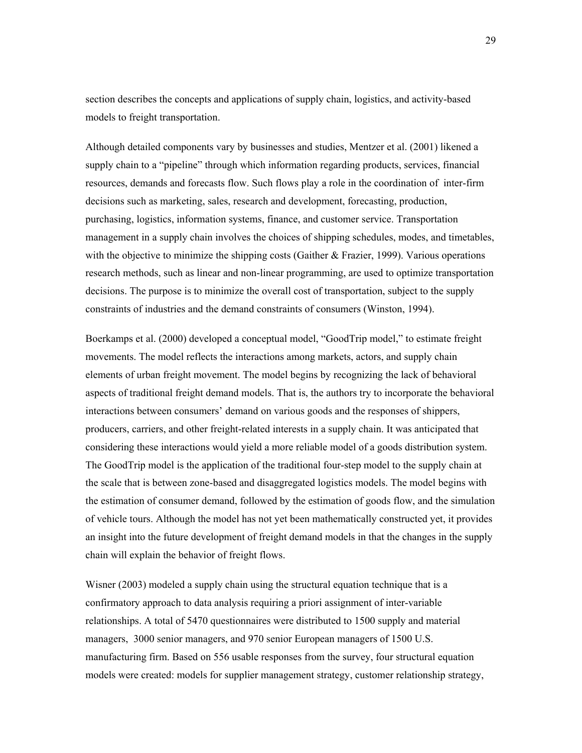section describes the concepts and applications of supply chain, logistics, and activity-based models to freight transportation.

Although detailed components vary by businesses and studies, Mentzer et al. (2001) likened a supply chain to a "pipeline" through which information regarding products, services, financial resources, demands and forecasts flow. Such flows play a role in the coordination of inter-firm decisions such as marketing, sales, research and development, forecasting, production, purchasing, logistics, information systems, finance, and customer service. Transportation management in a supply chain involves the choices of shipping schedules, modes, and timetables, with the objective to minimize the shipping costs (Gaither & Frazier, 1999). Various operations research methods, such as linear and non-linear programming, are used to optimize transportation decisions. The purpose is to minimize the overall cost of transportation, subject to the supply constraints of industries and the demand constraints of consumers (Winston, 1994).

Boerkamps et al. (2000) developed a conceptual model, "GoodTrip model," to estimate freight movements. The model reflects the interactions among markets, actors, and supply chain elements of urban freight movement. The model begins by recognizing the lack of behavioral aspects of traditional freight demand models. That is, the authors try to incorporate the behavioral interactions between consumers' demand on various goods and the responses of shippers, producers, carriers, and other freight-related interests in a supply chain. It was anticipated that considering these interactions would yield a more reliable model of a goods distribution system. The GoodTrip model is the application of the traditional four-step model to the supply chain at the scale that is between zone-based and disaggregated logistics models. The model begins with the estimation of consumer demand, followed by the estimation of goods flow, and the simulation of vehicle tours. Although the model has not yet been mathematically constructed yet, it provides an insight into the future development of freight demand models in that the changes in the supply chain will explain the behavior of freight flows.

Wisner (2003) modeled a supply chain using the structural equation technique that is a confirmatory approach to data analysis requiring a priori assignment of inter-variable relationships. A total of 5470 questionnaires were distributed to 1500 supply and material managers, 3000 senior managers, and 970 senior European managers of 1500 U.S. manufacturing firm. Based on 556 usable responses from the survey, four structural equation models were created: models for supplier management strategy, customer relationship strategy,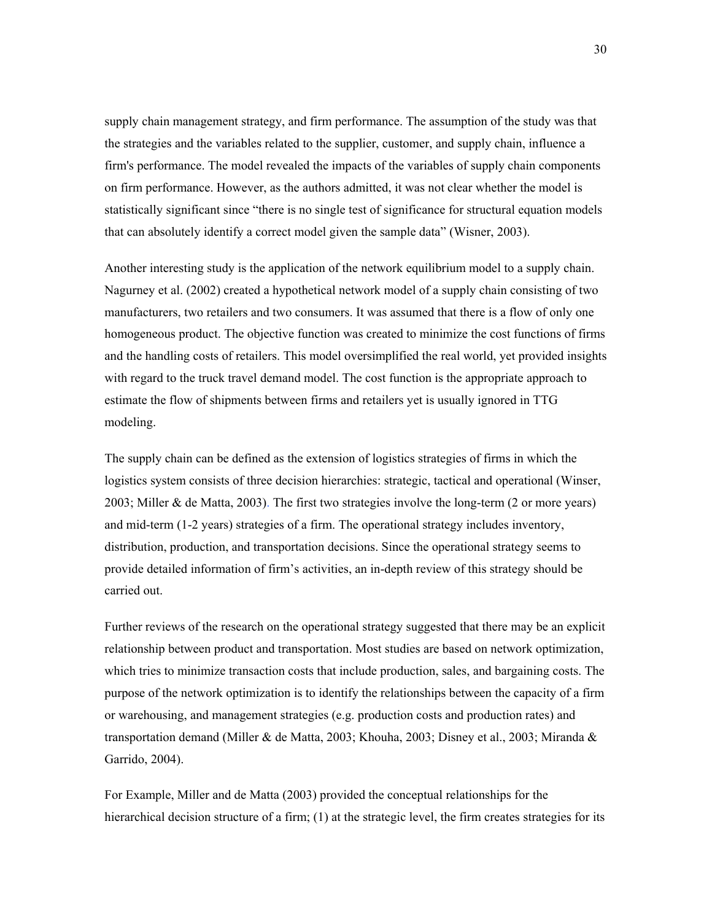supply chain management strategy, and firm performance. The assumption of the study was that the strategies and the variables related to the supplier, customer, and supply chain, influence a firm's performance. The model revealed the impacts of the variables of supply chain components on firm performance. However, as the authors admitted, it was not clear whether the model is statistically significant since "there is no single test of significance for structural equation models that can absolutely identify a correct model given the sample data" (Wisner, 2003).

Another interesting study is the application of the network equilibrium model to a supply chain. Nagurney et al. (2002) created a hypothetical network model of a supply chain consisting of two manufacturers, two retailers and two consumers. It was assumed that there is a flow of only one homogeneous product. The objective function was created to minimize the cost functions of firms and the handling costs of retailers. This model oversimplified the real world, yet provided insights with regard to the truck travel demand model. The cost function is the appropriate approach to estimate the flow of shipments between firms and retailers yet is usually ignored in TTG modeling.

The supply chain can be defined as the extension of logistics strategies of firms in which the logistics system consists of three decision hierarchies: strategic, tactical and operational (Winser, 2003; Miller & de Matta, 2003). The first two strategies involve the long-term (2 or more years) and mid-term (1-2 years) strategies of a firm. The operational strategy includes inventory, distribution, production, and transportation decisions. Since the operational strategy seems to provide detailed information of firm's activities, an in-depth review of this strategy should be carried out.

Further reviews of the research on the operational strategy suggested that there may be an explicit relationship between product and transportation. Most studies are based on network optimization, which tries to minimize transaction costs that include production, sales, and bargaining costs. The purpose of the network optimization is to identify the relationships between the capacity of a firm or warehousing, and management strategies (e.g. production costs and production rates) and transportation demand (Miller & de Matta, 2003; Khouha, 2003; Disney et al., 2003; Miranda & Garrido, 2004).

For Example, Miller and de Matta (2003) provided the conceptual relationships for the hierarchical decision structure of a firm; (1) at the strategic level, the firm creates strategies for its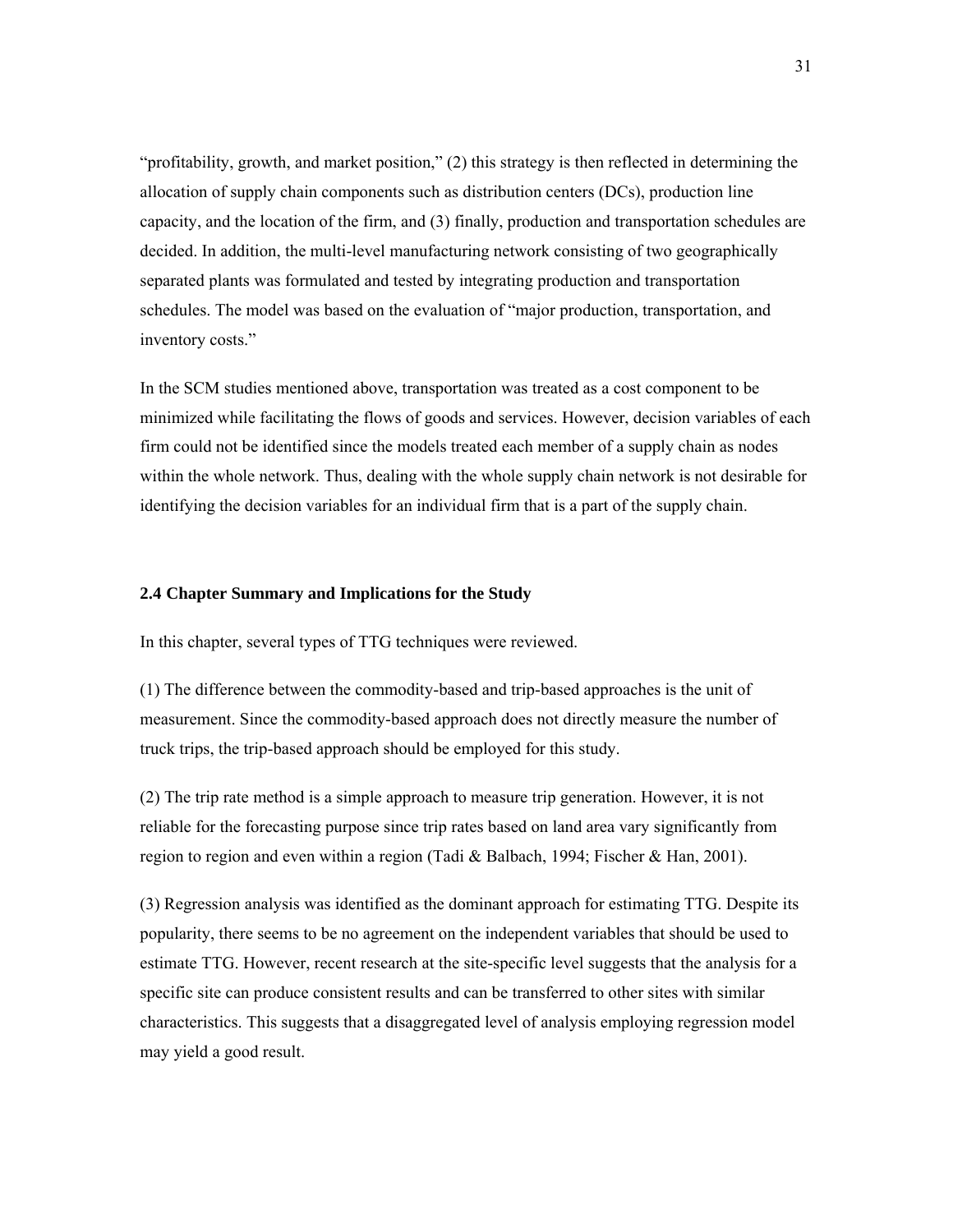"profitability, growth, and market position," (2) this strategy is then reflected in determining the allocation of supply chain components such as distribution centers (DCs), production line capacity, and the location of the firm, and (3) finally, production and transportation schedules are decided. In addition, the multi-level manufacturing network consisting of two geographically separated plants was formulated and tested by integrating production and transportation schedules. The model was based on the evaluation of "major production, transportation, and inventory costs."

In the SCM studies mentioned above, transportation was treated as a cost component to be minimized while facilitating the flows of goods and services. However, decision variables of each firm could not be identified since the models treated each member of a supply chain as nodes within the whole network. Thus, dealing with the whole supply chain network is not desirable for identifying the decision variables for an individual firm that is a part of the supply chain.

### 2.4 Chapter Summary and Implications for the Study

In this chapter, several types of TTG techniques were reviewed.

(1) The difference between the commodity-based and trip-based approaches is the unit of measurement. Since the commodity-based approach does not directly measure the number of truck trips, the trip-based approach should be employed for this study.

(2) The trip rate method is a simple approach to measure trip generation. However, it is not reliable for the forecasting purpose since trip rates based on land area vary significantly from region to region and even within a region (Tadi & Balbach, 1994; Fischer & Han, 2001).

(3) Regression analysis was identified as the dominant approach for estimating TTG. Despite its popularity, there seems to be no agreement on the independent variables that should be used to estimate TTG. However, recent research at the site-specific level suggests that the analysis for a specific site can produce consistent results and can be transferred to other sites with similar characteristics. This suggests that a disaggregated level of analysis employing regression model may yield a good result.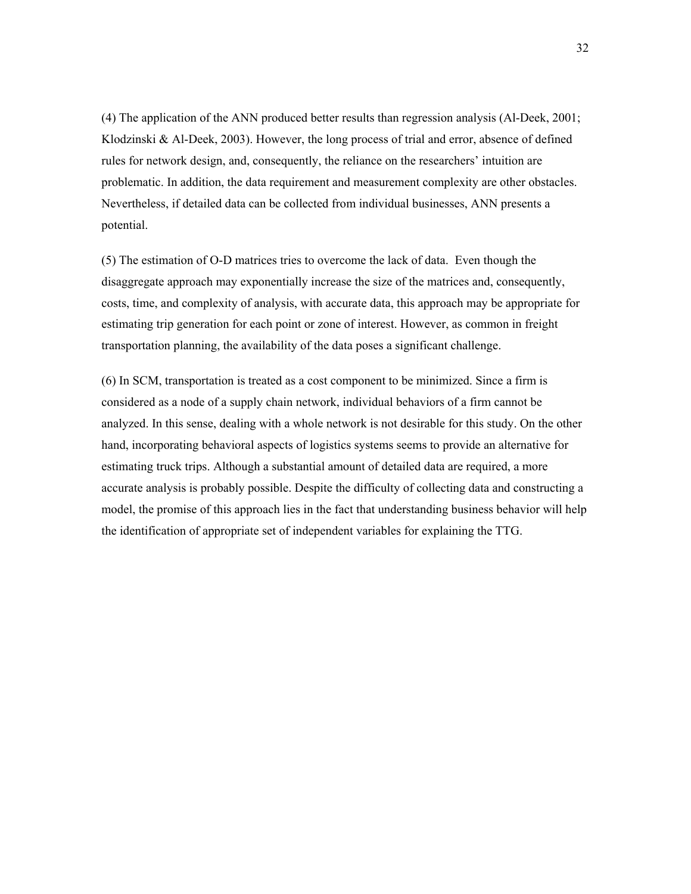(4) The application of the ANN produced better results than regression analysis (Al-Deek, 2001; Klodzinski & Al-Deek, 2003). However, the long process of trial and error, absence of defined rules for network design, and, consequently, the reliance on the researchers' intuition are problematic. In addition, the data requirement and measurement complexity are other obstacles. Nevertheless, if detailed data can be collected from individual businesses, ANN presents a potential.

(5) The estimation of O-D matrices tries to overcome the lack of data. Even though the disaggregate approach may exponentially increase the size of the matrices and, consequently, costs, time, and complexity of analysis, with accurate data, this approach may be appropriate for estimating trip generation for each point or zone of interest. However, as common in freight transportation planning, the availability of the data poses a significant challenge.

(6) In SCM, transportation is treated as a cost component to be minimized. Since a firm is considered as a node of a supply chain network, individual behaviors of a firm cannot be analyzed. In this sense, dealing with a whole network is not desirable for this study. On the other hand, incorporating behavioral aspects of logistics systems seems to provide an alternative for estimating truck trips. Although a substantial amount of detailed data are required, a more accurate analysis is probably possible. Despite the difficulty of collecting data and constructing a model, the promise of this approach lies in the fact that understanding business behavior will help the identification of appropriate set of independent variables for explaining the TTG.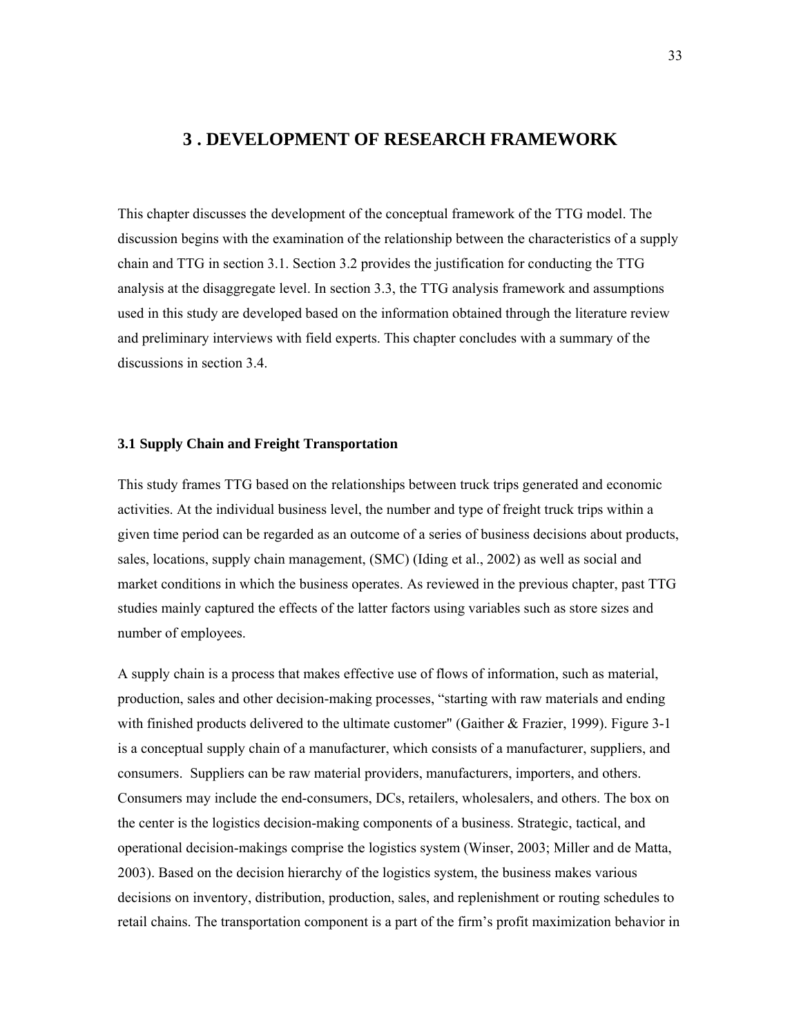# 3 . DEVELOPMENT OF RESEARCH FRAMEWORK

This chapter discusses the development of the conceptual framework of the TTG model. The discussion begins with the examination of the relationship between the characteristics of a supply chain and TTG in section 3.1. Section 3.2 provides the justification for conducting the TTG analysis at the disaggregate level. In section 3.3, the TTG analysis framework and assumptions used in this study are developed based on the information obtained through the literature review and preliminary interviews with field experts. This chapter concludes with a summary of the discussions in section 3.4.

## 3.1 Supply Chain and Freight Transportation

This study frames TTG based on the relationships between truck trips generated and economic activities. At the individual business level, the number and type of freight truck trips within a given time period can be regarded as an outcome of a series of business decisions about products, sales, locations, supply chain management, (SMC) (Iding et al., 2002) as well as social and market conditions in which the business operates. As reviewed in the previous chapter, past TTG studies mainly captured the effects of the latter factors using variables such as store sizes and number of employees.

A supply chain is a process that makes effective use of flows of information, such as material, production, sales and other decision-making processes, "starting with raw materials and ending with finished products delivered to the ultimate customer" (Gaither & Frazier, 1999). Figure 3-1 is a conceptual supply chain of a manufacturer, which consists of a manufacturer, suppliers, and consumers. Suppliers can be raw material providers, manufacturers, importers, and others. Consumers may include the end-consumers, DCs, retailers, wholesalers, and others. The box on the center is the logistics decision-making components of a business. Strategic, tactical, and operational decision-makings comprise the logistics system (Winser, 2003; Miller and de Matta, 2003). Based on the decision hierarchy of the logistics system, the business makes various decisions on inventory, distribution, production, sales, and replenishment or routing schedules to retail chains. The transportation component is a part of the firm's profit maximization behavior in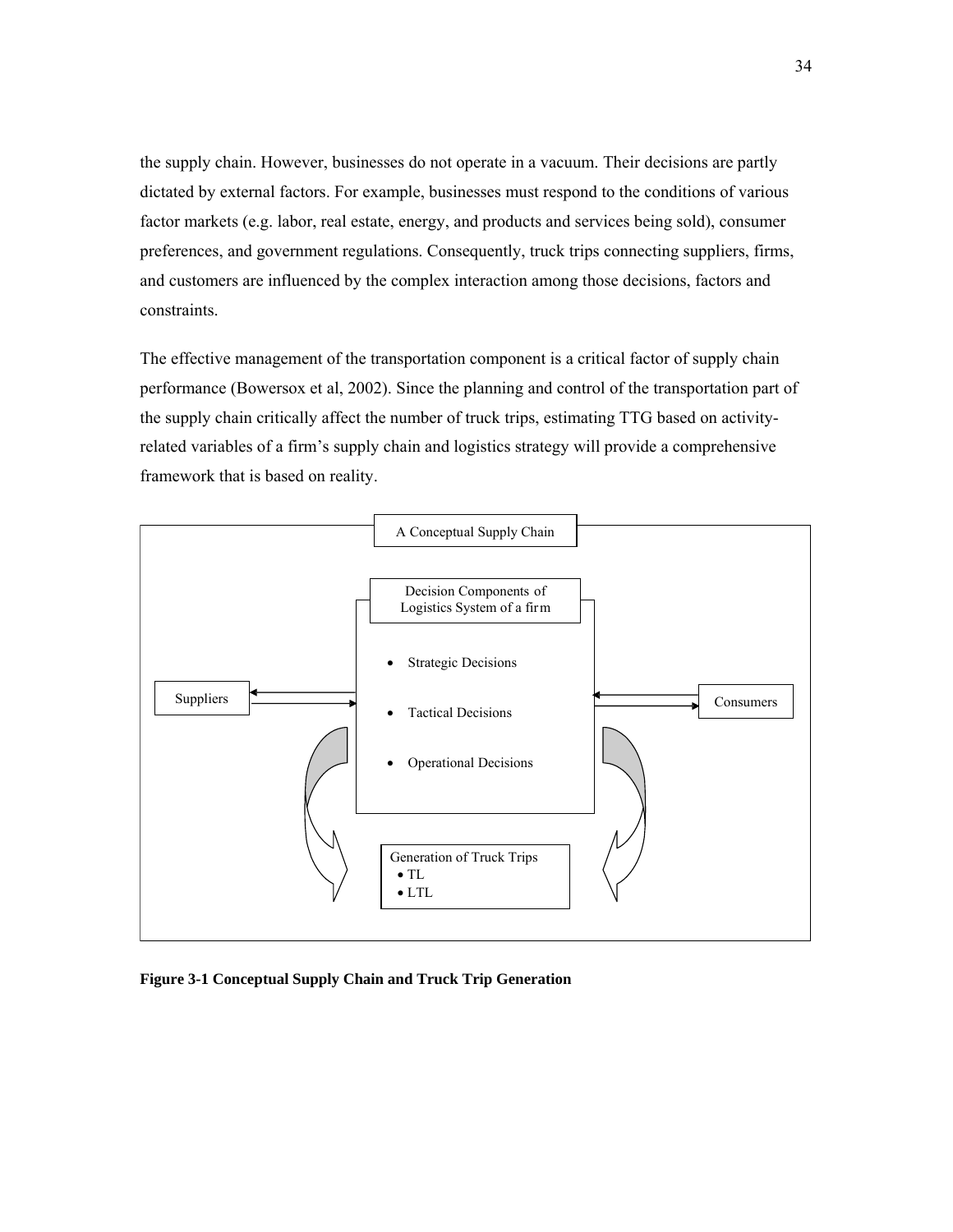the supply chain. However, businesses do not operate in a vacuum. Their decisions are partly dictated by external factors. For example, businesses must respond to the conditions of various factor markets (e.g. labor, real estate, energy, and products and services being sold), consumer preferences, and government regulations. Consequently, truck trips connecting suppliers, firms, and customers are influenced by the complex interaction among those decisions, factors and constraints.

The effective management of the transportation component is a critical factor of supply chain performance (Bowersox et al, 2002). Since the planning and control of the transportation part of the supply chain critically affect the number of truck trips, estimating TTG based on activity-related variables of a firm's supply chain and logistics strategy will provide a comprehensive framework that is based on reality.

A Conceptual Supply Chain

Decision Components of Logistics System of a firm

- Strategic Decisions
- Tactical Decisions
- Operational Decisions

Suppliers

Consumers

Generation of Truck Trips
- TL
- LTL

**Figure 3-1 Conceptual Supply Chain and Truck Trip Generation**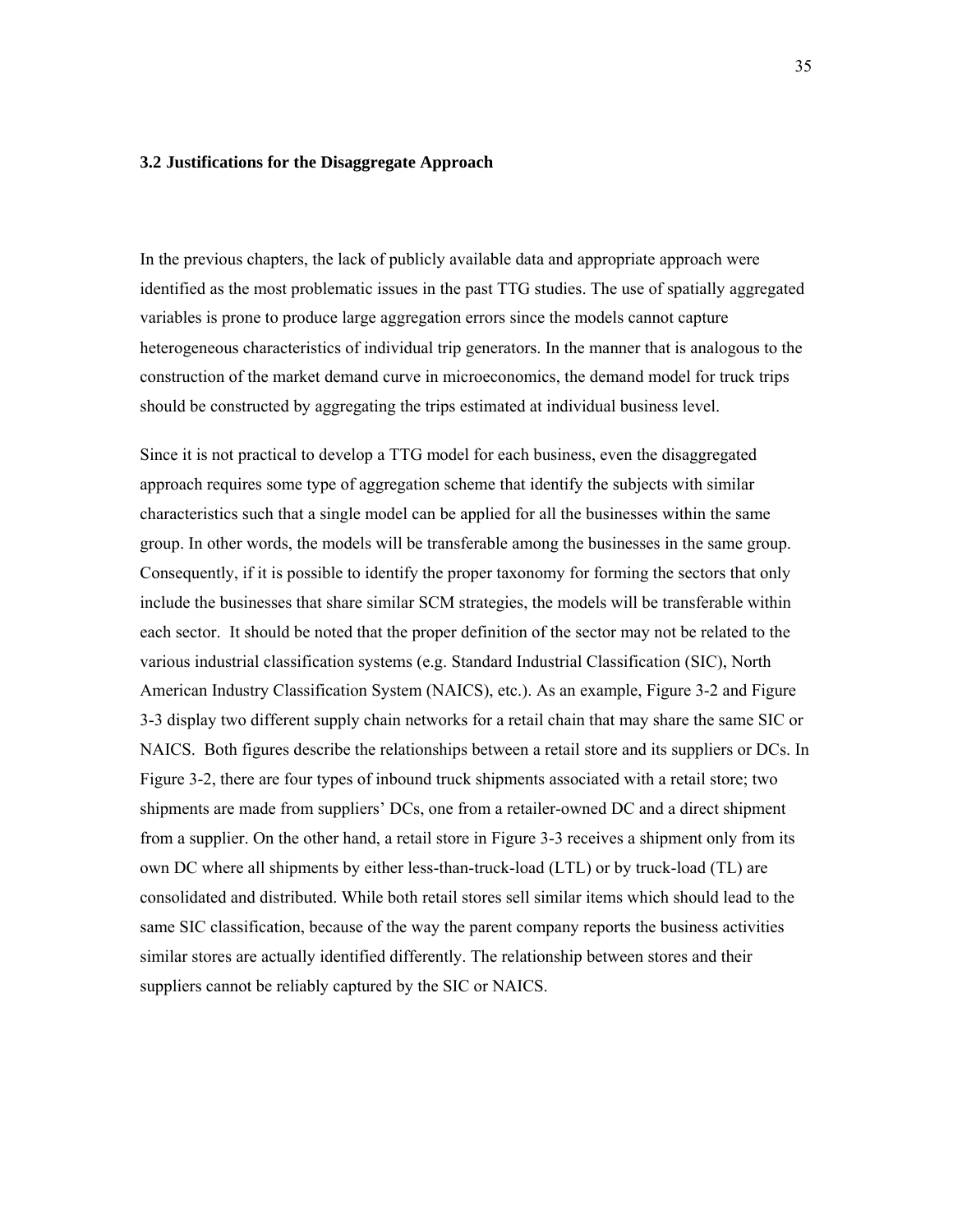## 3.2 Justifications for the Disaggregate Approach

In the previous chapters, the lack of publicly available data and appropriate approach were identified as the most problematic issues in the past TTG studies. The use of spatially aggregated variables is prone to produce large aggregation errors since the models cannot capture heterogeneous characteristics of individual trip generators. In the manner that is analogous to the construction of the market demand curve in microeconomics, the demand model for truck trips should be constructed by aggregating the trips estimated at individual business level.

Since it is not practical to develop a TTG model for each business, even the disaggregated approach requires some type of aggregation scheme that identify the subjects with similar characteristics such that a single model can be applied for all the businesses within the same group. In other words, the models will be transferable among the businesses in the same group. Consequently, if it is possible to identify the proper taxonomy for forming the sectors that only include the businesses that share similar SCM strategies, the models will be transferable within each sector. It should be noted that the proper definition of the sector may not be related to the various industrial classification systems (e.g. Standard Industrial Classification (SIC), North American Industry Classification System (NAICS), etc.). As an example, Figure 3-2 and Figure 3-3 display two different supply chain networks for a retail chain that may share the same SIC or NAICS. Both figures describe the relationships between a retail store and its suppliers or DCs. In Figure 3-2, there are four types of inbound truck shipments associated with a retail store; two shipments are made from suppliers' DCs, one from a retailer-owned DC and a direct shipment from a supplier. On the other hand, a retail store in Figure 3-3 receives a shipment only from its own DC where all shipments by either less-than-truck-load (LTL) or by truck-load (TL) are consolidated and distributed. While both retail stores sell similar items which should lead to the same SIC classification, because of the way the parent company reports the business activities similar stores are actually identified differently. The relationship between stores and their suppliers cannot be reliably captured by the SIC or NAICS.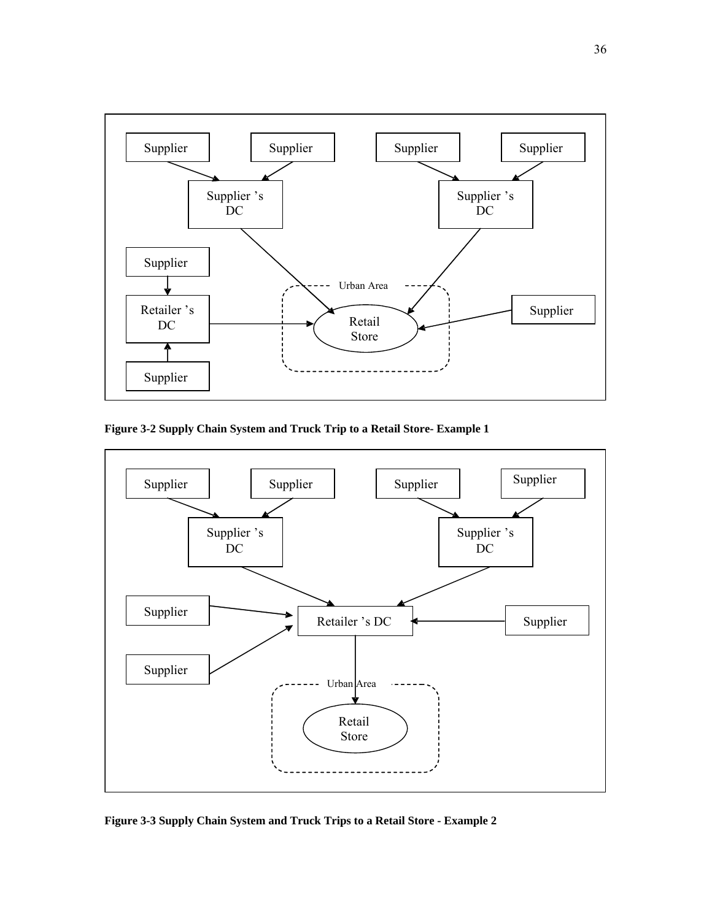Supplier

Supplier

Supplier

Supplier

Supplier 's DC

Supplier 's DC

Supplier

Urban Area

Retailer 's DC

Retail Store

Supplier

Supplier

**Figure 3-2 Supply Chain System and Truck Trip to a Retail Store- Example 1**

Supplier

Supplier

Supplier

Supplier

Supplier 's DC

Supplier 's DC

Supplier

Retailer 's DC

Supplier

Supplier

Urban Area

Retail Store

**Figure 3-3 Supply Chain System and Truck Trips to a Retail Store - Example 2**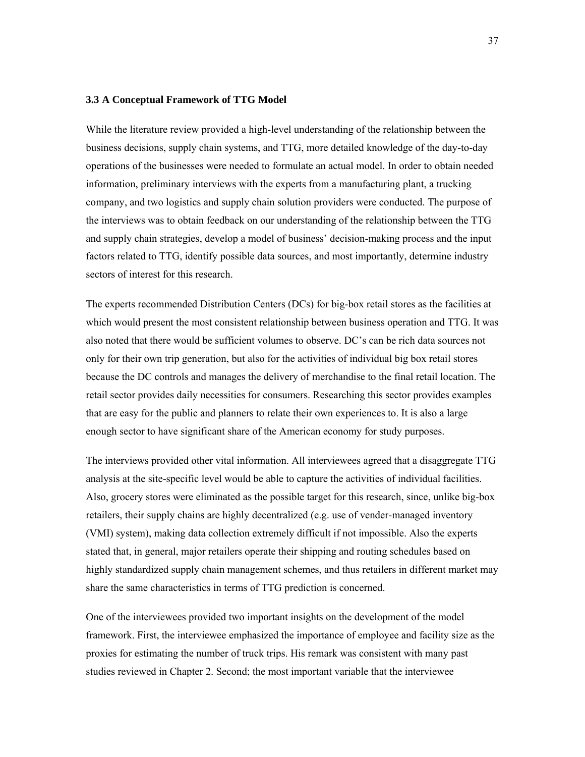### 3.3 A Conceptual Framework of TTG Model

While the literature review provided a high-level understanding of the relationship between the business decisions, supply chain systems, and TTG, more detailed knowledge of the day-to-day operations of the businesses were needed to formulate an actual model. In order to obtain needed information, preliminary interviews with the experts from a manufacturing plant, a trucking company, and two logistics and supply chain solution providers were conducted. The purpose of the interviews was to obtain feedback on our understanding of the relationship between the TTG and supply chain strategies, develop a model of business' decision-making process and the input factors related to TTG, identify possible data sources, and most importantly, determine industry sectors of interest for this research.

The experts recommended Distribution Centers (DCs) for big-box retail stores as the facilities at which would present the most consistent relationship between business operation and TTG. It was also noted that there would be sufficient volumes to observe. DC's can be rich data sources not only for their own trip generation, but also for the activities of individual big box retail stores because the DC controls and manages the delivery of merchandise to the final retail location. The retail sector provides daily necessities for consumers. Researching this sector provides examples that are easy for the public and planners to relate their own experiences to. It is also a large enough sector to have significant share of the American economy for study purposes.

The interviews provided other vital information. All interviewees agreed that a disaggregate TTG analysis at the site-specific level would be able to capture the activities of individual facilities. Also, grocery stores were eliminated as the possible target for this research, since, unlike big-box retailers, their supply chains are highly decentralized (e.g. use of vender-managed inventory (VMI) system), making data collection extremely difficult if not impossible. Also the experts stated that, in general, major retailers operate their shipping and routing schedules based on highly standardized supply chain management schemes, and thus retailers in different market may share the same characteristics in terms of TTG prediction is concerned.

One of the interviewees provided two important insights on the development of the model framework. First, the interviewee emphasized the importance of employee and facility size as the proxies for estimating the number of truck trips. His remark was consistent with many past studies reviewed in Chapter 2. Second; the most important variable that the interviewee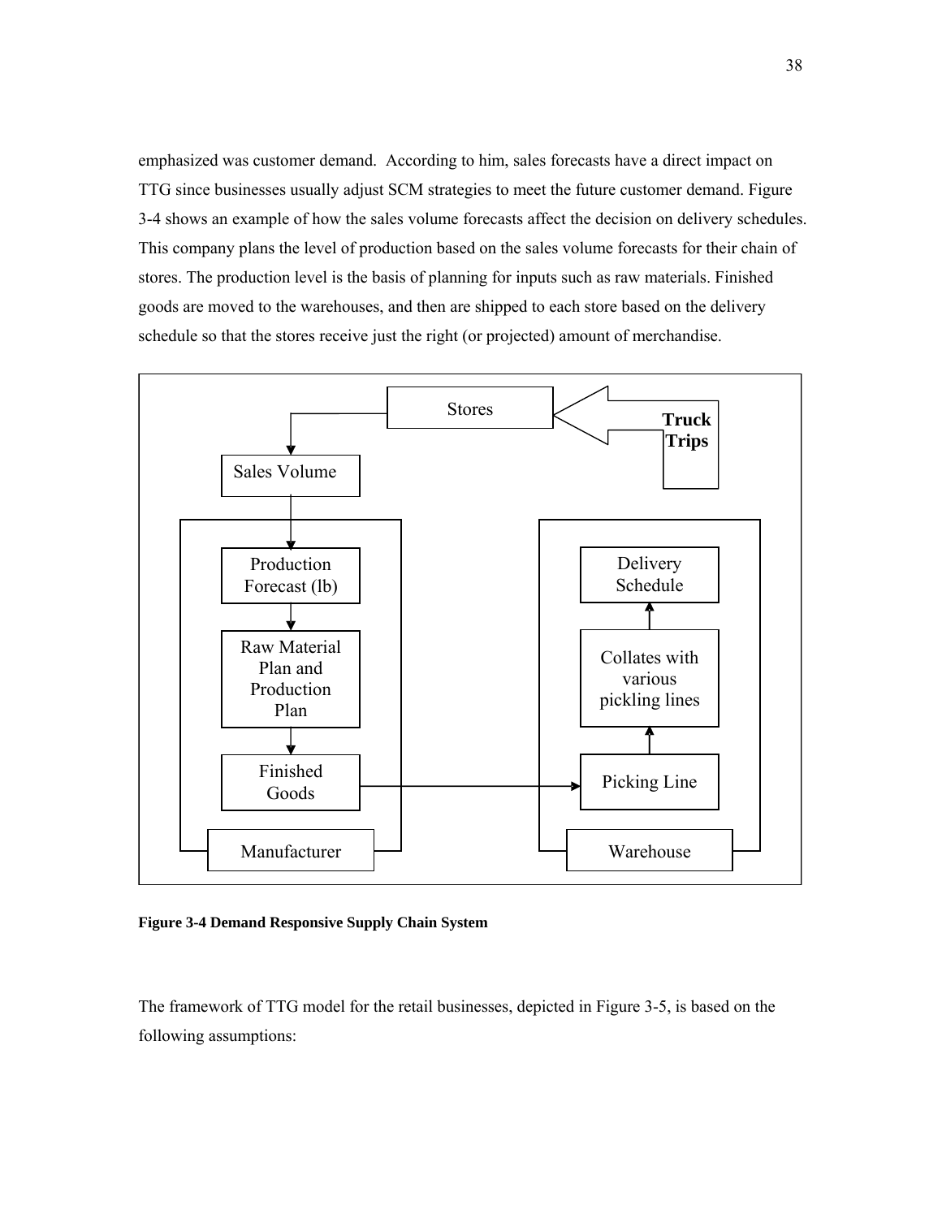emphasized was customer demand. According to him, sales forecasts have a direct impact on TTG since businesses usually adjust SCM strategies to meet the future customer demand. Figure 3-4 shows an example of how the sales volume forecasts affect the decision on delivery schedules. This company plans the level of production based on the sales volume forecasts for their chain of stores. The production level is the basis of planning for inputs such as raw materials. Finished goods are moved to the warehouses, and then are shipped to each store based on the delivery schedule so that the stores receive just the right (or projected) amount of merchandise.

Stores

Truck Trips

Sales Volume

Production Forecast (lb)

Raw Material Plan and Production Plan

Finished Goods

Manufacturer

Delivery Schedule

Collates with various pickling lines

Picking Line

Warehouse

**Figure 3-4 Demand Responsive Supply Chain System**

The framework of TTG model for the retail businesses, depicted in Figure 3-5, is based on the following assumptions: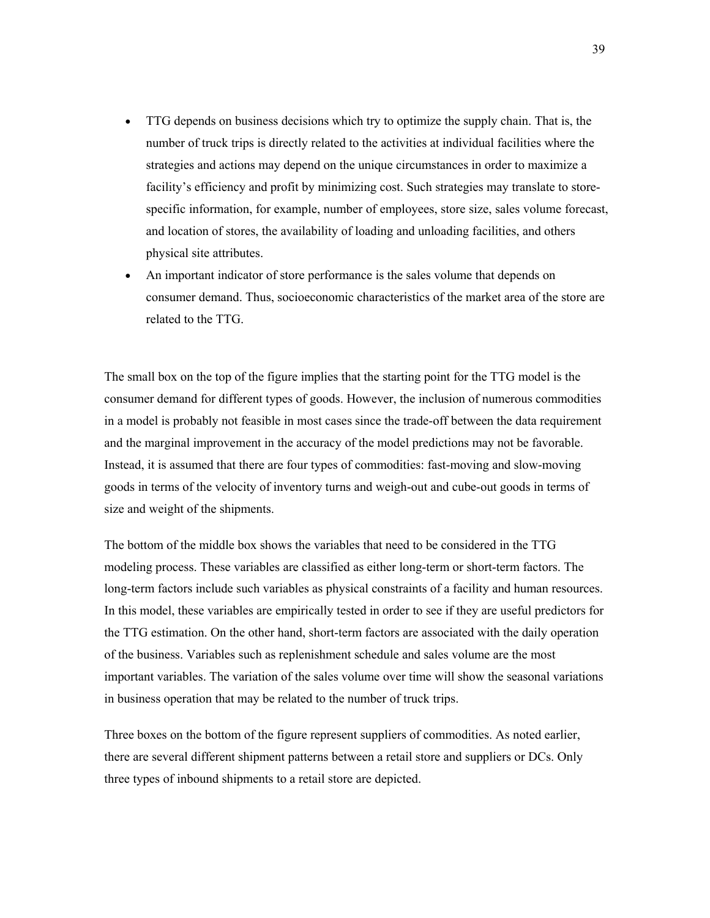- TTG depends on business decisions which try to optimize the supply chain. That is, the number of truck trips is directly related to the activities at individual facilities where the strategies and actions may depend on the unique circumstances in order to maximize a facility's efficiency and profit by minimizing cost. Such strategies may translate to store-specific information, for example, number of employees, store size, sales volume forecast, and location of stores, the availability of loading and unloading facilities, and others physical site attributes.
- An important indicator of store performance is the sales volume that depends on consumer demand. Thus, socioeconomic characteristics of the market area of the store are related to the TTG.

The small box on the top of the figure implies that the starting point for the TTG model is the consumer demand for different types of goods. However, the inclusion of numerous commodities in a model is probably not feasible in most cases since the trade-off between the data requirement and the marginal improvement in the accuracy of the model predictions may not be favorable. Instead, it is assumed that there are four types of commodities: fast-moving and slow-moving goods in terms of the velocity of inventory turns and weigh-out and cube-out goods in terms of size and weight of the shipments.

The bottom of the middle box shows the variables that need to be considered in the TTG modeling process. These variables are classified as either long-term or short-term factors. The long-term factors include such variables as physical constraints of a facility and human resources. In this model, these variables are empirically tested in order to see if they are useful predictors for the TTG estimation. On the other hand, short-term factors are associated with the daily operation of the business. Variables such as replenishment schedule and sales volume are the most important variables. The variation of the sales volume over time will show the seasonal variations in business operation that may be related to the number of truck trips.

Three boxes on the bottom of the figure represent suppliers of commodities. As noted earlier, there are several different shipment patterns between a retail store and suppliers or DCs. Only three types of inbound shipments to a retail store are depicted.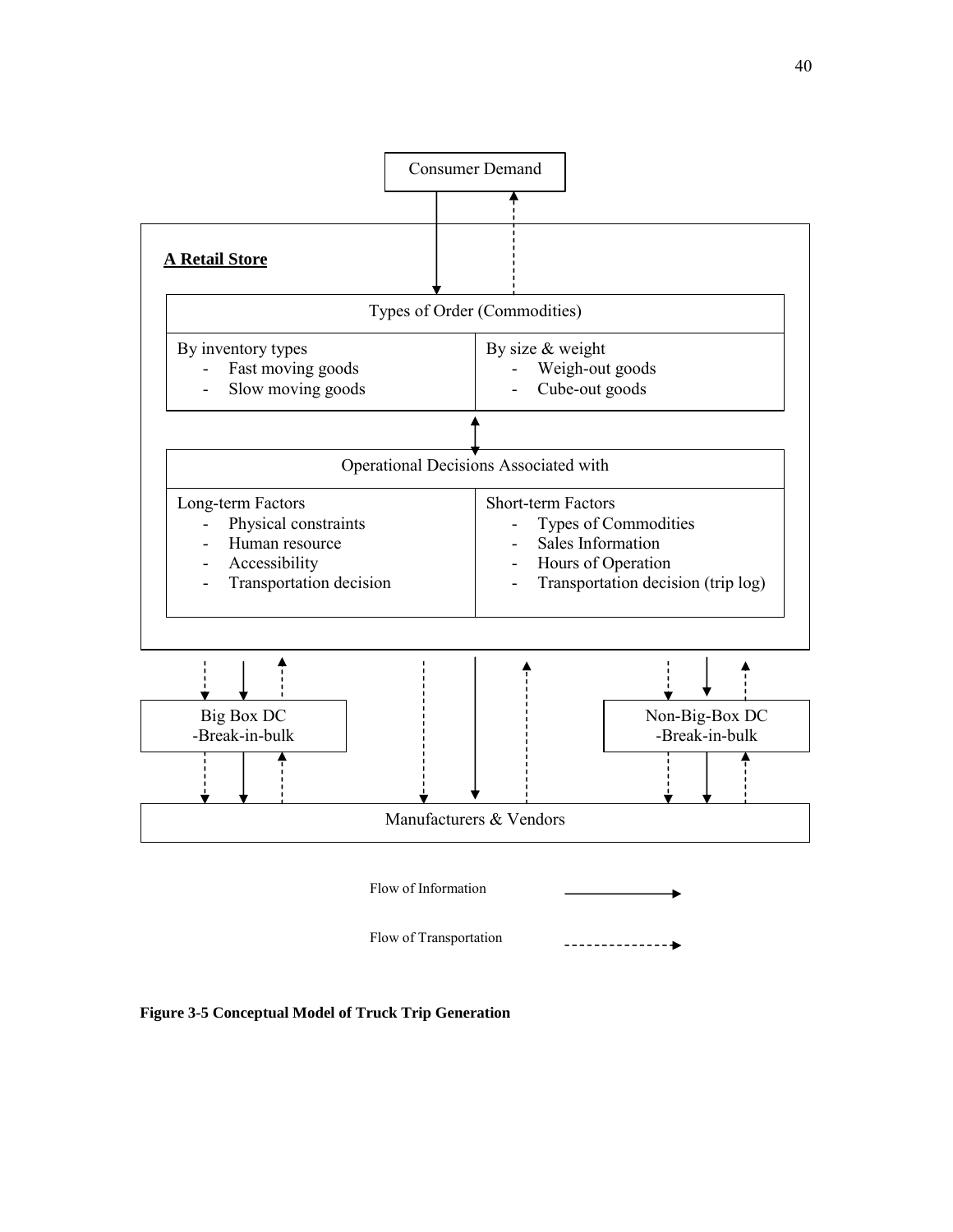Consumer Demand

**A Retail Store**

Types of Order (Commodities)

By inventory types
- Fast moving goods
- Slow moving goods

By size & weight
- Weigh-out goods
- Cube-out goods

Operational Decisions Associated with

Long-term Factors
- Physical constraints
- Human resource
- Accessibility
- Transportation decision

Short-term Factors
- Types of Commodities
- Sales Information
- Hours of Operation
- Transportation decision (trip log)

Big Box DC
-Break-in-bulk

Non-Big-Box DC
-Break-in-bulk

Manufacturers & Vendors

Flow of Information

Flow of Transportation

**Figure 3-5 Conceptual Model of Truck Trip Generation**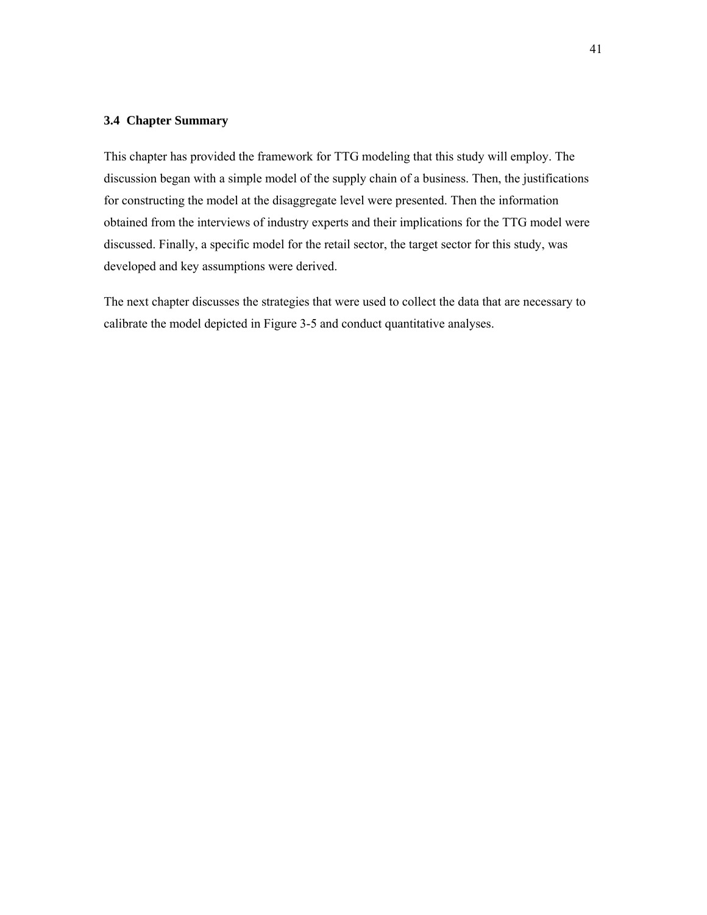### 3.4 Chapter Summary

This chapter has provided the framework for TTG modeling that this study will employ. The discussion began with a simple model of the supply chain of a business. Then, the justifications for constructing the model at the disaggregate level were presented. Then the information obtained from the interviews of industry experts and their implications for the TTG model were discussed. Finally, a specific model for the retail sector, the target sector for this study, was developed and key assumptions were derived.

The next chapter discusses the strategies that were used to collect the data that are necessary to calibrate the model depicted in Figure 3-5 and conduct quantitative analyses.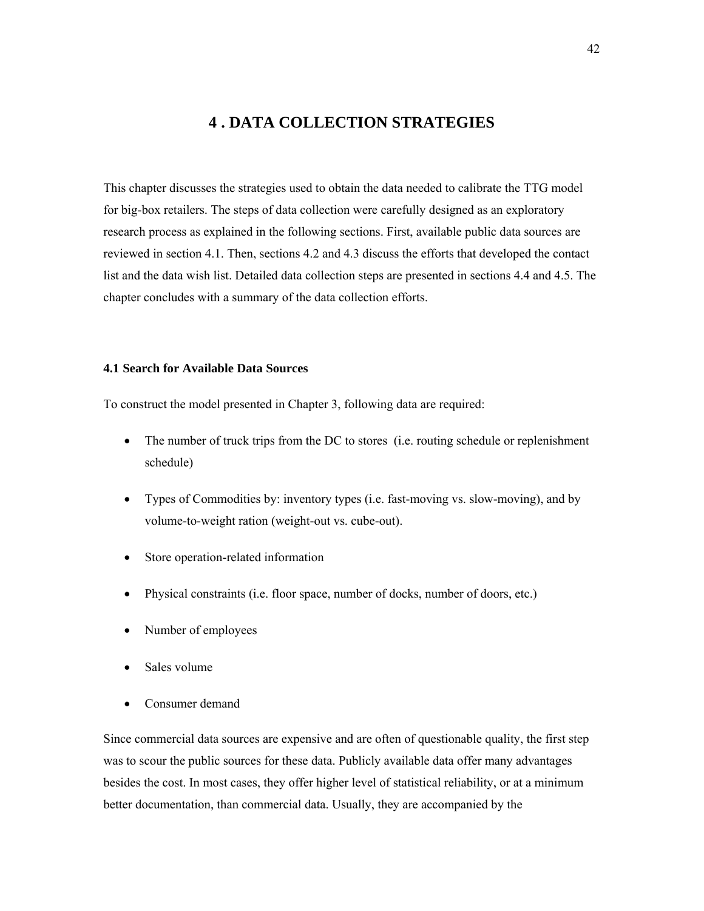# 4 . DATA COLLECTION STRATEGIES

This chapter discusses the strategies used to obtain the data needed to calibrate the TTG model for big-box retailers. The steps of data collection were carefully designed as an exploratory research process as explained in the following sections. First, available public data sources are reviewed in section 4.1. Then, sections 4.2 and 4.3 discuss the efforts that developed the contact list and the data wish list. Detailed data collection steps are presented in sections 4.4 and 4.5. The chapter concludes with a summary of the data collection efforts.

## 4.1 Search for Available Data Sources

To construct the model presented in Chapter 3, following data are required:

- The number of truck trips from the DC to stores (i.e. routing schedule or replenishment schedule)
- Types of Commodities by: inventory types (i.e. fast-moving vs. slow-moving), and by volume-to-weight ration (weight-out vs. cube-out).
- Store operation-related information
- Physical constraints (i.e. floor space, number of docks, number of doors, etc.)
- Number of employees
- Sales volume
- Consumer demand

Since commercial data sources are expensive and are often of questionable quality, the first step was to scour the public sources for these data. Publicly available data offer many advantages besides the cost. In most cases, they offer higher level of statistical reliability, or at a minimum better documentation, than commercial data. Usually, they are accompanied by the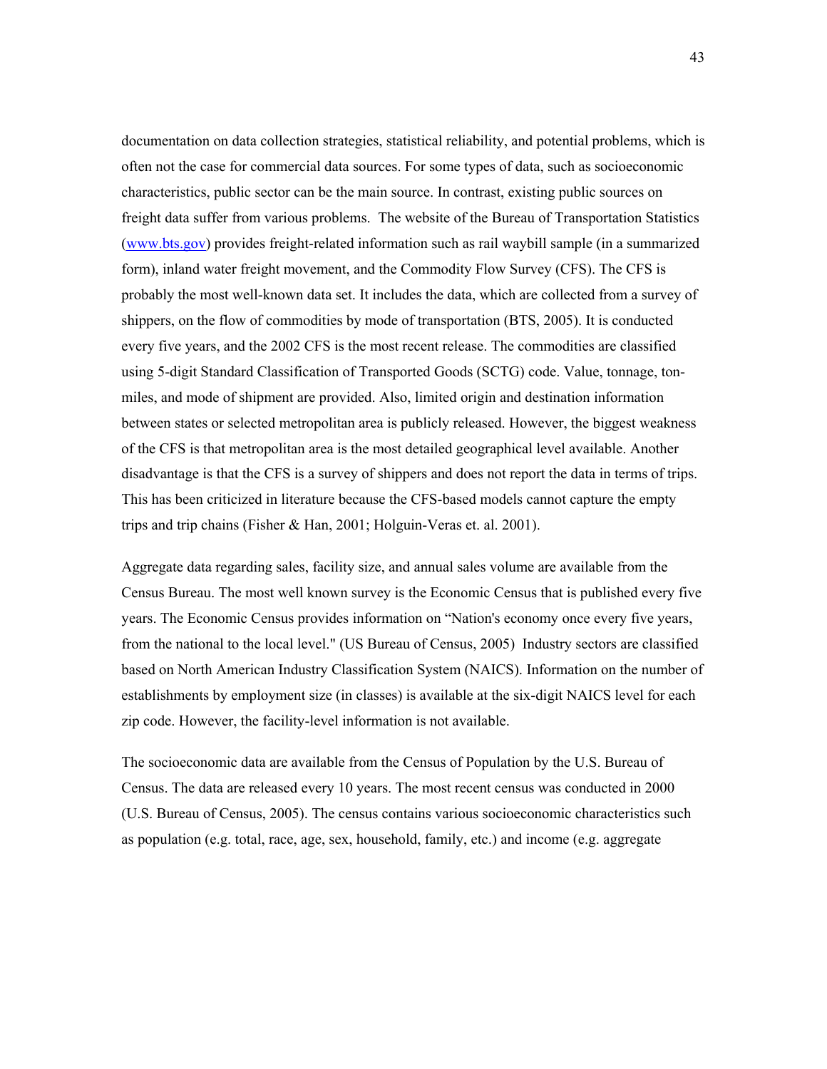documentation on data collection strategies, statistical reliability, and potential problems, which is often not the case for commercial data sources. For some types of data, such as socioeconomic characteristics, public sector can be the main source. In contrast, existing public sources on freight data suffer from various problems. The website of the Bureau of Transportation Statistics (www.bts.gov) provides freight-related information such as rail waybill sample (in a summarized form), inland water freight movement, and the Commodity Flow Survey (CFS). The CFS is probably the most well-known data set. It includes the data, which are collected from a survey of shippers, on the flow of commodities by mode of transportation (BTS, 2005). It is conducted every five years, and the 2002 CFS is the most recent release. The commodities are classified using 5-digit Standard Classification of Transported Goods (SCTG) code. Value, tonnage, ton-miles, and mode of shipment are provided. Also, limited origin and destination information between states or selected metropolitan area is publicly released. However, the biggest weakness of the CFS is that metropolitan area is the most detailed geographical level available. Another disadvantage is that the CFS is a survey of shippers and does not report the data in terms of trips. This has been criticized in literature because the CFS-based models cannot capture the empty trips and trip chains (Fisher & Han, 2001; Holguin-Veras et. al. 2001).

Aggregate data regarding sales, facility size, and annual sales volume are available from the Census Bureau. The most well known survey is the Economic Census that is published every five years. The Economic Census provides information on "Nation's economy once every five years, from the national to the local level." (US Bureau of Census, 2005) Industry sectors are classified based on North American Industry Classification System (NAICS). Information on the number of establishments by employment size (in classes) is available at the six-digit NAICS level for each zip code. However, the facility-level information is not available.

The socioeconomic data are available from the Census of Population by the U.S. Bureau of Census. The data are released every 10 years. The most recent census was conducted in 2000 (U.S. Bureau of Census, 2005). The census contains various socioeconomic characteristics such as population (e.g. total, race, age, sex, household, family, etc.) and income (e.g. aggregate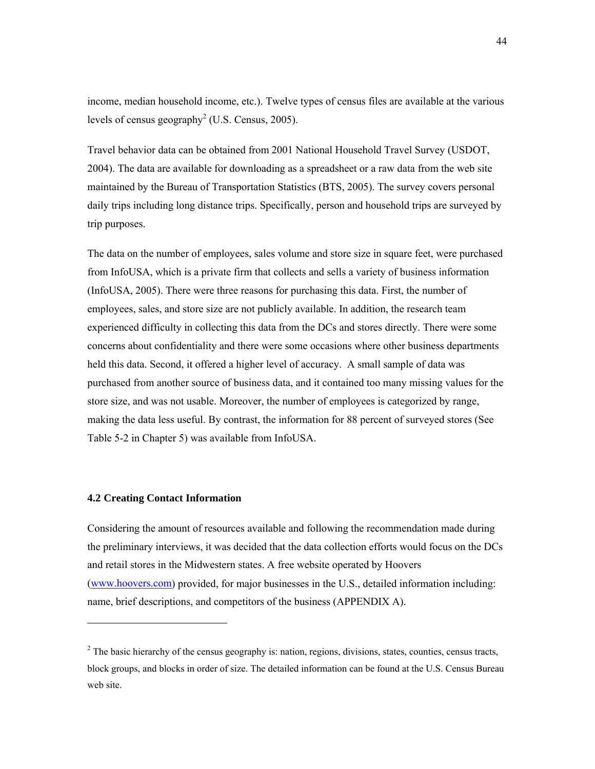income, median household income, etc.). Twelve types of census files are available at the various levels of census geography[2] (U.S. Census, 2005).

Travel behavior data can be obtained from 2001 National Household Travel Survey (USDOT, 2004). The data are available for downloading as a spreadsheet or a raw data from the web site maintained by the Bureau of Transportation Statistics (BTS, 2005). The survey covers personal daily trips including long distance trips. Specifically, person and household trips are surveyed by trip purposes.

The data on the number of employees, sales volume and store size in square feet, were purchased from InfoUSA, which is a private firm that collects and sells a variety of business information (InfoUSA, 2005). There were three reasons for purchasing this data. First, the number of employees, sales, and store size are not publicly available. In addition, the research team experienced difficulty in collecting this data from the DCs and stores directly. There were some concerns about confidentiality and there were some occasions where other business departments held this data. Second, it offered a higher level of accuracy. A small sample of data was purchased from another source of business data, and it contained too many missing values for the store size, and was not usable. Moreover, the number of employees is categorized by range, making the data less useful. By contrast, the information for 88 percent of surveyed stores (See Table 5-2 in Chapter 5) was available from InfoUSA.

### 4.2 Creating Contact Information

Considering the amount of resources available and following the recommendation made during the preliminary interviews, it was decided that the data collection efforts would focus on the DCs and retail stores in the Midwestern states. A free website operated by Hoovers (www.hoovers.com) provided, for major businesses in the U.S., detailed information including: name, brief descriptions, and competitors of the business (APPENDIX A).

---

[2] The basic hierarchy of the census geography is: nation, regions, divisions, states, counties, census tracts, block groups, and blocks in order of size. The detailed information can be found at the U.S. Census Bureau web site.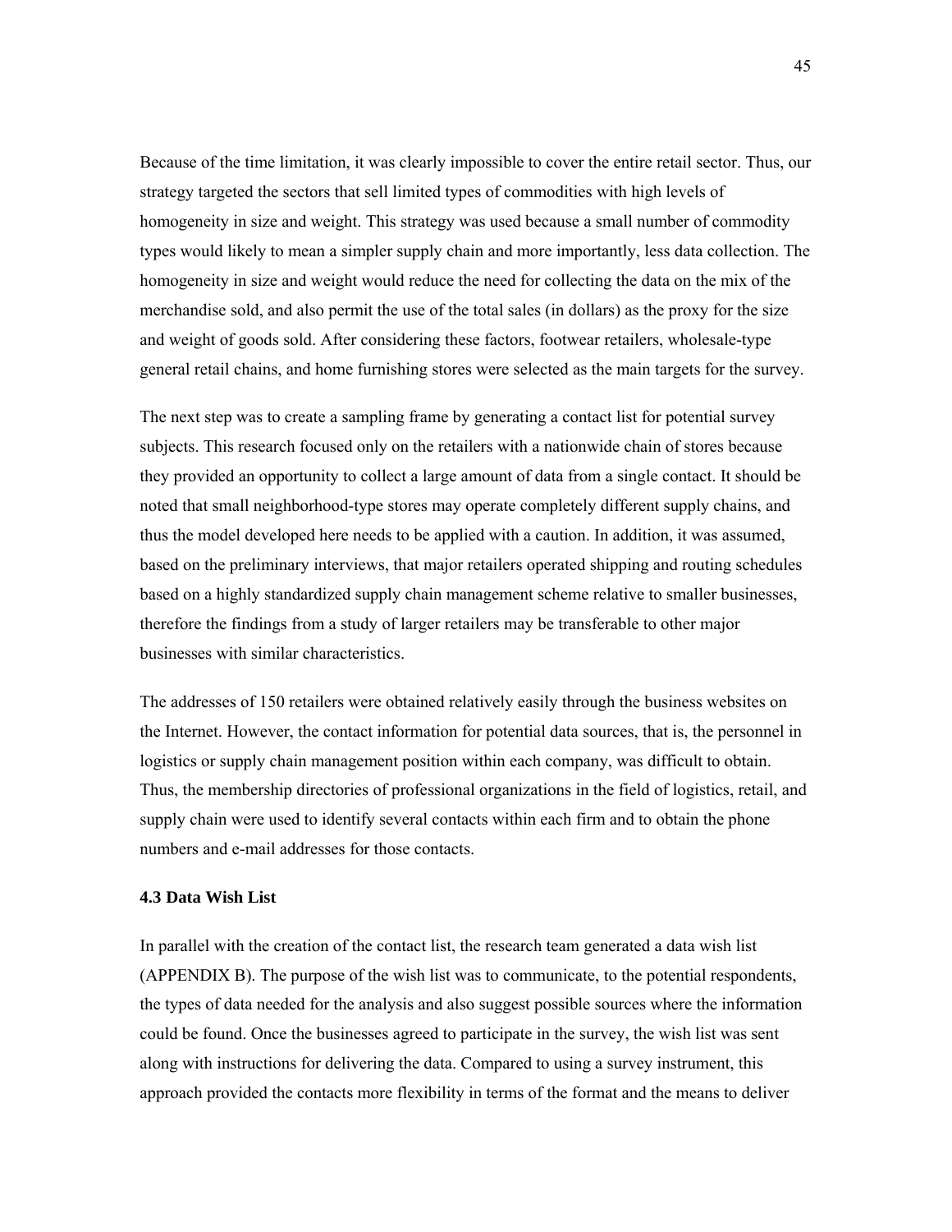Because of the time limitation, it was clearly impossible to cover the entire retail sector. Thus, our strategy targeted the sectors that sell limited types of commodities with high levels of homogeneity in size and weight. This strategy was used because a small number of commodity types would likely to mean a simpler supply chain and more importantly, less data collection. The homogeneity in size and weight would reduce the need for collecting the data on the mix of the merchandise sold, and also permit the use of the total sales (in dollars) as the proxy for the size and weight of goods sold. After considering these factors, footwear retailers, wholesale-type general retail chains, and home furnishing stores were selected as the main targets for the survey.

The next step was to create a sampling frame by generating a contact list for potential survey subjects. This research focused only on the retailers with a nationwide chain of stores because they provided an opportunity to collect a large amount of data from a single contact. It should be noted that small neighborhood-type stores may operate completely different supply chains, and thus the model developed here needs to be applied with a caution. In addition, it was assumed, based on the preliminary interviews, that major retailers operated shipping and routing schedules based on a highly standardized supply chain management scheme relative to smaller businesses, therefore the findings from a study of larger retailers may be transferable to other major businesses with similar characteristics.

The addresses of 150 retailers were obtained relatively easily through the business websites on the Internet. However, the contact information for potential data sources, that is, the personnel in logistics or supply chain management position within each company, was difficult to obtain. Thus, the membership directories of professional organizations in the field of logistics, retail, and supply chain were used to identify several contacts within each firm and to obtain the phone numbers and e-mail addresses for those contacts.

### 4.3 Data Wish List

In parallel with the creation of the contact list, the research team generated a data wish list (APPENDIX B). The purpose of the wish list was to communicate, to the potential respondents, the types of data needed for the analysis and also suggest possible sources where the information could be found. Once the businesses agreed to participate in the survey, the wish list was sent along with instructions for delivering the data. Compared to using a survey instrument, this approach provided the contacts more flexibility in terms of the format and the means to deliver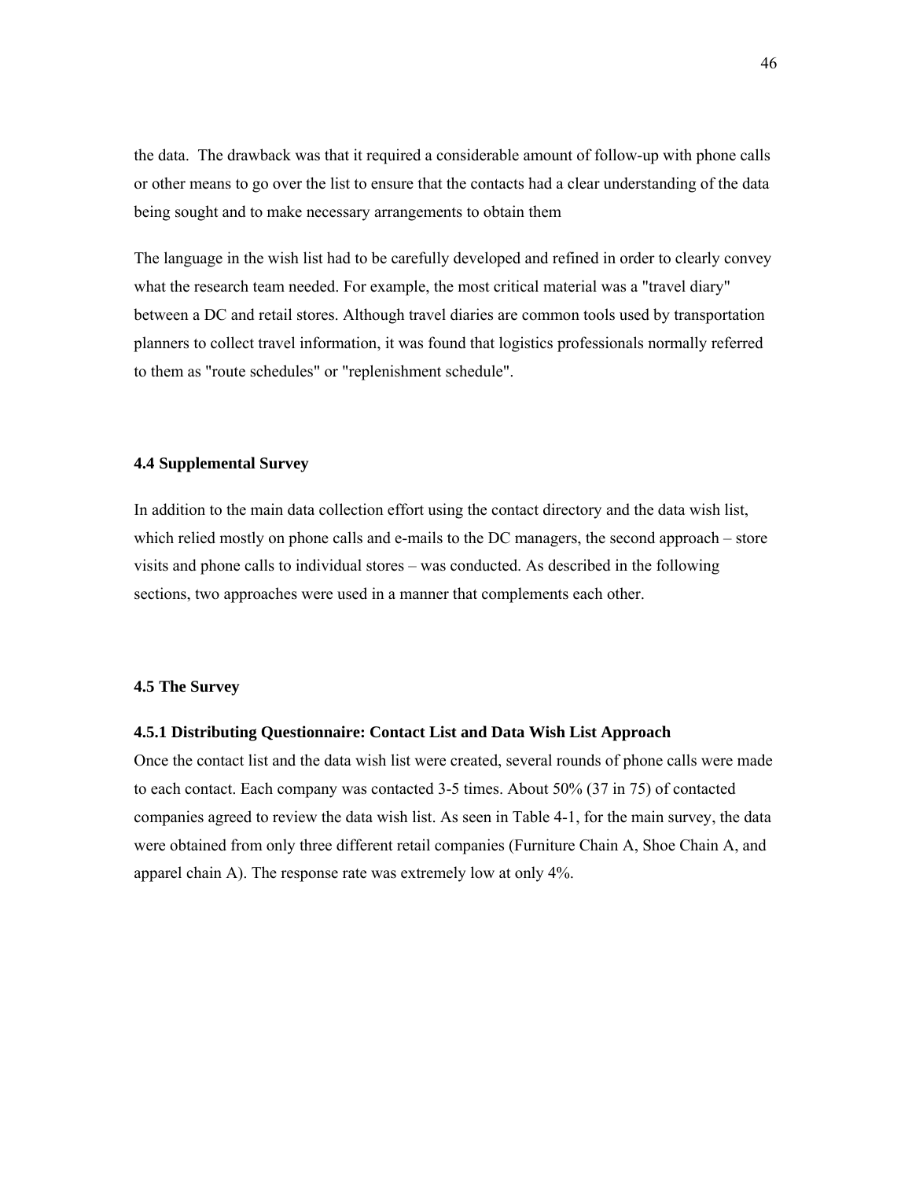the data. The drawback was that it required a considerable amount of follow-up with phone calls or other means to go over the list to ensure that the contacts had a clear understanding of the data being sought and to make necessary arrangements to obtain them

The language in the wish list had to be carefully developed and refined in order to clearly convey what the research team needed. For example, the most critical material was a "travel diary" between a DC and retail stores. Although travel diaries are common tools used by transportation planners to collect travel information, it was found that logistics professionals normally referred to them as "route schedules" or "replenishment schedule".

### 4.4 Supplemental Survey

In addition to the main data collection effort using the contact directory and the data wish list, which relied mostly on phone calls and e-mails to the DC managers, the second approach – store visits and phone calls to individual stores – was conducted. As described in the following sections, two approaches were used in a manner that complements each other.

### 4.5 The Survey

#### 4.5.1 Distributing Questionnaire: Contact List and Data Wish List Approach

Once the contact list and the data wish list were created, several rounds of phone calls were made to each contact. Each company was contacted 3-5 times. About 50% (37 in 75) of contacted companies agreed to review the data wish list. As seen in Table 4-1, for the main survey, the data were obtained from only three different retail companies (Furniture Chain A, Shoe Chain A, and apparel chain A). The response rate was extremely low at only 4%.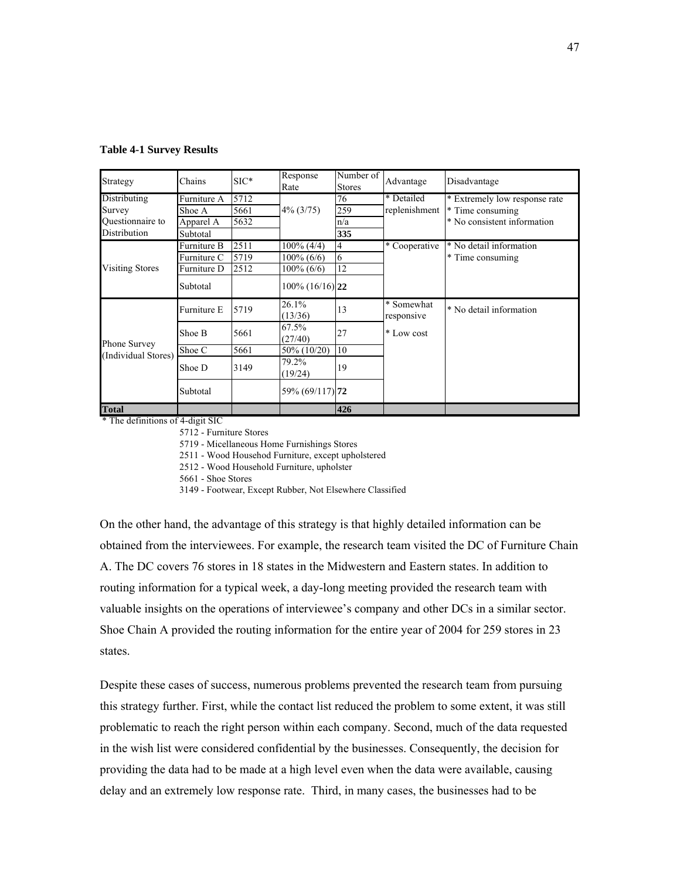**Table 4-1 Survey Results**

| Strategy | Chains | SIC* | Response Rate | Number of Stores | Advantage | Disadvantage |
|---|---|---|---|---|---|---|
| Distributing Survey Questionnaire to Distribution | Furniture A | 5712 | 4% (3/75) | 76 | * Detailed replenishment | * Extremely low response rate<br>* Time consuming<br>* No consistent information |
| | Shoe A | 5661 | | 259 | | |
| | Apparel A | 5632 | | n/a | | |
| | Subtotal | | | **335** | | |
| Visiting Stores | Furniture B | 2511 | 100% (4/4) | 4 | * Cooperative | * No detail information<br>* Time consuming |
| | Furniture C | 5719 | 100% (6/6) | 6 | | |
| | Furniture D | 2512 | 100% (6/6) | 12 | | |
| | Subtotal | | 100% (16/16) | **22** | | |
| Phone Survey (Individual Stores) | Furniture E | 5719 | 26.1% (13/36) | 13 | * Somewhat responsive<br>* Low cost | * No detail information |
| | Shoe B | 5661 | 67.5% (27/40) | 27 | | |
| | Shoe C | 5661 | 50% (10/20) | 10 | | |
| | Shoe D | 3149 | 79.2% (19/24) | 19 | | |
| | Subtotal | | 59% (69/117) | **72** | | |
| **Total** | | | | **426** | | |

\* The definitions of 4-digit SIC

5712 - Furniture Stores
5719 - Micellaneous Home Furnishings Stores
2511 - Wood Househod Furniture, except upholstered
2512 - Wood Household Furniture, upholster
5661 - Shoe Stores
3149 - Footwear, Except Rubber, Not Elsewhere Classified

On the other hand, the advantage of this strategy is that highly detailed information can be obtained from the interviewees. For example, the research team visited the DC of Furniture Chain A. The DC covers 76 stores in 18 states in the Midwestern and Eastern states. In addition to routing information for a typical week, a day-long meeting provided the research team with valuable insights on the operations of interviewee's company and other DCs in a similar sector. Shoe Chain A provided the routing information for the entire year of 2004 for 259 stores in 23 states.

Despite these cases of success, numerous problems prevented the research team from pursuing this strategy further. First, while the contact list reduced the problem to some extent, it was still problematic to reach the right person within each company. Second, much of the data requested in the wish list were considered confidential by the businesses. Consequently, the decision for providing the data had to be made at a high level even when the data were available, causing delay and an extremely low response rate. Third, in many cases, the businesses had to be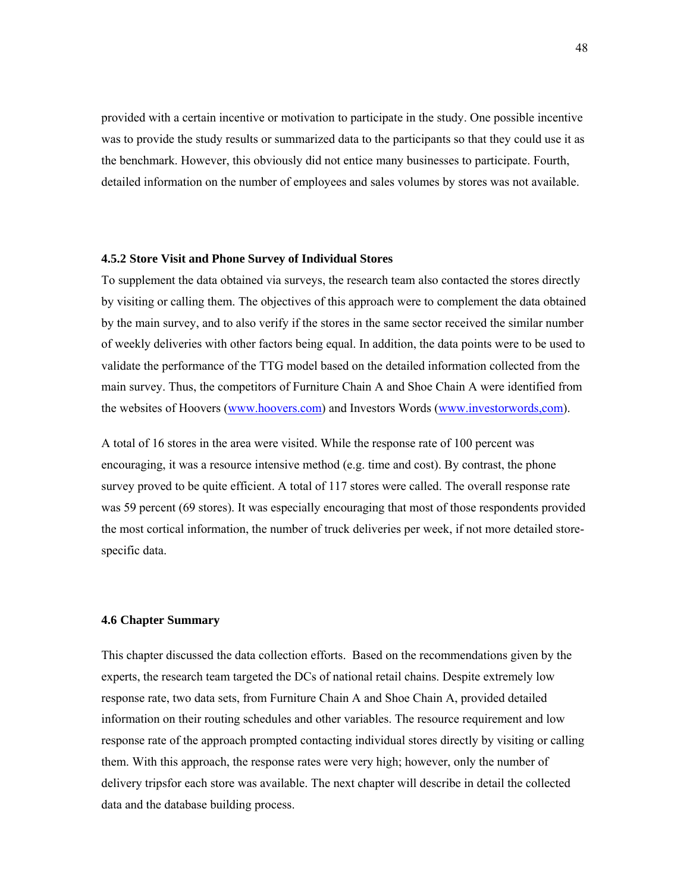provided with a certain incentive or motivation to participate in the study. One possible incentive was to provide the study results or summarized data to the participants so that they could use it as the benchmark. However, this obviously did not entice many businesses to participate. Fourth, detailed information on the number of employees and sales volumes by stores was not available.

### 4.5.2 Store Visit and Phone Survey of Individual Stores

To supplement the data obtained via surveys, the research team also contacted the stores directly by visiting or calling them. The objectives of this approach were to complement the data obtained by the main survey, and to also verify if the stores in the same sector received the similar number of weekly deliveries with other factors being equal. In addition, the data points were to be used to validate the performance of the TTG model based on the detailed information collected from the main survey. Thus, the competitors of Furniture Chain A and Shoe Chain A were identified from the websites of Hoovers (www.hoovers.com) and Investors Words (www.investorwords,com).

A total of 16 stores in the area were visited. While the response rate of 100 percent was encouraging, it was a resource intensive method (e.g. time and cost). By contrast, the phone survey proved to be quite efficient. A total of 117 stores were called. The overall response rate was 59 percent (69 stores). It was especially encouraging that most of those respondents provided the most cortical information, the number of truck deliveries per week, if not more detailed store-specific data.

## 4.6 Chapter Summary

This chapter discussed the data collection efforts. Based on the recommendations given by the experts, the research team targeted the DCs of national retail chains. Despite extremely low response rate, two data sets, from Furniture Chain A and Shoe Chain A, provided detailed information on their routing schedules and other variables. The resource requirement and low response rate of the approach prompted contacting individual stores directly by visiting or calling them. With this approach, the response rates were very high; however, only the number of delivery tripsfor each store was available. The next chapter will describe in detail the collected data and the database building process.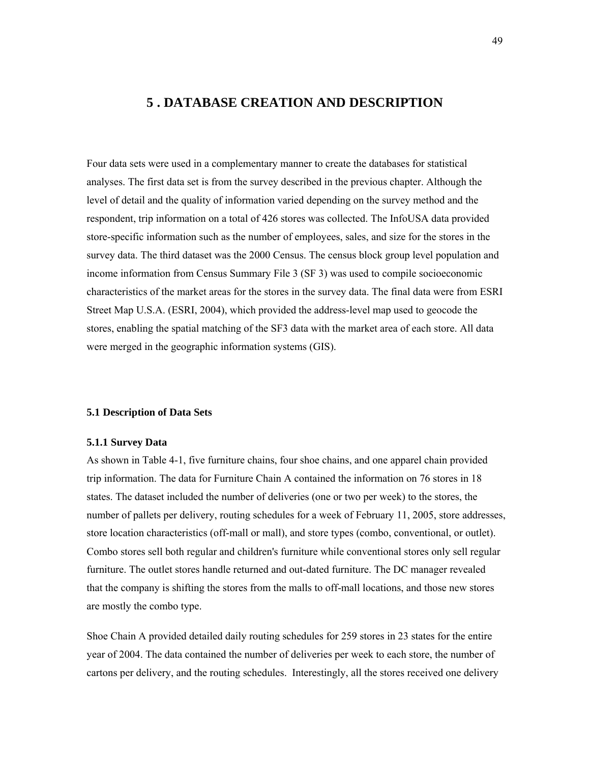# 5 . DATABASE CREATION AND DESCRIPTION

Four data sets were used in a complementary manner to create the databases for statistical analyses. The first data set is from the survey described in the previous chapter. Although the level of detail and the quality of information varied depending on the survey method and the respondent, trip information on a total of 426 stores was collected. The InfoUSA data provided store-specific information such as the number of employees, sales, and size for the stores in the survey data. The third dataset was the 2000 Census. The census block group level population and income information from Census Summary File 3 (SF 3) was used to compile socioeconomic characteristics of the market areas for the stores in the survey data. The final data were from ESRI Street Map U.S.A. (ESRI, 2004), which provided the address-level map used to geocode the stores, enabling the spatial matching of the SF3 data with the market area of each store. All data were merged in the geographic information systems (GIS).

### 5.1 Description of Data Sets

#### 5.1.1 Survey Data

As shown in Table 4-1, five furniture chains, four shoe chains, and one apparel chain provided trip information. The data for Furniture Chain A contained the information on 76 stores in 18 states. The dataset included the number of deliveries (one or two per week) to the stores, the number of pallets per delivery, routing schedules for a week of February 11, 2005, store addresses, store location characteristics (off-mall or mall), and store types (combo, conventional, or outlet). Combo stores sell both regular and children's furniture while conventional stores only sell regular furniture. The outlet stores handle returned and out-dated furniture. The DC manager revealed that the company is shifting the stores from the malls to off-mall locations, and those new stores are mostly the combo type.

Shoe Chain A provided detailed daily routing schedules for 259 stores in 23 states for the entire year of 2004. The data contained the number of deliveries per week to each store, the number of cartons per delivery, and the routing schedules. Interestingly, all the stores received one delivery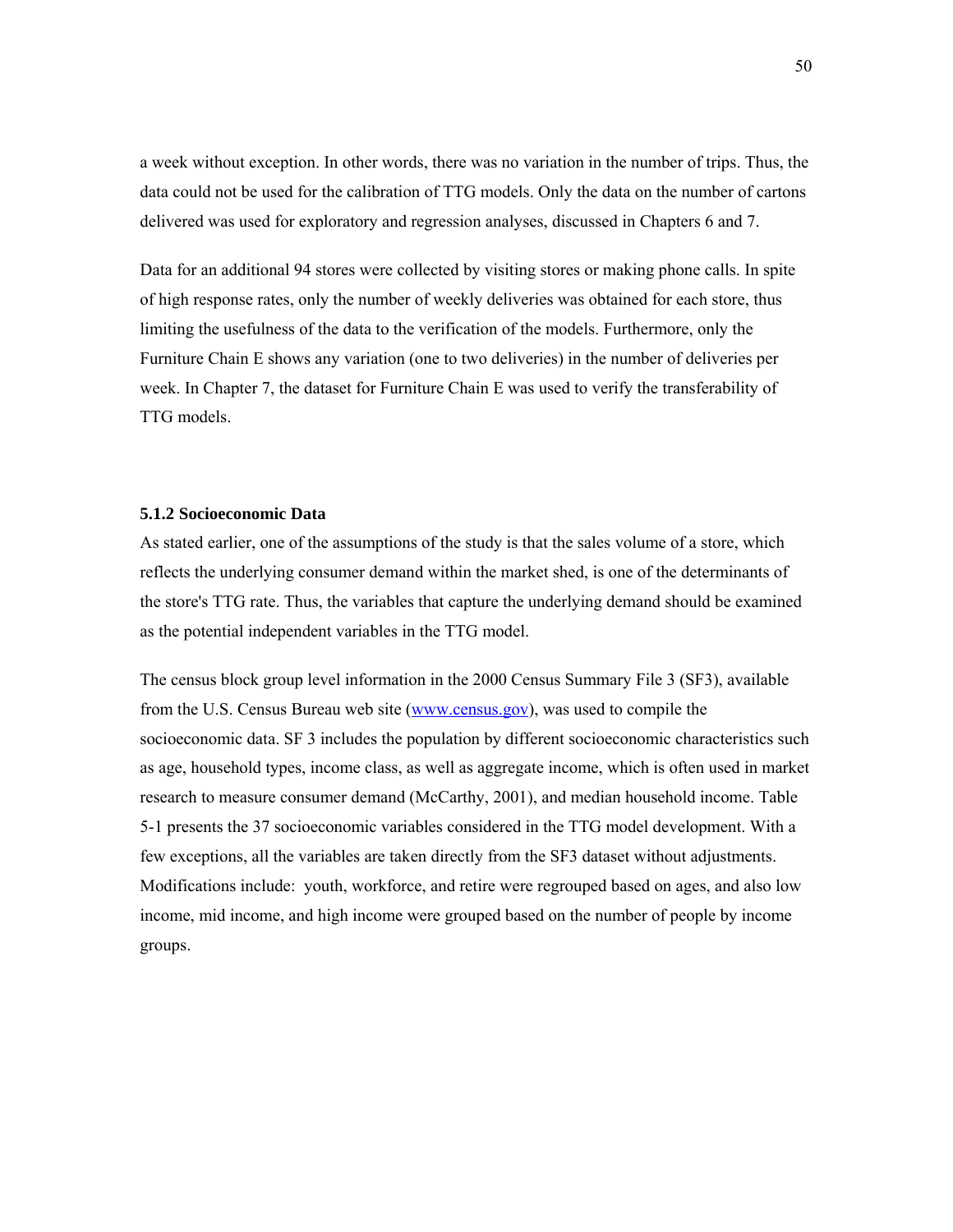a week without exception. In other words, there was no variation in the number of trips. Thus, the data could not be used for the calibration of TTG models. Only the data on the number of cartons delivered was used for exploratory and regression analyses, discussed in Chapters 6 and 7.

Data for an additional 94 stores were collected by visiting stores or making phone calls. In spite of high response rates, only the number of weekly deliveries was obtained for each store, thus limiting the usefulness of the data to the verification of the models. Furthermore, only the Furniture Chain E shows any variation (one to two deliveries) in the number of deliveries per week. In Chapter 7, the dataset for Furniture Chain E was used to verify the transferability of TTG models.

### 5.1.2 Socioeconomic Data

As stated earlier, one of the assumptions of the study is that the sales volume of a store, which reflects the underlying consumer demand within the market shed, is one of the determinants of the store's TTG rate. Thus, the variables that capture the underlying demand should be examined as the potential independent variables in the TTG model.

The census block group level information in the 2000 Census Summary File 3 (SF3), available from the U.S. Census Bureau web site (www.census.gov), was used to compile the socioeconomic data. SF 3 includes the population by different socioeconomic characteristics such as age, household types, income class, as well as aggregate income, which is often used in market research to measure consumer demand (McCarthy, 2001), and median household income. Table 5-1 presents the 37 socioeconomic variables considered in the TTG model development. With a few exceptions, all the variables are taken directly from the SF3 dataset without adjustments. Modifications include: youth, workforce, and retire were regrouped based on ages, and also low income, mid income, and high income were grouped based on the number of people by income groups.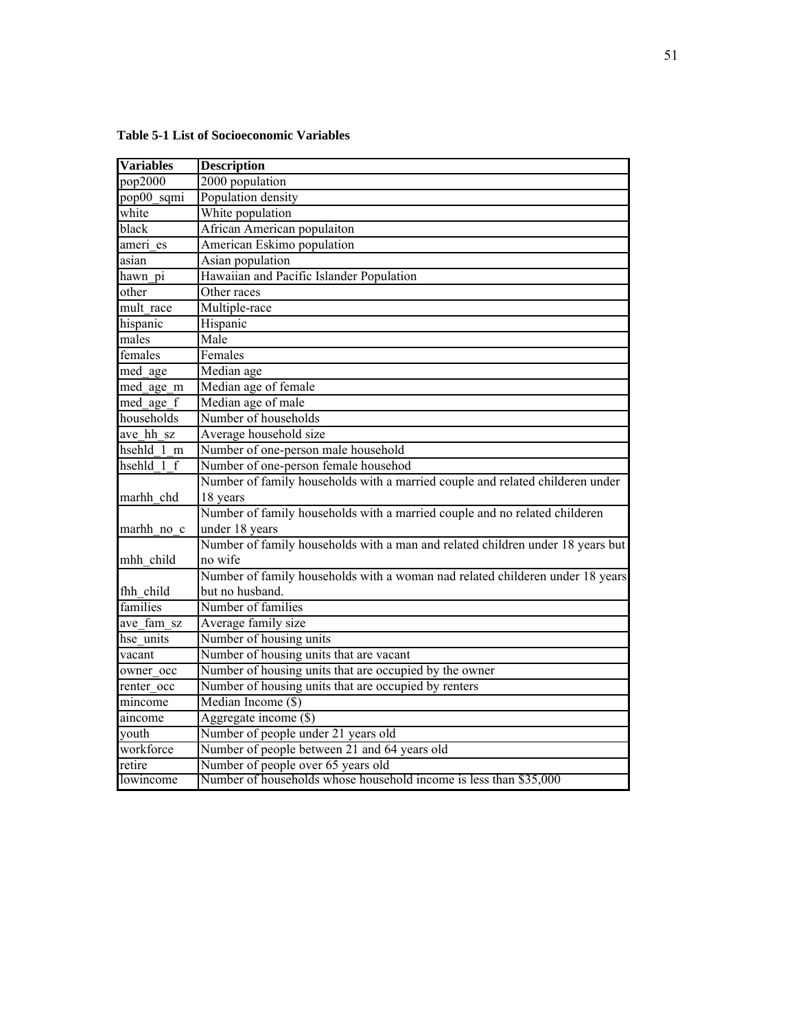**Table 5-1 List of Socioeconomic Variables**

| Variables | Description |
|---|---|
| pop2000 | 2000 population |
| pop00_sqmi | Population density |
| white | White population |
| black | African American populaiton |
| ameri_es | American Eskimo population |
| asian | Asian population |
| hawn_pi | Hawaiian and Pacific Islander Population |
| other | Other races |
| mult_race | Multiple-race |
| hispanic | Hispanic |
| males | Male |
| females | Females |
| med_age | Median age |
| med_age_m | Median age of female |
| med_age_f | Median age of male |
| households | Number of households |
| ave_hh_sz | Average household size |
| hsehld_1_m | Number of one-person male household |
| hsehld_1_f | Number of one-person female househod |
| marhh_chd | Number of family households with a married couple and related childeren under 18 years |
| marhh_no_c | Number of family households with a married couple and no related childeren under 18 years |
| mhh_child | Number of family households with a man and related children under 18 years but no wife |
| fhh_child | Number of family households with a woman nad related childeren under 18 years but no husband. |
| families | Number of families |
| ave_fam_sz | Average family size |
| hse_units | Number of housing units |
| vacant | Number of housing units that are vacant |
| owner_occ | Number of housing units that are occupied by the owner |
| renter_occ | Number of housing units that are occupied by renters |
| mincome | Median Income ($) |
| aincome | Aggregate income ($) |
| youth | Number of people under 21 years old |
| workforce | Number of people between 21 and 64 years old |
| retire | Number of people over 65 years old |
| lowincome | Number of households whose household income is less than $35,000 |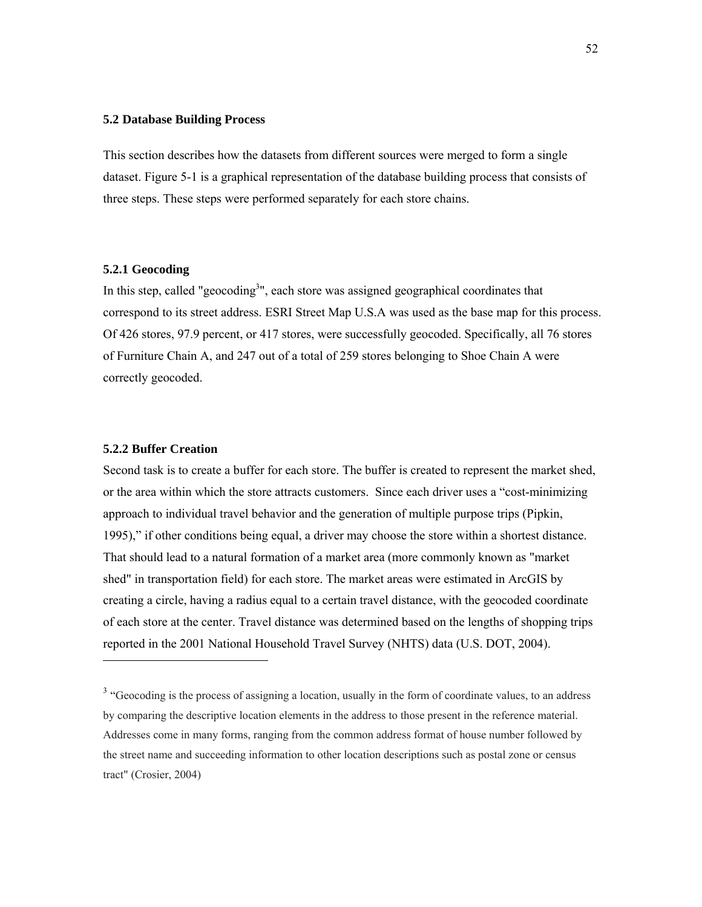### 5.2 Database Building Process

This section describes how the datasets from different sources were merged to form a single dataset. Figure 5-1 is a graphical representation of the database building process that consists of three steps. These steps were performed separately for each store chains.

#### 5.2.1 Geocoding

In this step, called "geocoding[3]", each store was assigned geographical coordinates that correspond to its street address. ESRI Street Map U.S.A was used as the base map for this process. Of 426 stores, 97.9 percent, or 417 stores, were successfully geocoded. Specifically, all 76 stores of Furniture Chain A, and 247 out of a total of 259 stores belonging to Shoe Chain A were correctly geocoded.

#### 5.2.2 Buffer Creation

Second task is to create a buffer for each store. The buffer is created to represent the market shed, or the area within which the store attracts customers. Since each driver uses a "cost-minimizing approach to individual travel behavior and the generation of multiple purpose trips (Pipkin, 1995)," if other conditions being equal, a driver may choose the store within a shortest distance. That should lead to a natural formation of a market area (more commonly known as "market shed" in transportation field) for each store. The market areas were estimated in ArcGIS by creating a circle, having a radius equal to a certain travel distance, with the geocoded coordinate of each store at the center. Travel distance was determined based on the lengths of shopping trips reported in the 2001 National Household Travel Survey (NHTS) data (U.S. DOT, 2004).

---

[3] "Geocoding is the process of assigning a location, usually in the form of coordinate values, to an address by comparing the descriptive location elements in the address to those present in the reference material. Addresses come in many forms, ranging from the common address format of house number followed by the street name and succeeding information to other location descriptions such as postal zone or census tract" (Crosier, 2004)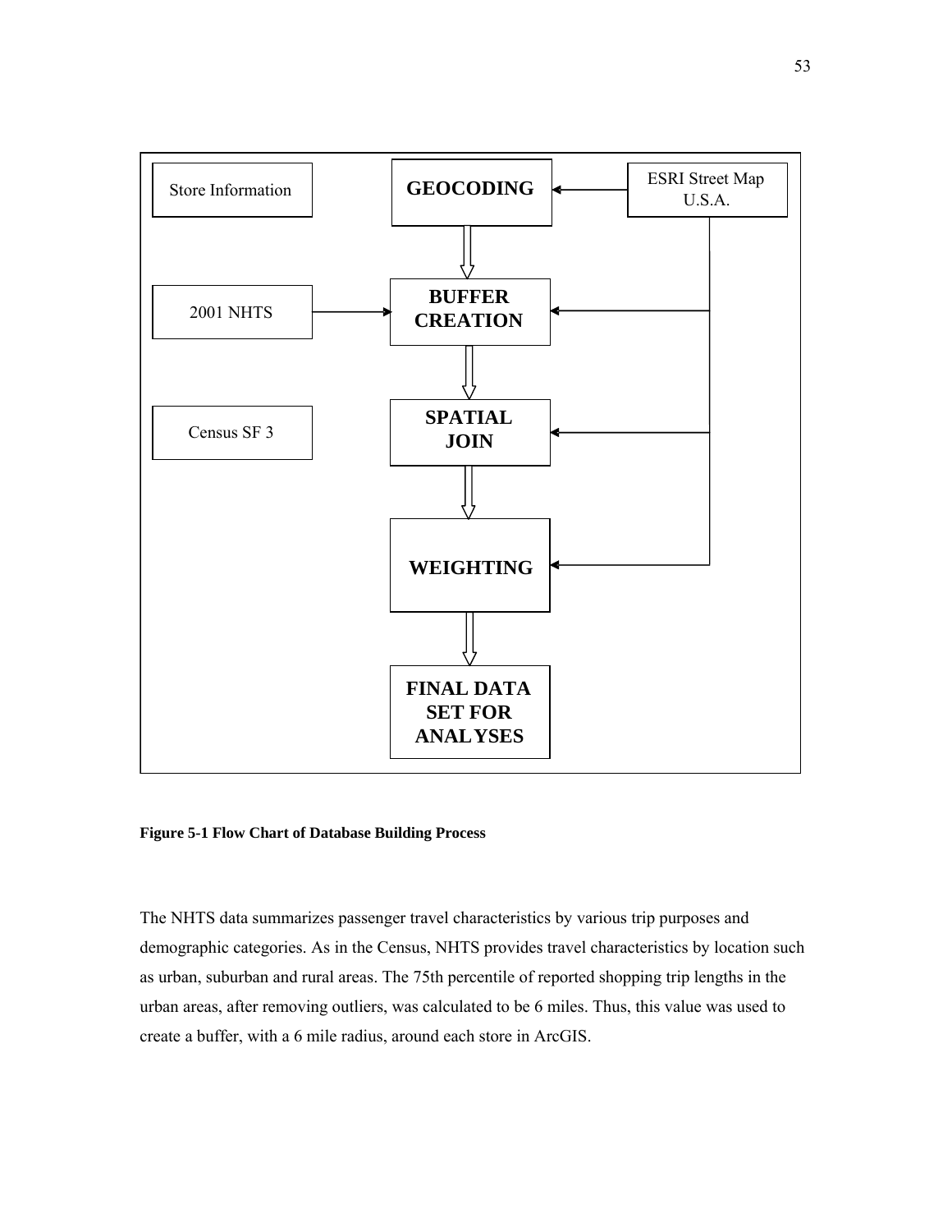Store Information

GEOCODING

ESRI Street Map U.S.A.

2001 NHTS

BUFFER CREATION

Census SF 3

SPATIAL JOIN

WEIGHTING

FINAL DATA SET FOR ANALYSES

**Figure 5-1 Flow Chart of Database Building Process**

The NHTS data summarizes passenger travel characteristics by various trip purposes and demographic categories. As in the Census, NHTS provides travel characteristics by location such as urban, suburban and rural areas. The 75th percentile of reported shopping trip lengths in the urban areas, after removing outliers, was calculated to be 6 miles. Thus, this value was used to create a buffer, with a 6 mile radius, around each store in ArcGIS.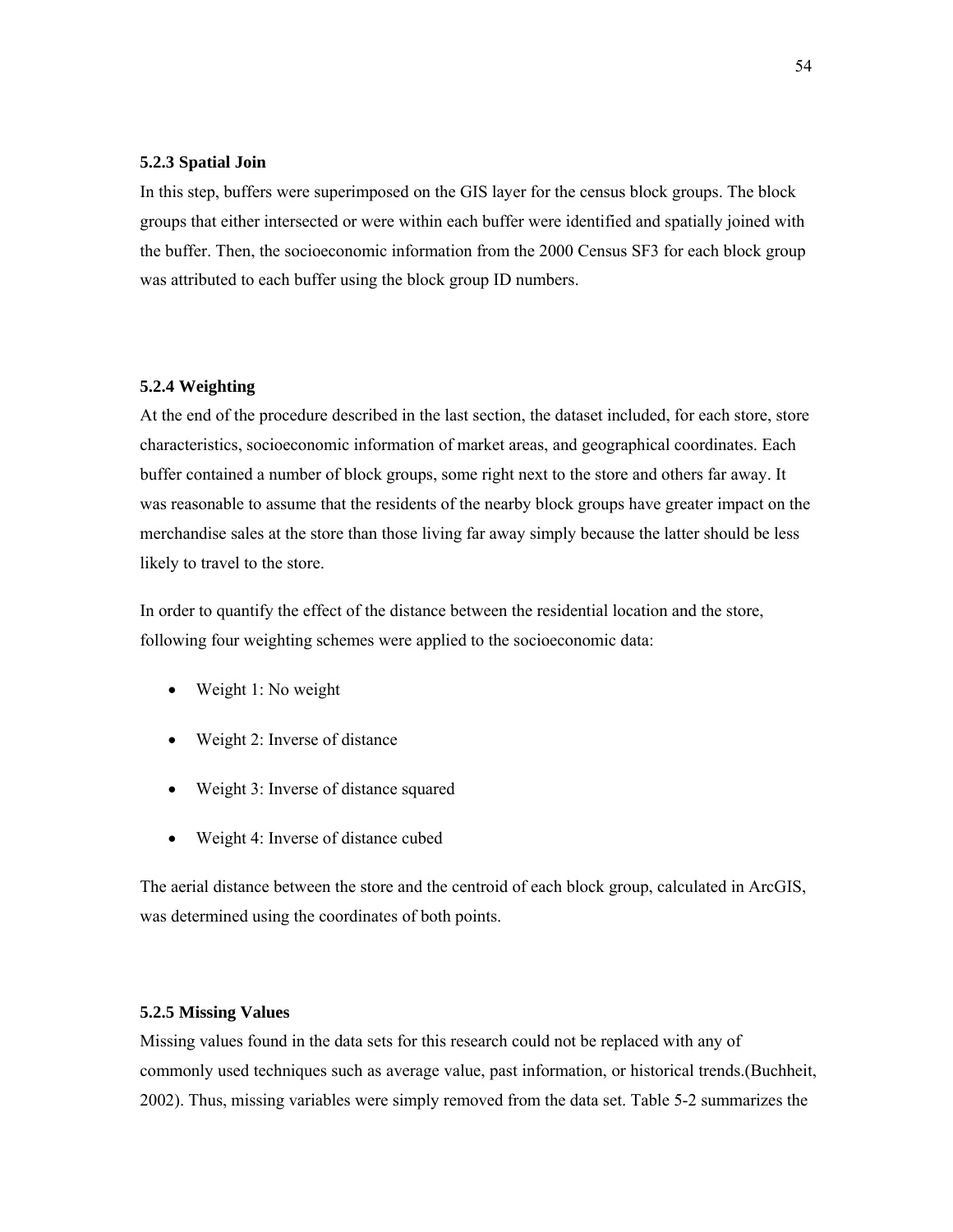### 5.2.3 Spatial Join

In this step, buffers were superimposed on the GIS layer for the census block groups. The block groups that either intersected or were within each buffer were identified and spatially joined with the buffer. Then, the socioeconomic information from the 2000 Census SF3 for each block group was attributed to each buffer using the block group ID numbers.

### 5.2.4 Weighting

At the end of the procedure described in the last section, the dataset included, for each store, store characteristics, socioeconomic information of market areas, and geographical coordinates. Each buffer contained a number of block groups, some right next to the store and others far away. It was reasonable to assume that the residents of the nearby block groups have greater impact on the merchandise sales at the store than those living far away simply because the latter should be less likely to travel to the store.

In order to quantify the effect of the distance between the residential location and the store, following four weighting schemes were applied to the socioeconomic data:

- Weight 1: No weight
- Weight 2: Inverse of distance
- Weight 3: Inverse of distance squared
- Weight 4: Inverse of distance cubed

The aerial distance between the store and the centroid of each block group, calculated in ArcGIS, was determined using the coordinates of both points.

### 5.2.5 Missing Values

Missing values found in the data sets for this research could not be replaced with any of commonly used techniques such as average value, past information, or historical trends.(Buchheit, 2002). Thus, missing variables were simply removed from the data set. Table 5-2 summarizes the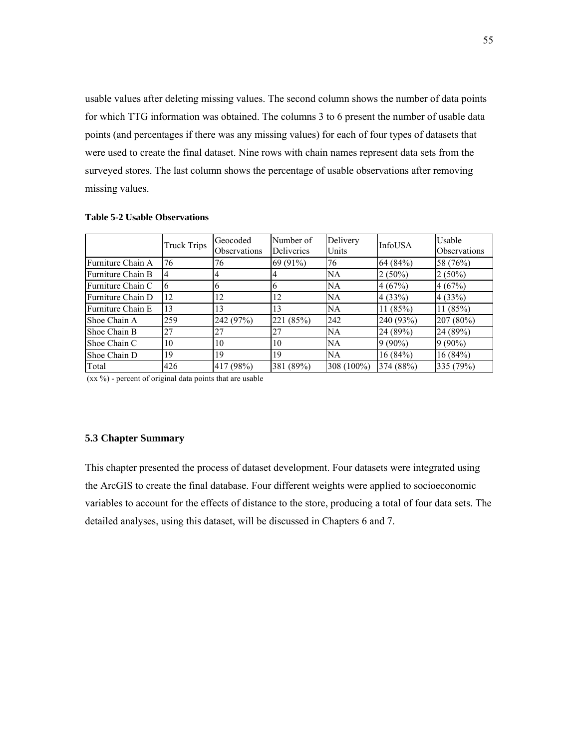usable values after deleting missing values. The second column shows the number of data points for which TTG information was obtained. The columns 3 to 6 present the number of usable data points (and percentages if there was any missing values) for each of four types of datasets that were used to create the final dataset. Nine rows with chain names represent data sets from the surveyed stores. The last column shows the percentage of usable observations after removing missing values.

**Table 5-2 Usable Observations**

| | Truck Trips | Geocoded Observations | Number of Deliveries | Delivery Units | InfoUSA | Usable Observations |
|---|---|---|---|---|---|---|
| Furniture Chain A | 76 | 76 | 69 (91%) | 76 | 64 (84%) | 58 (76%) |
| Furniture Chain B | 4 | 4 | 4 | NA | 2 (50%) | 2 (50%) |
| Furniture Chain C | 6 | 6 | 6 | NA | 4 (67%) | 4 (67%) |
| Furniture Chain D | 12 | 12 | 12 | NA | 4 (33%) | 4 (33%) |
| Furniture Chain E | 13 | 13 | 13 | NA | 11 (85%) | 11 (85%) |
| Shoe Chain A | 259 | 242 (97%) | 221 (85%) | 242 | 240 (93%) | 207 (80%) |
| Shoe Chain B | 27 | 27 | 27 | NA | 24 (89%) | 24 (89%) |
| Shoe Chain C | 10 | 10 | 10 | NA | 9 (90%) | 9 (90%) |
| Shoe Chain D | 19 | 19 | 19 | NA | 16 (84%) | 16 (84%) |
| Total | 426 | 417 (98%) | 381 (89%) | 308 (100%) | 374 (88%) | 335 (79%) |

(xx %) - percent of original data points that are usable

### 5.3 Chapter Summary

This chapter presented the process of dataset development. Four datasets were integrated using the ArcGIS to create the final database. Four different weights were applied to socioeconomic variables to account for the effects of distance to the store, producing a total of four data sets. The detailed analyses, using this dataset, will be discussed in Chapters 6 and 7.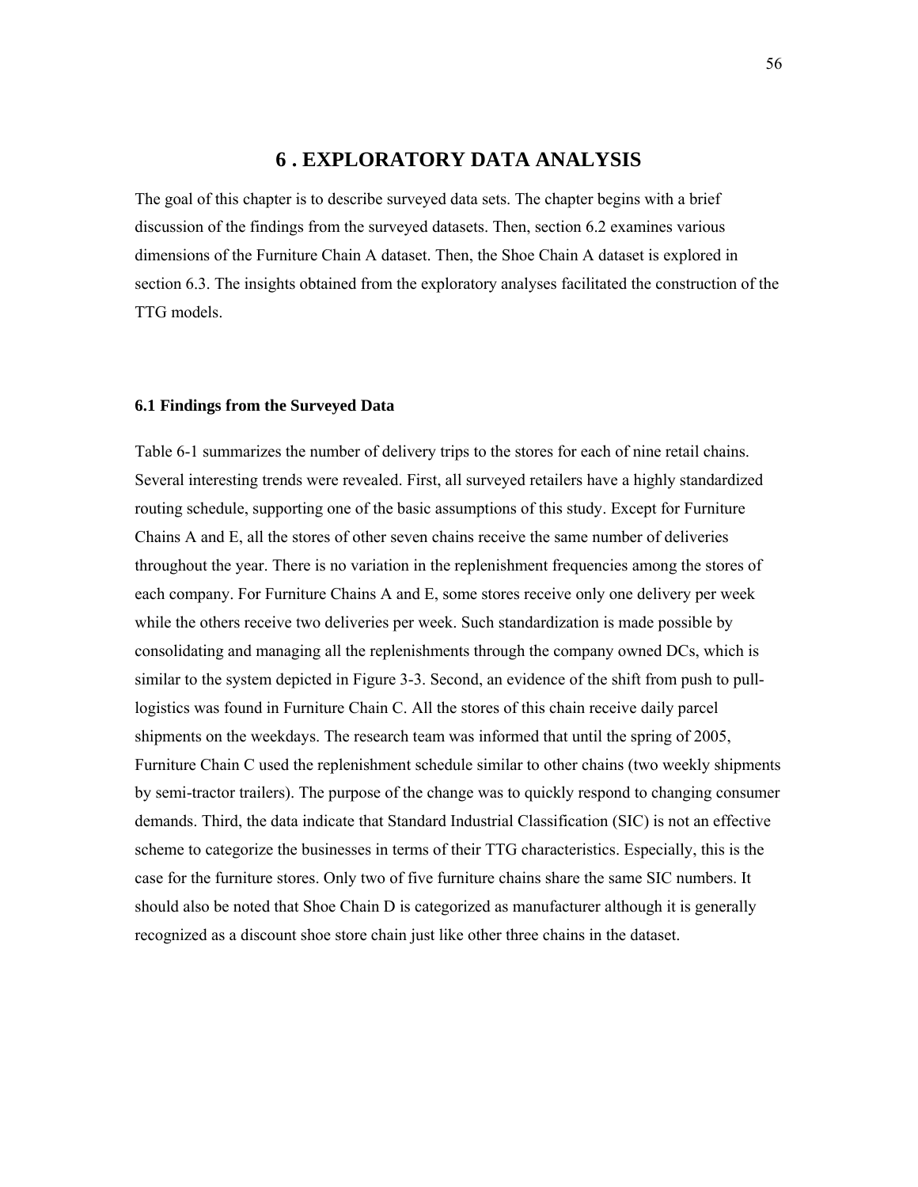# 6 . EXPLORATORY DATA ANALYSIS

The goal of this chapter is to describe surveyed data sets. The chapter begins with a brief discussion of the findings from the surveyed datasets. Then, section 6.2 examines various dimensions of the Furniture Chain A dataset. Then, the Shoe Chain A dataset is explored in section 6.3. The insights obtained from the exploratory analyses facilitated the construction of the TTG models.

### 6.1 Findings from the Surveyed Data

Table 6-1 summarizes the number of delivery trips to the stores for each of nine retail chains. Several interesting trends were revealed. First, all surveyed retailers have a highly standardized routing schedule, supporting one of the basic assumptions of this study. Except for Furniture Chains A and E, all the stores of other seven chains receive the same number of deliveries throughout the year. There is no variation in the replenishment frequencies among the stores of each company. For Furniture Chains A and E, some stores receive only one delivery per week while the others receive two deliveries per week. Such standardization is made possible by consolidating and managing all the replenishments through the company owned DCs, which is similar to the system depicted in Figure 3-3. Second, an evidence of the shift from push to pull-logistics was found in Furniture Chain C. All the stores of this chain receive daily parcel shipments on the weekdays. The research team was informed that until the spring of 2005, Furniture Chain C used the replenishment schedule similar to other chains (two weekly shipments by semi-tractor trailers). The purpose of the change was to quickly respond to changing consumer demands. Third, the data indicate that Standard Industrial Classification (SIC) is not an effective scheme to categorize the businesses in terms of their TTG characteristics. Especially, this is the case for the furniture stores. Only two of five furniture chains share the same SIC numbers. It should also be noted that Shoe Chain D is categorized as manufacturer although it is generally recognized as a discount shoe store chain just like other three chains in the dataset.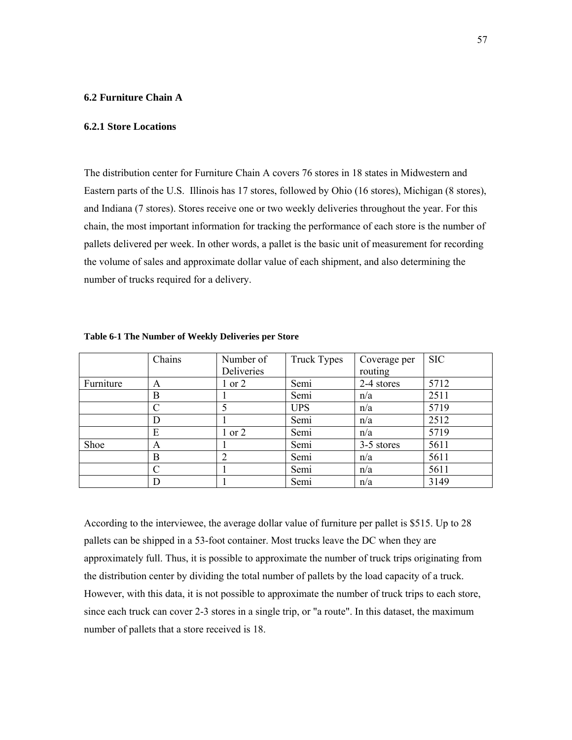### 6.2 Furniture Chain A

### 6.2.1 Store Locations

The distribution center for Furniture Chain A covers 76 stores in 18 states in Midwestern and Eastern parts of the U.S. Illinois has 17 stores, followed by Ohio (16 stores), Michigan (8 stores), and Indiana (7 stores). Stores receive one or two weekly deliveries throughout the year. For this chain, the most important information for tracking the performance of each store is the number of pallets delivered per week. In other words, a pallet is the basic unit of measurement for recording the volume of sales and approximate dollar value of each shipment, and also determining the number of trucks required for a delivery.

**Table 6-1 The Number of Weekly Deliveries per Store**

| | Chains | Number of Deliveries | Truck Types | Coverage per routing | SIC |
|---|---|---|---|---|---|
| Furniture | A | 1 or 2 | Semi | 2-4 stores | 5712 |
| | B | 1 | Semi | n/a | 2511 |
| | C | 5 | UPS | n/a | 5719 |
| | D | 1 | Semi | n/a | 2512 |
| | E | 1 or 2 | Semi | n/a | 5719 |
| Shoe | A | 1 | Semi | 3-5 stores | 5611 |
| | B | 2 | Semi | n/a | 5611 |
| | C | 1 | Semi | n/a | 5611 |
| | D | 1 | Semi | n/a | 3149 |

According to the interviewee, the average dollar value of furniture per pallet is $515. Up to 28 pallets can be shipped in a 53-foot container. Most trucks leave the DC when they are approximately full. Thus, it is possible to approximate the number of truck trips originating from the distribution center by dividing the total number of pallets by the load capacity of a truck. However, with this data, it is not possible to approximate the number of truck trips to each store, since each truck can cover 2-3 stores in a single trip, or "a route". In this dataset, the maximum number of pallets that a store received is 18.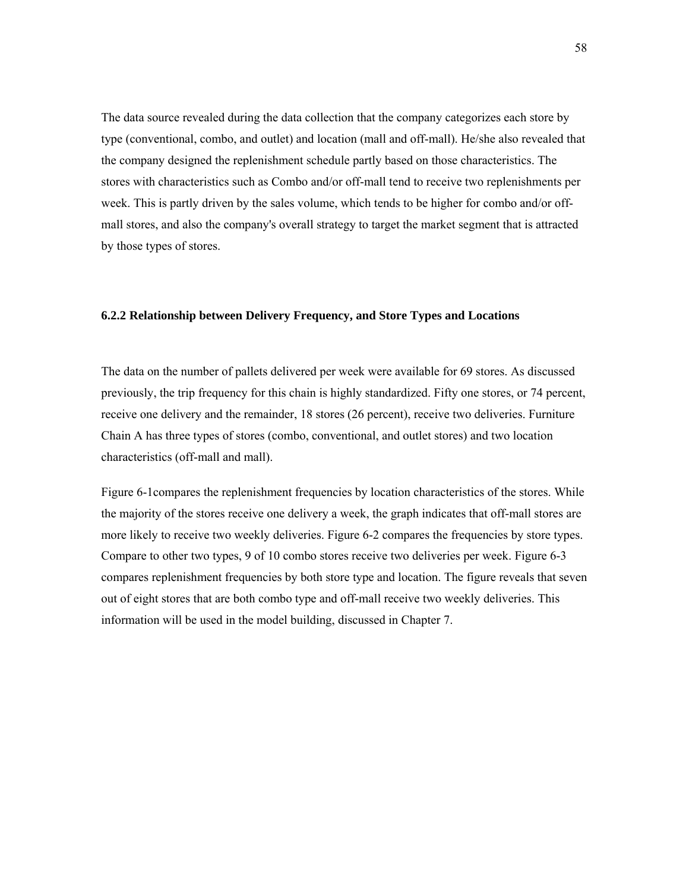The data source revealed during the data collection that the company categorizes each store by type (conventional, combo, and outlet) and location (mall and off-mall). He/she also revealed that the company designed the replenishment schedule partly based on those characteristics. The stores with characteristics such as Combo and/or off-mall tend to receive two replenishments per week. This is partly driven by the sales volume, which tends to be higher for combo and/or off-mall stores, and also the company's overall strategy to target the market segment that is attracted by those types of stores.

### 6.2.2 Relationship between Delivery Frequency, and Store Types and Locations

The data on the number of pallets delivered per week were available for 69 stores. As discussed previously, the trip frequency for this chain is highly standardized. Fifty one stores, or 74 percent, receive one delivery and the remainder, 18 stores (26 percent), receive two deliveries. Furniture Chain A has three types of stores (combo, conventional, and outlet stores) and two location characteristics (off-mall and mall).

Figure 6-1compares the replenishment frequencies by location characteristics of the stores. While the majority of the stores receive one delivery a week, the graph indicates that off-mall stores are more likely to receive two weekly deliveries. Figure 6-2 compares the frequencies by store types. Compare to other two types, 9 of 10 combo stores receive two deliveries per week. Figure 6-3 compares replenishment frequencies by both store type and location. The figure reveals that seven out of eight stores that are both combo type and off-mall receive two weekly deliveries. This information will be used in the model building, discussed in Chapter 7.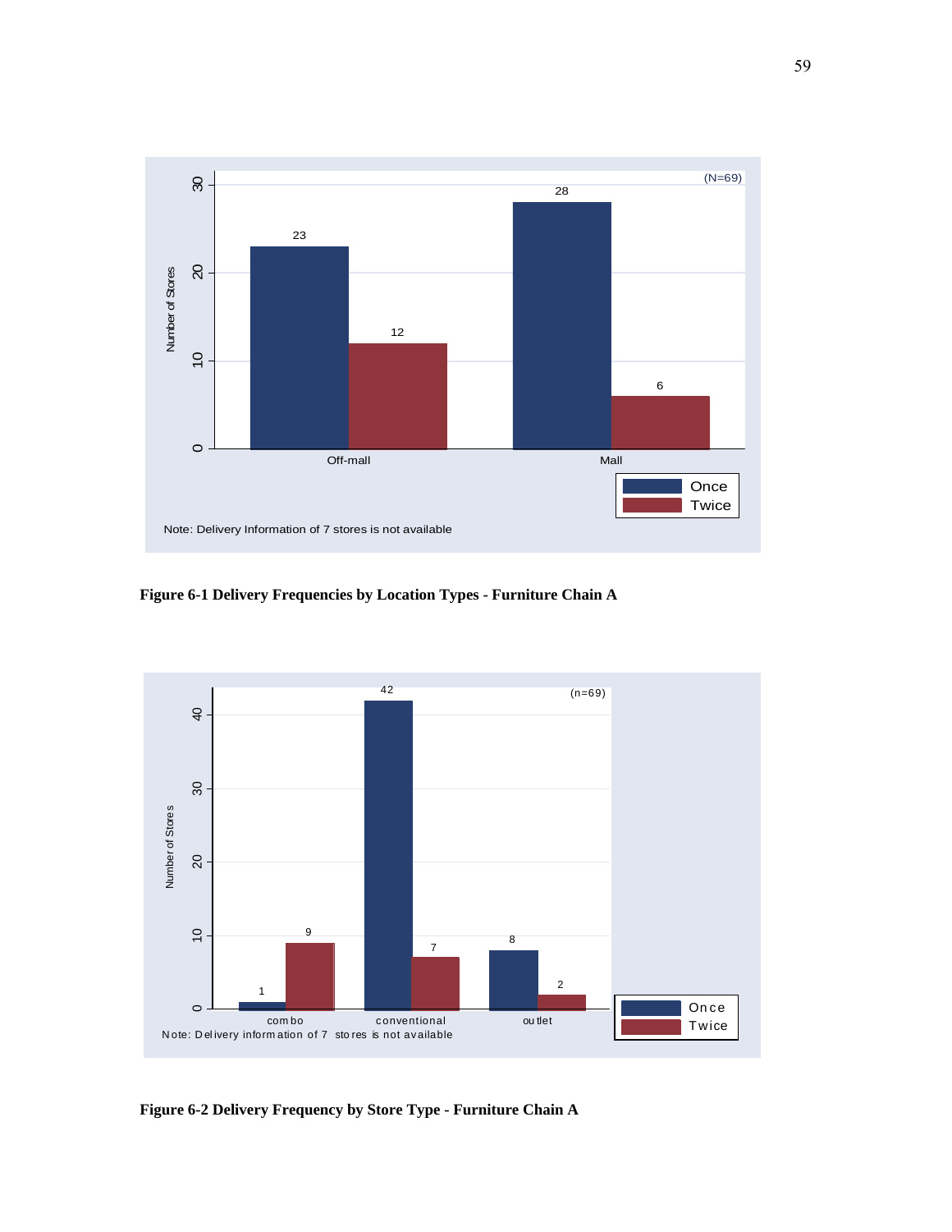(N=69)

30

20

10

0

Number of Stores

23

12

28

6

Off-mall

Mall

Once

Twice

Note: Delivery Information of 7 stores is not available

**Figure 6-1 Delivery Frequencies by Location Types - Furniture Chain A**

(n=69)

40

30

20

10

0

Number of Stores

42

1

9

7

8

2

combo

conventional

outlet

Once

Twice

Note: Delivery information of 7 stores is not available

**Figure 6-2 Delivery Frequency by Store Type - Furniture Chain A**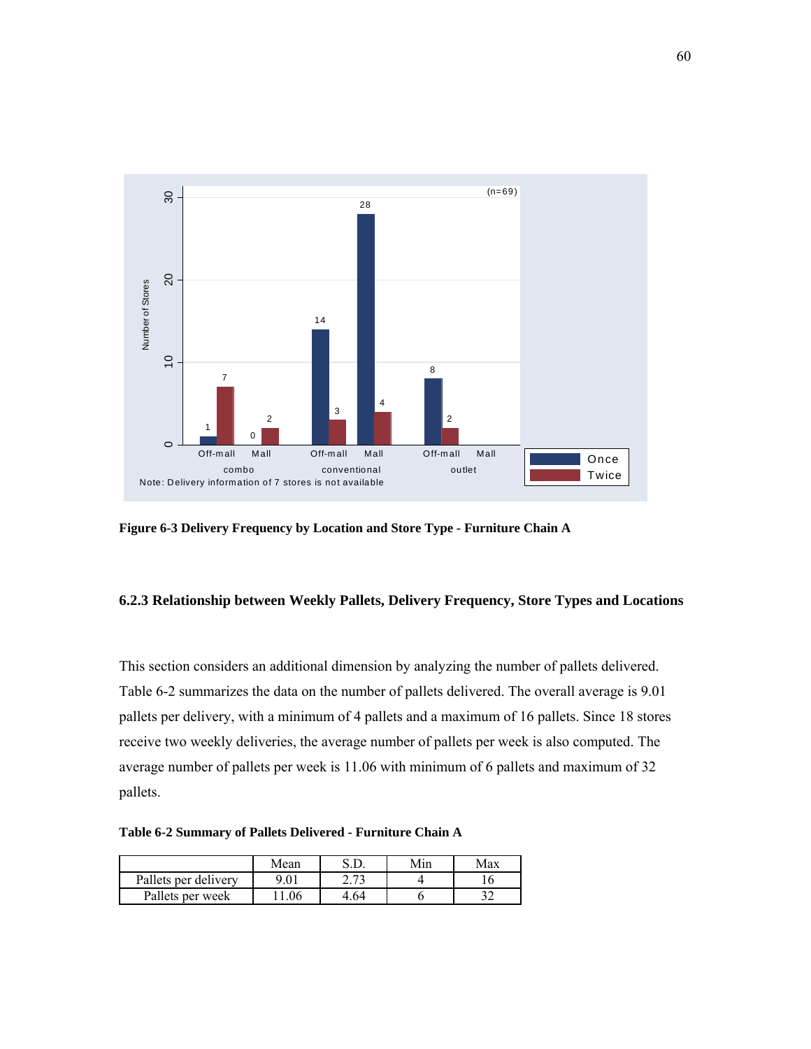(n=69)

30

20

10

0

Number of Stores

28

14

8

7

4

3

2

2

1

0

Off-mall Mall Off-mall Mall Off-mall Mall

combo conventional outlet

Note: Delivery information of 7 stores is not available

Once

Twice

**Figure 6-3 Delivery Frequency by Location and Store Type - Furniture Chain A**

### 6.2.3 Relationship between Weekly Pallets, Delivery Frequency, Store Types and Locations

This section considers an additional dimension by analyzing the number of pallets delivered. Table 6-2 summarizes the data on the number of pallets delivered. The overall average is 9.01 pallets per delivery, with a minimum of 4 pallets and a maximum of 16 pallets. Since 18 stores receive two weekly deliveries, the average number of pallets per week is also computed. The average number of pallets per week is 11.06 with minimum of 6 pallets and maximum of 32 pallets.

**Table 6-2 Summary of Pallets Delivered - Furniture Chain A**

| | Mean | S.D. | Min | Max |
|---|---|---|---|---|
| Pallets per delivery | 9.01 | 2.73 | 4 | 16 |
| Pallets per week | 11.06 | 4.64 | 6 | 32 |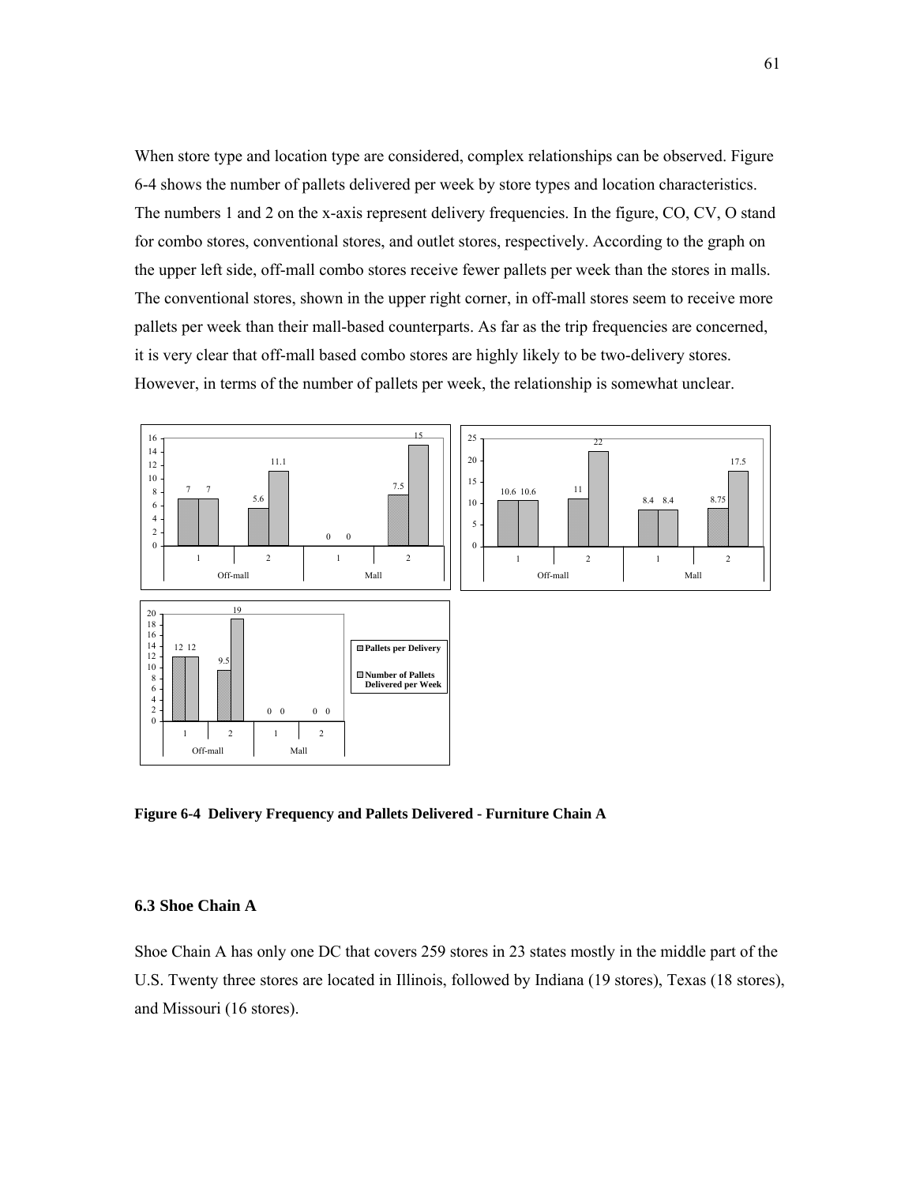When store type and location type are considered, complex relationships can be observed. Figure 6-4 shows the number of pallets delivered per week by store types and location characteristics. The numbers 1 and 2 on the x-axis represent delivery frequencies. In the figure, CO, CV, O stand for combo stores, conventional stores, and outlet stores, respectively. According to the graph on the upper left side, off-mall combo stores receive fewer pallets per week than the stores in malls. The conventional stores, shown in the upper right corner, in off-mall stores seem to receive more pallets per week than their mall-based counterparts. As far as the trip frequencies are concerned, it is very clear that off-mall based combo stores are highly likely to be two-delivery stores. However, in terms of the number of pallets per week, the relationship is somewhat unclear.

16
14
12
10
8
6
4
2
0
7 7
5.6 11.1
0 0
7.5 15
1 2 1 2
Off-mall
Mall

25
20
15
10
5
0
10.6 10.6
11 22
8.4 8.4
8.75 17.5
1 2 1 2
Off-mall
Mall

20
18
16
14
12
10
8
6
4
2
0
12 12
9.5 19
0 0
0 0
1 2 1 2
Off-mall
Mall

Pallets per Delivery
Number of Pallets Delivered per Week

**Figure 6-4 Delivery Frequency and Pallets Delivered - Furniture Chain A**

### 6.3 Shoe Chain A

Shoe Chain A has only one DC that covers 259 stores in 23 states mostly in the middle part of the U.S. Twenty three stores are located in Illinois, followed by Indiana (19 stores), Texas (18 stores), and Missouri (16 stores).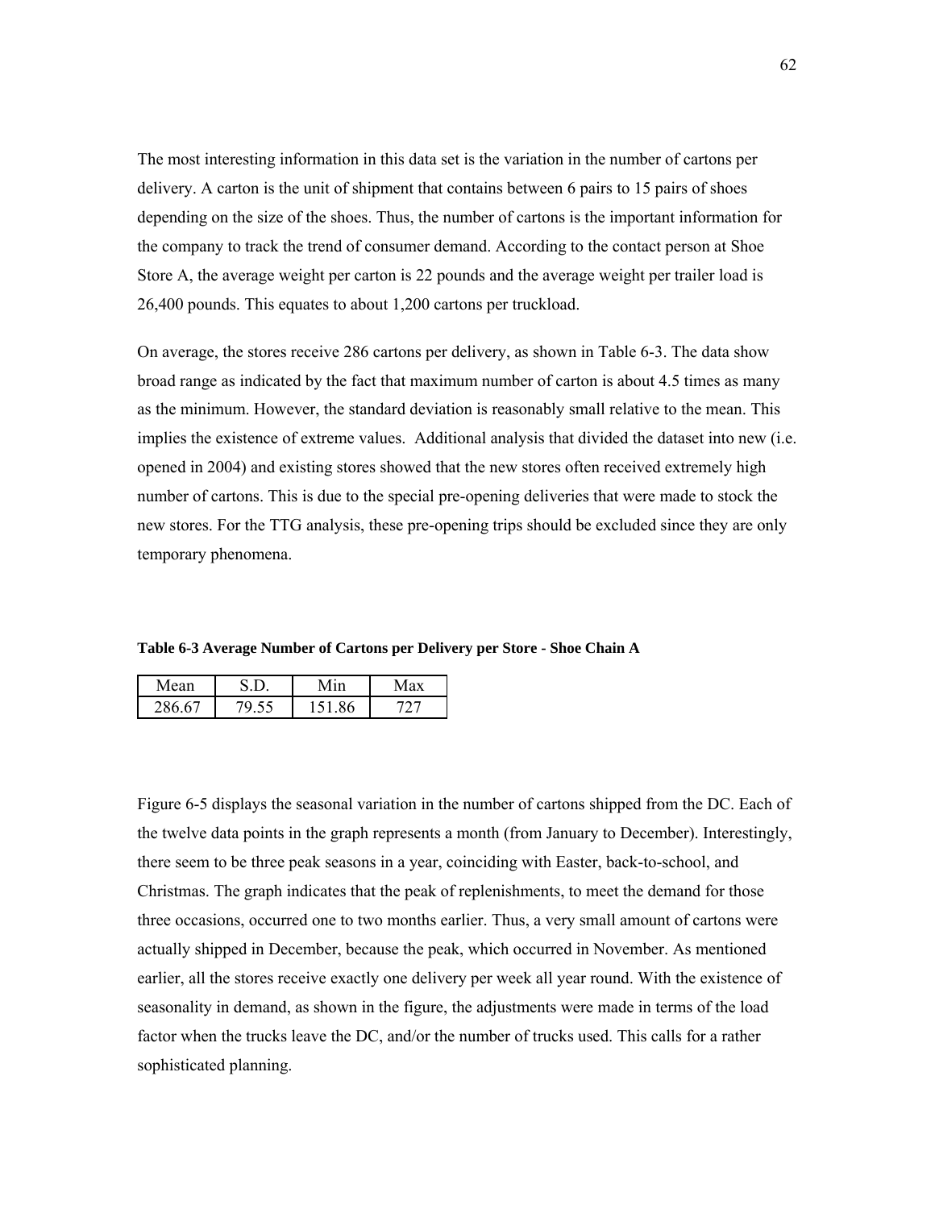The most interesting information in this data set is the variation in the number of cartons per delivery. A carton is the unit of shipment that contains between 6 pairs to 15 pairs of shoes depending on the size of the shoes. Thus, the number of cartons is the important information for the company to track the trend of consumer demand. According to the contact person at Shoe Store A, the average weight per carton is 22 pounds and the average weight per trailer load is 26,400 pounds. This equates to about 1,200 cartons per truckload.

On average, the stores receive 286 cartons per delivery, as shown in Table 6-3. The data show broad range as indicated by the fact that maximum number of carton is about 4.5 times as many as the minimum. However, the standard deviation is reasonably small relative to the mean. This implies the existence of extreme values. Additional analysis that divided the dataset into new (i.e. opened in 2004) and existing stores showed that the new stores often received extremely high number of cartons. This is due to the special pre-opening deliveries that were made to stock the new stores. For the TTG analysis, these pre-opening trips should be excluded since they are only temporary phenomena.

**Table 6-3 Average Number of Cartons per Delivery per Store - Shoe Chain A**

| Mean | S.D. | Min | Max |
|---|---|---|---|
| 286.67 | 79.55 | 151.86 | 727 |

Figure 6-5 displays the seasonal variation in the number of cartons shipped from the DC. Each of the twelve data points in the graph represents a month (from January to December). Interestingly, there seem to be three peak seasons in a year, coinciding with Easter, back-to-school, and Christmas. The graph indicates that the peak of replenishments, to meet the demand for those three occasions, occurred one to two months earlier. Thus, a very small amount of cartons were actually shipped in December, because the peak, which occurred in November. As mentioned earlier, all the stores receive exactly one delivery per week all year round. With the existence of seasonality in demand, as shown in the figure, the adjustments were made in terms of the load factor when the trucks leave the DC, and/or the number of trucks used. This calls for a rather sophisticated planning.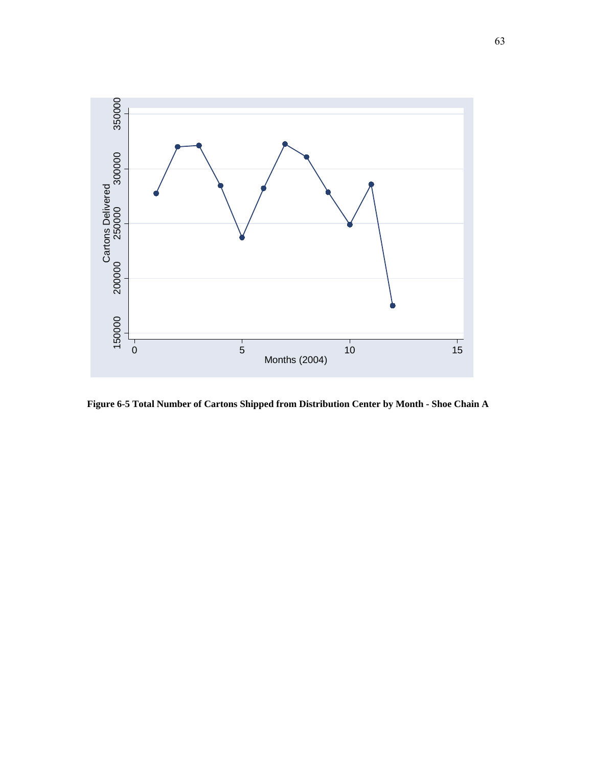Cartons Delivered

350000

300000

250000

200000

150000

0

5

10

15

Months (2004)

**Figure 6-5 Total Number of Cartons Shipped from Distribution Center by Month - Shoe Chain A**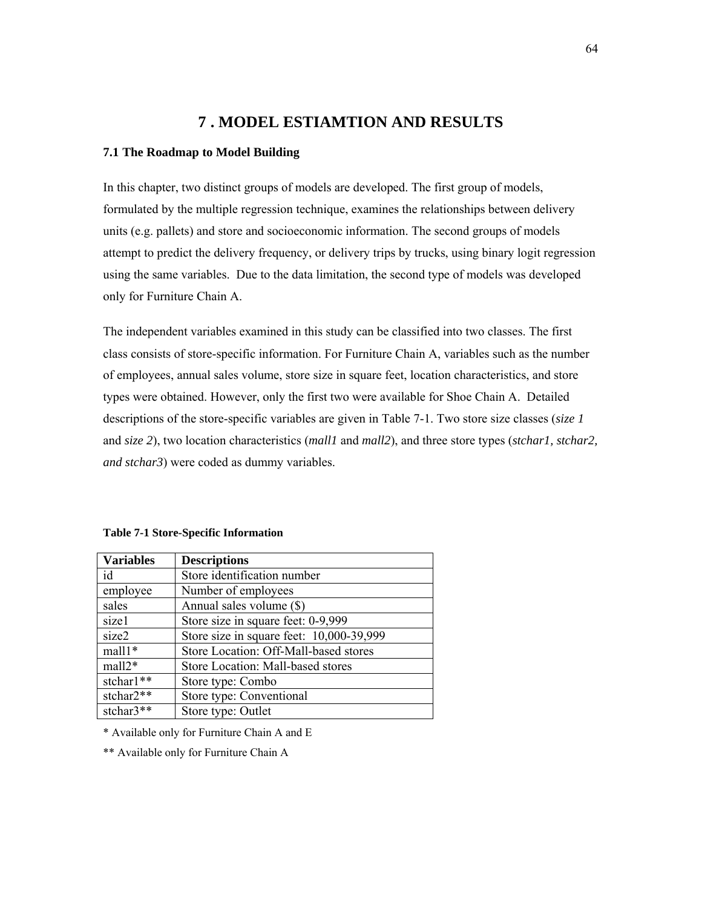# 7 . MODEL ESTIAMTION AND RESULTS

## 7.1 The Roadmap to Model Building

In this chapter, two distinct groups of models are developed. The first group of models, formulated by the multiple regression technique, examines the relationships between delivery units (e.g. pallets) and store and socioeconomic information. The second groups of models attempt to predict the delivery frequency, or delivery trips by trucks, using binary logit regression using the same variables.  Due to the data limitation, the second type of models was developed only for Furniture Chain A.

The independent variables examined in this study can be classified into two classes. The first class consists of store-specific information. For Furniture Chain A, variables such as the number of employees, annual sales volume, store size in square feet, location characteristics, and store types were obtained. However, only the first two were available for Shoe Chain A.  Detailed descriptions of the store-specific variables are given in Table 7-1. Two store size classes (*size 1* and *size 2*), two location characteristics (*mall1* and *mall2*), and three store types (*stchar1, stchar2, and stchar3*) were coded as dummy variables.

**Table 7-1 Store-Specific Information**

| Variables | Descriptions |
|---|---|
| id | Store identification number |
| employee | Number of employees |
| sales | Annual sales volume ($) |
| size1 | Store size in square feet: 0-9,999 |
| size2 | Store size in square feet:  10,000-39,999 |
| mall1* | Store Location: Off-Mall-based stores |
| mall2* | Store Location: Mall-based stores |
| stchar1** | Store type: Combo |
| stchar2** | Store type: Conventional |
| stchar3** | Store type: Outlet |

\* Available only for Furniture Chain A and E

\** Available only for Furniture Chain A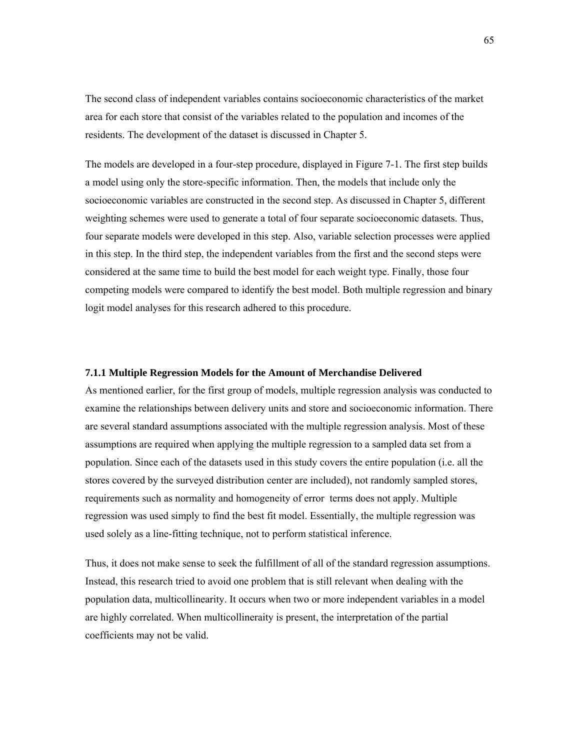The second class of independent variables contains socioeconomic characteristics of the market area for each store that consist of the variables related to the population and incomes of the residents. The development of the dataset is discussed in Chapter 5.

The models are developed in a four-step procedure, displayed in Figure 7-1. The first step builds a model using only the store-specific information. Then, the models that include only the socioeconomic variables are constructed in the second step. As discussed in Chapter 5, different weighting schemes were used to generate a total of four separate socioeconomic datasets. Thus, four separate models were developed in this step. Also, variable selection processes were applied in this step. In the third step, the independent variables from the first and the second steps were considered at the same time to build the best model for each weight type. Finally, those four competing models were compared to identify the best model. Both multiple regression and binary logit model analyses for this research adhered to this procedure.

### 7.1.1 Multiple Regression Models for the Amount of Merchandise Delivered

As mentioned earlier, for the first group of models, multiple regression analysis was conducted to examine the relationships between delivery units and store and socioeconomic information. There are several standard assumptions associated with the multiple regression analysis. Most of these assumptions are required when applying the multiple regression to a sampled data set from a population. Since each of the datasets used in this study covers the entire population (i.e. all the stores covered by the surveyed distribution center are included), not randomly sampled stores, requirements such as normality and homogeneity of error terms does not apply. Multiple regression was used simply to find the best fit model. Essentially, the multiple regression was used solely as a line-fitting technique, not to perform statistical inference.

Thus, it does not make sense to seek the fulfillment of all of the standard regression assumptions. Instead, this research tried to avoid one problem that is still relevant when dealing with the population data, multicollinearity. It occurs when two or more independent variables in a model are highly correlated. When multicollineraity is present, the interpretation of the partial coefficients may not be valid.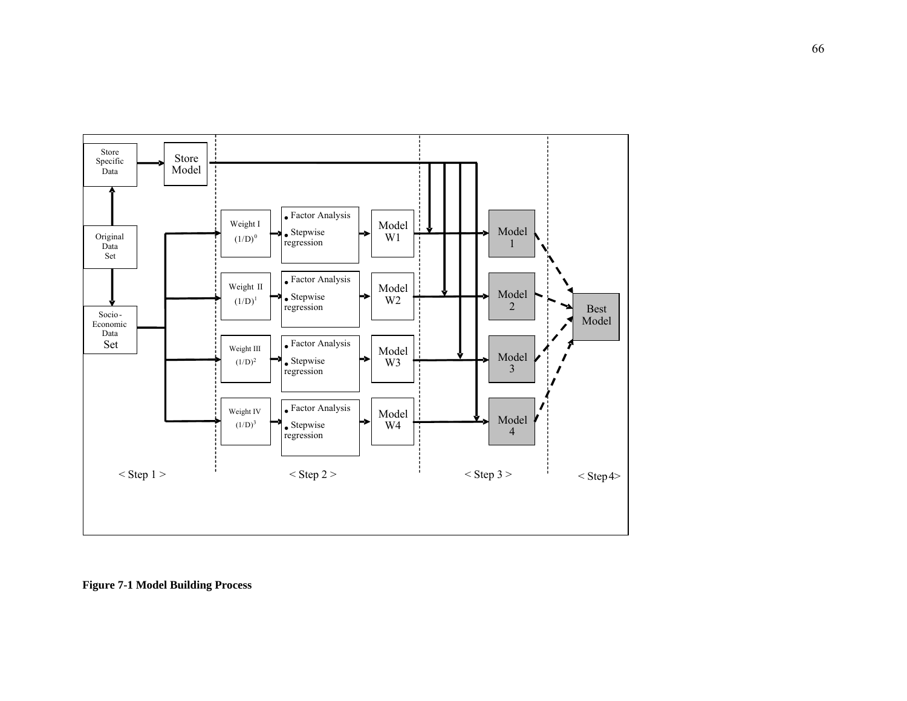Store Specific Data

Store Model

Original Data Set

Socio-Economic Data Set

Weight I $(1/D)^0$

Weight II $(1/D)^1$

Weight III $(1/D)^2$

Weight IV $(1/D)^3$

- Factor Analysis
- Stepwise regression

Model W1

Model W2

Model W3

Model W4

Model 1

Model 2

Model 3

Model 4

Best Model

< Step 1 >

< Step 2 >

< Step 3 >

< Step 4>

**Figure 7-1 Model Building Process**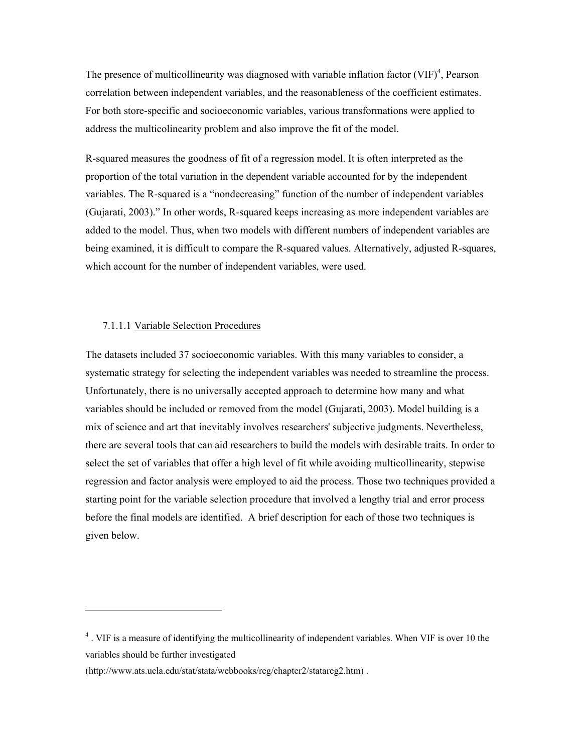The presence of multicollinearity was diagnosed with variable inflation factor (VIF)[4], Pearson correlation between independent variables, and the reasonableness of the coefficient estimates. For both store-specific and socioeconomic variables, various transformations were applied to address the multicolinearity problem and also improve the fit of the model.

R-squared measures the goodness of fit of a regression model. It is often interpreted as the proportion of the total variation in the dependent variable accounted for by the independent variables. The R-squared is a "nondecreasing" function of the number of independent variables (Gujarati, 2003)." In other words, R-squared keeps increasing as more independent variables are added to the model. Thus, when two models with different numbers of independent variables are being examined, it is difficult to compare the R-squared values. Alternatively, adjusted R-squares, which account for the number of independent variables, were used.

#### 7.1.1.1 Variable Selection Procedures

The datasets included 37 socioeconomic variables. With this many variables to consider, a systematic strategy for selecting the independent variables was needed to streamline the process. Unfortunately, there is no universally accepted approach to determine how many and what variables should be included or removed from the model (Gujarati, 2003). Model building is a mix of science and art that inevitably involves researchers' subjective judgments. Nevertheless, there are several tools that can aid researchers to build the models with desirable traits. In order to select the set of variables that offer a high level of fit while avoiding multicollinearity, stepwise regression and factor analysis were employed to aid the process. Those two techniques provided a starting point for the variable selection procedure that involved a lengthy trial and error process before the final models are identified. A brief description for each of those two techniques is given below.

---

[4] . VIF is a measure of identifying the multicollinearity of independent variables. When VIF is over 10 the variables should be further investigated (http://www.ats.ucla.edu/stat/stata/webbooks/reg/chapter2/statareg2.htm) .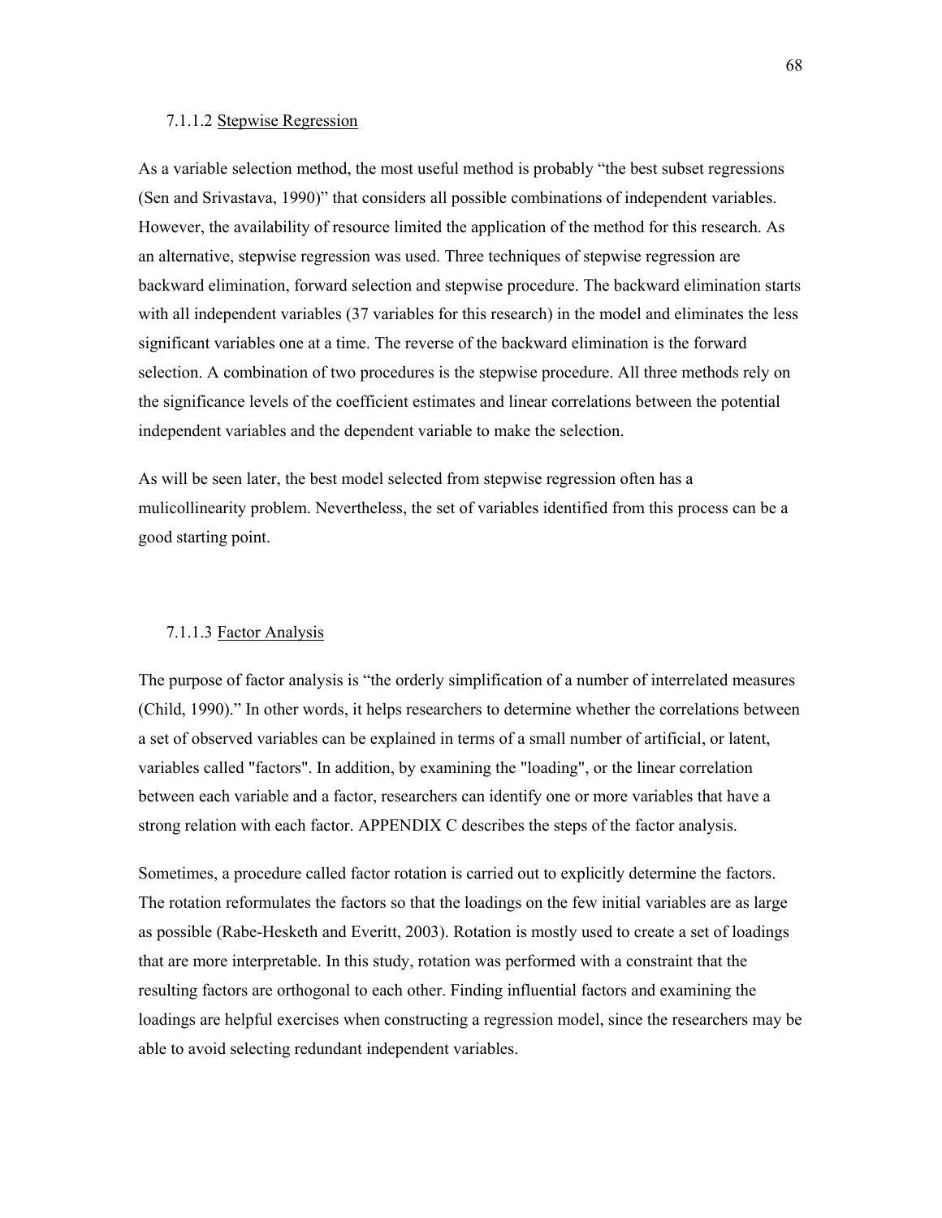#### 7.1.1.2 Stepwise Regression

As a variable selection method, the most useful method is probably “the best subset regressions (Sen and Srivastava, 1990)” that considers all possible combinations of independent variables. However, the availability of resource limited the application of the method for this research. As an alternative, stepwise regression was used. Three techniques of stepwise regression are backward elimination, forward selection and stepwise procedure. The backward elimination starts with all independent variables (37 variables for this research) in the model and eliminates the less significant variables one at a time. The reverse of the backward elimination is the forward selection. A combination of two procedures is the stepwise procedure. All three methods rely on the significance levels of the coefficient estimates and linear correlations between the potential independent variables and the dependent variable to make the selection.

As will be seen later, the best model selected from stepwise regression often has a mulicollinearity problem. Nevertheless, the set of variables identified from this process can be a good starting point.

#### 7.1.1.3 Factor Analysis

The purpose of factor analysis is “the orderly simplification of a number of interrelated measures (Child, 1990).” In other words, it helps researchers to determine whether the correlations between a set of observed variables can be explained in terms of a small number of artificial, or latent, variables called "factors". In addition, by examining the "loading", or the linear correlation between each variable and a factor, researchers can identify one or more variables that have a strong relation with each factor. APPENDIX C describes the steps of the factor analysis.

Sometimes, a procedure called factor rotation is carried out to explicitly determine the factors. The rotation reformulates the factors so that the loadings on the few initial variables are as large as possible (Rabe-Hesketh and Everitt, 2003). Rotation is mostly used to create a set of loadings that are more interpretable. In this study, rotation was performed with a constraint that the resulting factors are orthogonal to each other. Finding influential factors and examining the loadings are helpful exercises when constructing a regression model, since the researchers may be able to avoid selecting redundant independent variables.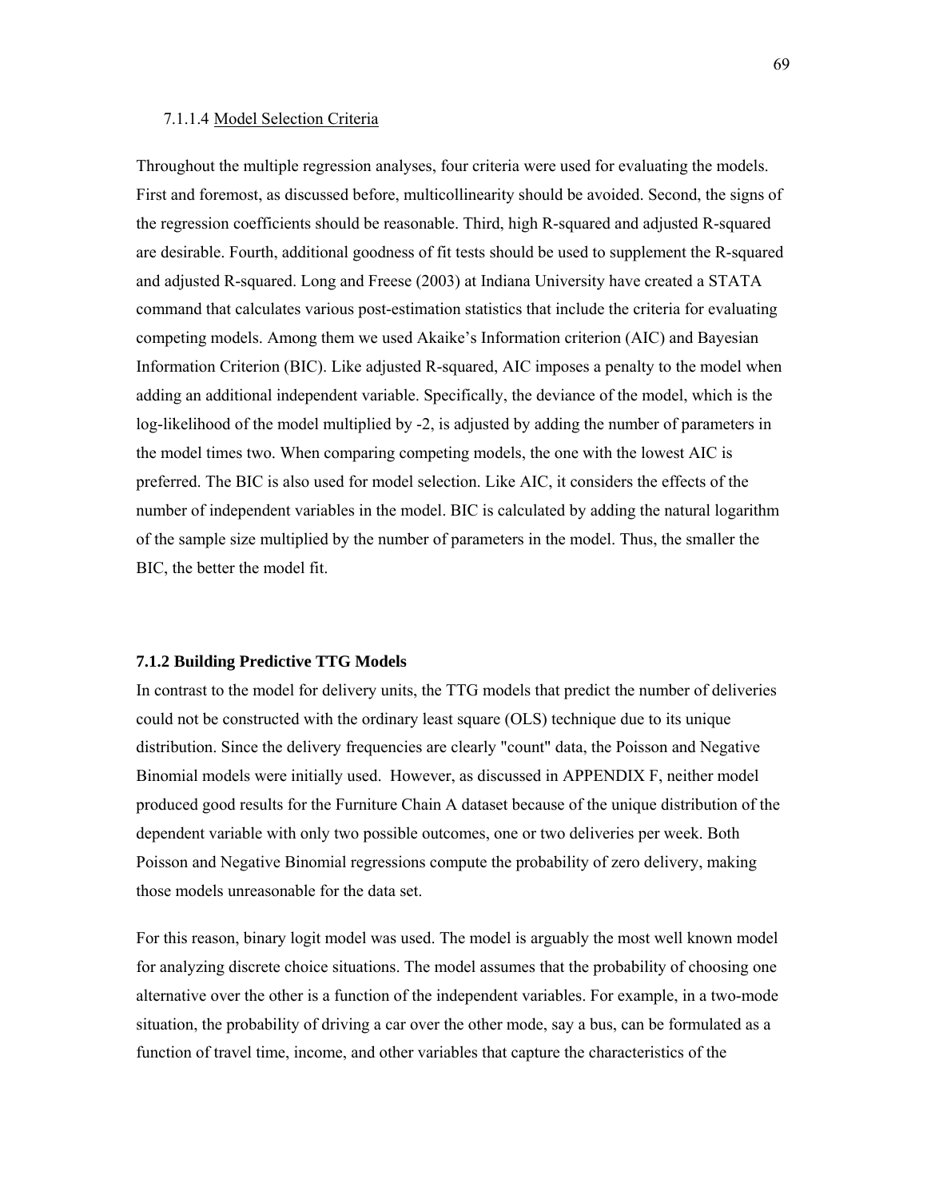#### 7.1.1.4 Model Selection Criteria

Throughout the multiple regression analyses, four criteria were used for evaluating the models. First and foremost, as discussed before, multicollinearity should be avoided. Second, the signs of the regression coefficients should be reasonable. Third, high R-squared and adjusted R-squared are desirable. Fourth, additional goodness of fit tests should be used to supplement the R-squared and adjusted R-squared. Long and Freese (2003) at Indiana University have created a STATA command that calculates various post-estimation statistics that include the criteria for evaluating competing models. Among them we used Akaike's Information criterion (AIC) and Bayesian Information Criterion (BIC). Like adjusted R-squared, AIC imposes a penalty to the model when adding an additional independent variable. Specifically, the deviance of the model, which is the log-likelihood of the model multiplied by -2, is adjusted by adding the number of parameters in the model times two. When comparing competing models, the one with the lowest AIC is preferred. The BIC is also used for model selection. Like AIC, it considers the effects of the number of independent variables in the model. BIC is calculated by adding the natural logarithm of the sample size multiplied by the number of parameters in the model. Thus, the smaller the BIC, the better the model fit.

### 7.1.2 Building Predictive TTG Models

In contrast to the model for delivery units, the TTG models that predict the number of deliveries could not be constructed with the ordinary least square (OLS) technique due to its unique distribution. Since the delivery frequencies are clearly "count" data, the Poisson and Negative Binomial models were initially used. However, as discussed in APPENDIX F, neither model produced good results for the Furniture Chain A dataset because of the unique distribution of the dependent variable with only two possible outcomes, one or two deliveries per week. Both Poisson and Negative Binomial regressions compute the probability of zero delivery, making those models unreasonable for the data set.

For this reason, binary logit model was used. The model is arguably the most well known model for analyzing discrete choice situations. The model assumes that the probability of choosing one alternative over the other is a function of the independent variables. For example, in a two-mode situation, the probability of driving a car over the other mode, say a bus, can be formulated as a function of travel time, income, and other variables that capture the characteristics of the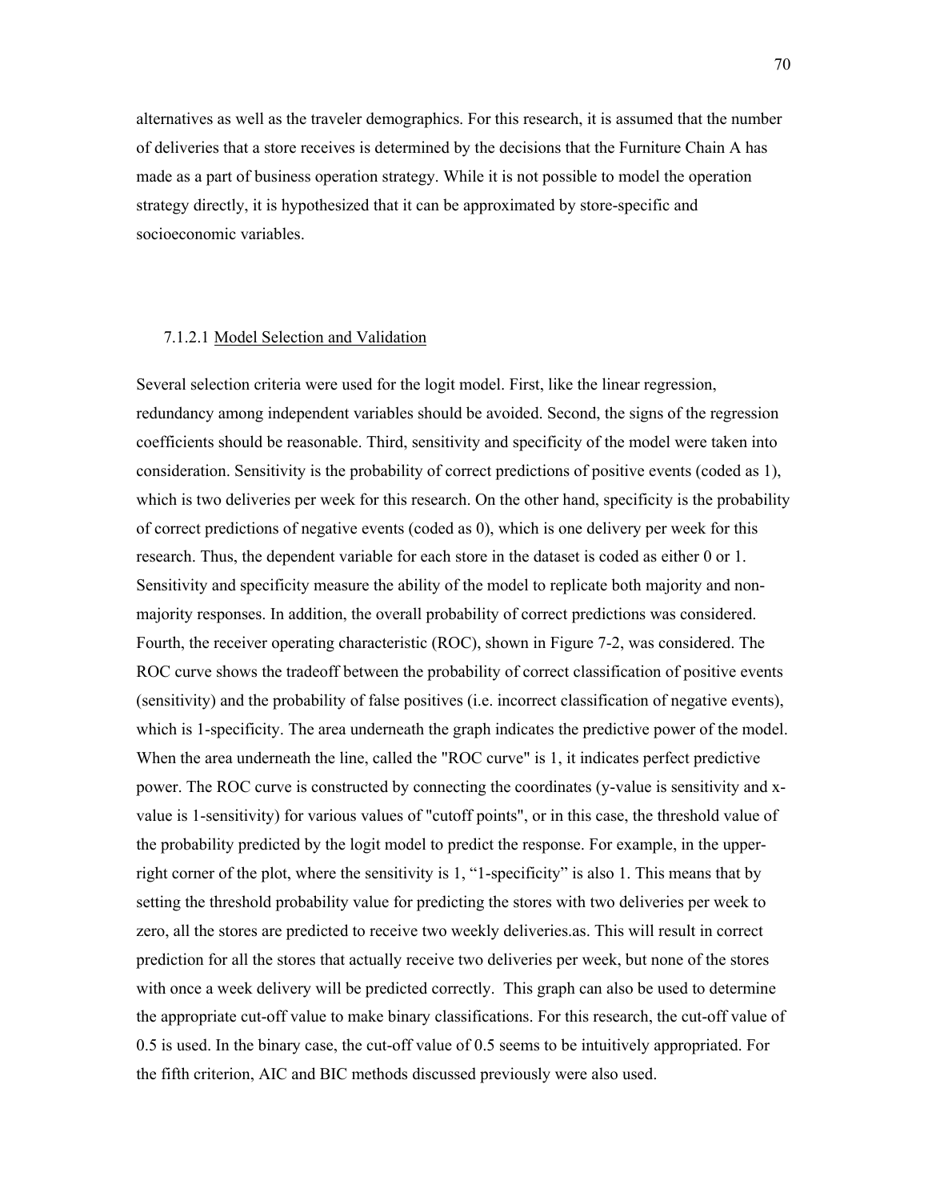alternatives as well as the traveler demographics. For this research, it is assumed that the number of deliveries that a store receives is determined by the decisions that the Furniture Chain A has made as a part of business operation strategy. While it is not possible to model the operation strategy directly, it is hypothesized that it can be approximated by store-specific and socioeconomic variables.

#### 7.1.2.1 Model Selection and Validation

Several selection criteria were used for the logit model. First, like the linear regression, redundancy among independent variables should be avoided. Second, the signs of the regression coefficients should be reasonable. Third, sensitivity and specificity of the model were taken into consideration. Sensitivity is the probability of correct predictions of positive events (coded as 1), which is two deliveries per week for this research. On the other hand, specificity is the probability of correct predictions of negative events (coded as 0), which is one delivery per week for this research. Thus, the dependent variable for each store in the dataset is coded as either 0 or 1. Sensitivity and specificity measure the ability of the model to replicate both majority and non-majority responses. In addition, the overall probability of correct predictions was considered. Fourth, the receiver operating characteristic (ROC), shown in Figure 7-2, was considered. The ROC curve shows the tradeoff between the probability of correct classification of positive events (sensitivity) and the probability of false positives (i.e. incorrect classification of negative events), which is 1-specificity. The area underneath the graph indicates the predictive power of the model. When the area underneath the line, called the "ROC curve" is 1, it indicates perfect predictive power. The ROC curve is constructed by connecting the coordinates (y-value is sensitivity and x-value is 1-sensitivity) for various values of "cutoff points", or in this case, the threshold value of the probability predicted by the logit model to predict the response. For example, in the upper-right corner of the plot, where the sensitivity is 1, "1-specificity" is also 1. This means that by setting the threshold probability value for predicting the stores with two deliveries per week to zero, all the stores are predicted to receive two weekly deliveries.as. This will result in correct prediction for all the stores that actually receive two deliveries per week, but none of the stores with once a week delivery will be predicted correctly. This graph can also be used to determine the appropriate cut-off value to make binary classifications. For this research, the cut-off value of 0.5 is used. In the binary case, the cut-off value of 0.5 seems to be intuitively appropriated. For the fifth criterion, AIC and BIC methods discussed previously were also used.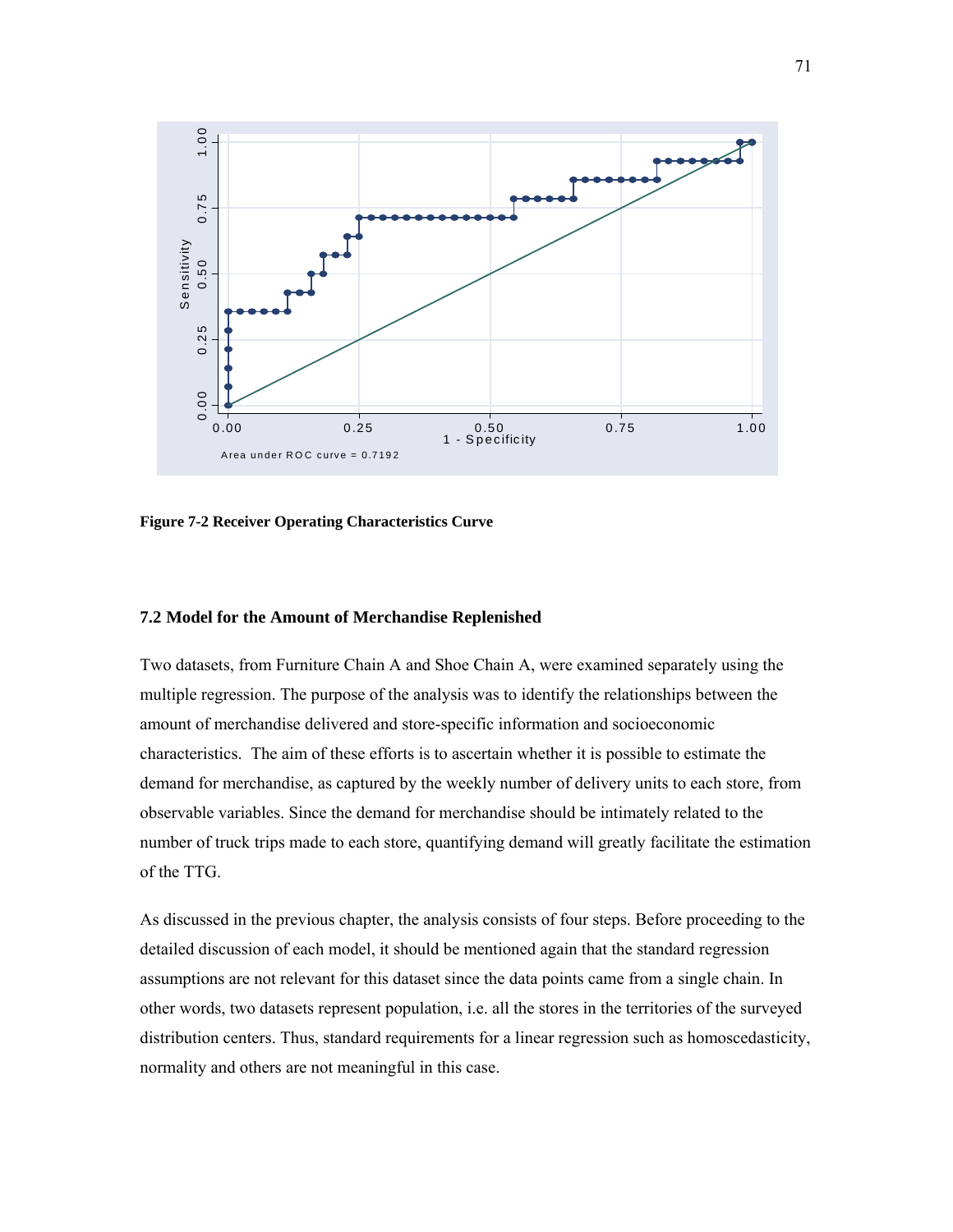Sensitivity

0.00

0.25

0.50

0.75

1.00

0.00

0.25

0.50

0.75

1.00

1 - Specificity

Area under ROC curve = 0.7192

**Figure 7-2 Receiver Operating Characteristics Curve**

### 7.2 Model for the Amount of Merchandise Replenished

Two datasets, from Furniture Chain A and Shoe Chain A, were examined separately using the multiple regression. The purpose of the analysis was to identify the relationships between the amount of merchandise delivered and store-specific information and socioeconomic characteristics. The aim of these efforts is to ascertain whether it is possible to estimate the demand for merchandise, as captured by the weekly number of delivery units to each store, from observable variables. Since the demand for merchandise should be intimately related to the number of truck trips made to each store, quantifying demand will greatly facilitate the estimation of the TTG.

As discussed in the previous chapter, the analysis consists of four steps. Before proceeding to the detailed discussion of each model, it should be mentioned again that the standard regression assumptions are not relevant for this dataset since the data points came from a single chain. In other words, two datasets represent population, i.e. all the stores in the territories of the surveyed distribution centers. Thus, standard requirements for a linear regression such as homoscedasticity, normality and others are not meaningful in this case.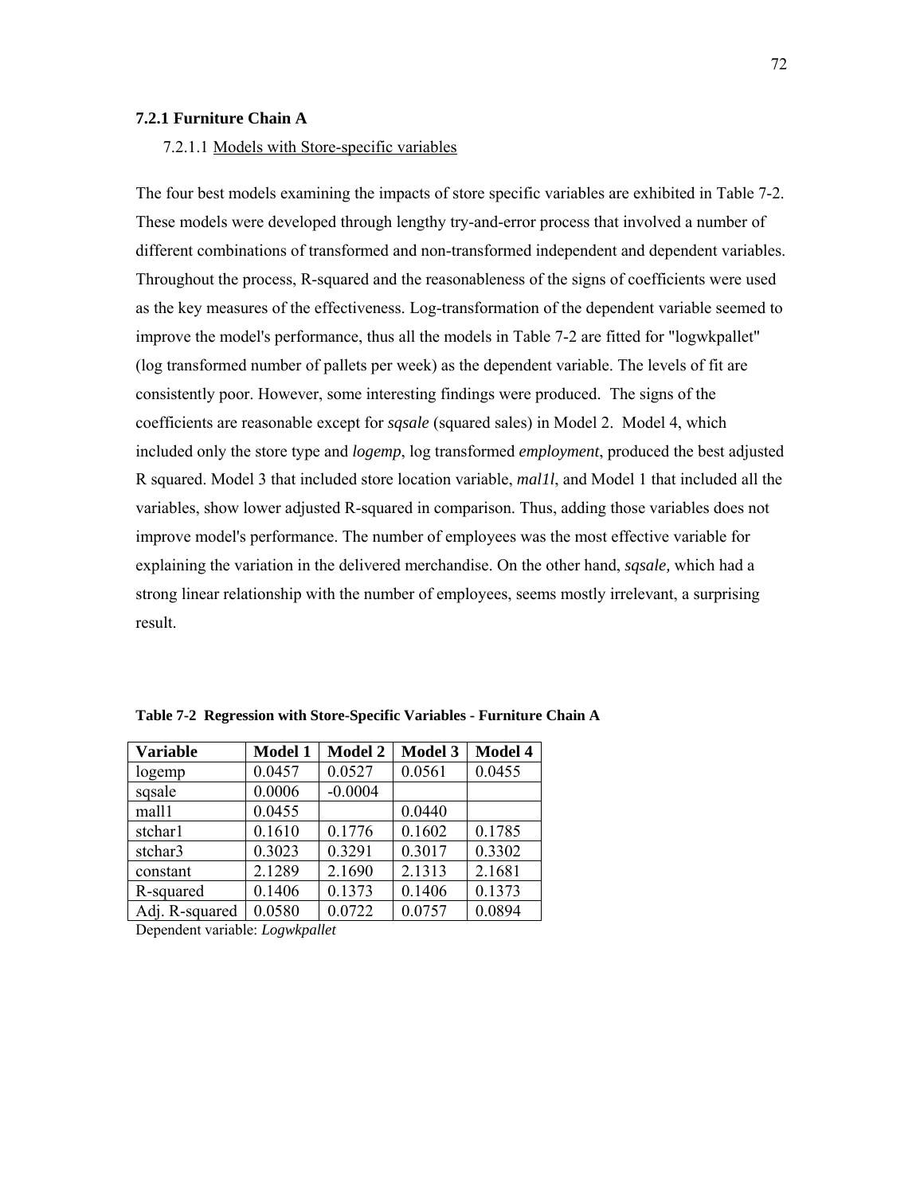### 7.2.1 Furniture Chain A

#### 7.2.1.1 Models with Store-specific variables

The four best models examining the impacts of store specific variables are exhibited in Table 7-2. These models were developed through lengthy try-and-error process that involved a number of different combinations of transformed and non-transformed independent and dependent variables. Throughout the process, R-squared and the reasonableness of the signs of coefficients were used as the key measures of the effectiveness. Log-transformation of the dependent variable seemed to improve the model's performance, thus all the models in Table 7-2 are fitted for "logwkpallet" (log transformed number of pallets per week) as the dependent variable. The levels of fit are consistently poor. However, some interesting findings were produced. The signs of the coefficients are reasonable except for ***sqsale*** (squared sales) in Model 2. Model 4, which included only the store type and ***logemp***, log transformed ***employment***, produced the best adjusted R squared. Model 3 that included store location variable, ***mal1l***, and Model 1 that included all the variables, show lower adjusted R-squared in comparison. Thus, adding those variables does not improve model's performance. The number of employees was the most effective variable for explaining the variation in the delivered merchandise. On the other hand, ***sqsale,*** which had a strong linear relationship with the number of employees, seems mostly irrelevant, a surprising result.

**Table 7-2 Regression with Store-Specific Variables - Furniture Chain A**

| Variable | Model 1 | Model 2 | Model 3 | Model 4 |
|---|---|---|---|---|
| logemp | 0.0457 | 0.0527 | 0.0561 | 0.0455 |
| sqsale | 0.0006 | -0.0004 | | |
| mall1 | 0.0455 | | 0.0440 | |
| stchar1 | 0.1610 | 0.1776 | 0.1602 | 0.1785 |
| stchar3 | 0.3023 | 0.3291 | 0.3017 | 0.3302 |
| constant | 2.1289 | 2.1690 | 2.1313 | 2.1681 |
| R-squared | 0.1406 | 0.1373 | 0.1406 | 0.1373 |
| Adj. R-squared | 0.0580 | 0.0722 | 0.0757 | 0.0894 |

Dependent variable: *Logwkpallet*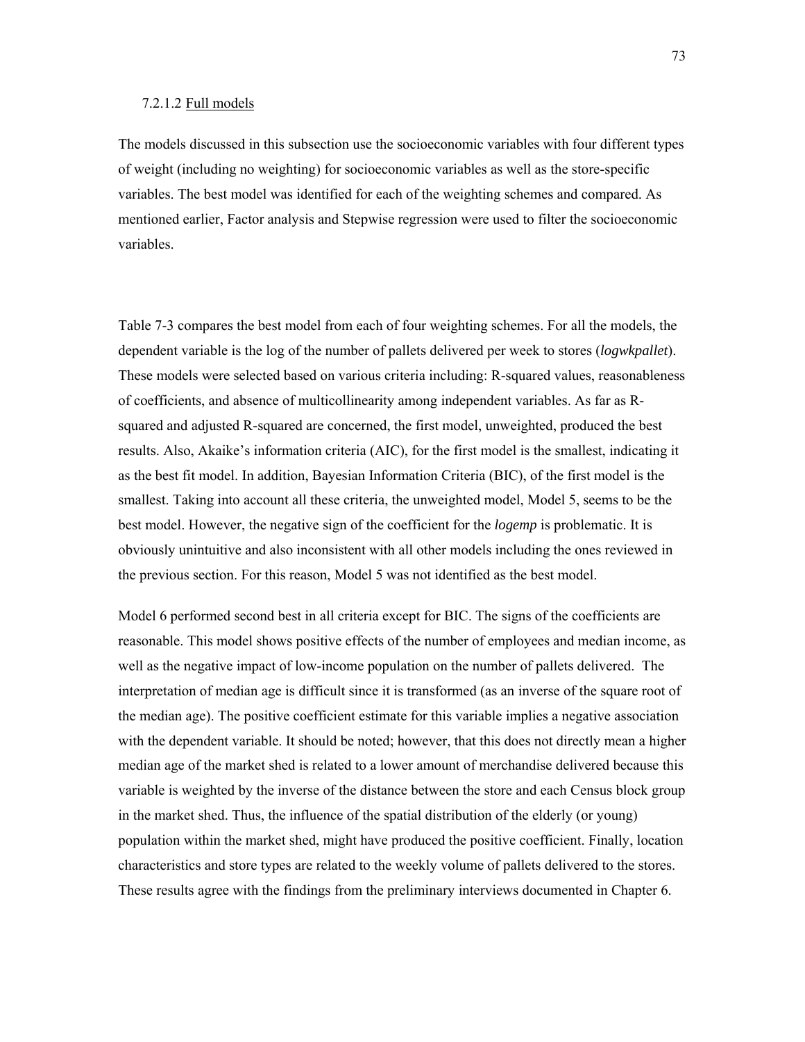#### 7.2.1.2 Full models

The models discussed in this subsection use the socioeconomic variables with four different types of weight (including no weighting) for socioeconomic variables as well as the store-specific variables. The best model was identified for each of the weighting schemes and compared. As mentioned earlier, Factor analysis and Stepwise regression were used to filter the socioeconomic variables.

Table 7-3 compares the best model from each of four weighting schemes. For all the models, the dependent variable is the log of the number of pallets delivered per week to stores (*logwkpallet*). These models were selected based on various criteria including: R-squared values, reasonableness of coefficients, and absence of multicollinearity among independent variables. As far as R-squared and adjusted R-squared are concerned, the first model, unweighted, produced the best results. Also, Akaike's information criteria (AIC), for the first model is the smallest, indicating it as the best fit model. In addition, Bayesian Information Criteria (BIC), of the first model is the smallest. Taking into account all these criteria, the unweighted model, Model 5, seems to be the best model. However, the negative sign of the coefficient for the *logemp* is problematic. It is obviously unintuitive and also inconsistent with all other models including the ones reviewed in the previous section. For this reason, Model 5 was not identified as the best model.

Model 6 performed second best in all criteria except for BIC. The signs of the coefficients are reasonable. This model shows positive effects of the number of employees and median income, as well as the negative impact of low-income population on the number of pallets delivered. The interpretation of median age is difficult since it is transformed (as an inverse of the square root of the median age). The positive coefficient estimate for this variable implies a negative association with the dependent variable. It should be noted; however, that this does not directly mean a higher median age of the market shed is related to a lower amount of merchandise delivered because this variable is weighted by the inverse of the distance between the store and each Census block group in the market shed. Thus, the influence of the spatial distribution of the elderly (or young) population within the market shed, might have produced the positive coefficient. Finally, location characteristics and store types are related to the weekly volume of pallets delivered to the stores. These results agree with the findings from the preliminary interviews documented in Chapter 6.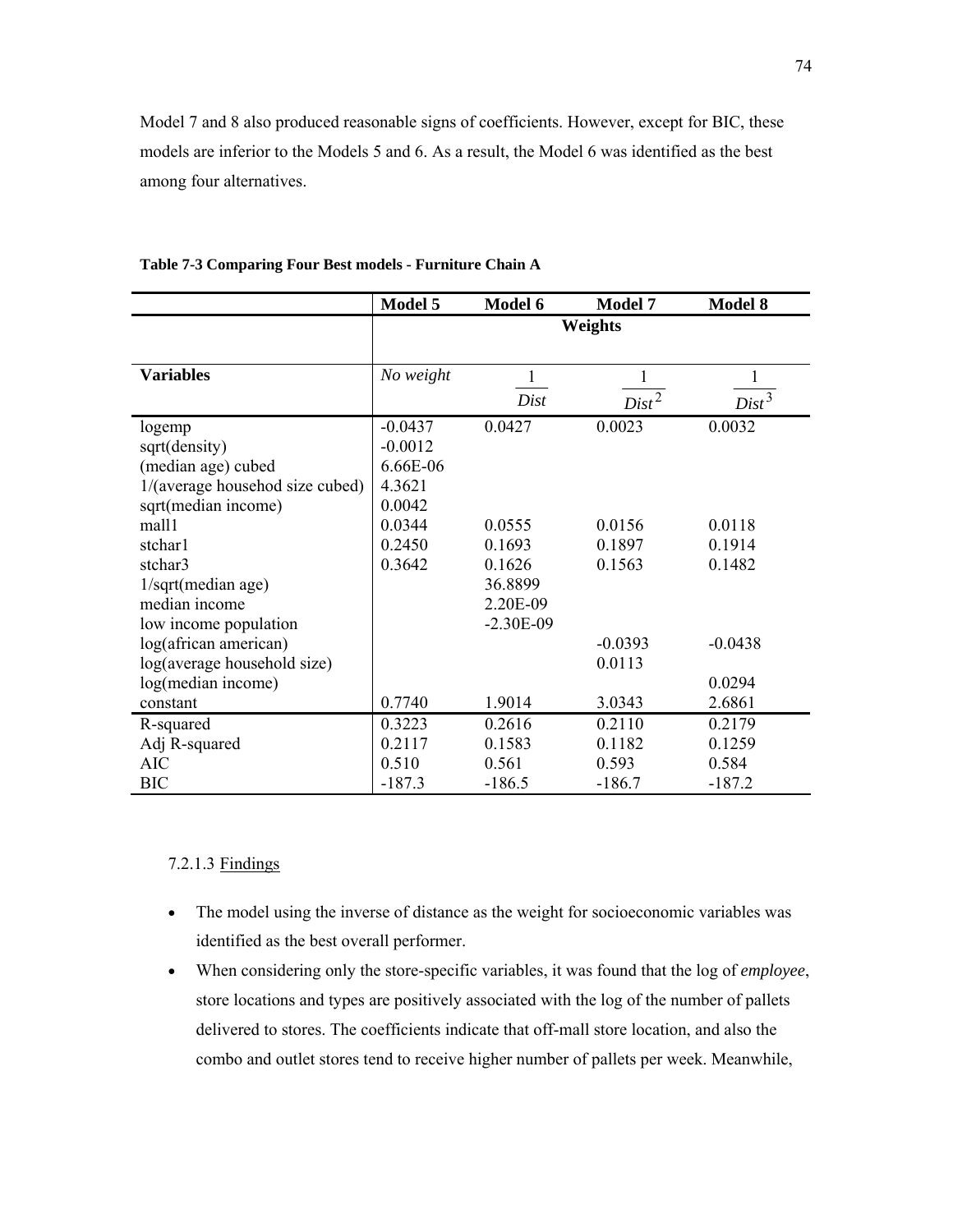Model 7 and 8 also produced reasonable signs of coefficients. However, except for BIC, these models are inferior to the Models 5 and 6. As a result, the Model 6 was identified as the best among four alternatives.

**Table 7-3 Comparing Four Best models - Furniture Chain A**

| | Model 5 | Model 6 | Model 7 | Model 8 |
|---|---|---|---|---|
| | Weights | | | |
| **Variables** | *No weight* | $\frac{1}{Dist}$ | $\frac{1}{Dist^2}$ | $\frac{1}{Dist^3}$ |
| logemp | -0.0437 | 0.0427 | 0.0023 | 0.0032 |
| sqrt(density) | -0.0012 | | | |
| (median age) cubed | 6.66E-06 | | | |
| 1/(average househod size cubed) | 4.3621 | | | |
| sqrt(median income) | 0.0042 | | | |
| mall1 | 0.0344 | 0.0555 | 0.0156 | 0.0118 |
| stchar1 | 0.2450 | 0.1693 | 0.1897 | 0.1914 |
| stchar3 | 0.3642 | 0.1626 | 0.1563 | 0.1482 |
| 1/sqrt(median age) | | 36.8899 | | |
| median income | | 2.20E-09 | | |
| low income population | | -2.30E-09 | | |
| log(african american) | | | -0.0393 | -0.0438 |
| log(average household size) | | | 0.0113 | |
| log(median income) | | | | 0.0294 |
| constant | 0.7740 | 1.9014 | 3.0343 | 2.6861 |
| R-squared | 0.3223 | 0.2616 | 0.2110 | 0.2179 |
| Adj R-squared | 0.2117 | 0.1583 | 0.1182 | 0.1259 |
| AIC | 0.510 | 0.561 | 0.593 | 0.584 |
| BIC | -187.3 | -186.5 | -186.7 | -187.2 |

#### 7.2.1.3 Findings

- The model using the inverse of distance as the weight for socioeconomic variables was identified as the best overall performer.
- When considering only the store-specific variables, it was found that the log of *employee*, store locations and types are positively associated with the log of the number of pallets delivered to stores. The coefficients indicate that off-mall store location, and also the combo and outlet stores tend to receive higher number of pallets per week. Meanwhile,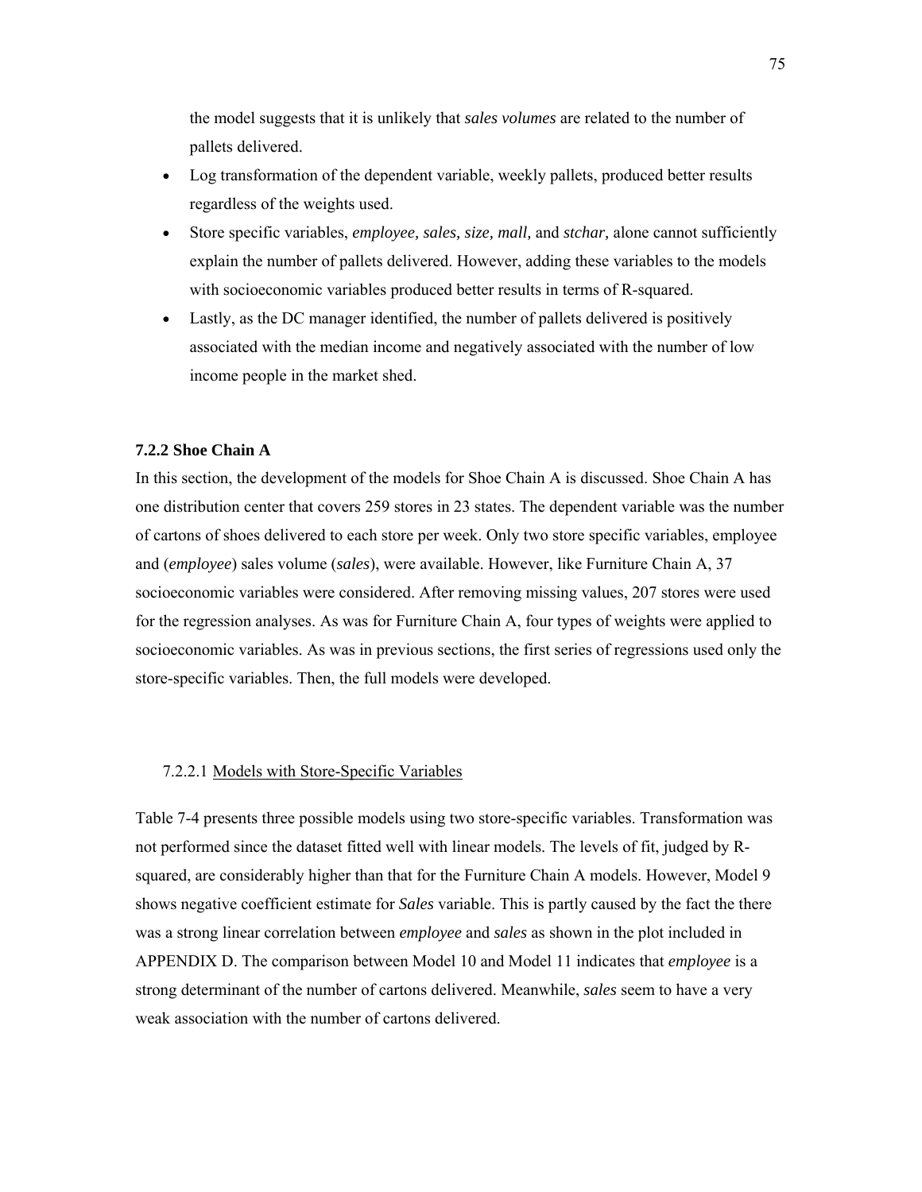the model suggests that it is unlikely that *sales volumes* are related to the number of pallets delivered.

- Log transformation of the dependent variable, weekly pallets, produced better results regardless of the weights used.
- Store specific variables, *employee, sales, size, mall,* and *stchar,* alone cannot sufficiently explain the number of pallets delivered. However, adding these variables to the models with socioeconomic variables produced better results in terms of R-squared.
- Lastly, as the DC manager identified, the number of pallets delivered is positively associated with the median income and negatively associated with the number of low income people in the market shed.

### 7.2.2 Shoe Chain A

In this section, the development of the models for Shoe Chain A is discussed. Shoe Chain A has one distribution center that covers 259 stores in 23 states. The dependent variable was the number of cartons of shoes delivered to each store per week. Only two store specific variables, employee and (*employee*) sales volume (*sales*), were available. However, like Furniture Chain A, 37 socioeconomic variables were considered. After removing missing values, 207 stores were used for the regression analyses. As was for Furniture Chain A, four types of weights were applied to socioeconomic variables. As was in previous sections, the first series of regressions used only the store-specific variables. Then, the full models were developed.

#### 7.2.2.1 Models with Store-Specific Variables

Table 7-4 presents three possible models using two store-specific variables. Transformation was not performed since the dataset fitted well with linear models. The levels of fit, judged by R-squared, are considerably higher than that for the Furniture Chain A models. However, Model 9 shows negative coefficient estimate for *Sales* variable. This is partly caused by the fact the there was a strong linear correlation between *employee* and *sales* as shown in the plot included in APPENDIX D. The comparison between Model 10 and Model 11 indicates that *employee* is a strong determinant of the number of cartons delivered. Meanwhile, *sales* seem to have a very weak association with the number of cartons delivered.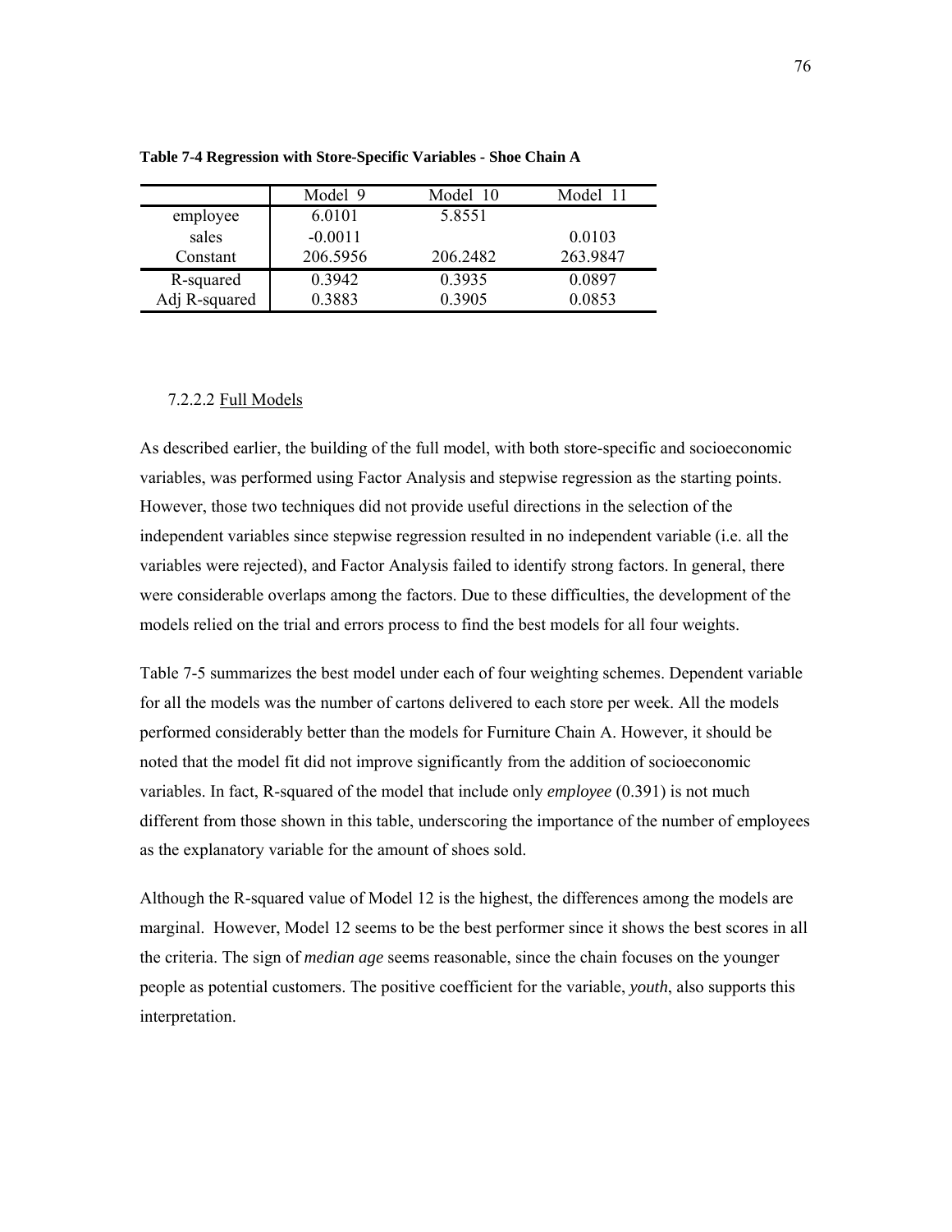**Table 7-4 Regression with Store-Specific Variables - Shoe Chain A**

| | Model 9 | Model 10 | Model 11 |
|---|---|---|---|
| employee | 6.0101 | 5.8551 | |
| sales | -0.0011 | | 0.0103 |
| Constant | 206.5956 | 206.2482 | 263.9847 |
| R-squared | 0.3942 | 0.3935 | 0.0897 |
| Adj R-squared | 0.3883 | 0.3905 | 0.0853 |

#### 7.2.2.2 Full Models

As described earlier, the building of the full model, with both store-specific and socioeconomic variables, was performed using Factor Analysis and stepwise regression as the starting points. However, those two techniques did not provide useful directions in the selection of the independent variables since stepwise regression resulted in no independent variable (i.e. all the variables were rejected), and Factor Analysis failed to identify strong factors. In general, there were considerable overlaps among the factors. Due to these difficulties, the development of the models relied on the trial and errors process to find the best models for all four weights.

Table 7-5 summarizes the best model under each of four weighting schemes. Dependent variable for all the models was the number of cartons delivered to each store per week. All the models performed considerably better than the models for Furniture Chain A. However, it should be noted that the model fit did not improve significantly from the addition of socioeconomic variables. In fact, R-squared of the model that include only *employee* (0.391) is not much different from those shown in this table, underscoring the importance of the number of employees as the explanatory variable for the amount of shoes sold.

Although the R-squared value of Model 12 is the highest, the differences among the models are marginal. However, Model 12 seems to be the best performer since it shows the best scores in all the criteria. The sign of *median age* seems reasonable, since the chain focuses on the younger people as potential customers. The positive coefficient for the variable, *youth*, also supports this interpretation.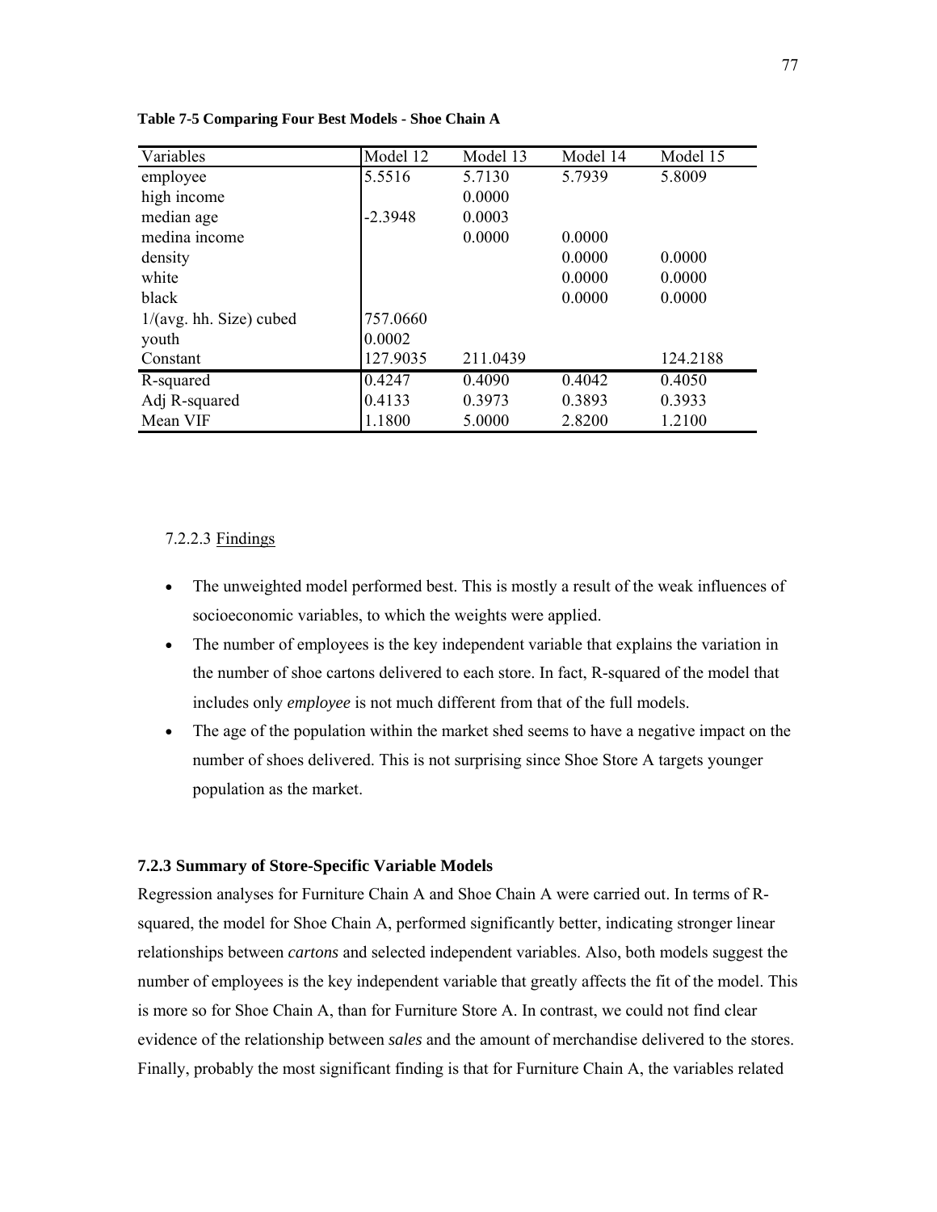**Table 7-5 Comparing Four Best Models - Shoe Chain A**

| Variables | Model 12 | Model 13 | Model 14 | Model 15 |
| --- | --- | --- | --- | --- |
| employee | 5.5516 | 5.7130 | 5.7939 | 5.8009 |
| high income | | 0.0000 | | |
| median age | -2.3948 | 0.0003 | | |
| medina income | | 0.0000 | 0.0000 | |
| density | | | 0.0000 | 0.0000 |
| white | | | 0.0000 | 0.0000 |
| black | | | 0.0000 | 0.0000 |
| 1/(avg. hh. Size) cubed | 757.0660 | | | |
| youth | 0.0002 | | | |
| Constant | 127.9035 | 211.0439 | | 124.2188 |
| R-squared | 0.4247 | 0.4090 | 0.4042 | 0.4050 |
| Adj R-squared | 0.4133 | 0.3973 | 0.3893 | 0.3933 |
| Mean VIF | 1.1800 | 5.0000 | 2.8200 | 1.2100 |

#### 7.2.2.3 Findings

- The unweighted model performed best. This is mostly a result of the weak influences of socioeconomic variables, to which the weights were applied.
- The number of employees is the key independent variable that explains the variation in the number of shoe cartons delivered to each store. In fact, R-squared of the model that includes only *employee* is not much different from that of the full models.
- The age of the population within the market shed seems to have a negative impact on the number of shoes delivered. This is not surprising since Shoe Store A targets younger population as the market.

### 7.2.3 Summary of Store-Specific Variable Models

Regression analyses for Furniture Chain A and Shoe Chain A were carried out. In terms of R-squared, the model for Shoe Chain A, performed significantly better, indicating stronger linear relationships between *cartons* and selected independent variables. Also, both models suggest the number of employees is the key independent variable that greatly affects the fit of the model. This is more so for Shoe Chain A, than for Furniture Store A. In contrast, we could not find clear evidence of the relationship between *sales* and the amount of merchandise delivered to the stores. Finally, probably the most significant finding is that for Furniture Chain A, the variables related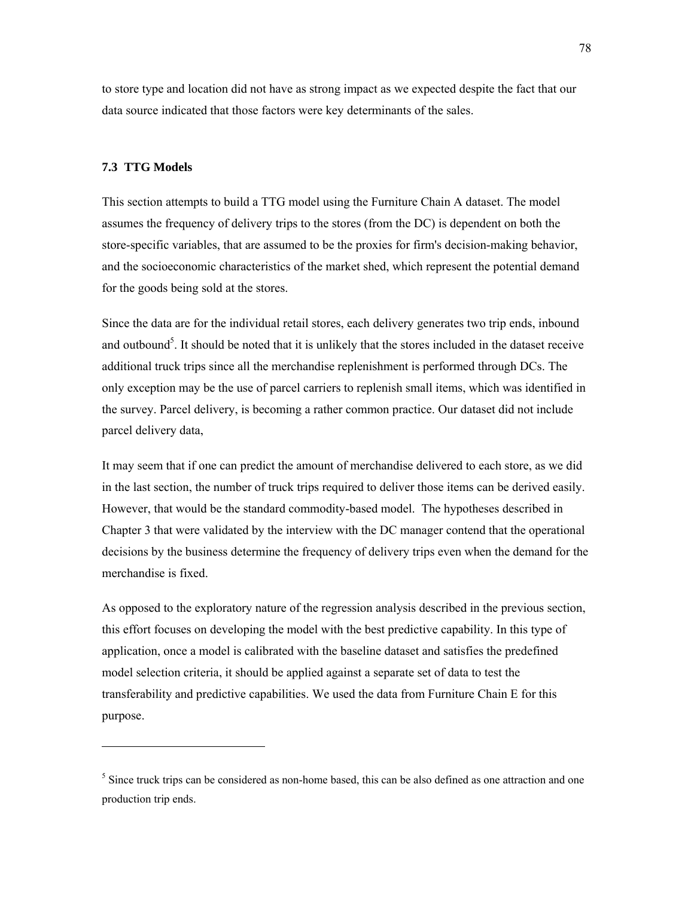to store type and location did not have as strong impact as we expected despite the fact that our data source indicated that those factors were key determinants of the sales.

### 7.3 TTG Models

This section attempts to build a TTG model using the Furniture Chain A dataset. The model assumes the frequency of delivery trips to the stores (from the DC) is dependent on both the store-specific variables, that are assumed to be the proxies for firm's decision-making behavior, and the socioeconomic characteristics of the market shed, which represent the potential demand for the goods being sold at the stores.

Since the data are for the individual retail stores, each delivery generates two trip ends, inbound and outbound[5]. It should be noted that it is unlikely that the stores included in the dataset receive additional truck trips since all the merchandise replenishment is performed through DCs. The only exception may be the use of parcel carriers to replenish small items, which was identified in the survey. Parcel delivery, is becoming a rather common practice. Our dataset did not include parcel delivery data,

It may seem that if one can predict the amount of merchandise delivered to each store, as we did in the last section, the number of truck trips required to deliver those items can be derived easily. However, that would be the standard commodity-based model. The hypotheses described in Chapter 3 that were validated by the interview with the DC manager contend that the operational decisions by the business determine the frequency of delivery trips even when the demand for the merchandise is fixed.

As opposed to the exploratory nature of the regression analysis described in the previous section, this effort focuses on developing the model with the best predictive capability. In this type of application, once a model is calibrated with the baseline dataset and satisfies the predefined model selection criteria, it should be applied against a separate set of data to test the transferability and predictive capabilities. We used the data from Furniture Chain E for this purpose.

---

[5] Since truck trips can be considered as non-home based, this can be also defined as one attraction and one production trip ends.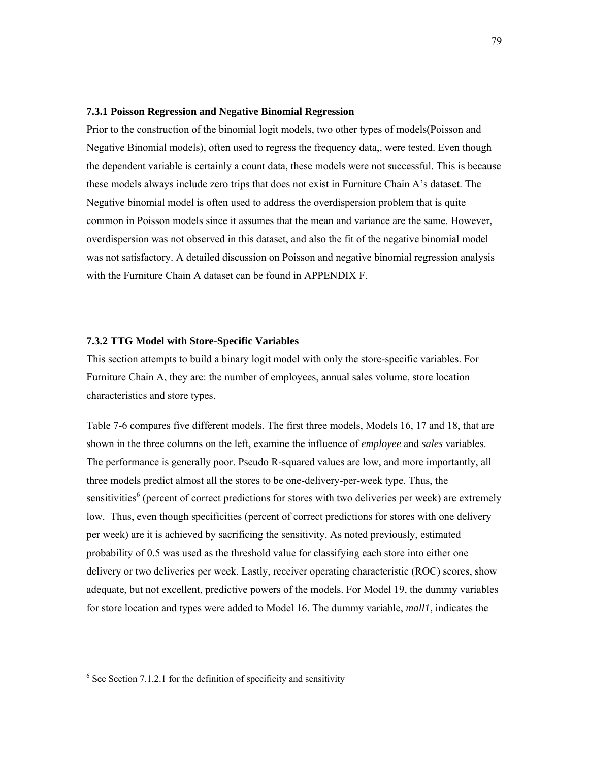### 7.3.1 Poisson Regression and Negative Binomial Regression

Prior to the construction of the binomial logit models, two other types of models(Poisson and Negative Binomial models), often used to regress the frequency data,, were tested. Even though the dependent variable is certainly a count data, these models were not successful. This is because these models always include zero trips that does not exist in Furniture Chain A's dataset. The Negative binomial model is often used to address the overdispersion problem that is quite common in Poisson models since it assumes that the mean and variance are the same. However, overdispersion was not observed in this dataset, and also the fit of the negative binomial model was not satisfactory. A detailed discussion on Poisson and negative binomial regression analysis with the Furniture Chain A dataset can be found in APPENDIX F.

### 7.3.2 TTG Model with Store-Specific Variables

This section attempts to build a binary logit model with only the store-specific variables. For Furniture Chain A, they are: the number of employees, annual sales volume, store location characteristics and store types.

Table 7-6 compares five different models. The first three models, Models 16, 17 and 18, that are shown in the three columns on the left, examine the influence of *employee* and *sales* variables. The performance is generally poor. Pseudo R-squared values are low, and more importantly, all three models predict almost all the stores to be one-delivery-per-week type. Thus, the sensitivities[6] (percent of correct predictions for stores with two deliveries per week) are extremely low. Thus, even though specificities (percent of correct predictions for stores with one delivery per week) are it is achieved by sacrificing the sensitivity. As noted previously, estimated probability of 0.5 was used as the threshold value for classifying each store into either one delivery or two deliveries per week. Lastly, receiver operating characteristic (ROC) scores, show adequate, but not excellent, predictive powers of the models. For Model 19, the dummy variables for store location and types were added to Model 16. The dummy variable, *mall1*, indicates the

---

[6] See Section 7.1.2.1 for the definition of specificity and sensitivity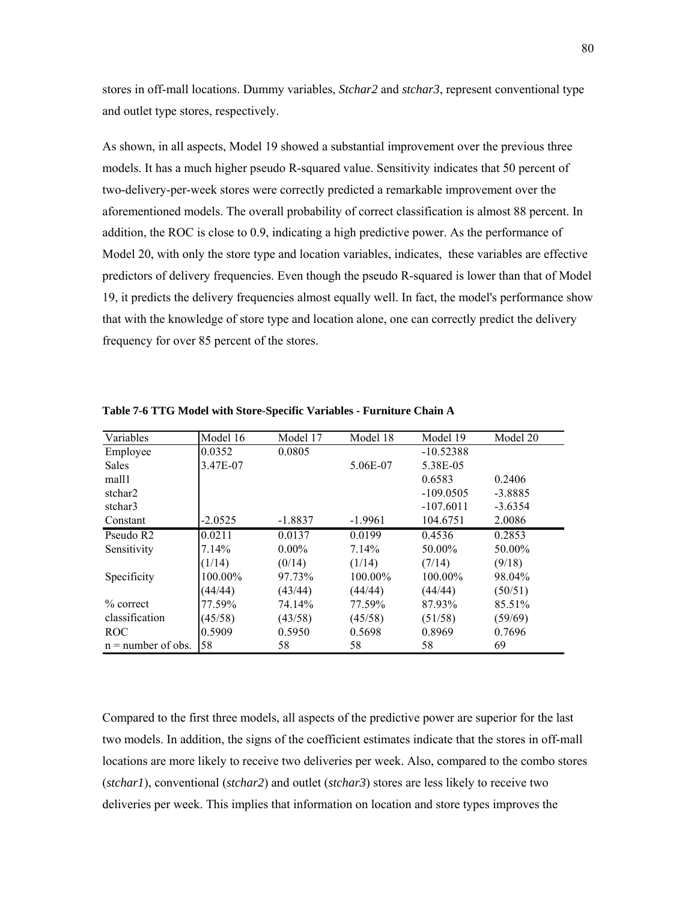stores in off-mall locations. Dummy variables, *Stchar2* and *stchar3*, represent conventional type and outlet type stores, respectively.

As shown, in all aspects, Model 19 showed a substantial improvement over the previous three models. It has a much higher pseudo R-squared value. Sensitivity indicates that 50 percent of two-delivery-per-week stores were correctly predicted a remarkable improvement over the aforementioned models. The overall probability of correct classification is almost 88 percent. In addition, the ROC is close to 0.9, indicating a high predictive power. As the performance of Model 20, with only the store type and location variables, indicates, these variables are effective predictors of delivery frequencies. Even though the pseudo R-squared is lower than that of Model 19, it predicts the delivery frequencies almost equally well. In fact, the model's performance show that with the knowledge of store type and location alone, one can correctly predict the delivery frequency for over 85 percent of the stores.

**Table 7-6 TTG Model with Store-Specific Variables - Furniture Chain A**

| Variables | Model 16 | Model 17 | Model 18 | Model 19 | Model 20 |
|---|---|---|---|---|---|
| Employee | 0.0352 | 0.0805 | | -10.52388 | |
| Sales | 3.47E-07 | | 5.06E-07 | 5.38E-05 | |
| mall1 | | | | 0.6583 | 0.2406 |
| stchar2 | | | | -109.0505 | -3.8885 |
| stchar3 | | | | -107.6011 | -3.6354 |
| Constant | -2.0525 | -1.8837 | -1.9961 | 104.6751 | 2.0086 |
| Pseudo R2 | 0.0211 | 0.0137 | 0.0199 | 0.4536 | 0.2853 |
| Sensitivity | 7.14% | 0.00% | 7.14% | 50.00% | 50.00% |
| | (1/14) | (0/14) | (1/14) | (7/14) | (9/18) |
| Specificity | 100.00% | 97.73% | 100.00% | 100.00% | 98.04% |
| | (44/44) | (43/44) | (44/44) | (44/44) | (50/51) |
| % correct | 77.59% | 74.14% | 77.59% | 87.93% | 85.51% |
| classification | (45/58) | (43/58) | (45/58) | (51/58) | (59/69) |
| ROC | 0.5909 | 0.5950 | 0.5698 | 0.8969 | 0.7696 |
| n = number of obs. | 58 | 58 | 58 | 58 | 69 |

Compared to the first three models, all aspects of the predictive power are superior for the last two models. In addition, the signs of the coefficient estimates indicate that the stores in off-mall locations are more likely to receive two deliveries per week. Also, compared to the combo stores (*stchar1*), conventional (*stchar2*) and outlet (*stchar3*) stores are less likely to receive two deliveries per week. This implies that information on location and store types improves the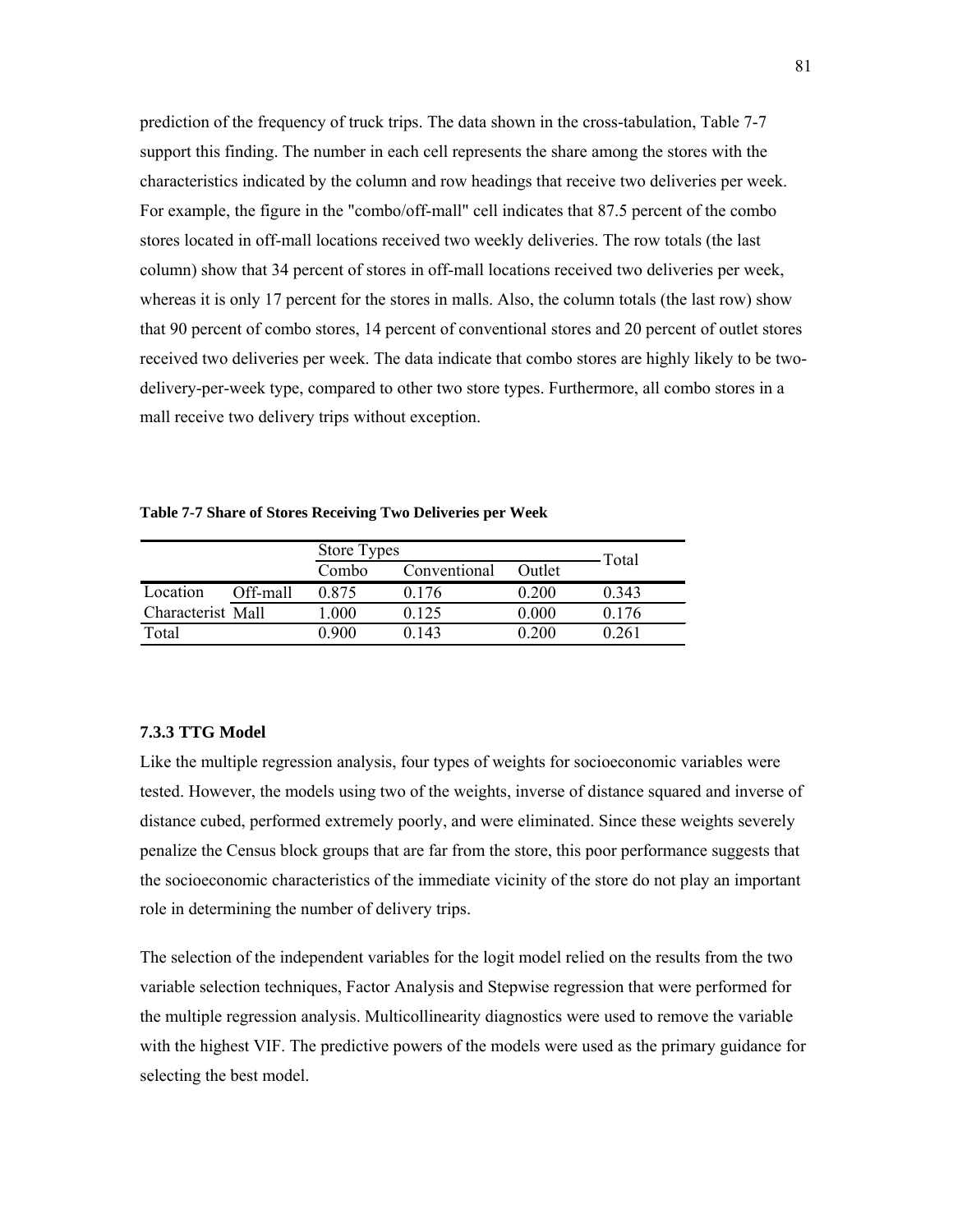prediction of the frequency of truck trips. The data shown in the cross-tabulation, Table 7-7 support this finding. The number in each cell represents the share among the stores with the characteristics indicated by the column and row headings that receive two deliveries per week. For example, the figure in the "combo/off-mall" cell indicates that 87.5 percent of the combo stores located in off-mall locations received two weekly deliveries. The row totals (the last column) show that 34 percent of stores in off-mall locations received two deliveries per week, whereas it is only 17 percent for the stores in malls. Also, the column totals (the last row) show that 90 percent of combo stores, 14 percent of conventional stores and 20 percent of outlet stores received two deliveries per week. The data indicate that combo stores are highly likely to be two-delivery-per-week type, compared to other two store types. Furthermore, all combo stores in a mall receive two delivery trips without exception.

**Table 7-7 Share of Stores Receiving Two Deliveries per Week**

| | | Store Types | | | Total |
|---|---|---|---|---|---|
| | | Combo | Conventional | Outlet | |
| Location Characterist | Off-mall | 0.875 | 0.176 | 0.200 | 0.343 |
| | Mall | 1.000 | 0.125 | 0.000 | 0.176 |
| Total | | 0.900 | 0.143 | 0.200 | 0.261 |

### 7.3.3 TTG Model

Like the multiple regression analysis, four types of weights for socioeconomic variables were tested. However, the models using two of the weights, inverse of distance squared and inverse of distance cubed, performed extremely poorly, and were eliminated. Since these weights severely penalize the Census block groups that are far from the store, this poor performance suggests that the socioeconomic characteristics of the immediate vicinity of the store do not play an important role in determining the number of delivery trips.

The selection of the independent variables for the logit model relied on the results from the two variable selection techniques, Factor Analysis and Stepwise regression that were performed for the multiple regression analysis. Multicollinearity diagnostics were used to remove the variable with the highest VIF. The predictive powers of the models were used as the primary guidance for selecting the best model.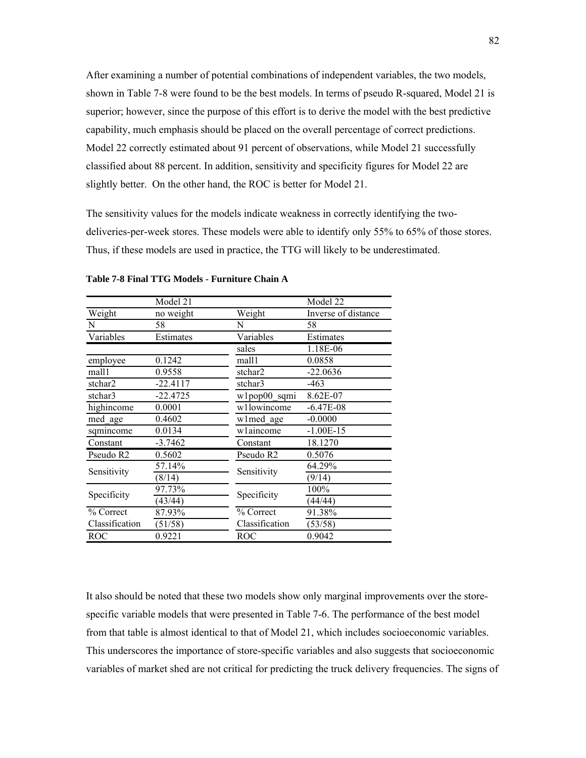After examining a number of potential combinations of independent variables, the two models, shown in Table 7-8 were found to be the best models. In terms of pseudo R-squared, Model 21 is superior; however, since the purpose of this effort is to derive the model with the best predictive capability, much emphasis should be placed on the overall percentage of correct predictions. Model 22 correctly estimated about 91 percent of observations, while Model 21 successfully classified about 88 percent. In addition, sensitivity and specificity figures for Model 22 are slightly better. On the other hand, the ROC is better for Model 21.

The sensitivity values for the models indicate weakness in correctly identifying the two-deliveries-per-week stores. These models were able to identify only 55% to 65% of those stores. Thus, if these models are used in practice, the TTG will likely to be underestimated.

**Table 7-8 Final TTG Models - Furniture Chain A**

| | Model 21 | | Model 22 |
|---|---|---|---|
| Weight | no weight | Weight | Inverse of distance |
| N | 58 | N | 58 |
| Variables | Estimates | Variables | Estimates |
| | | sales | 1.18E-06 |
| employee | 0.1242 | mall1 | 0.0858 |
| mall1 | 0.9558 | stchar2 | -22.0636 |
| stchar2 | -22.4117 | stchar3 | -463 |
| stchar3 | -22.4725 | w1pop00_sqmi | 8.62E-07 |
| highincome | 0.0001 | w1lowincome | -6.47E-08 |
| med_age | 0.4602 | w1med_age | -0.0000 |
| sqmincome | 0.0134 | w1aincome | -1.00E-15 |
| Constant | -3.7462 | Constant | 18.1270 |
| Pseudo R2 | 0.5602 | Pseudo R2 | 0.5076 |
| Sensitivity | 57.14% (8/14) | Sensitivity | 64.29% (9/14) |
| Specificity | 97.73% (43/44) | Specificity | 100% (44/44) |
| % Correct Classification | 87.93% (51/58) | % Correct Classification | 91.38% (53/58) |
| ROC | 0.9221 | ROC | 0.9042 |

It also should be noted that these two models show only marginal improvements over the store-specific variable models that were presented in Table 7-6. The performance of the best model from that table is almost identical to that of Model 21, which includes socioeconomic variables. This underscores the importance of store-specific variables and also suggests that socioeconomic variables of market shed are not critical for predicting the truck delivery frequencies. The signs of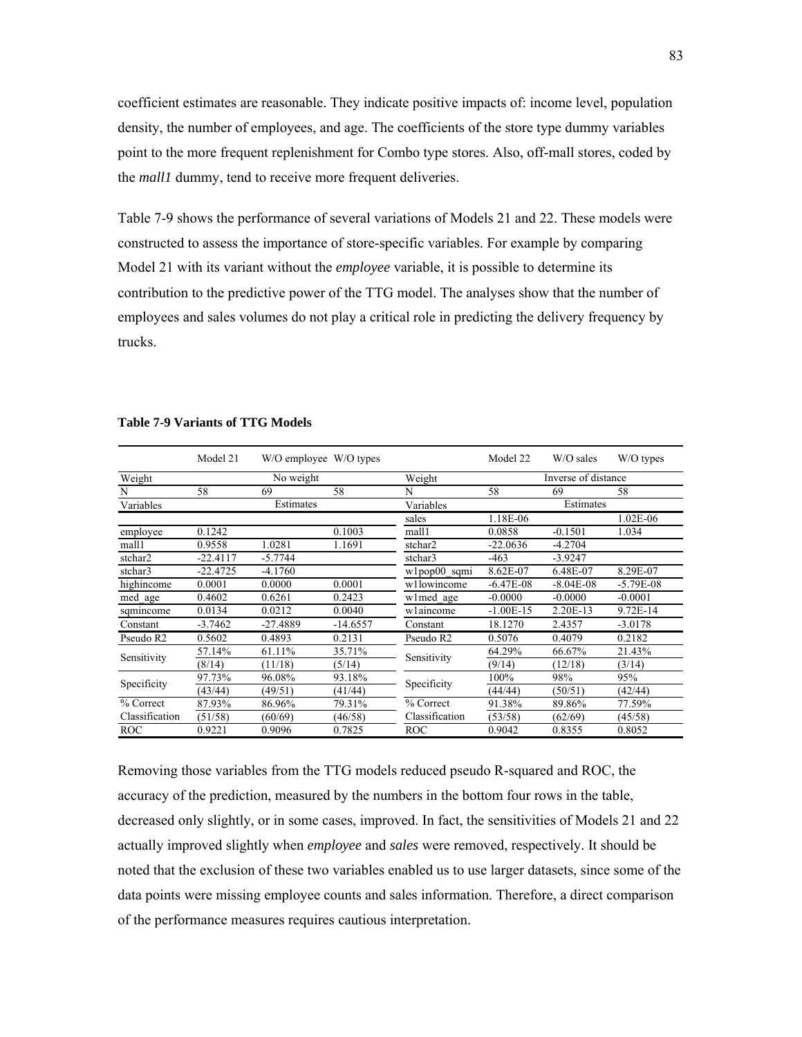coefficient estimates are reasonable. They indicate positive impacts of: income level, population density, the number of employees, and age. The coefficients of the store type dummy variables point to the more frequent replenishment for Combo type stores. Also, off-mall stores, coded by the *mall1* dummy, tend to receive more frequent deliveries.

Table 7-9 shows the performance of several variations of Models 21 and 22. These models were constructed to assess the importance of store-specific variables. For example by comparing Model 21 with its variant without the *employee* variable, it is possible to determine its contribution to the predictive power of the TTG model. The analyses show that the number of employees and sales volumes do not play a critical role in predicting the delivery frequency by trucks.

**Table 7-9 Variants of TTG Models**

| | Model 21 | W/O employee | W/O types | | Model 22 | W/O sales | W/O types |
|---|---|---|---|---|---|---|---|
| Weight | | No weight | | Weight | | Inverse of distance | |
| N | 58 | 69 | 58 | N | 58 | 69 | 58 |
| Variables | | Estimates | | Variables | | Estimates | |
| | | | | sales | 1.18E-06 | | 1.02E-06 |
| employee | 0.1242 | | 0.1003 | mall1 | 0.0858 | -0.1501 | 1.034 |
| mall1 | 0.9558 | 1.0281 | 1.1691 | stchar2 | -22.0636 | -4.2704 | |
| stchar2 | -22.4117 | -5.7744 | | stchar3 | -463 | -3.9247 | |
| stchar3 | -22.4725 | -4.1760 | | w1pop00_sqmi | 8.62E-07 | 6.48E-07 | 8.29E-07 |
| highincome | 0.0001 | 0.0000 | 0.0001 | w1lowincome | -6.47E-08 | -8.04E-08 | -5.79E-08 |
| med_age | 0.4602 | 0.6261 | 0.2423 | w1med_age | -0.0000 | -0.0000 | -0.0001 |
| sqmincome | 0.0134 | 0.0212 | 0.0040 | w1aincome | -1.00E-15 | 2.20E-13 | 9.72E-14 |
| Constant | -3.7462 | -27.4889 | -14.6557 | Constant | 18.1270 | 2.4357 | -3.0178 |
| Pseudo R2 | 0.5602 | 0.4893 | 0.2131 | Pseudo R2 | 0.5076 | 0.4079 | 0.2182 |
| Sensitivity | 57.14% | 61.11% | 35.71% | Sensitivity | 64.29% | 66.67% | 21.43% |
| | (8/14) | (11/18) | (5/14) | | (9/14) | (12/18) | (3/14) |
| Specificity | 97.73% | 96.08% | 93.18% | Specificity | 100% | 98% | 95% |
| | (43/44) | (49/51) | (41/44) | | (44/44) | (50/51) | (42/44) |
| % Correct | 87.93% | 86.96% | 79.31% | % Correct | 91.38% | 89.86% | 77.59% |
| Classification | (51/58) | (60/69) | (46/58) | Classification | (53/58) | (62/69) | (45/58) |
| ROC | 0.9221 | 0.9096 | 0.7825 | ROC | 0.9042 | 0.8355 | 0.8052 |

Removing those variables from the TTG models reduced pseudo R-squared and ROC, the accuracy of the prediction, measured by the numbers in the bottom four rows in the table, decreased only slightly, or in some cases, improved. In fact, the sensitivities of Models 21 and 22 actually improved slightly when *employee* and *sales* were removed, respectively. It should be noted that the exclusion of these two variables enabled us to use larger datasets, since some of the data points were missing employee counts and sales information. Therefore, a direct comparison of the performance measures requires cautious interpretation.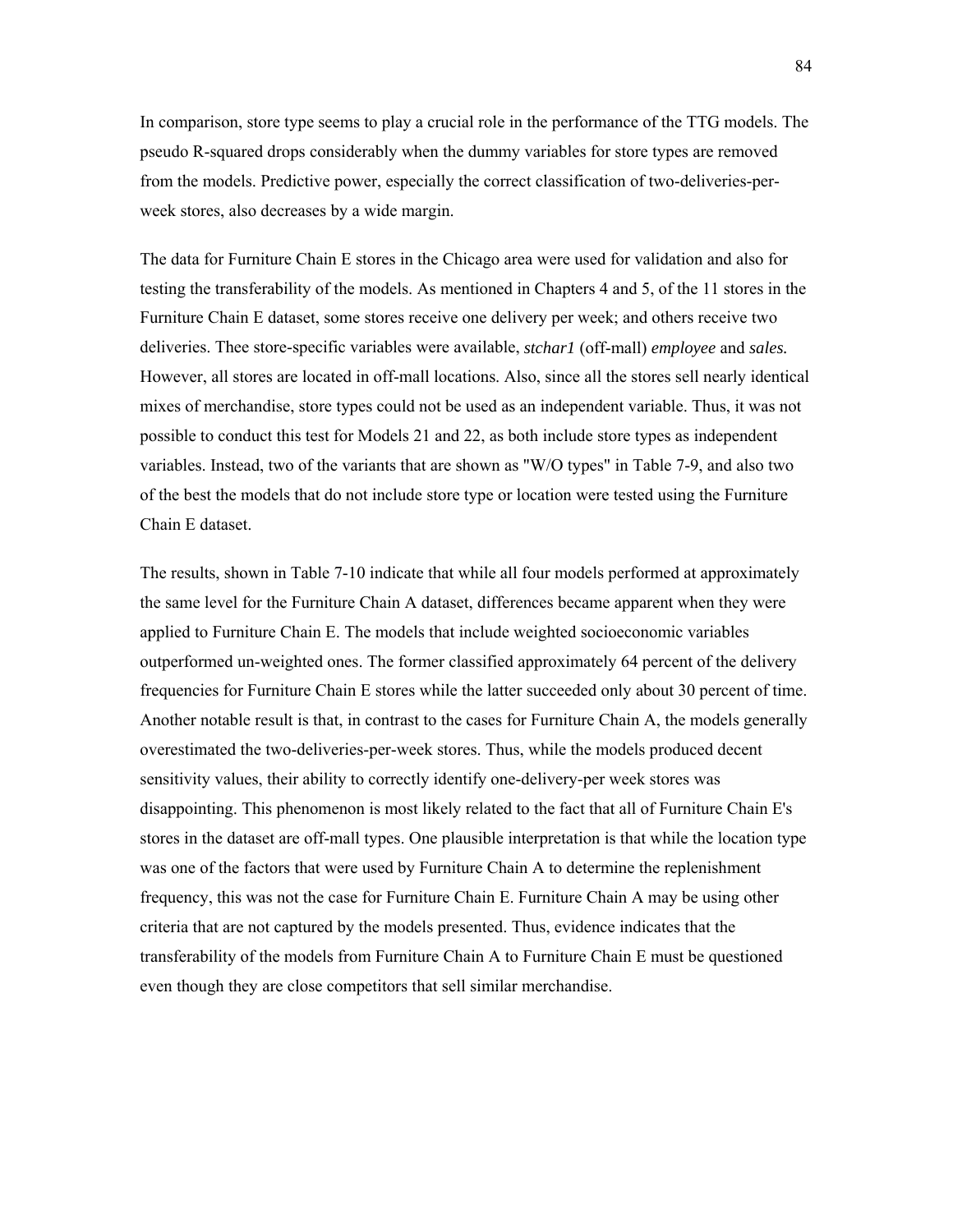In comparison, store type seems to play a crucial role in the performance of the TTG models. The pseudo R-squared drops considerably when the dummy variables for store types are removed from the models. Predictive power, especially the correct classification of two-deliveries-per-week stores, also decreases by a wide margin.

The data for Furniture Chain E stores in the Chicago area were used for validation and also for testing the transferability of the models. As mentioned in Chapters 4 and 5, of the 11 stores in the Furniture Chain E dataset, some stores receive one delivery per week; and others receive two deliveries. Thee store-specific variables were available, *stchar1* (off-mall) *employee* and *sales.* However, all stores are located in off-mall locations. Also, since all the stores sell nearly identical mixes of merchandise, store types could not be used as an independent variable. Thus, it was not possible to conduct this test for Models 21 and 22, as both include store types as independent variables. Instead, two of the variants that are shown as "W/O types" in Table 7-9, and also two of the best the models that do not include store type or location were tested using the Furniture Chain E dataset.

The results, shown in Table 7-10 indicate that while all four models performed at approximately the same level for the Furniture Chain A dataset, differences became apparent when they were applied to Furniture Chain E. The models that include weighted socioeconomic variables outperformed un-weighted ones. The former classified approximately 64 percent of the delivery frequencies for Furniture Chain E stores while the latter succeeded only about 30 percent of time. Another notable result is that, in contrast to the cases for Furniture Chain A, the models generally overestimated the two-deliveries-per-week stores. Thus, while the models produced decent sensitivity values, their ability to correctly identify one-delivery-per week stores was disappointing. This phenomenon is most likely related to the fact that all of Furniture Chain E's stores in the dataset are off-mall types. One plausible interpretation is that while the location type was one of the factors that were used by Furniture Chain A to determine the replenishment frequency, this was not the case for Furniture Chain E. Furniture Chain A may be using other criteria that are not captured by the models presented. Thus, evidence indicates that the transferability of the models from Furniture Chain A to Furniture Chain E must be questioned even though they are close competitors that sell similar merchandise.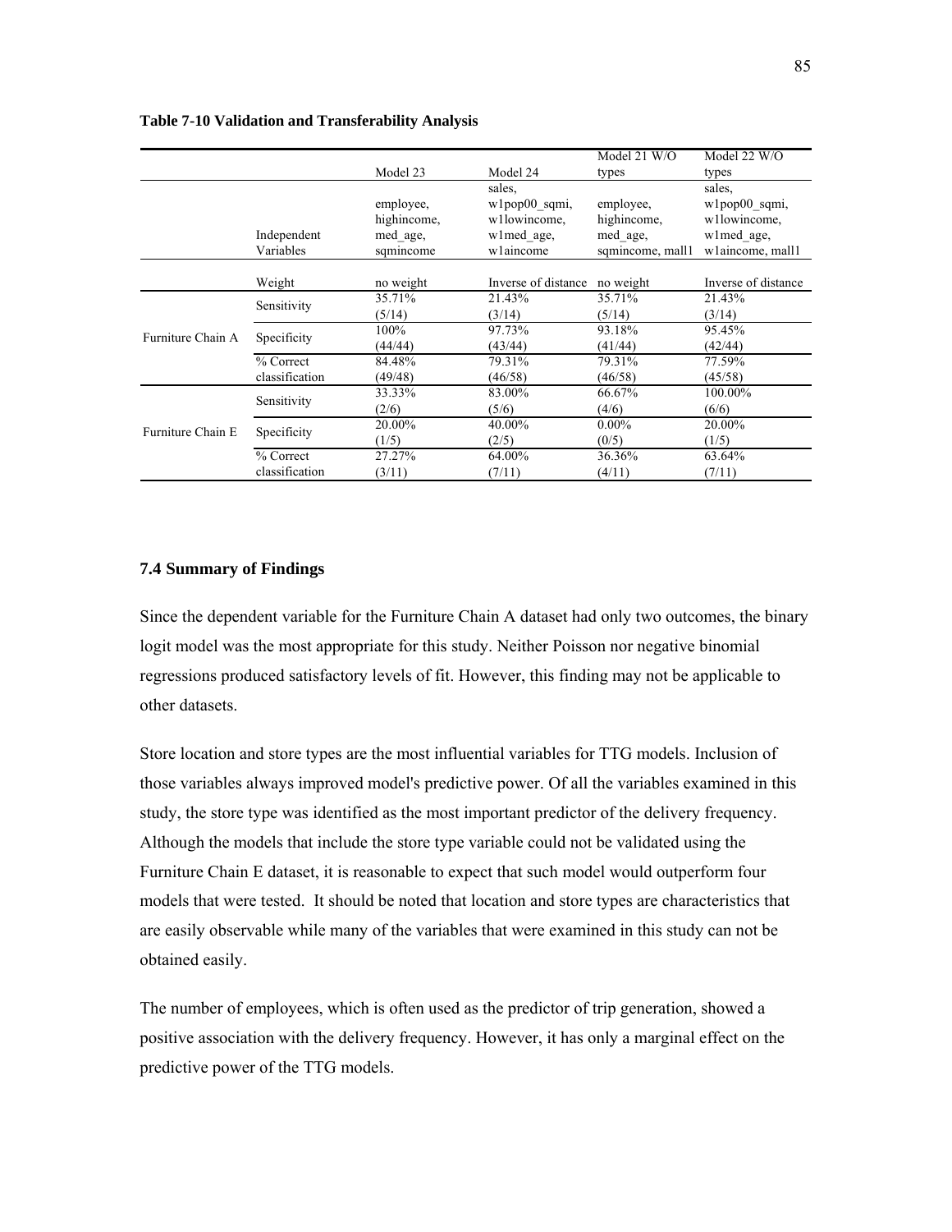**Table 7-10 Validation and Transferability Analysis**

| | | Model 23 | Model 24 | Model 21 W/O types | Model 22 W/O types |
|---|---|---|---|---|---|
| | Independent Variables | employee, highincome, med_age, sqmincome | sales, w1pop00_sqmi, w1lowincome, w1med_age, w1aincome | employee, highincome, med_age, sqmincome, mall1 | sales, w1pop00_sqmi, w1lowincome, w1med_age, w1aincome, mall1 |
| | Weight | no weight | Inverse of distance | no weight | Inverse of distance |
| Furniture Chain A | Sensitivity | 35.71% (5/14) | 21.43% (3/14) | 35.71% (5/14) | 21.43% (3/14) |
| | Specificity | 100% (44/44) | 97.73% (43/44) | 93.18% (41/44) | 95.45% (42/44) |
| | % Correct classification | 84.48% (49/48) | 79.31% (46/58) | 79.31% (46/58) | 77.59% (45/58) |
| Furniture Chain E | Sensitivity | 33.33% (2/6) | 83.00% (5/6) | 66.67% (4/6) | 100.00% (6/6) |
| | Specificity | 20.00% (1/5) | 40.00% (2/5) | 0.00% (0/5) | 20.00% (1/5) |
| | % Correct classification | 27.27% (3/11) | 64.00% (7/11) | 36.36% (4/11) | 63.64% (7/11) |

### 7.4 Summary of Findings

Since the dependent variable for the Furniture Chain A dataset had only two outcomes, the binary logit model was the most appropriate for this study. Neither Poisson nor negative binomial regressions produced satisfactory levels of fit. However, this finding may not be applicable to other datasets.

Store location and store types are the most influential variables for TTG models. Inclusion of those variables always improved model's predictive power. Of all the variables examined in this study, the store type was identified as the most important predictor of the delivery frequency. Although the models that include the store type variable could not be validated using the Furniture Chain E dataset, it is reasonable to expect that such model would outperform four models that were tested. It should be noted that location and store types are characteristics that are easily observable while many of the variables that were examined in this study can not be obtained easily.

The number of employees, which is often used as the predictor of trip generation, showed a positive association with the delivery frequency. However, it has only a marginal effect on the predictive power of the TTG models.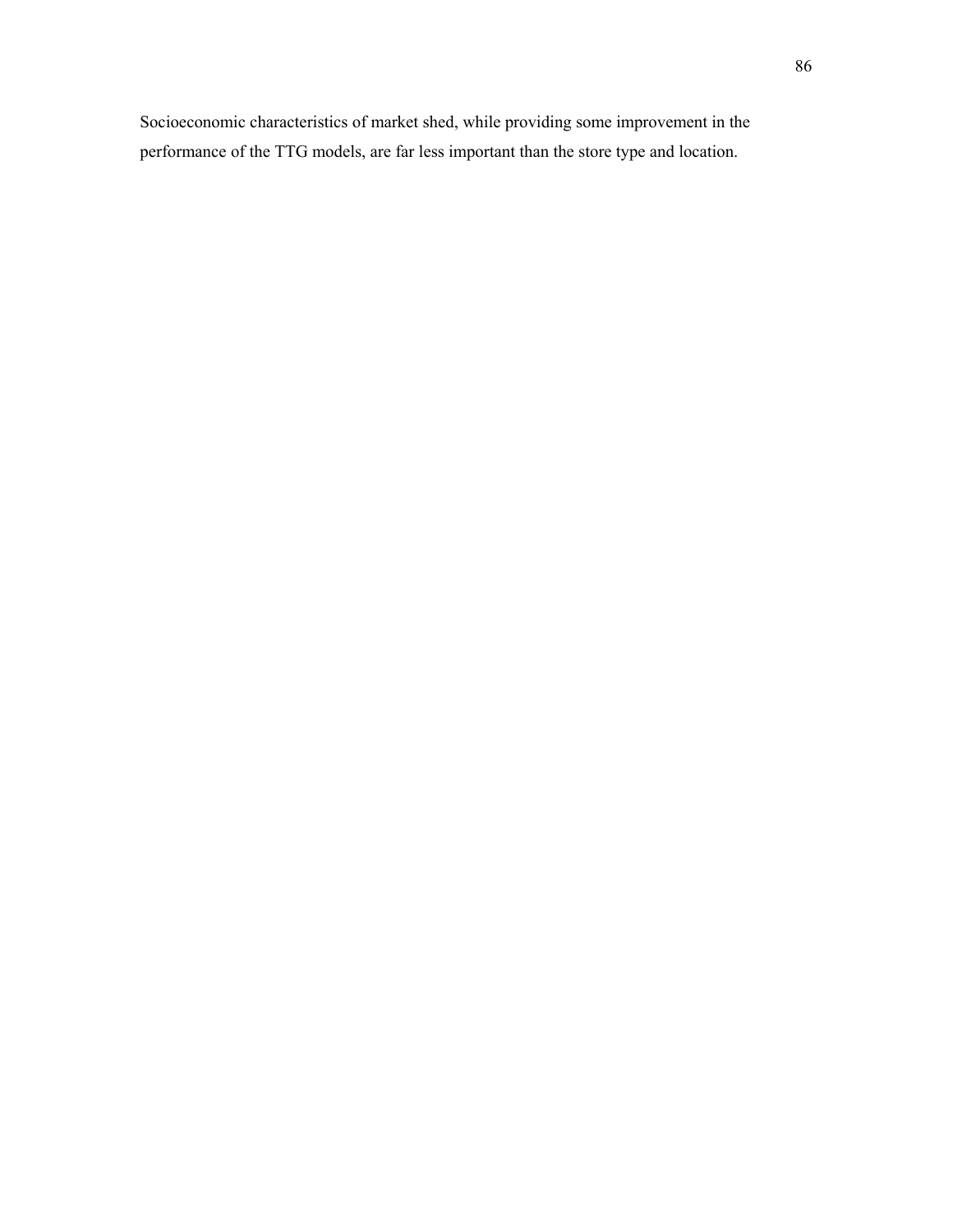Socioeconomic characteristics of market shed, while providing some improvement in the performance of the TTG models, are far less important than the store type and location.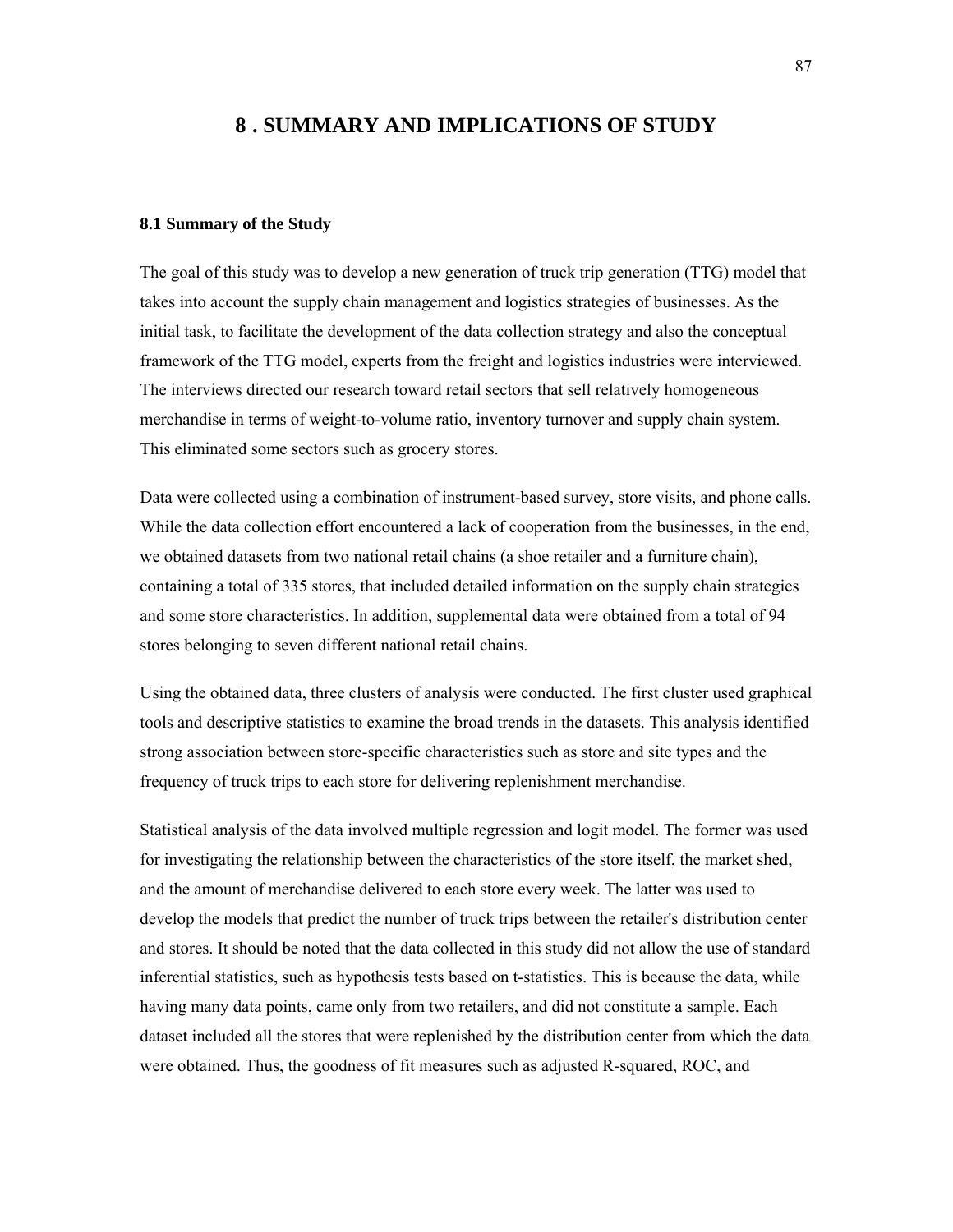# 8 . SUMMARY AND IMPLICATIONS OF STUDY

### 8.1 Summary of the Study

The goal of this study was to develop a new generation of truck trip generation (TTG) model that takes into account the supply chain management and logistics strategies of businesses. As the initial task, to facilitate the development of the data collection strategy and also the conceptual framework of the TTG model, experts from the freight and logistics industries were interviewed. The interviews directed our research toward retail sectors that sell relatively homogeneous merchandise in terms of weight-to-volume ratio, inventory turnover and supply chain system. This eliminated some sectors such as grocery stores.

Data were collected using a combination of instrument-based survey, store visits, and phone calls. While the data collection effort encountered a lack of cooperation from the businesses, in the end, we obtained datasets from two national retail chains (a shoe retailer and a furniture chain), containing a total of 335 stores, that included detailed information on the supply chain strategies and some store characteristics. In addition, supplemental data were obtained from a total of 94 stores belonging to seven different national retail chains.

Using the obtained data, three clusters of analysis were conducted. The first cluster used graphical tools and descriptive statistics to examine the broad trends in the datasets. This analysis identified strong association between store-specific characteristics such as store and site types and the frequency of truck trips to each store for delivering replenishment merchandise.

Statistical analysis of the data involved multiple regression and logit model. The former was used for investigating the relationship between the characteristics of the store itself, the market shed, and the amount of merchandise delivered to each store every week. The latter was used to develop the models that predict the number of truck trips between the retailer's distribution center and stores. It should be noted that the data collected in this study did not allow the use of standard inferential statistics, such as hypothesis tests based on t-statistics. This is because the data, while having many data points, came only from two retailers, and did not constitute a sample. Each dataset included all the stores that were replenished by the distribution center from which the data were obtained. Thus, the goodness of fit measures such as adjusted R-squared, ROC, and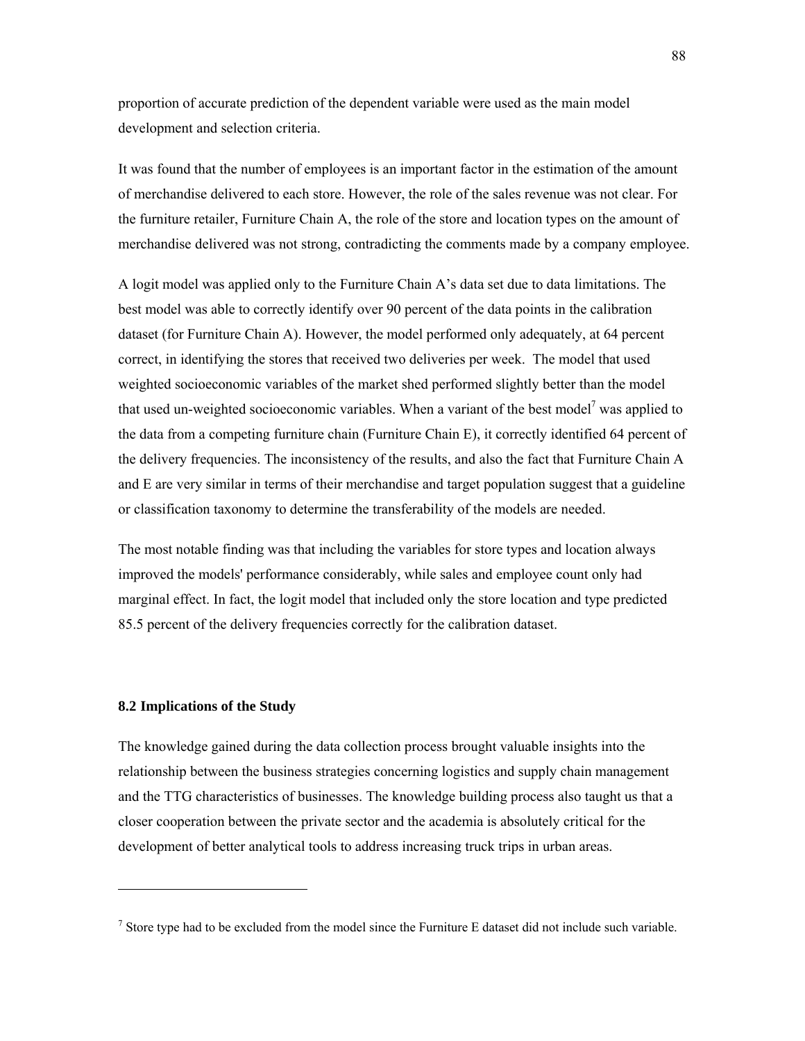proportion of accurate prediction of the dependent variable were used as the main model development and selection criteria.

It was found that the number of employees is an important factor in the estimation of the amount of merchandise delivered to each store. However, the role of the sales revenue was not clear. For the furniture retailer, Furniture Chain A, the role of the store and location types on the amount of merchandise delivered was not strong, contradicting the comments made by a company employee.

A logit model was applied only to the Furniture Chain A's data set due to data limitations. The best model was able to correctly identify over 90 percent of the data points in the calibration dataset (for Furniture Chain A). However, the model performed only adequately, at 64 percent correct, in identifying the stores that received two deliveries per week. The model that used weighted socioeconomic variables of the market shed performed slightly better than the model that used un-weighted socioeconomic variables. When a variant of the best model[7] was applied to the data from a competing furniture chain (Furniture Chain E), it correctly identified 64 percent of the delivery frequencies. The inconsistency of the results, and also the fact that Furniture Chain A and E are very similar in terms of their merchandise and target population suggest that a guideline or classification taxonomy to determine the transferability of the models are needed.

The most notable finding was that including the variables for store types and location always improved the models' performance considerably, while sales and employee count only had marginal effect. In fact, the logit model that included only the store location and type predicted 85.5 percent of the delivery frequencies correctly for the calibration dataset.

## 8.2 Implications of the Study

The knowledge gained during the data collection process brought valuable insights into the relationship between the business strategies concerning logistics and supply chain management and the TTG characteristics of businesses. The knowledge building process also taught us that a closer cooperation between the private sector and the academia is absolutely critical for the development of better analytical tools to address increasing truck trips in urban areas.

---

[7] Store type had to be excluded from the model since the Furniture E dataset did not include such variable.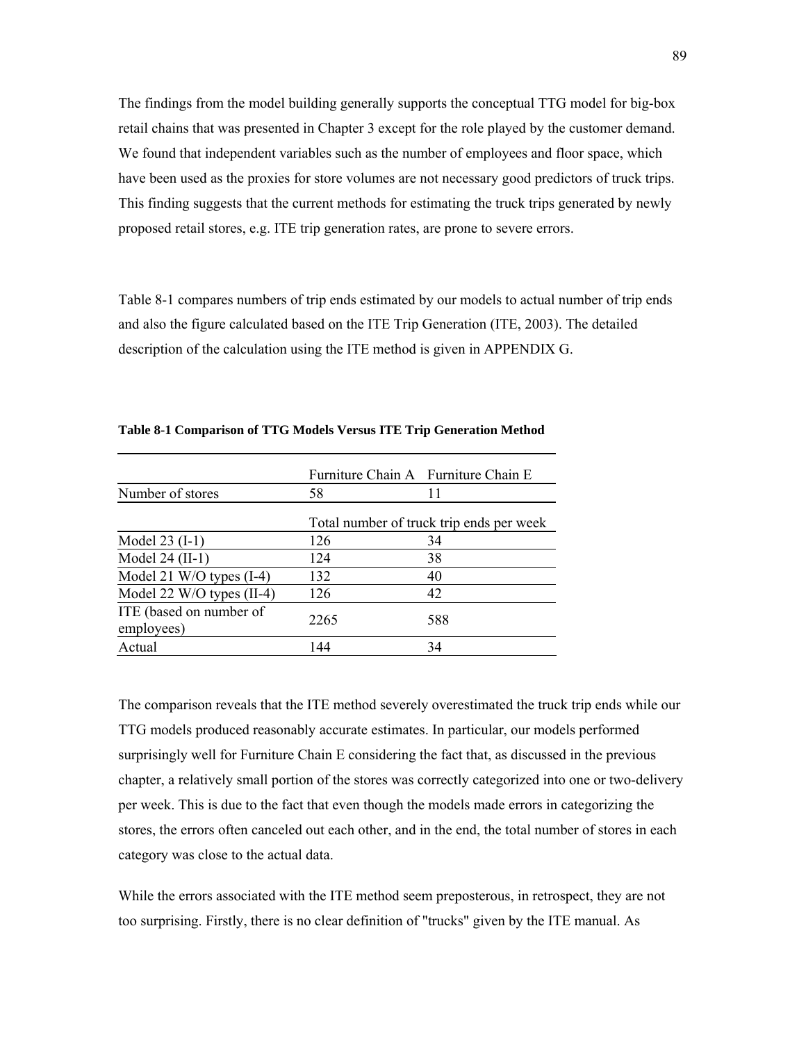The findings from the model building generally supports the conceptual TTG model for big-box retail chains that was presented in Chapter 3 except for the role played by the customer demand. We found that independent variables such as the number of employees and floor space, which have been used as the proxies for store volumes are not necessary good predictors of truck trips. This finding suggests that the current methods for estimating the truck trips generated by newly proposed retail stores, e.g. ITE trip generation rates, are prone to severe errors.

Table 8-1 compares numbers of trip ends estimated by our models to actual number of trip ends and also the figure calculated based on the ITE Trip Generation (ITE, 2003). The detailed description of the calculation using the ITE method is given in APPENDIX G.

**Table 8-1 Comparison of TTG Models Versus ITE Trip Generation Method**

| | Furniture Chain A | Furniture Chain E |
|---|---|---|
| Number of stores | 58 | 11 |
| | Total number of truck trip ends per week | |
| Model 23 (I-1) | 126 | 34 |
| Model 24 (II-1) | 124 | 38 |
| Model 21 W/O types (I-4) | 132 | 40 |
| Model 22 W/O types (II-4) | 126 | 42 |
| ITE (based on number of employees) | 2265 | 588 |
| Actual | 144 | 34 |

The comparison reveals that the ITE method severely overestimated the truck trip ends while our TTG models produced reasonably accurate estimates. In particular, our models performed surprisingly well for Furniture Chain E considering the fact that, as discussed in the previous chapter, a relatively small portion of the stores was correctly categorized into one or two-delivery per week. This is due to the fact that even though the models made errors in categorizing the stores, the errors often canceled out each other, and in the end, the total number of stores in each category was close to the actual data.

While the errors associated with the ITE method seem preposterous, in retrospect, they are not too surprising. Firstly, there is no clear definition of "trucks" given by the ITE manual. As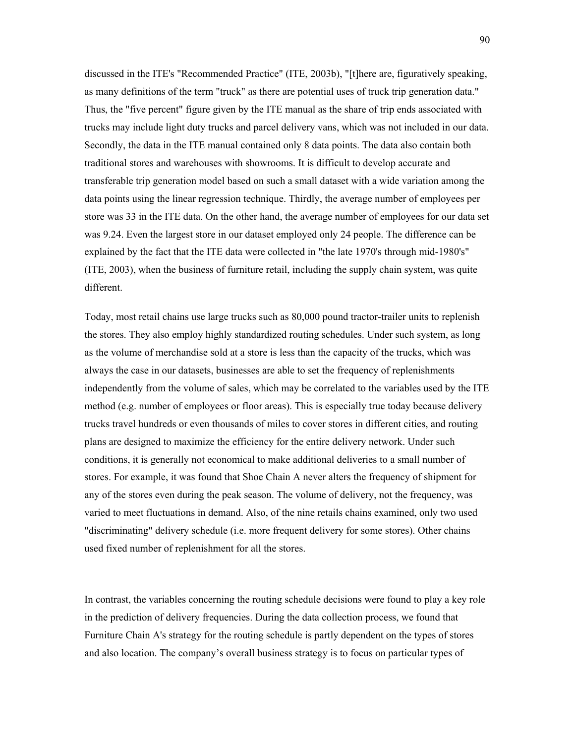discussed in the ITE's "Recommended Practice" (ITE, 2003b), "[t]here are, figuratively speaking, as many definitions of the term "truck" as there are potential uses of truck trip generation data." Thus, the "five percent" figure given by the ITE manual as the share of trip ends associated with trucks may include light duty trucks and parcel delivery vans, which was not included in our data. Secondly, the data in the ITE manual contained only 8 data points. The data also contain both traditional stores and warehouses with showrooms. It is difficult to develop accurate and transferable trip generation model based on such a small dataset with a wide variation among the data points using the linear regression technique. Thirdly, the average number of employees per store was 33 in the ITE data. On the other hand, the average number of employees for our data set was 9.24. Even the largest store in our dataset employed only 24 people. The difference can be explained by the fact that the ITE data were collected in "the late 1970's through mid-1980's" (ITE, 2003), when the business of furniture retail, including the supply chain system, was quite different.

Today, most retail chains use large trucks such as 80,000 pound tractor-trailer units to replenish the stores. They also employ highly standardized routing schedules. Under such system, as long as the volume of merchandise sold at a store is less than the capacity of the trucks, which was always the case in our datasets, businesses are able to set the frequency of replenishments independently from the volume of sales, which may be correlated to the variables used by the ITE method (e.g. number of employees or floor areas). This is especially true today because delivery trucks travel hundreds or even thousands of miles to cover stores in different cities, and routing plans are designed to maximize the efficiency for the entire delivery network. Under such conditions, it is generally not economical to make additional deliveries to a small number of stores. For example, it was found that Shoe Chain A never alters the frequency of shipment for any of the stores even during the peak season. The volume of delivery, not the frequency, was varied to meet fluctuations in demand. Also, of the nine retails chains examined, only two used "discriminating" delivery schedule (i.e. more frequent delivery for some stores). Other chains used fixed number of replenishment for all the stores.

In contrast, the variables concerning the routing schedule decisions were found to play a key role in the prediction of delivery frequencies. During the data collection process, we found that Furniture Chain A's strategy for the routing schedule is partly dependent on the types of stores and also location. The company's overall business strategy is to focus on particular types of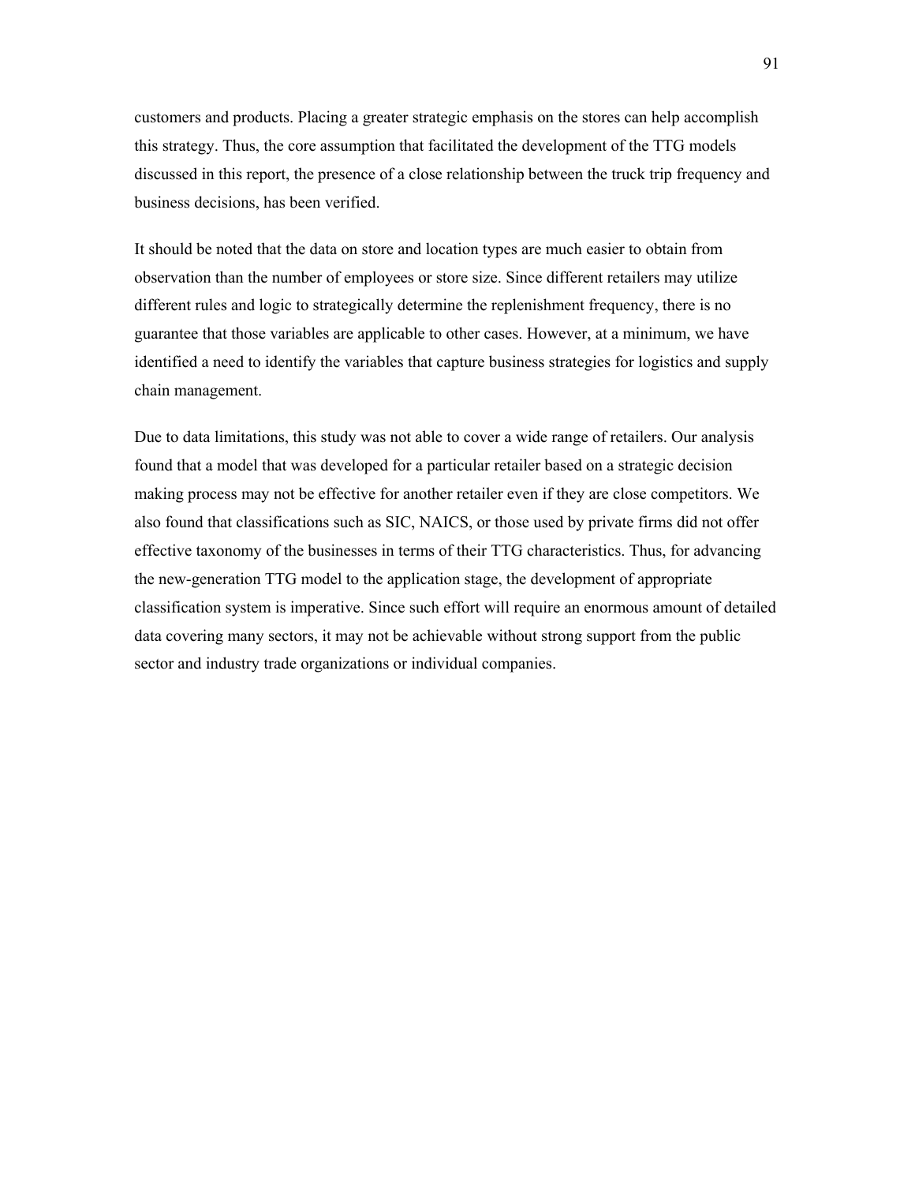customers and products. Placing a greater strategic emphasis on the stores can help accomplish this strategy. Thus, the core assumption that facilitated the development of the TTG models discussed in this report, the presence of a close relationship between the truck trip frequency and business decisions, has been verified.

It should be noted that the data on store and location types are much easier to obtain from observation than the number of employees or store size. Since different retailers may utilize different rules and logic to strategically determine the replenishment frequency, there is no guarantee that those variables are applicable to other cases. However, at a minimum, we have identified a need to identify the variables that capture business strategies for logistics and supply chain management.

Due to data limitations, this study was not able to cover a wide range of retailers. Our analysis found that a model that was developed for a particular retailer based on a strategic decision making process may not be effective for another retailer even if they are close competitors. We also found that classifications such as SIC, NAICS, or those used by private firms did not offer effective taxonomy of the businesses in terms of their TTG characteristics. Thus, for advancing the new-generation TTG model to the application stage, the development of appropriate classification system is imperative. Since such effort will require an enormous amount of detailed data covering many sectors, it may not be achievable without strong support from the public sector and industry trade organizations or individual companies.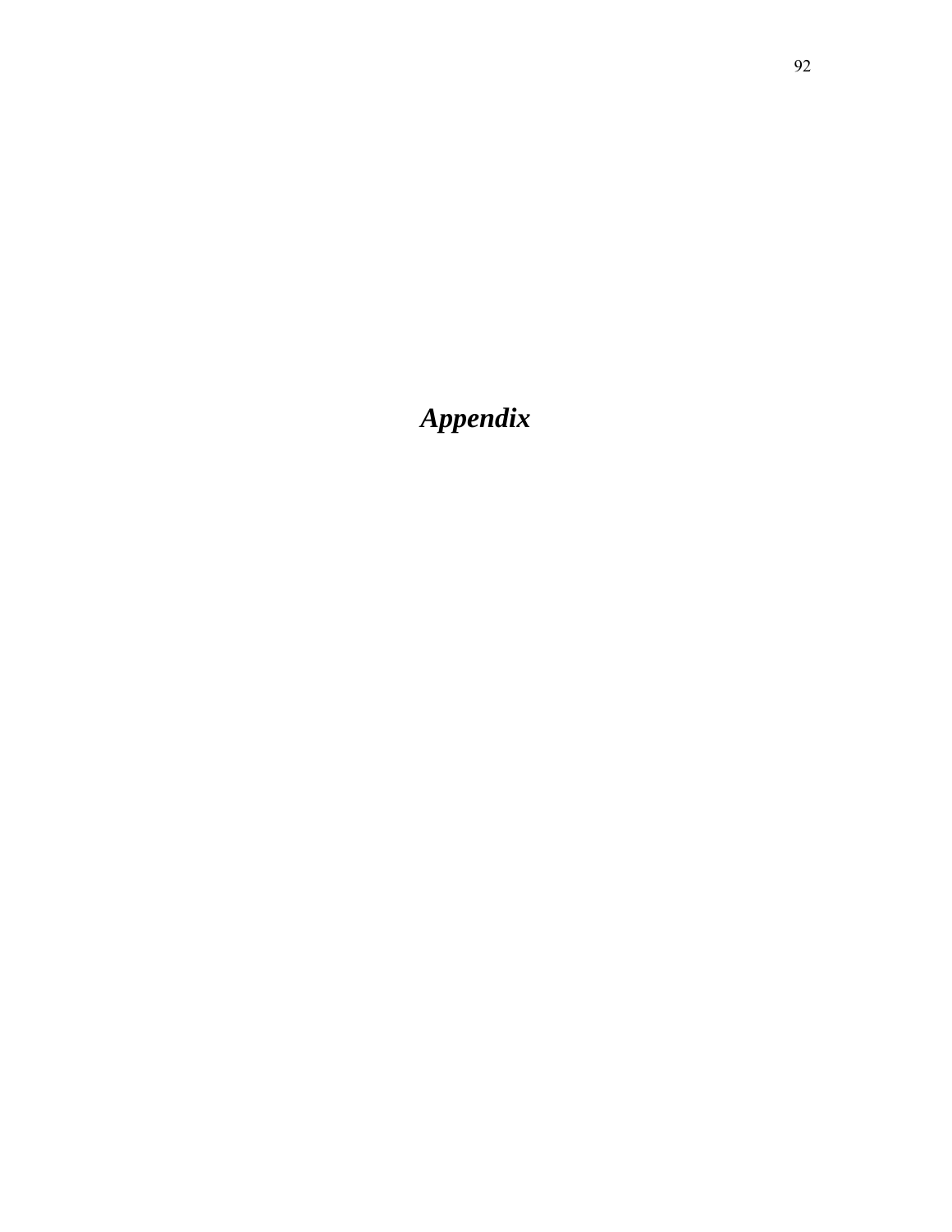# ***Appendix***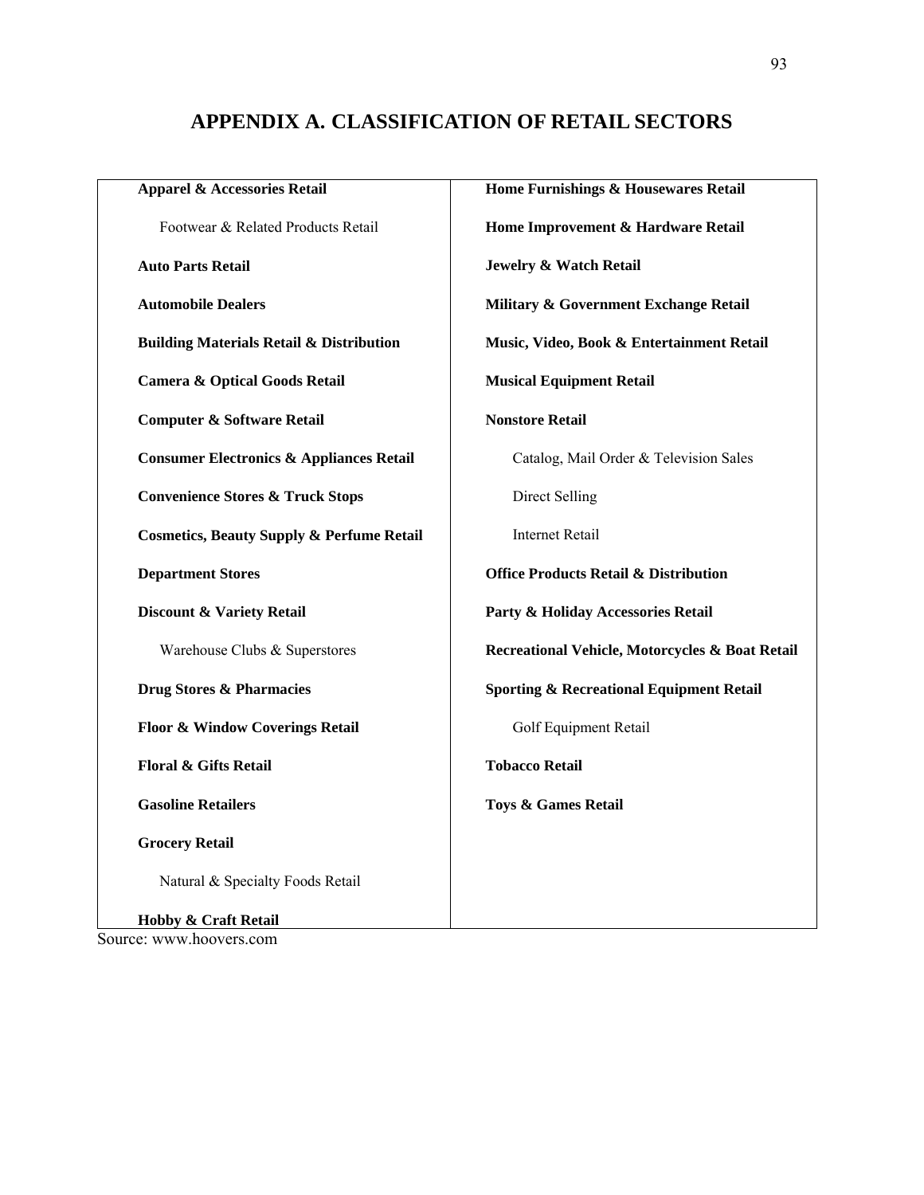# APPENDIX A. CLASSIFICATION OF RETAIL SECTORS

| | |
|---|---|
| **Apparel & Accessories Retail** | **Home Furnishings & Housewares Retail** |
| Footwear & Related Products Retail | **Home Improvement & Hardware Retail** |
| **Auto Parts Retail** | **Jewelry & Watch Retail** |
| **Automobile Dealers** | **Military & Government Exchange Retail** |
| **Building Materials Retail & Distribution** | **Music, Video, Book & Entertainment Retail** |
| **Camera & Optical Goods Retail** | **Musical Equipment Retail** |
| **Computer & Software Retail** | **Nonstore Retail** |
| **Consumer Electronics & Appliances Retail** | Catalog, Mail Order & Television Sales |
| **Convenience Stores & Truck Stops** | Direct Selling |
| **Cosmetics, Beauty Supply & Perfume Retail** | Internet Retail |
| **Department Stores** | **Office Products Retail & Distribution** |
| **Discount & Variety Retail** | **Party & Holiday Accessories Retail** |
| Warehouse Clubs & Superstores | **Recreational Vehicle, Motorcycles & Boat Retail** |
| **Drug Stores & Pharmacies** | **Sporting & Recreational Equipment Retail** |
| **Floor & Window Coverings Retail** | Golf Equipment Retail |
| **Floral & Gifts Retail** | **Tobacco Retail** |
| **Gasoline Retailers** | **Toys & Games Retail** |
| **Grocery Retail** | |
| Natural & Specialty Foods Retail | |
| **Hobby & Craft Retail** | |

Source: www.hoovers.com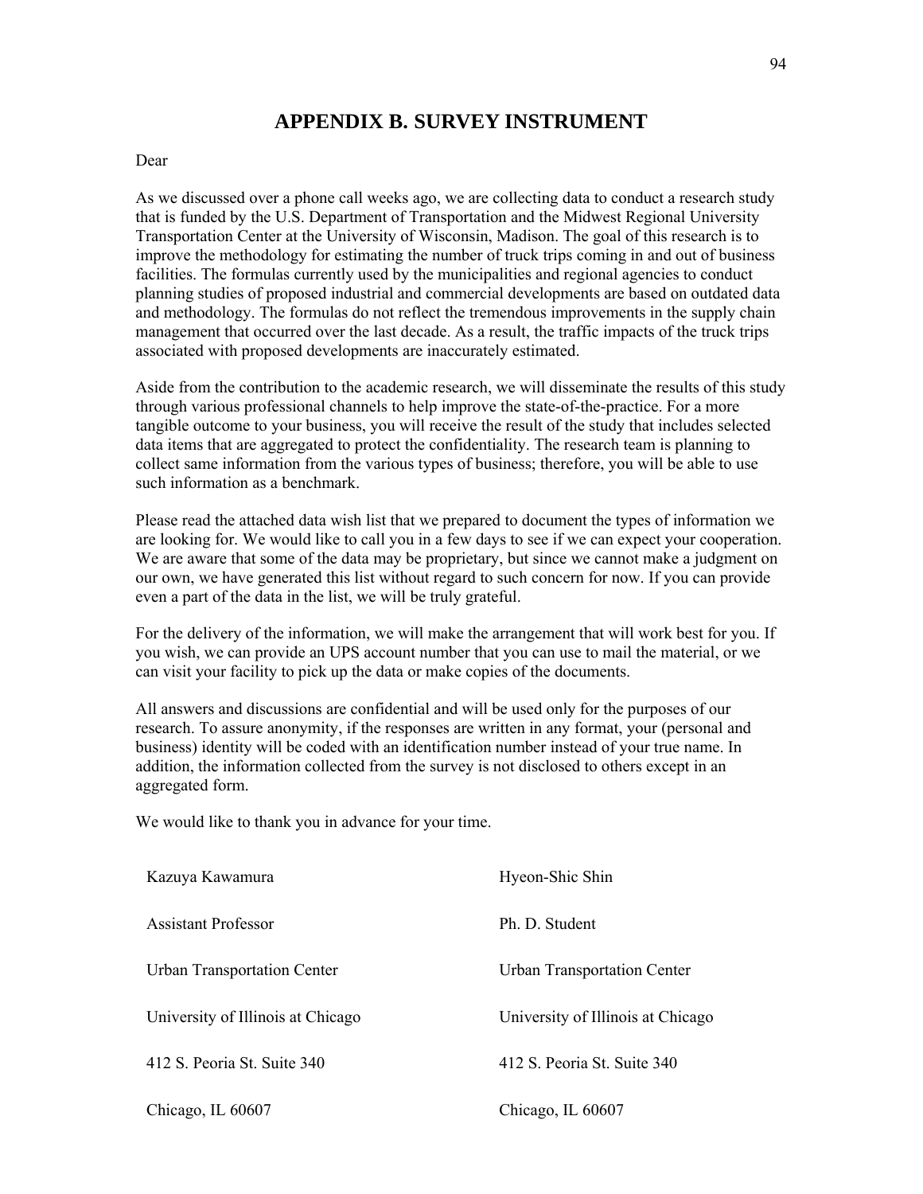# APPENDIX B. SURVEY INSTRUMENT

Dear

As we discussed over a phone call weeks ago, we are collecting data to conduct a research study that is funded by the U.S. Department of Transportation and the Midwest Regional University Transportation Center at the University of Wisconsin, Madison. The goal of this research is to improve the methodology for estimating the number of truck trips coming in and out of business facilities. The formulas currently used by the municipalities and regional agencies to conduct planning studies of proposed industrial and commercial developments are based on outdated data and methodology. The formulas do not reflect the tremendous improvements in the supply chain management that occurred over the last decade. As a result, the traffic impacts of the truck trips associated with proposed developments are inaccurately estimated.

Aside from the contribution to the academic research, we will disseminate the results of this study through various professional channels to help improve the state-of-the-practice. For a more tangible outcome to your business, you will receive the result of the study that includes selected data items that are aggregated to protect the confidentiality. The research team is planning to collect same information from the various types of business; therefore, you will be able to use such information as a benchmark.

Please read the attached data wish list that we prepared to document the types of information we are looking for. We would like to call you in a few days to see if we can expect your cooperation. We are aware that some of the data may be proprietary, but since we cannot make a judgment on our own, we have generated this list without regard to such concern for now. If you can provide even a part of the data in the list, we will be truly grateful.

For the delivery of the information, we will make the arrangement that will work best for you. If you wish, we can provide an UPS account number that you can use to mail the material, or we can visit your facility to pick up the data or make copies of the documents.

All answers and discussions are confidential and will be used only for the purposes of our research. To assure anonymity, if the responses are written in any format, your (personal and business) identity will be coded with an identification number instead of your true name. In addition, the information collected from the survey is not disclosed to others except in an aggregated form.

We would like to thank you in advance for your time.

| | |
|---|---|
| Kazuya Kawamura | Hyeon-Shic Shin |
| Assistant Professor | Ph. D. Student |
| Urban Transportation Center | Urban Transportation Center |
| University of Illinois at Chicago | University of Illinois at Chicago |
| 412 S. Peoria St. Suite 340 | 412 S. Peoria St. Suite 340 |
| Chicago, IL 60607 | Chicago, IL 60607 |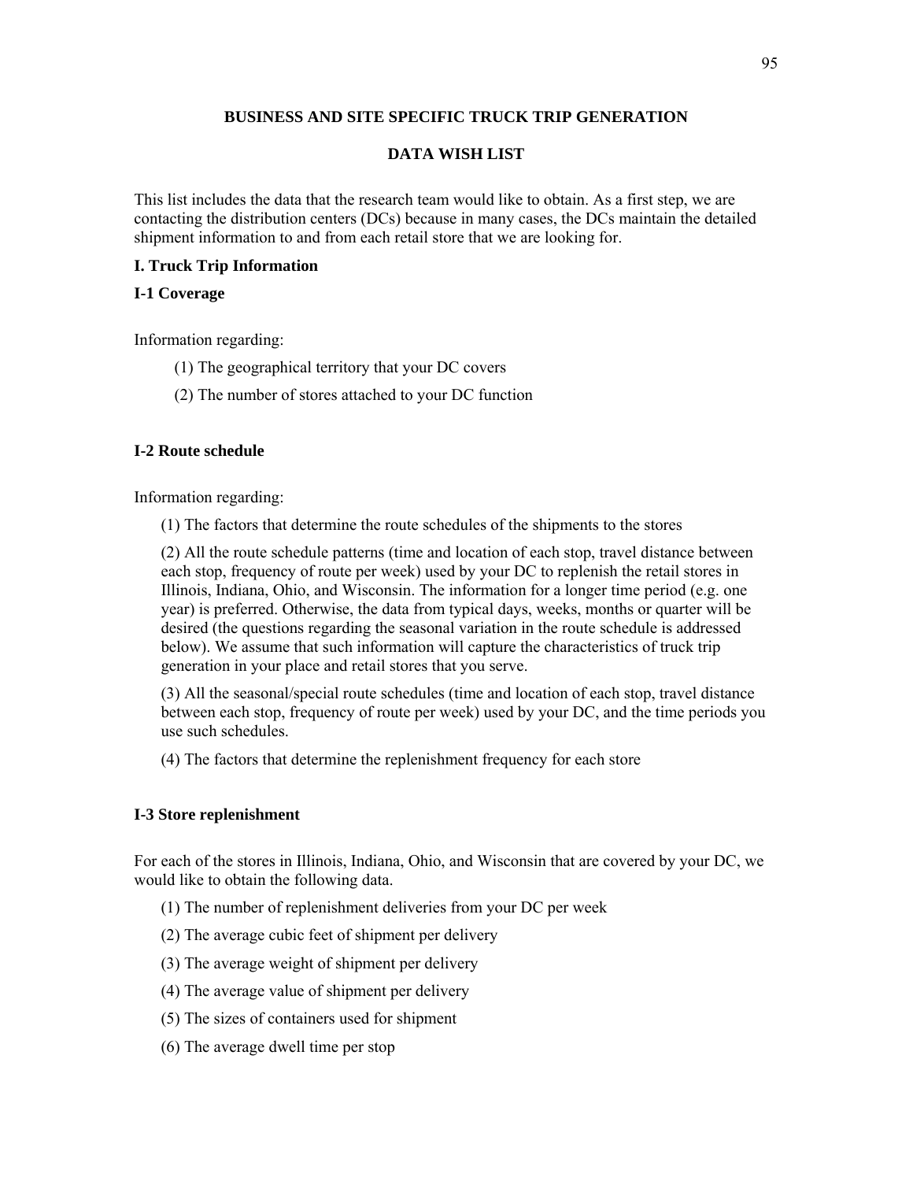## BUSINESS AND SITE SPECIFIC TRUCK TRIP GENERATION

## DATA WISH LIST

This list includes the data that the research team would like to obtain. As a first step, we are contacting the distribution centers (DCs) because in many cases, the DCs maintain the detailed shipment information to and from each retail store that we are looking for.

### I. Truck Trip Information

#### I-1 Coverage

Information regarding:

(1) The geographical territory that your DC covers

(2) The number of stores attached to your DC function

#### I-2 Route schedule

Information regarding:

(1) The factors that determine the route schedules of the shipments to the stores

(2) All the route schedule patterns (time and location of each stop, travel distance between each stop, frequency of route per week) used by your DC to replenish the retail stores in Illinois, Indiana, Ohio, and Wisconsin. The information for a longer time period (e.g. one year) is preferred. Otherwise, the data from typical days, weeks, months or quarter will be desired (the questions regarding the seasonal variation in the route schedule is addressed below). We assume that such information will capture the characteristics of truck trip generation in your place and retail stores that you serve.

(3) All the seasonal/special route schedules (time and location of each stop, travel distance between each stop, frequency of route per week) used by your DC, and the time periods you use such schedules.

(4) The factors that determine the replenishment frequency for each store

#### I-3 Store replenishment

For each of the stores in Illinois, Indiana, Ohio, and Wisconsin that are covered by your DC, we would like to obtain the following data.

(1) The number of replenishment deliveries from your DC per week

(2) The average cubic feet of shipment per delivery

(3) The average weight of shipment per delivery

(4) The average value of shipment per delivery

(5) The sizes of containers used for shipment

(6) The average dwell time per stop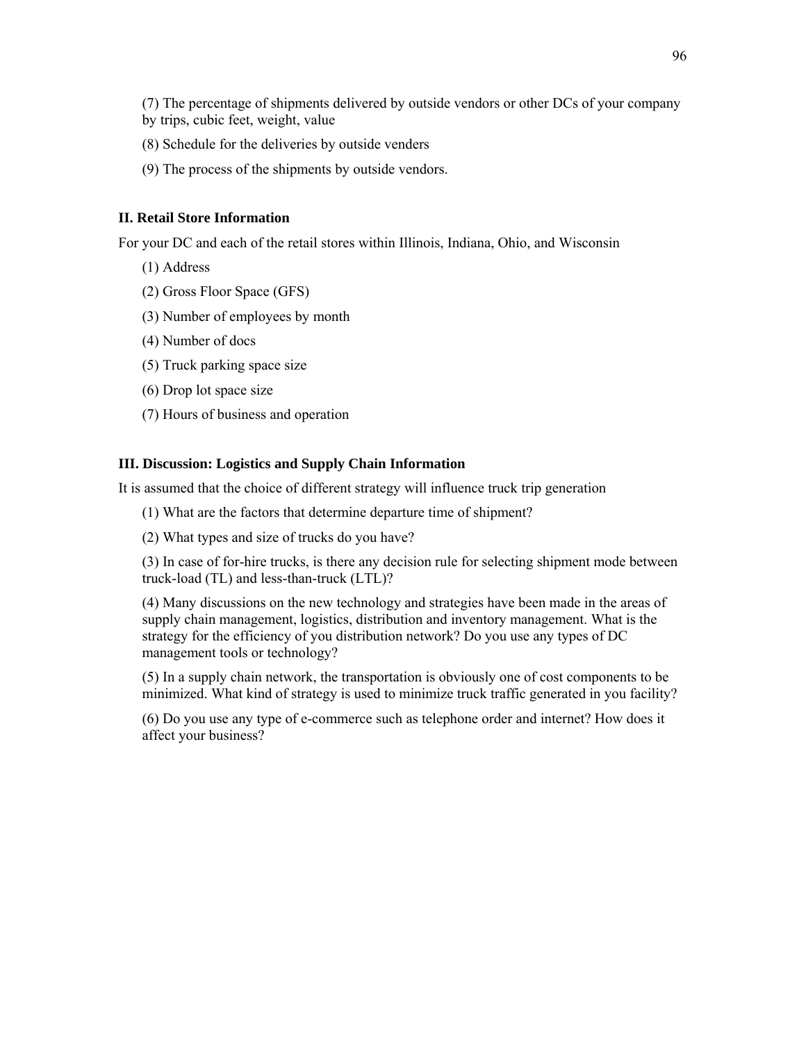(7) The percentage of shipments delivered by outside vendors or other DCs of your company by trips, cubic feet, weight, value

(8) Schedule for the deliveries by outside venders

(9) The process of the shipments by outside vendors.

### II. Retail Store Information

For your DC and each of the retail stores within Illinois, Indiana, Ohio, and Wisconsin

(1) Address

(2) Gross Floor Space (GFS)

(3) Number of employees by month

(4) Number of docs

(5) Truck parking space size

(6) Drop lot space size

(7) Hours of business and operation

### III. Discussion: Logistics and Supply Chain Information

It is assumed that the choice of different strategy will influence truck trip generation

(1) What are the factors that determine departure time of shipment?

(2) What types and size of trucks do you have?

(3) In case of for-hire trucks, is there any decision rule for selecting shipment mode between truck-load (TL) and less-than-truck (LTL)?

(4) Many discussions on the new technology and strategies have been made in the areas of supply chain management, logistics, distribution and inventory management. What is the strategy for the efficiency of you distribution network? Do you use any types of DC management tools or technology?

(5) In a supply chain network, the transportation is obviously one of cost components to be minimized. What kind of strategy is used to minimize truck traffic generated in you facility?

(6) Do you use any type of e-commerce such as telephone order and internet? How does it affect your business?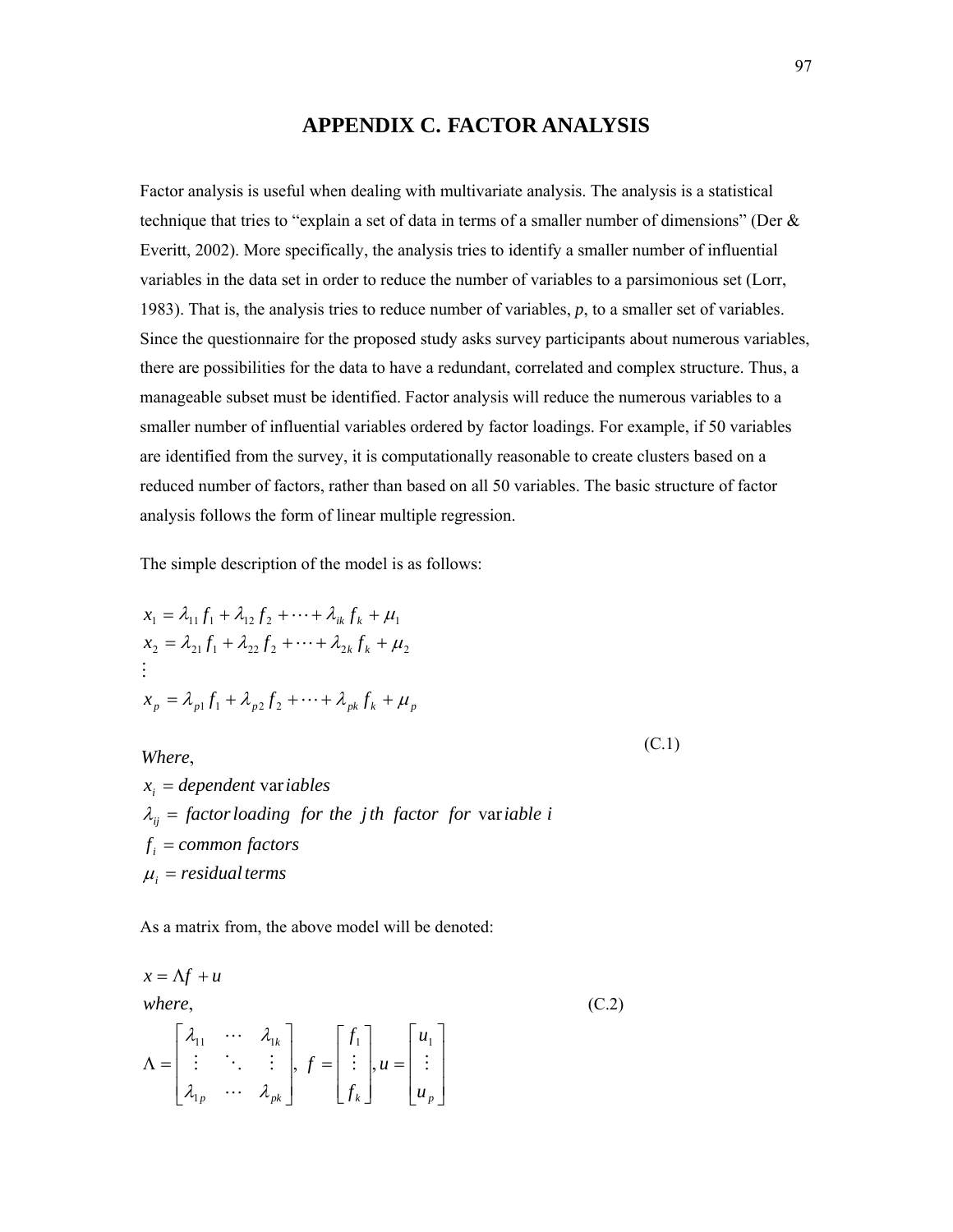# APPENDIX C. FACTOR ANALYSIS

Factor analysis is useful when dealing with multivariate analysis. The analysis is a statistical technique that tries to "explain a set of data in terms of a smaller number of dimensions" (Der & Everitt, 2002). More specifically, the analysis tries to identify a smaller number of influential variables in the data set in order to reduce the number of variables to a parsimonious set (Lorr, 1983). That is, the analysis tries to reduce number of variables, *p*, to a smaller set of variables. Since the questionnaire for the proposed study asks survey participants about numerous variables, there are possibilities for the data to have a redundant, correlated and complex structure. Thus, a manageable subset must be identified. Factor analysis will reduce the numerous variables to a smaller number of influential variables ordered by factor loadings. For example, if 50 variables are identified from the survey, it is computationally reasonable to create clusters based on a reduced number of factors, rather than based on all 50 variables. The basic structure of factor analysis follows the form of linear multiple regression.

The simple description of the model is as follows:

$$
\begin{aligned}
x_1 &= \lambda_{11} f_1 + \lambda_{12} f_2 + \cdots + \lambda_{ik} f_k + \mu_1 \\
x_2 &= \lambda_{21} f_1 + \lambda_{22} f_2 + \cdots + \lambda_{2k} f_k + \mu_2 \\
&\vdots \\
x_p &= \lambda_{p1} f_1 + \lambda_{p2} f_2 + \cdots + \lambda_{pk} f_k + \mu_p
\end{aligned}
\tag{C.1}
$$

*Where*,

$x_i = dependent\ \text{var}iables$

$\lambda_{ij} = factor\, loading\ \ for\ the\ \ j\, th\ \ factor\ \ for\ \ \text{var}iable\ i$

$f_i = common\ factors$

$\mu_i = residual\, terms$

As a matrix from, the above model will be denoted:

$$
x = \Lambda f + u
\tag{C.2}
$$

*where*,

$$
\Lambda = \begin{bmatrix} \lambda_{11} & \cdots & \lambda_{1k} \\ \vdots & \ddots & \vdots \\ \lambda_{1p} & \cdots & \lambda_{pk} \end{bmatrix}, \ f = \begin{bmatrix} f_1 \\ \vdots \\ f_k \end{bmatrix}, u = \begin{bmatrix} u_1 \\ \vdots \\ u_p \end{bmatrix}
$$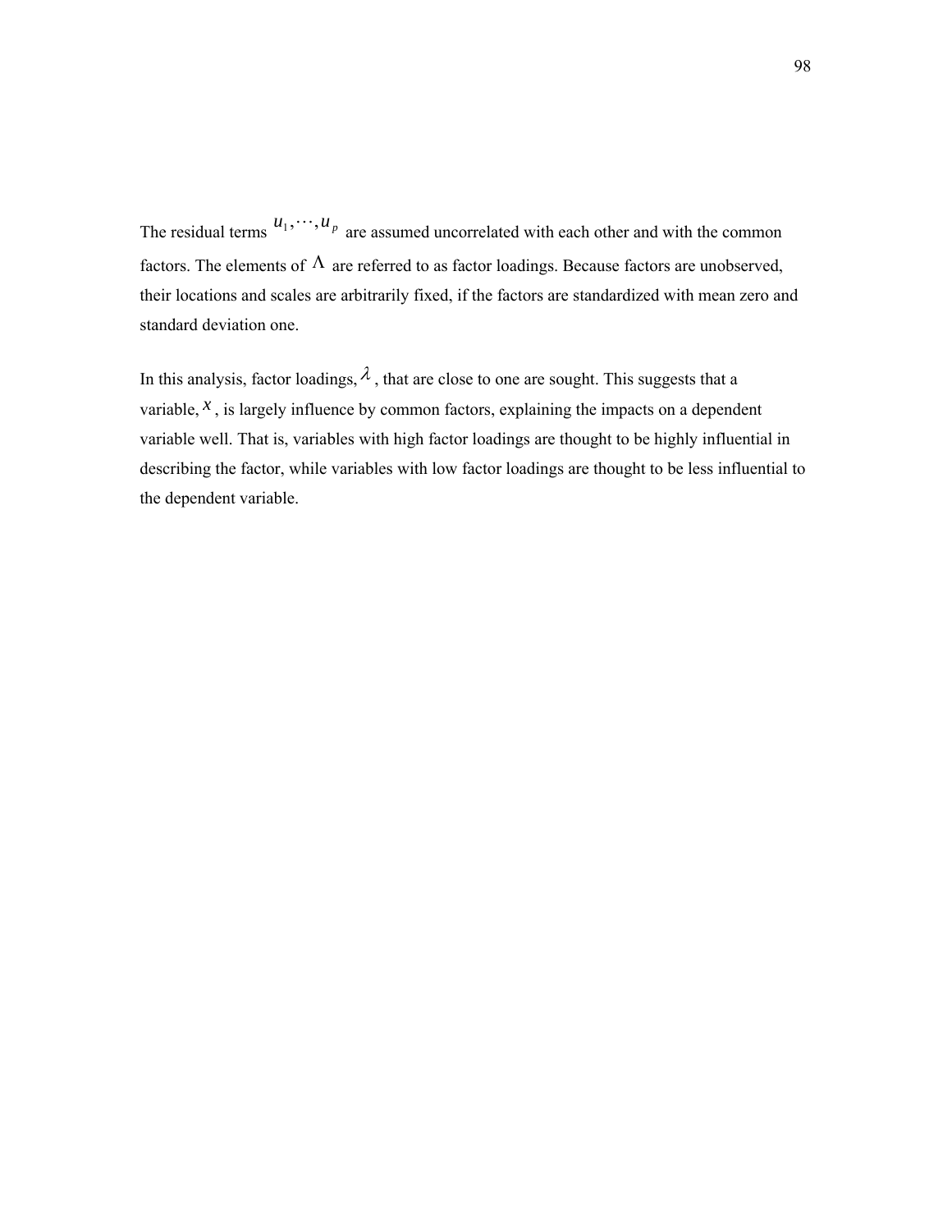The residual terms $u_1, \cdots, u_p$ are assumed uncorrelated with each other and with the common factors. The elements of $\Lambda$ are referred to as factor loadings. Because factors are unobserved, their locations and scales are arbitrarily fixed, if the factors are standardized with mean zero and standard deviation one.

In this analysis, factor loadings, $\lambda$, that are close to one are sought. This suggests that a variable, $x$, is largely influence by common factors, explaining the impacts on a dependent variable well. That is, variables with high factor loadings are thought to be highly influential in describing the factor, while variables with low factor loadings are thought to be less influential to the dependent variable.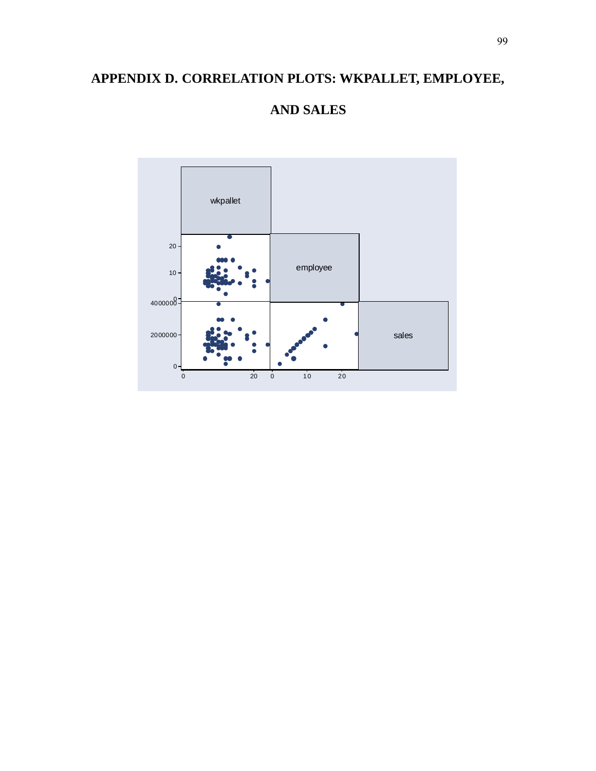# APPENDIX D. CORRELATION PLOTS: WKPALLET, EMPLOYEE, AND SALES

wkpallet

employee

sales

20

10

0

4000000

2000000

0

0

20

0

10

20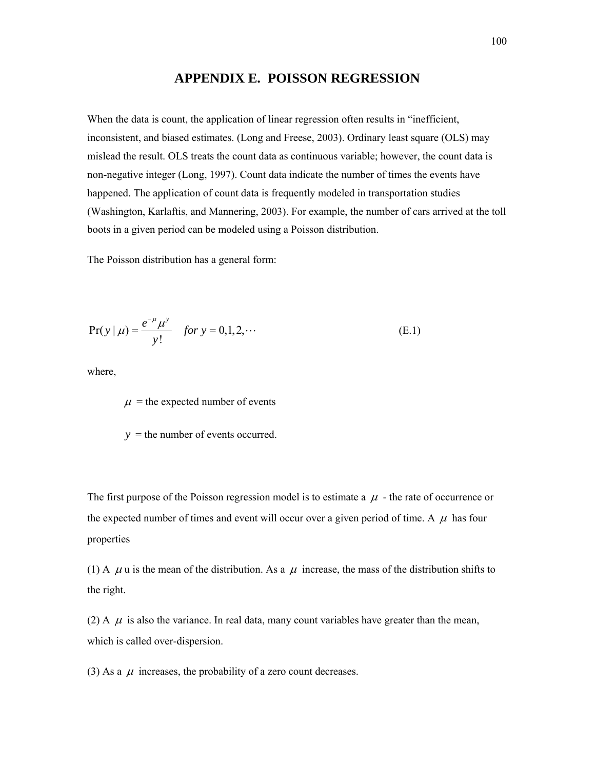# APPENDIX E.  POISSON REGRESSION

When the data is count, the application of linear regression often results in "inefficient, inconsistent, and biased estimates. (Long and Freese, 2003). Ordinary least square (OLS) may mislead the result. OLS treats the count data as continuous variable; however, the count data is non-negative integer (Long, 1997). Count data indicate the number of times the events have happened. The application of count data is frequently modeled in transportation studies (Washington, Karlaftis, and Mannering, 2003). For example, the number of cars arrived at the toll boots in a given period can be modeled using a Poisson distribution.

The Poisson distribution has a general form:

$$\Pr(y \mid \mu) = \frac{e^{-\mu}\mu^{y}}{y!} \quad for\ y = 0,1,2,\cdots \tag{E.1}$$

where,

$\mu$ = the expected number of events

$y$ = the number of events occurred.

The first purpose of the Poisson regression model is to estimate a $\mu$ - the rate of occurrence or the expected number of times and event will occur over a given period of time. A $\mu$ has four properties

(1) A $\mu$ u is the mean of the distribution. As a $\mu$ increase, the mass of the distribution shifts to the right.

(2) A $\mu$ is also the variance. In real data, many count variables have greater than the mean, which is called over-dispersion.

(3) As a $\mu$ increases, the probability of a zero count decreases.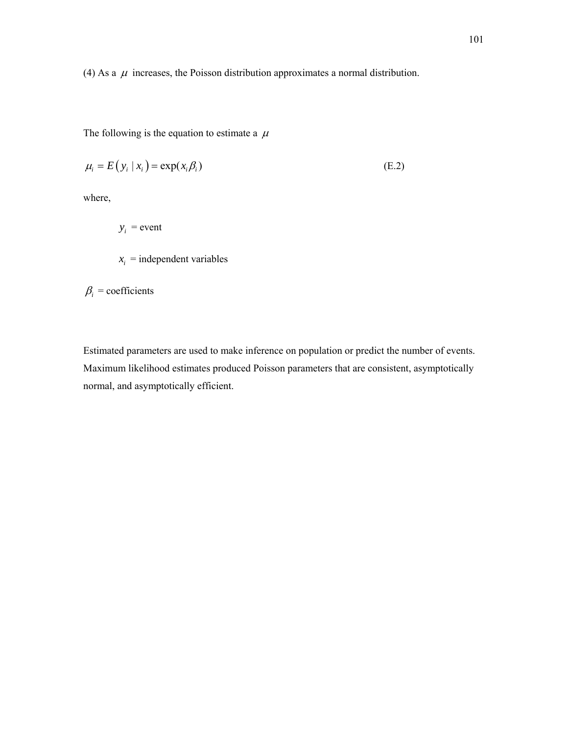(4) As a $\mu$ increases, the Poisson distribution approximates a normal distribution.

The following is the equation to estimate a $\mu$

$$\mu_i = E\left(y_i \mid x_i\right) = \exp(x_i \beta_i) \tag{E.2}$$

where,

$y_i$ = event

$x_i$ = independent variables

$\beta_i$ = coefficients

Estimated parameters are used to make inference on population or predict the number of events. Maximum likelihood estimates produced Poisson parameters that are consistent, asymptotically normal, and asymptotically efficient.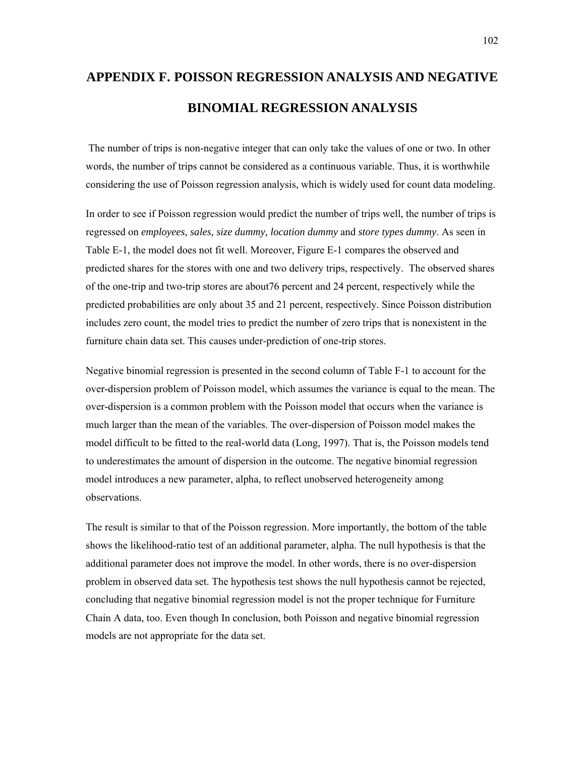# APPENDIX F. POISSON REGRESSION ANALYSIS AND NEGATIVE BINOMIAL REGRESSION ANALYSIS

The number of trips is non-negative integer that can only take the values of one or two. In other words, the number of trips cannot be considered as a continuous variable. Thus, it is worthwhile considering the use of Poisson regression analysis, which is widely used for count data modeling.

In order to see if Poisson regression would predict the number of trips well, the number of trips is regressed on *employees, sales, size dummy, location dummy* and *store types dummy*. As seen in Table E-1, the model does not fit well. Moreover, Figure E-1 compares the observed and predicted shares for the stores with one and two delivery trips, respectively. The observed shares of the one-trip and two-trip stores are about76 percent and 24 percent, respectively while the predicted probabilities are only about 35 and 21 percent, respectively. Since Poisson distribution includes zero count, the model tries to predict the number of zero trips that is nonexistent in the furniture chain data set. This causes under-prediction of one-trip stores.

Negative binomial regression is presented in the second column of Table F-1 to account for the over-dispersion problem of Poisson model, which assumes the variance is equal to the mean. The over-dispersion is a common problem with the Poisson model that occurs when the variance is much larger than the mean of the variables. The over-dispersion of Poisson model makes the model difficult to be fitted to the real-world data (Long, 1997). That is, the Poisson models tend to underestimates the amount of dispersion in the outcome. The negative binomial regression model introduces a new parameter, alpha, to reflect unobserved heterogeneity among observations.

The result is similar to that of the Poisson regression. More importantly, the bottom of the table shows the likelihood-ratio test of an additional parameter, alpha. The null hypothesis is that the additional parameter does not improve the model. In other words, there is no over-dispersion problem in observed data set. The hypothesis test shows the null hypothesis cannot be rejected, concluding that negative binomial regression model is not the proper technique for Furniture Chain A data, too. Even though In conclusion, both Poisson and negative binomial regression models are not appropriate for the data set.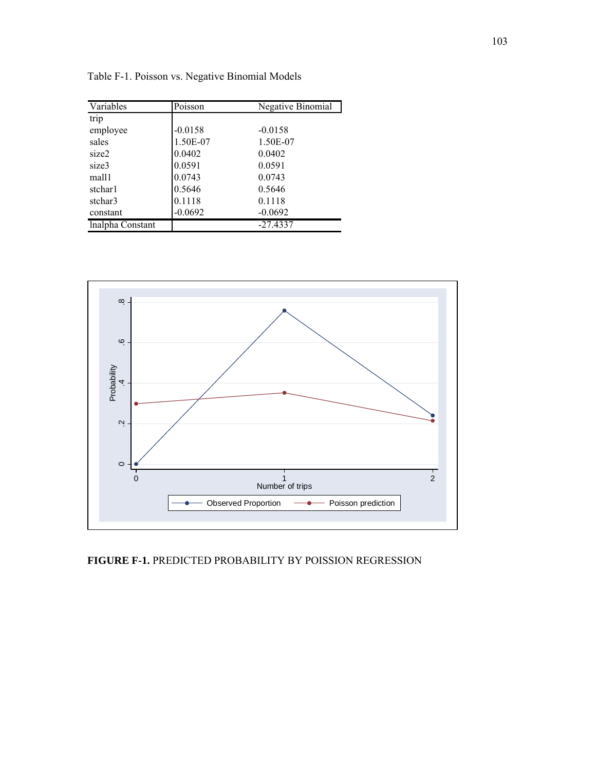Table F-1. Poisson vs. Negative Binomial Models

| Variables | Poisson | Negative Binomial |
|---|---|---|
| trip | | |
| employee | -0.0158 | -0.0158 |
| sales | 1.50E-07 | 1.50E-07 |
| size2 | 0.0402 | 0.0402 |
| size3 | 0.0591 | 0.0591 |
| mall1 | 0.0743 | 0.0743 |
| stchar1 | 0.5646 | 0.5646 |
| stchar3 | 0.1118 | 0.1118 |
| constant | -0.0692 | -0.0692 |
| lnalpha Constant | | -27.4337 |

Probability

.8

.6

.4

.2

0

0

1

2

Number of trips

Observed Proportion

Poisson prediction

**FIGURE F-1.** PREDICTED PROBABILITY BY POISSION REGRESSION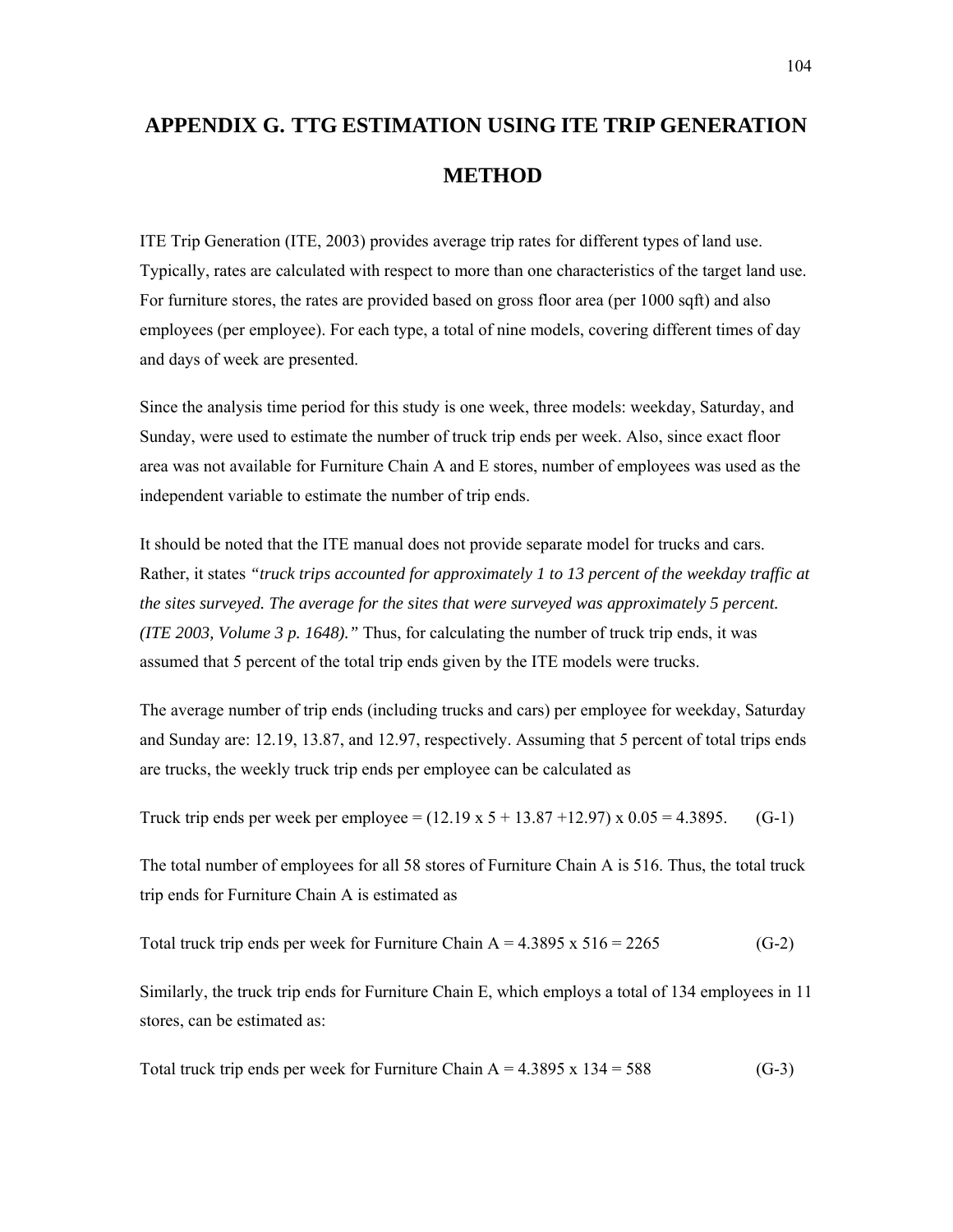# APPENDIX G. TTG ESTIMATION USING ITE TRIP GENERATION METHOD

ITE Trip Generation (ITE, 2003) provides average trip rates for different types of land use. Typically, rates are calculated with respect to more than one characteristics of the target land use. For furniture stores, the rates are provided based on gross floor area (per 1000 sqft) and also employees (per employee). For each type, a total of nine models, covering different times of day and days of week are presented.

Since the analysis time period for this study is one week, three models: weekday, Saturday, and Sunday, were used to estimate the number of truck trip ends per week. Also, since exact floor area was not available for Furniture Chain A and E stores, number of employees was used as the independent variable to estimate the number of trip ends.

It should be noted that the ITE manual does not provide separate model for trucks and cars. Rather, it states *"truck trips accounted for approximately 1 to 13 percent of the weekday traffic at the sites surveyed. The average for the sites that were surveyed was approximately 5 percent. (ITE 2003, Volume 3 p. 1648)."* Thus, for calculating the number of truck trip ends, it was assumed that 5 percent of the total trip ends given by the ITE models were trucks.

The average number of trip ends (including trucks and cars) per employee for weekday, Saturday and Sunday are: 12.19, 13.87, and 12.97, respectively. Assuming that 5 percent of total trips ends are trucks, the weekly truck trip ends per employee can be calculated as

$$\text{Truck trip ends per week per employee} = (12.19 \times 5 + 13.87 + 12.97) \times 0.05 = 4.3895. \quad \text{(G-1)}$$

The total number of employees for all 58 stores of Furniture Chain A is 516. Thus, the total truck trip ends for Furniture Chain A is estimated as

$$\text{Total truck trip ends per week for Furniture Chain A} = 4.3895 \times 516 = 2265 \quad \text{(G-2)}$$

Similarly, the truck trip ends for Furniture Chain E, which employs a total of 134 employees in 11 stores, can be estimated as:

$$\text{Total truck trip ends per week for Furniture Chain A} = 4.3895 \times 134 = 588 \quad \text{(G-3)}$$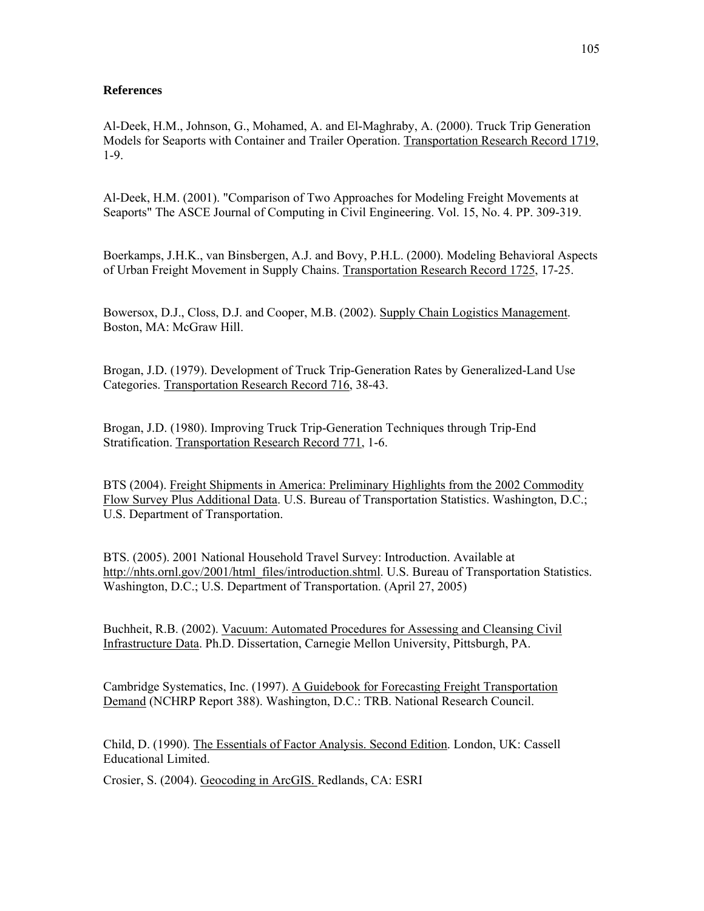**References**

Al-Deek, H.M., Johnson, G., Mohamed, A. and El-Maghraby, A. (2000). Truck Trip Generation Models for Seaports with Container and Trailer Operation. Transportation Research Record 1719, 1-9.

Al-Deek, H.M. (2001). "Comparison of Two Approaches for Modeling Freight Movements at Seaports" The ASCE Journal of Computing in Civil Engineering. Vol. 15, No. 4. PP. 309-319.

Boerkamps, J.H.K., van Binsbergen, A.J. and Bovy, P.H.L. (2000). Modeling Behavioral Aspects of Urban Freight Movement in Supply Chains. Transportation Research Record 1725, 17-25.

Bowersox, D.J., Closs, D.J. and Cooper, M.B. (2002). Supply Chain Logistics Management. Boston, MA: McGraw Hill.

Brogan, J.D. (1979). Development of Truck Trip-Generation Rates by Generalized-Land Use Categories. Transportation Research Record 716, 38-43.

Brogan, J.D. (1980). Improving Truck Trip-Generation Techniques through Trip-End Stratification. Transportation Research Record 771, 1-6.

BTS (2004). Freight Shipments in America: Preliminary Highlights from the 2002 Commodity Flow Survey Plus Additional Data. U.S. Bureau of Transportation Statistics. Washington, D.C.; U.S. Department of Transportation.

BTS. (2005). 2001 National Household Travel Survey: Introduction. Available at http://nhts.ornl.gov/2001/html_files/introduction.shtml. U.S. Bureau of Transportation Statistics. Washington, D.C.; U.S. Department of Transportation. (April 27, 2005)

Buchheit, R.B. (2002). Vacuum: Automated Procedures for Assessing and Cleansing Civil Infrastructure Data. Ph.D. Dissertation, Carnegie Mellon University, Pittsburgh, PA.

Cambridge Systematics, Inc. (1997). A Guidebook for Forecasting Freight Transportation Demand (NCHRP Report 388). Washington, D.C.: TRB. National Research Council.

Child, D. (1990). The Essentials of Factor Analysis. Second Edition. London, UK: Cassell Educational Limited.

Crosier, S. (2004). Geocoding in ArcGIS. Redlands, CA: ESRI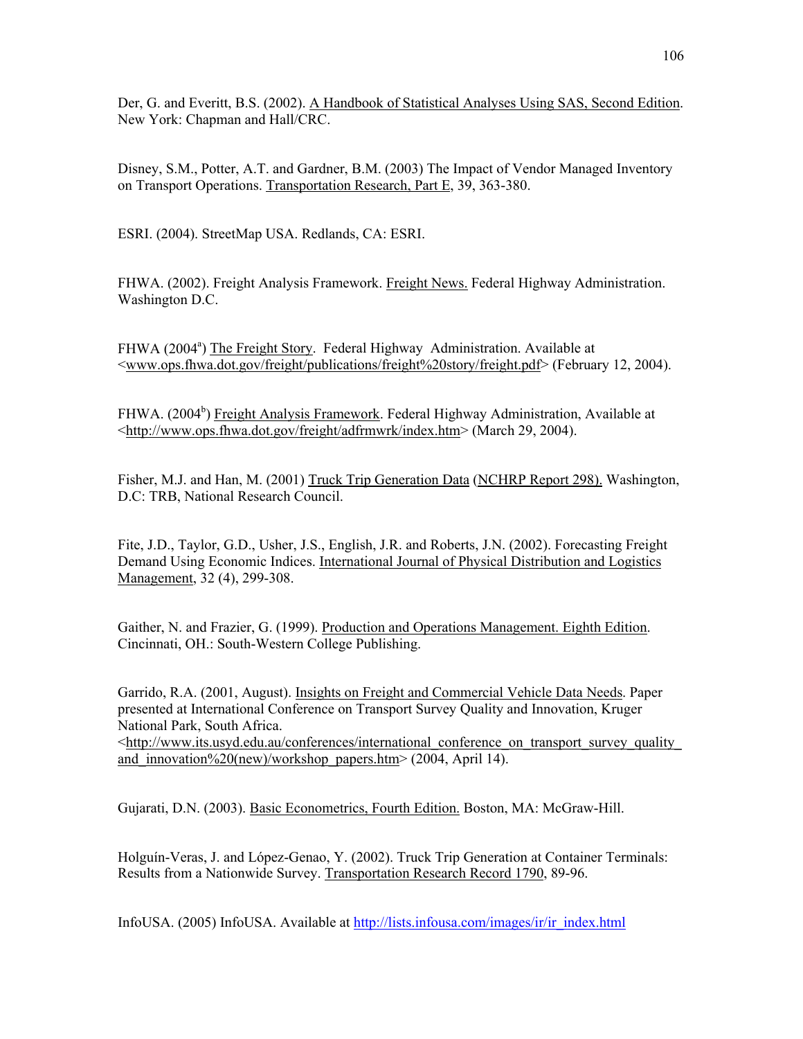Der, G. and Everitt, B.S. (2002). A Handbook of Statistical Analyses Using SAS, Second Edition. New York: Chapman and Hall/CRC.

Disney, S.M., Potter, A.T. and Gardner, B.M. (2003) The Impact of Vendor Managed Inventory on Transport Operations. Transportation Research, Part E, 39, 363-380.

ESRI. (2004). StreetMap USA. Redlands, CA: ESRI.

FHWA. (2002). Freight Analysis Framework. Freight News. Federal Highway Administration. Washington D.C.

FHWA (2004[a]) The Freight Story. Federal Highway Administration. Available at <www.ops.fhwa.dot.gov/freight/publications/freight%20story/freight.pdf> (February 12, 2004).

FHWA. (2004[b]) Freight Analysis Framework. Federal Highway Administration, Available at <http://www.ops.fhwa.dot.gov/freight/adfrmwrk/index.htm> (March 29, 2004).

Fisher, M.J. and Han, M. (2001) Truck Trip Generation Data (NCHRP Report 298). Washington, D.C: TRB, National Research Council.

Fite, J.D., Taylor, G.D., Usher, J.S., English, J.R. and Roberts, J.N. (2002). Forecasting Freight Demand Using Economic Indices. International Journal of Physical Distribution and Logistics Management, 32 (4), 299-308.

Gaither, N. and Frazier, G. (1999). Production and Operations Management. Eighth Edition. Cincinnati, OH.: South-Western College Publishing.

Garrido, R.A. (2001, August). Insights on Freight and Commercial Vehicle Data Needs. Paper presented at International Conference on Transport Survey Quality and Innovation, Kruger National Park, South Africa. <http://www.its.usyd.edu.au/conferences/international_conference_on_transport_survey_quality_and_innovation%20(new)/workshop_papers.htm> (2004, April 14).

Gujarati, D.N. (2003). Basic Econometrics, Fourth Edition. Boston, MA: McGraw-Hill.

Holguín-Veras, J. and López-Genao, Y. (2002). Truck Trip Generation at Container Terminals: Results from a Nationwide Survey. Transportation Research Record 1790, 89-96.

InfoUSA. (2005) InfoUSA. Available at http://lists.infousa.com/images/ir/ir_index.html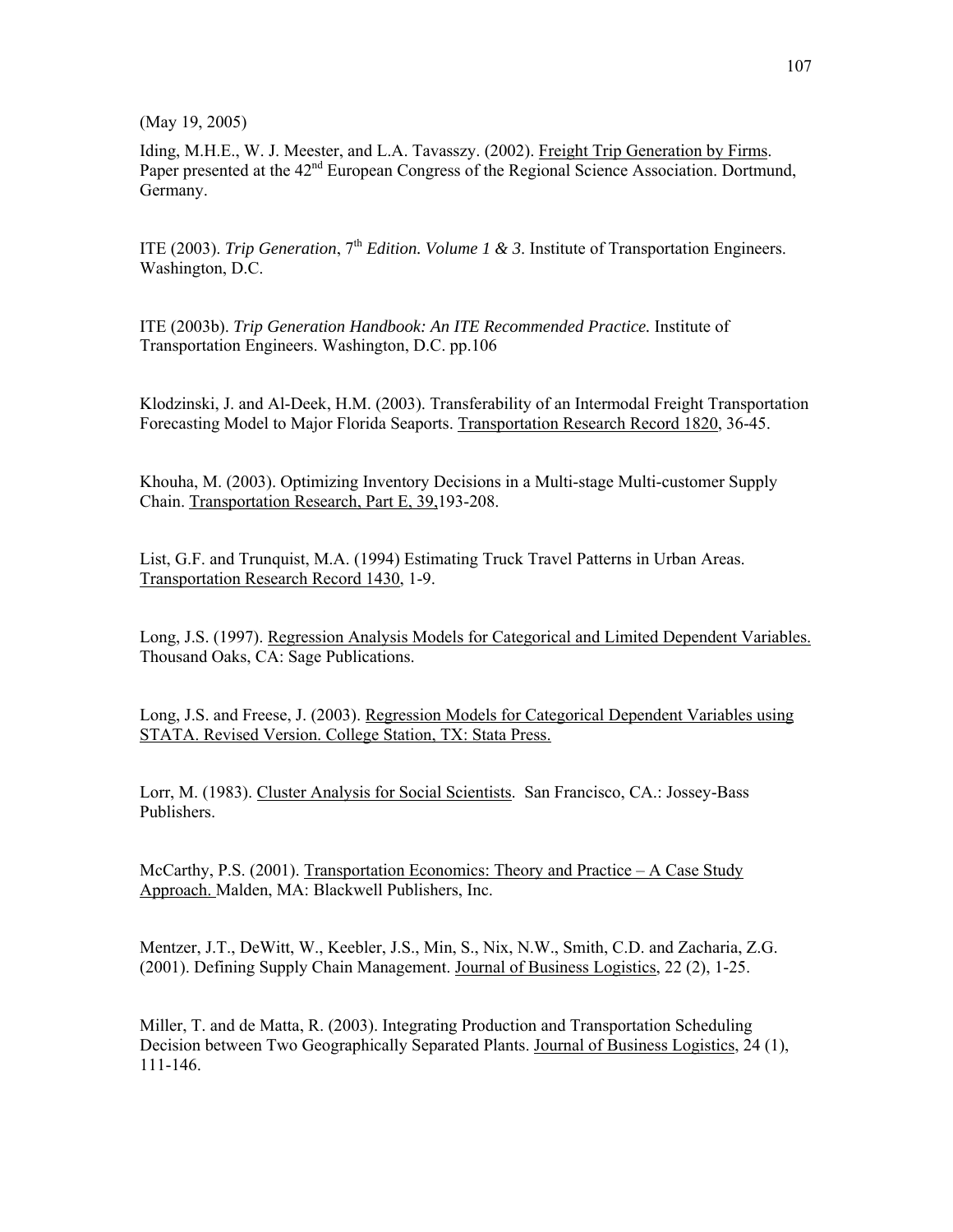(May 19, 2005)

Iding, M.H.E., W. J. Meester, and L.A. Tavasszy. (2002). Freight Trip Generation by Firms. Paper presented at the 42nd European Congress of the Regional Science Association. Dortmund, Germany.

ITE (2003). *Trip Generation*, 7th *Edition. Volume 1 & 3*. Institute of Transportation Engineers. Washington, D.C.

ITE (2003b). *Trip Generation Handbook: An ITE Recommended Practice.* Institute of Transportation Engineers. Washington, D.C. pp.106

Klodzinski, J. and Al-Deek, H.M. (2003). Transferability of an Intermodal Freight Transportation Forecasting Model to Major Florida Seaports. Transportation Research Record 1820, 36-45.

Khouha, M. (2003). Optimizing Inventory Decisions in a Multi-stage Multi-customer Supply Chain. Transportation Research, Part E, 39,193-208.

List, G.F. and Trunquist, M.A. (1994) Estimating Truck Travel Patterns in Urban Areas. Transportation Research Record 1430, 1-9.

Long, J.S. (1997). Regression Analysis Models for Categorical and Limited Dependent Variables. Thousand Oaks, CA: Sage Publications.

Long, J.S. and Freese, J. (2003). Regression Models for Categorical Dependent Variables using STATA. Revised Version. College Station, TX: Stata Press.

Lorr, M. (1983). Cluster Analysis for Social Scientists. San Francisco, CA.: Jossey-Bass Publishers.

McCarthy, P.S. (2001). Transportation Economics: Theory and Practice – A Case Study Approach. Malden, MA: Blackwell Publishers, Inc.

Mentzer, J.T., DeWitt, W., Keebler, J.S., Min, S., Nix, N.W., Smith, C.D. and Zacharia, Z.G. (2001). Defining Supply Chain Management. Journal of Business Logistics, 22 (2), 1-25.

Miller, T. and de Matta, R. (2003). Integrating Production and Transportation Scheduling Decision between Two Geographically Separated Plants. Journal of Business Logistics, 24 (1), 111-146.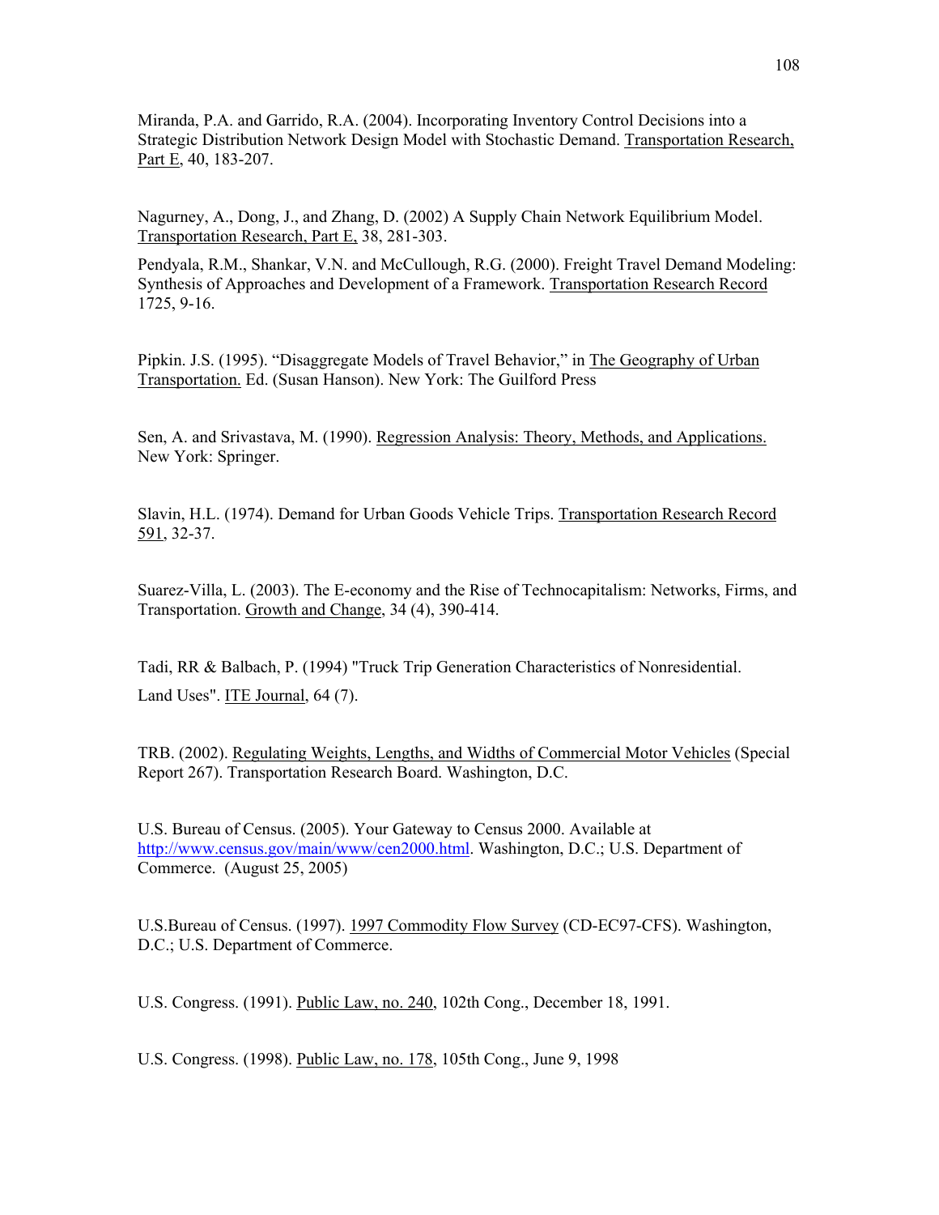Miranda, P.A. and Garrido, R.A. (2004). Incorporating Inventory Control Decisions into a Strategic Distribution Network Design Model with Stochastic Demand. Transportation Research, Part E, 40, 183-207.

Nagurney, A., Dong, J., and Zhang, D. (2002) A Supply Chain Network Equilibrium Model. Transportation Research, Part E, 38, 281-303.

Pendyala, R.M., Shankar, V.N. and McCullough, R.G. (2000). Freight Travel Demand Modeling: Synthesis of Approaches and Development of a Framework. Transportation Research Record 1725, 9-16.

Pipkin. J.S. (1995). "Disaggregate Models of Travel Behavior," in The Geography of Urban Transportation. Ed. (Susan Hanson). New York: The Guilford Press

Sen, A. and Srivastava, M. (1990). Regression Analysis: Theory, Methods, and Applications. New York: Springer.

Slavin, H.L. (1974). Demand for Urban Goods Vehicle Trips. Transportation Research Record 591, 32-37.

Suarez-Villa, L. (2003). The E-economy and the Rise of Technocapitalism: Networks, Firms, and Transportation. Growth and Change, 34 (4), 390-414.

Tadi, RR & Balbach, P. (1994) "Truck Trip Generation Characteristics of Nonresidential. Land Uses". ITE Journal, 64 (7).

TRB. (2002). Regulating Weights, Lengths, and Widths of Commercial Motor Vehicles (Special Report 267). Transportation Research Board. Washington, D.C.

U.S. Bureau of Census. (2005). Your Gateway to Census 2000. Available at http://www.census.gov/main/www/cen2000.html. Washington, D.C.; U.S. Department of Commerce. (August 25, 2005)

U.S.Bureau of Census. (1997). 1997 Commodity Flow Survey (CD-EC97-CFS). Washington, D.C.; U.S. Department of Commerce.

U.S. Congress. (1991). Public Law, no. 240, 102th Cong., December 18, 1991.

U.S. Congress. (1998). Public Law, no. 178, 105th Cong., June 9, 1998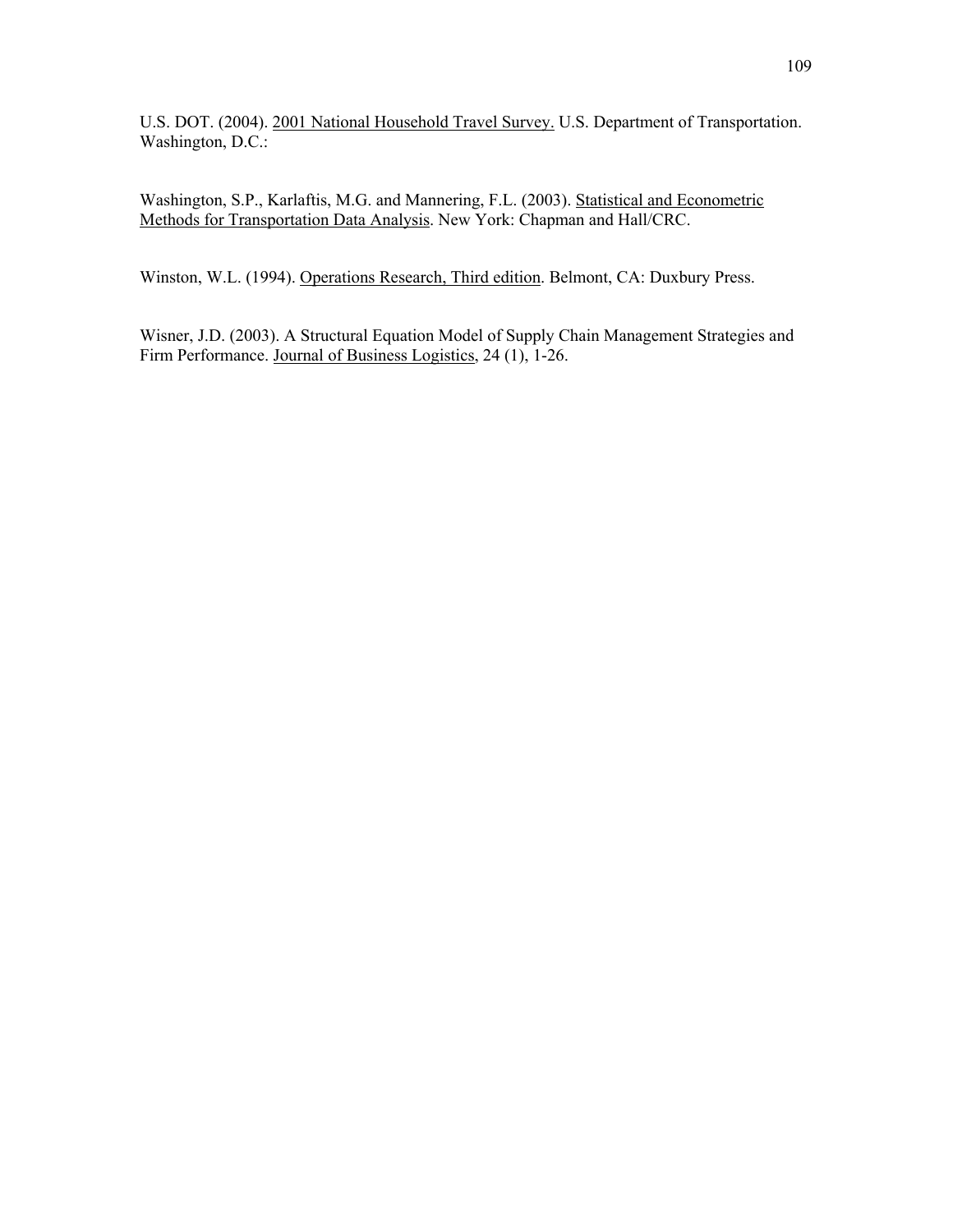U.S. DOT. (2004). 2001 National Household Travel Survey. U.S. Department of Transportation. Washington, D.C.:

Washington, S.P., Karlaftis, M.G. and Mannering, F.L. (2003). Statistical and Econometric Methods for Transportation Data Analysis. New York: Chapman and Hall/CRC.

Winston, W.L. (1994). Operations Research, Third edition. Belmont, CA: Duxbury Press.

Wisner, J.D. (2003). A Structural Equation Model of Supply Chain Management Strategies and Firm Performance. Journal of Business Logistics, 24 (1), 1-26.